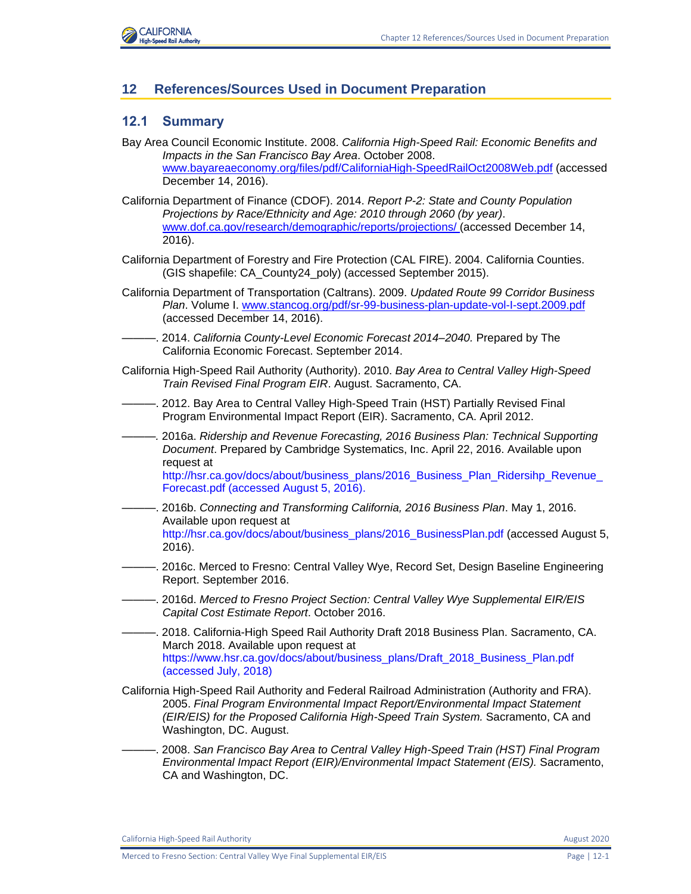## 12 References/Sources Used in Document Preparation

### 12.1 Summary

Bay Area Council Economic Institute. 2008. *California High-Speed Rail: Economic Benefits and Impacts in the San Francisco Bay Area*. October 2008. www.bayareaeconomy.org/files/pdf/CaliforniaHigh-SpeedRailOct2008Web.pdf (accessed December 14, 2016).

California Department of Finance (CDOF). 2014. *Report P-2: State and County Population Projections by Race/Ethnicity and Age: 2010 through 2060 (by year)*. www.dof.ca.gov/research/demographic/reports/projections/ (accessed December 14, 2016).

California Department of Forestry and Fire Protection (CAL FIRE). 2004. California Counties. (GIS shapefile: CA_County24_poly) (accessed September 2015).

California Department of Transportation (Caltrans). 2009. *Updated Route 99 Corridor Business Plan*. Volume I. www.stancog.org/pdf/sr-99-business-plan-update-vol-I-sept.2009.pdf (accessed December 14, 2016).

———. 2014. *California County-Level Economic Forecast 2014–2040.* Prepared by The California Economic Forecast. September 2014.

California High-Speed Rail Authority (Authority). 2010. *Bay Area to Central Valley High-Speed Train Revised Final Program EIR*. August. Sacramento, CA.

———. 2012. Bay Area to Central Valley High-Speed Train (HST) Partially Revised Final Program Environmental Impact Report (EIR). Sacramento, CA. April 2012.

———. 2016a. *Ridership and Revenue Forecasting, 2016 Business Plan: Technical Supporting Document*. Prepared by Cambridge Systematics, Inc. April 22, 2016. Available upon request at http://hsr.ca.gov/docs/about/business_plans/2016_Business_Plan_Ridersihp_Revenue_Forecast.pdf (accessed August 5, 2016).

———. 2016b. *Connecting and Transforming California, 2016 Business Plan*. May 1, 2016. Available upon request at http://hsr.ca.gov/docs/about/business_plans/2016_BusinessPlan.pdf (accessed August 5, 2016).

———. 2016c. Merced to Fresno: Central Valley Wye, Record Set, Design Baseline Engineering Report. September 2016.

———. 2016d. *Merced to Fresno Project Section: Central Valley Wye Supplemental EIR/EIS Capital Cost Estimate Report*. October 2016.

———. 2018. California-High Speed Rail Authority Draft 2018 Business Plan. Sacramento, CA. March 2018. Available upon request at https://www.hsr.ca.gov/docs/about/business_plans/Draft_2018_Business_Plan.pdf (accessed July, 2018)

California High-Speed Rail Authority and Federal Railroad Administration (Authority and FRA). 2005. *Final Program Environmental Impact Report/Environmental Impact Statement (EIR/EIS) for the Proposed California High-Speed Train System.* Sacramento, CA and Washington, DC. August.

———. 2008. *San Francisco Bay Area to Central Valley High-Speed Train (HST) Final Program Environmental Impact Report (EIR)/Environmental Impact Statement (EIS).* Sacramento, CA and Washington, DC.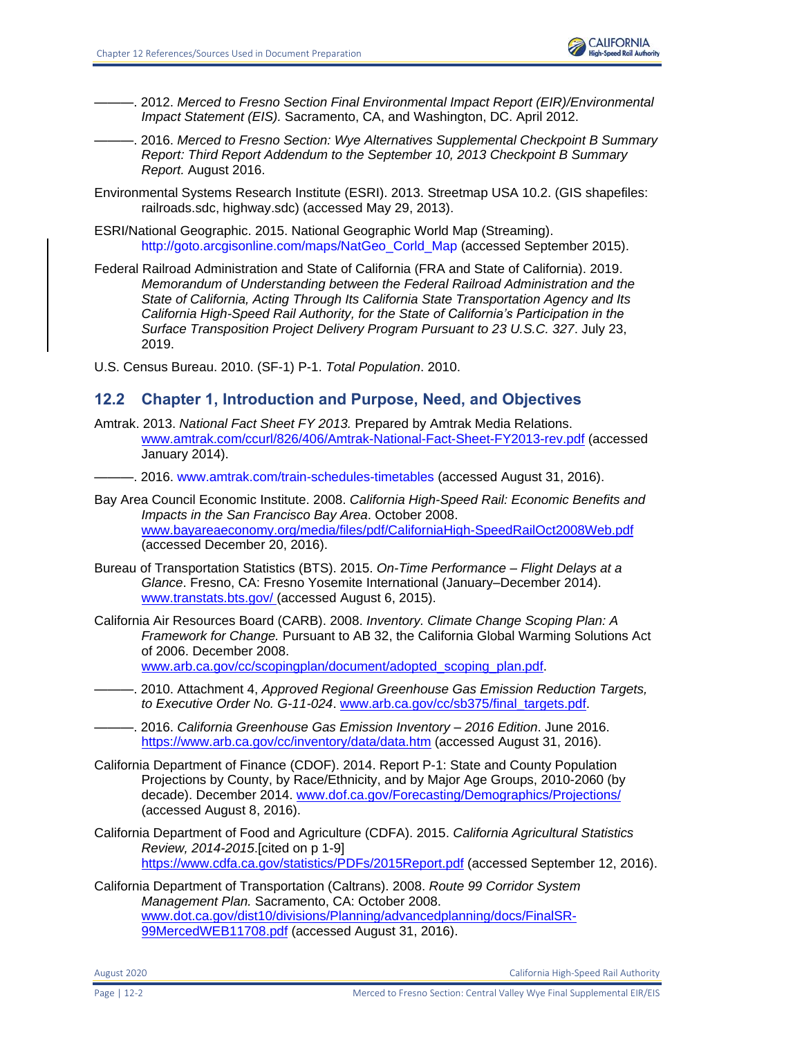———. 2012. *Merced to Fresno Section Final Environmental Impact Report (EIR)/Environmental Impact Statement (EIS).* Sacramento, CA, and Washington, DC. April 2012.

———. 2016. *Merced to Fresno Section: Wye Alternatives Supplemental Checkpoint B Summary Report: Third Report Addendum to the September 10, 2013 Checkpoint B Summary Report.* August 2016.

Environmental Systems Research Institute (ESRI). 2013. Streetmap USA 10.2. (GIS shapefiles: railroads.sdc, highway.sdc) (accessed May 29, 2013).

ESRI/National Geographic. 2015. National Geographic World Map (Streaming). http://goto.arcgisonline.com/maps/NatGeo_Corld_Map (accessed September 2015).

Federal Railroad Administration and State of California (FRA and State of California). 2019. *Memorandum of Understanding between the Federal Railroad Administration and the State of California, Acting Through Its California State Transportation Agency and Its California High-Speed Rail Authority, for the State of California's Participation in the Surface Transposition Project Delivery Program Pursuant to 23 U.S.C. 327*. July 23, 2019.

U.S. Census Bureau. 2010. (SF-1) P-1. *Total Population*. 2010.

## 12.2 Chapter 1, Introduction and Purpose, Need, and Objectives

Amtrak. 2013. *National Fact Sheet FY 2013.* Prepared by Amtrak Media Relations. www.amtrak.com/ccurl/826/406/Amtrak-National-Fact-Sheet-FY2013-rev.pdf (accessed January 2014).

———. 2016. www.amtrak.com/train-schedules-timetables (accessed August 31, 2016).

Bay Area Council Economic Institute. 2008. *California High-Speed Rail: Economic Benefits and Impacts in the San Francisco Bay Area*. October 2008. www.bayareaeconomy.org/media/files/pdf/CaliforniaHigh-SpeedRailOct2008Web.pdf (accessed December 20, 2016).

Bureau of Transportation Statistics (BTS). 2015. *On-Time Performance – Flight Delays at a Glance*. Fresno, CA: Fresno Yosemite International (January–December 2014). www.transtats.bts.gov/ (accessed August 6, 2015).

California Air Resources Board (CARB). 2008. *Inventory. Climate Change Scoping Plan: A Framework for Change.* Pursuant to AB 32, the California Global Warming Solutions Act of 2006. December 2008. www.arb.ca.gov/cc/scopingplan/document/adopted_scoping_plan.pdf.

———. 2010. Attachment 4, *Approved Regional Greenhouse Gas Emission Reduction Targets, to Executive Order No. G-11-024*. www.arb.ca.gov/cc/sb375/final_targets.pdf.

———. 2016. *California Greenhouse Gas Emission Inventory – 2016 Edition*. June 2016. https://www.arb.ca.gov/cc/inventory/data/data.htm (accessed August 31, 2016).

California Department of Finance (CDOF). 2014. Report P-1: State and County Population Projections by County, by Race/Ethnicity, and by Major Age Groups, 2010-2060 (by decade). December 2014. www.dof.ca.gov/Forecasting/Demographics/Projections/ (accessed August 8, 2016).

California Department of Food and Agriculture (CDFA). 2015. *California Agricultural Statistics Review, 2014-2015*.[cited on p 1-9] https://www.cdfa.ca.gov/statistics/PDFs/2015Report.pdf (accessed September 12, 2016).

California Department of Transportation (Caltrans). 2008. *Route 99 Corridor System Management Plan.* Sacramento, CA: October 2008. www.dot.ca.gov/dist10/divisions/Planning/advancedplanning/docs/FinalSR-99MercedWEB11708.pdf (accessed August 31, 2016).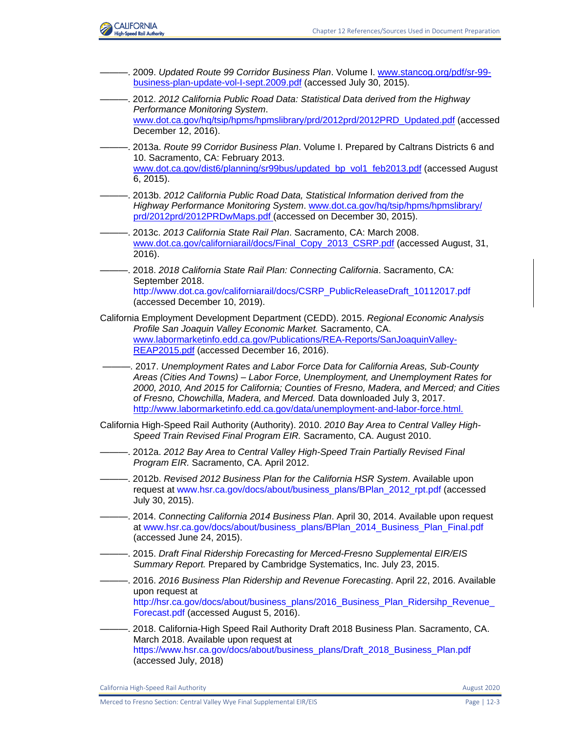———. 2009. *Updated Route 99 Corridor Business Plan*. Volume I. www.stancog.org/pdf/sr-99-business-plan-update-vol-I-sept.2009.pdf (accessed July 30, 2015).

———. 2012. *2012 California Public Road Data: Statistical Data derived from the Highway Performance Monitoring System*. www.dot.ca.gov/hq/tsip/hpms/hpmslibrary/prd/2012prd/2012PRD_Updated.pdf (accessed December 12, 2016).

———. 2013a. *Route 99 Corridor Business Plan*. Volume I. Prepared by Caltrans Districts 6 and 10. Sacramento, CA: February 2013. www.dot.ca.gov/dist6/planning/sr99bus/updated_bp_vol1_feb2013.pdf (accessed August 6, 2015).

———. 2013b. *2012 California Public Road Data, Statistical Information derived from the Highway Performance Monitoring System*. www.dot.ca.gov/hq/tsip/hpms/hpmslibrary/prd/2012prd/2012PRDwMaps.pdf (accessed on December 30, 2015).

———. 2013c. *2013 California State Rail Plan*. Sacramento, CA: March 2008. www.dot.ca.gov/californiarail/docs/Final_Copy_2013_CSRP.pdf (accessed August, 31, 2016).

———. 2018. *2018 California State Rail Plan: Connecting California*. Sacramento, CA: September 2018. http://www.dot.ca.gov/californiarail/docs/CSRP_PublicReleaseDraft_10112017.pdf (accessed December 10, 2019).

California Employment Development Department (CEDD). 2015. *Regional Economic Analysis Profile San Joaquin Valley Economic Market.* Sacramento, CA. www.labormarketinfo.edd.ca.gov/Publications/REA-Reports/SanJoaquinValley-REAP2015.pdf (accessed December 16, 2016).

———. 2017. *Unemployment Rates and Labor Force Data for California Areas, Sub-County Areas (Cities And Towns) – Labor Force, Unemployment, and Unemployment Rates for 2000, 2010, And 2015 for California; Counties of Fresno, Madera, and Merced; and Cities of Fresno, Chowchilla, Madera, and Merced.* Data downloaded July 3, 2017. http://www.labormarketinfo.edd.ca.gov/data/unemployment-and-labor-force.html.

California High-Speed Rail Authority (Authority). 2010. *2010 Bay Area to Central Valley High-Speed Train Revised Final Program EIR.* Sacramento, CA. August 2010.

———. 2012a. *2012 Bay Area to Central Valley High-Speed Train Partially Revised Final Program EIR.* Sacramento, CA. April 2012.

———. 2012b. *Revised 2012 Business Plan for the California HSR System*. Available upon request at www.hsr.ca.gov/docs/about/business_plans/BPlan_2012_rpt.pdf (accessed July 30, 2015).

———. 2014. *Connecting California 2014 Business Plan*. April 30, 2014. Available upon request at www.hsr.ca.gov/docs/about/business_plans/BPlan_2014_Business_Plan_Final.pdf (accessed June 24, 2015).

———. 2015. *Draft Final Ridership Forecasting for Merced-Fresno Supplemental EIR/EIS Summary Report.* Prepared by Cambridge Systematics, Inc. July 23, 2015.

———. 2016. *2016 Business Plan Ridership and Revenue Forecasting*. April 22, 2016. Available upon request at http://hsr.ca.gov/docs/about/business_plans/2016_Business_Plan_Ridersihp_Revenue_Forecast.pdf (accessed August 5, 2016).

———. 2018. California-High Speed Rail Authority Draft 2018 Business Plan. Sacramento, CA. March 2018. Available upon request at https://www.hsr.ca.gov/docs/about/business_plans/Draft_2018_Business_Plan.pdf (accessed July, 2018)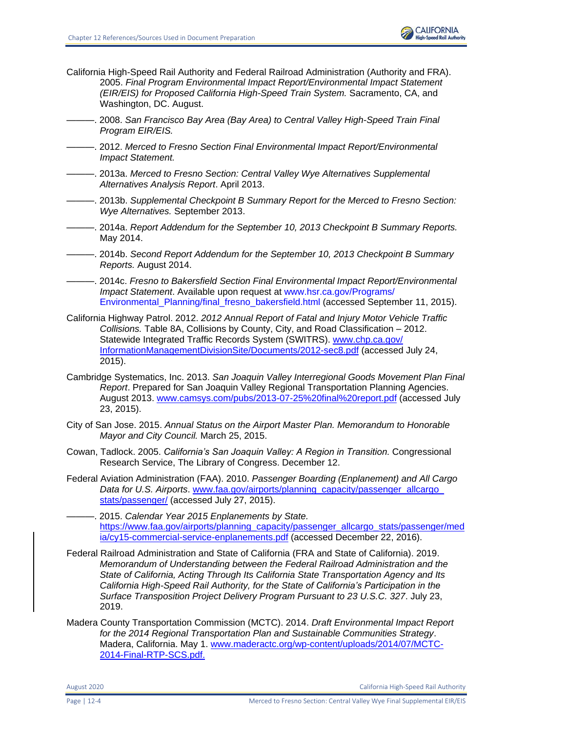California High-Speed Rail Authority and Federal Railroad Administration (Authority and FRA). 2005. *Final Program Environmental Impact Report/Environmental Impact Statement (EIR/EIS) for Proposed California High-Speed Train System.* Sacramento, CA, and Washington, DC. August.

———. 2008. *San Francisco Bay Area (Bay Area) to Central Valley High-Speed Train Final Program EIR/EIS.*

———. 2012. *Merced to Fresno Section Final Environmental Impact Report/Environmental Impact Statement.*

———. 2013a. *Merced to Fresno Section: Central Valley Wye Alternatives Supplemental Alternatives Analysis Report*. April 2013.

———. 2013b. *Supplemental Checkpoint B Summary Report for the Merced to Fresno Section: Wye Alternatives.* September 2013.

———. 2014a. *Report Addendum for the September 10, 2013 Checkpoint B Summary Reports.* May 2014.

———. 2014b. *Second Report Addendum for the September 10, 2013 Checkpoint B Summary Reports.* August 2014.

———. 2014c. *Fresno to Bakersfield Section Final Environmental Impact Report/Environmental Impact Statement*. Available upon request at www.hsr.ca.gov/Programs/Environmental_Planning/final_fresno_bakersfield.html (accessed September 11, 2015).

California Highway Patrol. 2012. *2012 Annual Report of Fatal and Injury Motor Vehicle Traffic Collisions.* Table 8A, Collisions by County, City, and Road Classification – 2012. Statewide Integrated Traffic Records System (SWITRS). www.chp.ca.gov/InformationManagementDivisionSite/Documents/2012-sec8.pdf (accessed July 24, 2015).

Cambridge Systematics, Inc. 2013. *San Joaquin Valley Interregional Goods Movement Plan Final Report*. Prepared for San Joaquin Valley Regional Transportation Planning Agencies. August 2013. www.camsys.com/pubs/2013-07-25%20final%20report.pdf (accessed July 23, 2015).

City of San Jose. 2015. *Annual Status on the Airport Master Plan. Memorandum to Honorable Mayor and City Council.* March 25, 2015.

Cowan, Tadlock. 2005. *California's San Joaquin Valley: A Region in Transition.* Congressional Research Service, The Library of Congress. December 12.

Federal Aviation Administration (FAA). 2010. *Passenger Boarding (Enplanement) and All Cargo Data for U.S. Airports*. www.faa.gov/airports/planning_capacity/passenger_allcargo_stats/passenger/ (accessed July 27, 2015).

———. 2015. *Calendar Year 2015 Enplanements by State.* https://www.faa.gov/airports/planning_capacity/passenger_allcargo_stats/passenger/media/cy15-commercial-service-enplanements.pdf (accessed December 22, 2016).

Federal Railroad Administration and State of California (FRA and State of California). 2019. *Memorandum of Understanding between the Federal Railroad Administration and the State of California, Acting Through Its California State Transportation Agency and Its California High-Speed Rail Authority, for the State of California's Participation in the Surface Transposition Project Delivery Program Pursuant to 23 U.S.C. 327*. July 23, 2019.

Madera County Transportation Commission (MCTC). 2014. *Draft Environmental Impact Report for the 2014 Regional Transportation Plan and Sustainable Communities Strategy*. Madera, California. May 1. www.maderactc.org/wp-content/uploads/2014/07/MCTC-2014-Final-RTP-SCS.pdf.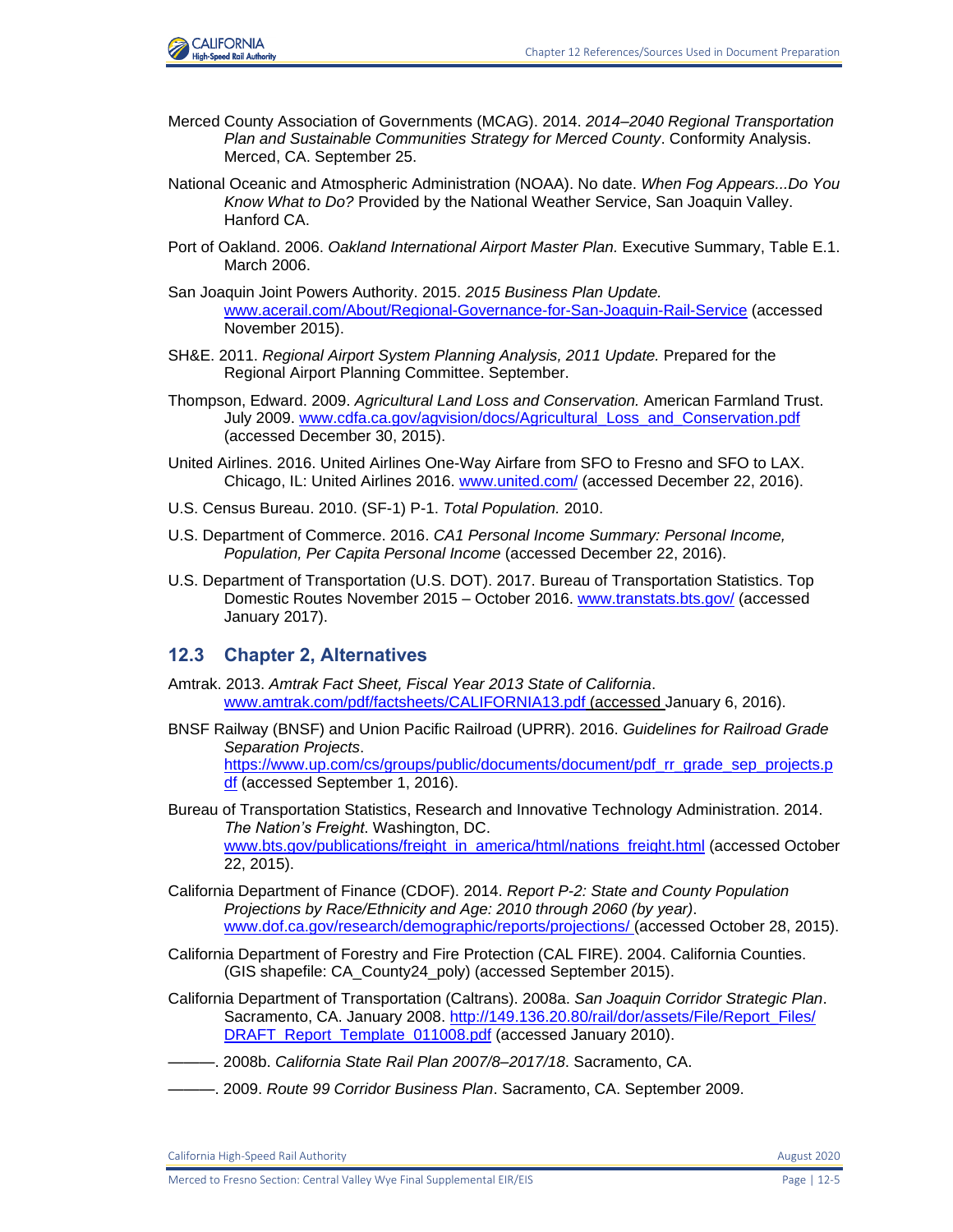Merced County Association of Governments (MCAG). 2014. *2014–2040 Regional Transportation Plan and Sustainable Communities Strategy for Merced County*. Conformity Analysis. Merced, CA. September 25.

National Oceanic and Atmospheric Administration (NOAA). No date. *When Fog Appears...Do You Know What to Do?* Provided by the National Weather Service, San Joaquin Valley. Hanford CA.

Port of Oakland. 2006. *Oakland International Airport Master Plan.* Executive Summary, Table E.1. March 2006.

San Joaquin Joint Powers Authority. 2015. *2015 Business Plan Update.* www.acerail.com/About/Regional-Governance-for-San-Joaquin-Rail-Service (accessed November 2015).

SH&E. 2011. *Regional Airport System Planning Analysis, 2011 Update.* Prepared for the Regional Airport Planning Committee. September.

Thompson, Edward. 2009. *Agricultural Land Loss and Conservation.* American Farmland Trust. July 2009. www.cdfa.ca.gov/agvision/docs/Agricultural_Loss_and_Conservation.pdf (accessed December 30, 2015).

United Airlines. 2016. United Airlines One-Way Airfare from SFO to Fresno and SFO to LAX. Chicago, IL: United Airlines 2016. www.united.com/ (accessed December 22, 2016).

U.S. Census Bureau. 2010. (SF-1) P-1. *Total Population.* 2010.

U.S. Department of Commerce. 2016. *CA1 Personal Income Summary: Personal Income, Population, Per Capita Personal Income* (accessed December 22, 2016).

U.S. Department of Transportation (U.S. DOT). 2017. Bureau of Transportation Statistics. Top Domestic Routes November 2015 – October 2016. www.transtats.bts.gov/ (accessed January 2017).

## 12.3 Chapter 2, Alternatives

Amtrak. 2013. *Amtrak Fact Sheet, Fiscal Year 2013 State of California*. www.amtrak.com/pdf/factsheets/CALIFORNIA13.pdf (accessed January 6, 2016).

BNSF Railway (BNSF) and Union Pacific Railroad (UPRR). 2016. *Guidelines for Railroad Grade Separation Projects*. https://www.up.com/cs/groups/public/documents/document/pdf_rr_grade_sep_projects.pdf (accessed September 1, 2016).

Bureau of Transportation Statistics, Research and Innovative Technology Administration. 2014. *The Nation's Freight*. Washington, DC. www.bts.gov/publications/freight_in_america/html/nations_freight.html (accessed October 22, 2015).

California Department of Finance (CDOF). 2014. *Report P-2: State and County Population Projections by Race/Ethnicity and Age: 2010 through 2060 (by year)*. www.dof.ca.gov/research/demographic/reports/projections/ (accessed October 28, 2015).

California Department of Forestry and Fire Protection (CAL FIRE). 2004. California Counties. (GIS shapefile: CA_County24_poly) (accessed September 2015).

California Department of Transportation (Caltrans). 2008a. *San Joaquin Corridor Strategic Plan*. Sacramento, CA. January 2008. http://149.136.20.80/rail/dor/assets/File/Report_Files/DRAFT_Report_Template_011008.pdf (accessed January 2010).

———. 2008b. *California State Rail Plan 2007/8–2017/18*. Sacramento, CA.

———. 2009. *Route 99 Corridor Business Plan*. Sacramento, CA. September 2009.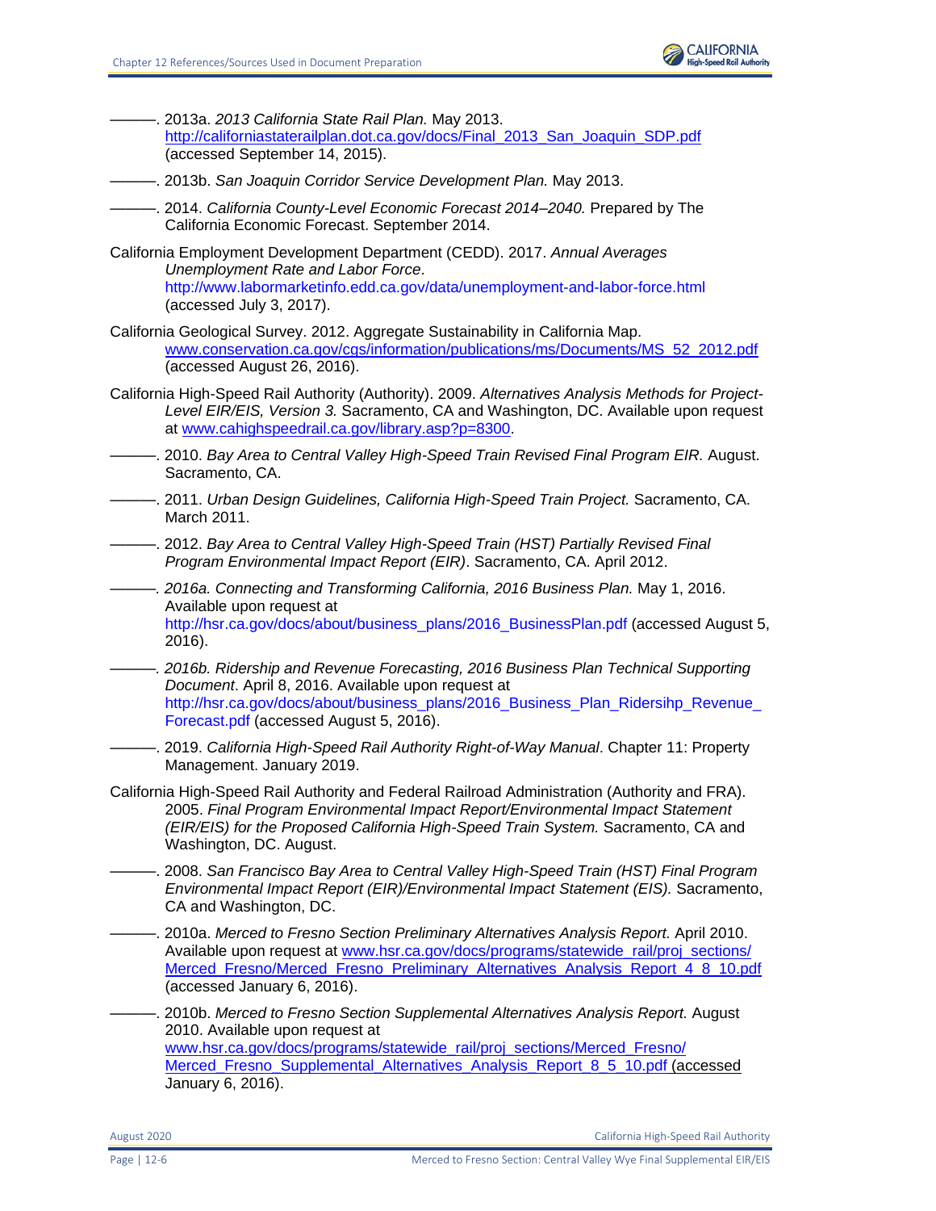———. 2013a. *2013 California State Rail Plan.* May 2013. http://californiastaterailplan.dot.ca.gov/docs/Final_2013_San_Joaquin_SDP.pdf (accessed September 14, 2015).

———. 2013b. *San Joaquin Corridor Service Development Plan.* May 2013.

———. 2014. *California County-Level Economic Forecast 2014–2040.* Prepared by The California Economic Forecast. September 2014.

California Employment Development Department (CEDD). 2017. *Annual Averages Unemployment Rate and Labor Force*. http://www.labormarketinfo.edd.ca.gov/data/unemployment-and-labor-force.html (accessed July 3, 2017).

California Geological Survey. 2012. Aggregate Sustainability in California Map. www.conservation.ca.gov/cgs/information/publications/ms/Documents/MS_52_2012.pdf (accessed August 26, 2016).

California High-Speed Rail Authority (Authority). 2009. *Alternatives Analysis Methods for Project-Level EIR/EIS, Version 3.* Sacramento, CA and Washington, DC. Available upon request at www.cahighspeedrail.ca.gov/library.asp?p=8300.

———. 2010. *Bay Area to Central Valley High-Speed Train Revised Final Program EIR.* August. Sacramento, CA.

———. 2011. *Urban Design Guidelines, California High-Speed Train Project.* Sacramento, CA. March 2011.

———. 2012. *Bay Area to Central Valley High-Speed Train (HST) Partially Revised Final Program Environmental Impact Report (EIR)*. Sacramento, CA. April 2012.

———*. 2016a. Connecting and Transforming California, 2016 Business Plan.* May 1, 2016. Available upon request at http://hsr.ca.gov/docs/about/business_plans/2016_BusinessPlan.pdf (accessed August 5, 2016).

———*. 2016b. Ridership and Revenue Forecasting, 2016 Business Plan Technical Supporting Document*. April 8, 2016. Available upon request at http://hsr.ca.gov/docs/about/business_plans/2016_Business_Plan_Ridersihp_Revenue_Forecast.pdf (accessed August 5, 2016).

———. 2019. *California High-Speed Rail Authority Right-of-Way Manual*. Chapter 11: Property Management. January 2019.

California High-Speed Rail Authority and Federal Railroad Administration (Authority and FRA). 2005. *Final Program Environmental Impact Report/Environmental Impact Statement (EIR/EIS) for the Proposed California High-Speed Train System.* Sacramento, CA and Washington, DC. August.

———. 2008. *San Francisco Bay Area to Central Valley High-Speed Train (HST) Final Program Environmental Impact Report (EIR)/Environmental Impact Statement (EIS).* Sacramento, CA and Washington, DC.

———. 2010a. *Merced to Fresno Section Preliminary Alternatives Analysis Report.* April 2010. Available upon request at www.hsr.ca.gov/docs/programs/statewide_rail/proj_sections/Merced_Fresno/Merced_Fresno_Preliminary_Alternatives_Analysis_Report_4_8_10.pdf (accessed January 6, 2016).

———. 2010b. *Merced to Fresno Section Supplemental Alternatives Analysis Report.* August 2010. Available upon request at www.hsr.ca.gov/docs/programs/statewide_rail/proj_sections/Merced_Fresno/Merced_Fresno_Supplemental_Alternatives_Analysis_Report_8_5_10.pdf (accessed January 6, 2016).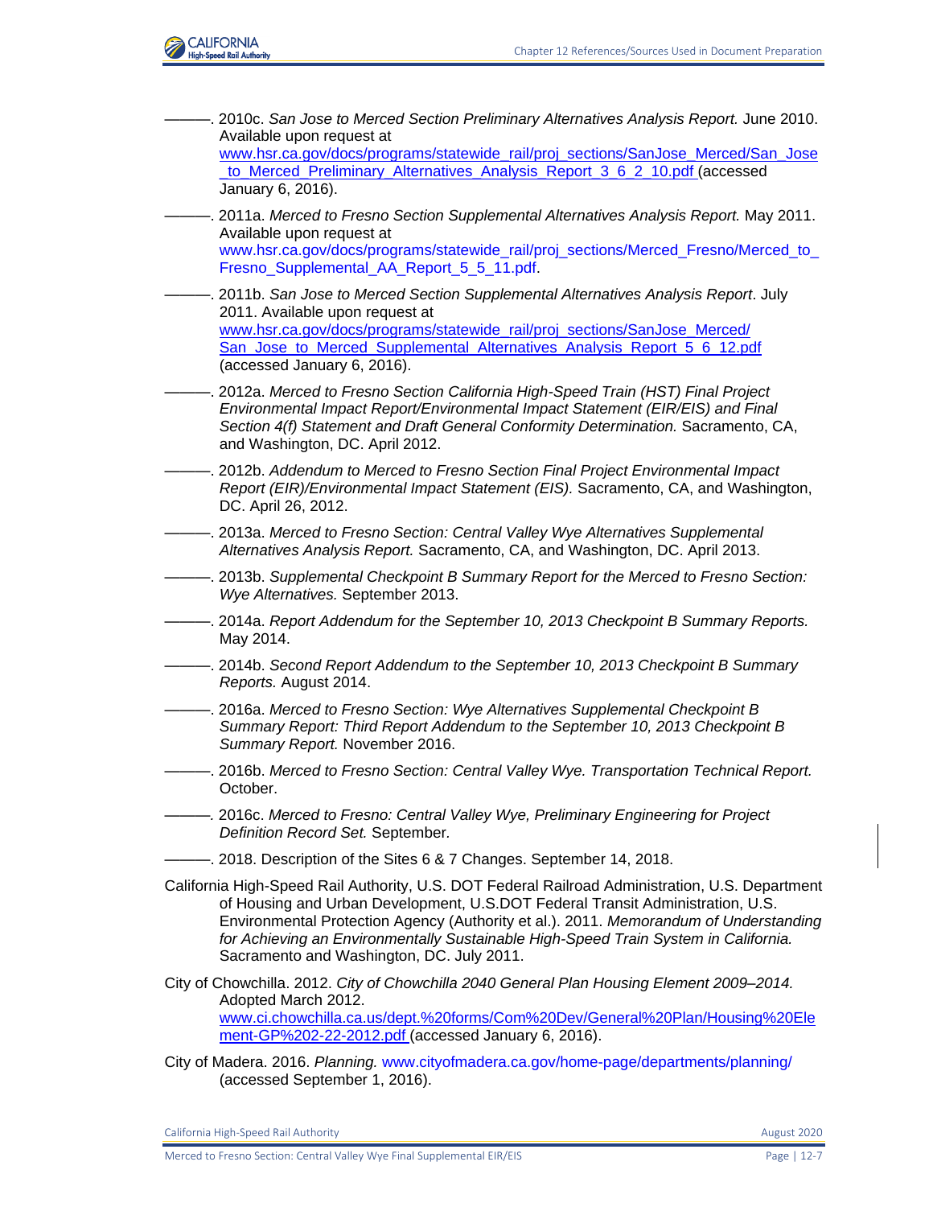———. 2010c. *San Jose to Merced Section Preliminary Alternatives Analysis Report.* June 2010. Available upon request at www.hsr.ca.gov/docs/programs/statewide_rail/proj_sections/SanJose_Merced/San_Jose_to_Merced_Preliminary_Alternatives_Analysis_Report_3_6_2_10.pdf (accessed January 6, 2016).

———. 2011a. *Merced to Fresno Section Supplemental Alternatives Analysis Report.* May 2011. Available upon request at www.hsr.ca.gov/docs/programs/statewide_rail/proj_sections/Merced_Fresno/Merced_to_Fresno_Supplemental_AA_Report_5_5_11.pdf.

———. 2011b. *San Jose to Merced Section Supplemental Alternatives Analysis Report*. July 2011. Available upon request at www.hsr.ca.gov/docs/programs/statewide_rail/proj_sections/SanJose_Merced/San_Jose_to_Merced_Supplemental_Alternatives_Analysis_Report_5_6_12.pdf (accessed January 6, 2016).

———. 2012a. *Merced to Fresno Section California High-Speed Train (HST) Final Project Environmental Impact Report/Environmental Impact Statement (EIR/EIS) and Final Section 4(f) Statement and Draft General Conformity Determination.* Sacramento, CA, and Washington, DC. April 2012.

———. 2012b. *Addendum to Merced to Fresno Section Final Project Environmental Impact Report (EIR)/Environmental Impact Statement (EIS).* Sacramento, CA, and Washington, DC. April 26, 2012.

———. 2013a. *Merced to Fresno Section: Central Valley Wye Alternatives Supplemental Alternatives Analysis Report.* Sacramento, CA, and Washington, DC. April 2013.

———. 2013b. *Supplemental Checkpoint B Summary Report for the Merced to Fresno Section: Wye Alternatives.* September 2013.

———. 2014a. *Report Addendum for the September 10, 2013 Checkpoint B Summary Reports.* May 2014.

———. 2014b. *Second Report Addendum to the September 10, 2013 Checkpoint B Summary Reports.* August 2014.

———. 2016a. *Merced to Fresno Section: Wye Alternatives Supplemental Checkpoint B Summary Report: Third Report Addendum to the September 10, 2013 Checkpoint B Summary Report.* November 2016.

———. 2016b. *Merced to Fresno Section: Central Valley Wye. Transportation Technical Report.* October.

———. 2016c. *Merced to Fresno: Central Valley Wye, Preliminary Engineering for Project Definition Record Set.* September*.*

———. 2018. Description of the Sites 6 & 7 Changes. September 14, 2018.

California High-Speed Rail Authority, U.S. DOT Federal Railroad Administration, U.S. Department of Housing and Urban Development, U.S.DOT Federal Transit Administration, U.S. Environmental Protection Agency (Authority et al.). 2011. *Memorandum of Understanding for Achieving an Environmentally Sustainable High-Speed Train System in California.* Sacramento and Washington, DC. July 2011.

City of Chowchilla. 2012. *City of Chowchilla 2040 General Plan Housing Element 2009–2014.* Adopted March 2012. www.ci.chowchilla.ca.us/dept.%20forms/Com%20Dev/General%20Plan/Housing%20Element-GP%202-22-2012.pdf (accessed January 6, 2016).

City of Madera. 2016. *Planning.* www.cityofmadera.ca.gov/home-page/departments/planning/ (accessed September 1, 2016).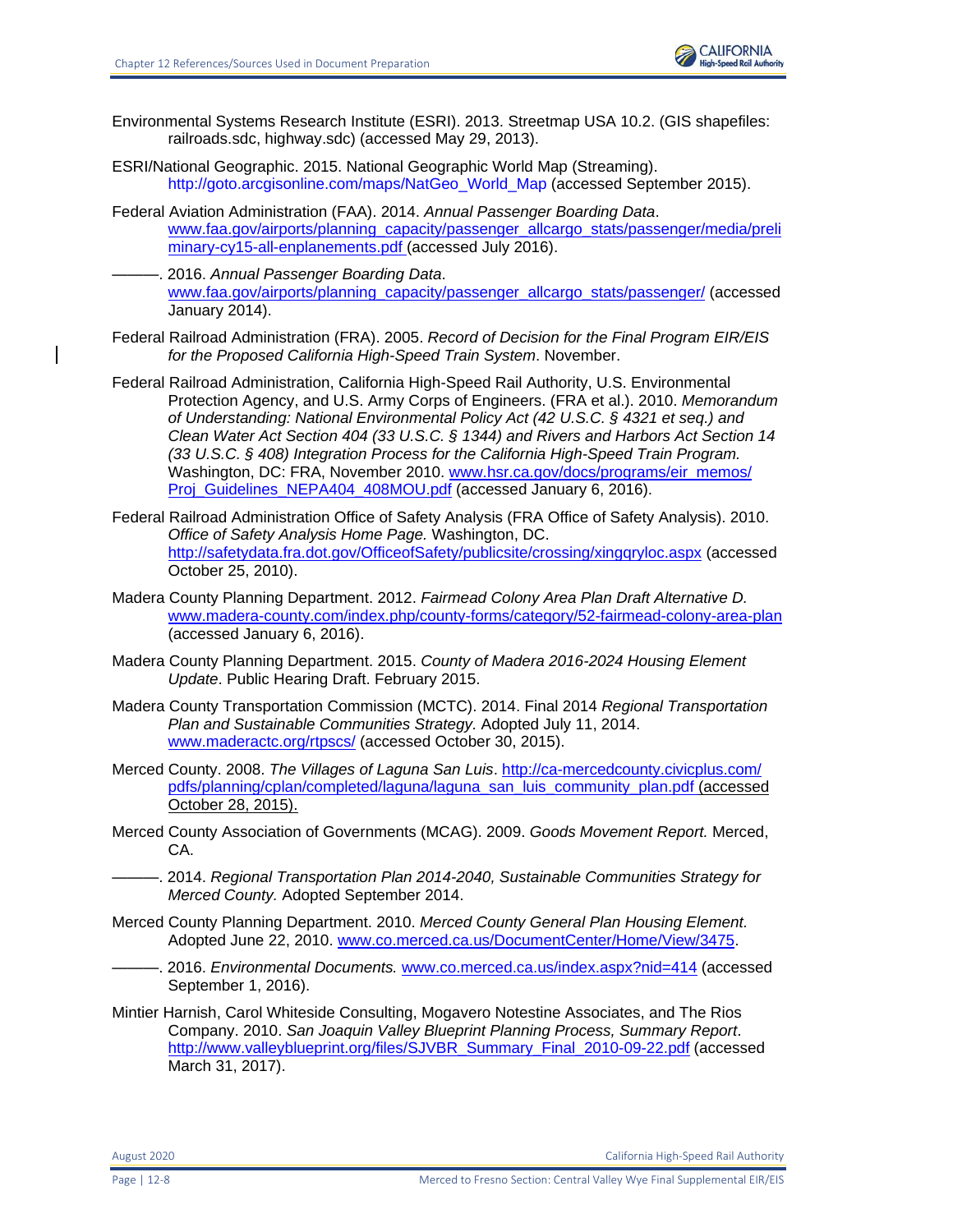Environmental Systems Research Institute (ESRI). 2013. Streetmap USA 10.2. (GIS shapefiles: railroads.sdc, highway.sdc) (accessed May 29, 2013).

ESRI/National Geographic. 2015. National Geographic World Map (Streaming). http://goto.arcgisonline.com/maps/NatGeo_World_Map (accessed September 2015).

Federal Aviation Administration (FAA). 2014. *Annual Passenger Boarding Data*. www.faa.gov/airports/planning_capacity/passenger_allcargo_stats/passenger/media/preliminary-cy15-all-enplanements.pdf (accessed July 2016).

———. 2016. *Annual Passenger Boarding Data*. www.faa.gov/airports/planning_capacity/passenger_allcargo_stats/passenger/ (accessed January 2014).

Federal Railroad Administration (FRA). 2005. *Record of Decision for the Final Program EIR/EIS for the Proposed California High-Speed Train System*. November.

Federal Railroad Administration, California High-Speed Rail Authority, U.S. Environmental Protection Agency, and U.S. Army Corps of Engineers. (FRA et al.). 2010. *Memorandum of Understanding: National Environmental Policy Act (42 U.S.C. § 4321 et seq.) and Clean Water Act Section 404 (33 U.S.C. § 1344) and Rivers and Harbors Act Section 14 (33 U.S.C. § 408) Integration Process for the California High-Speed Train Program.* Washington, DC: FRA, November 2010. www.hsr.ca.gov/docs/programs/eir_memos/Proj_Guidelines_NEPA404_408MOU.pdf (accessed January 6, 2016).

Federal Railroad Administration Office of Safety Analysis (FRA Office of Safety Analysis). 2010. *Office of Safety Analysis Home Page.* Washington, DC. http://safetydata.fra.dot.gov/OfficeofSafety/publicsite/crossing/xingqryloc.aspx (accessed October 25, 2010).

Madera County Planning Department. 2012. *Fairmead Colony Area Plan Draft Alternative D.* www.madera-county.com/index.php/county-forms/category/52-fairmead-colony-area-plan (accessed January 6, 2016).

Madera County Planning Department. 2015. *County of Madera 2016-2024 Housing Element Update*. Public Hearing Draft. February 2015.

Madera County Transportation Commission (MCTC). 2014. Final 2014 *Regional Transportation Plan and Sustainable Communities Strategy.* Adopted July 11, 2014. www.maderactc.org/rtpscs/ (accessed October 30, 2015).

Merced County. 2008. *The Villages of Laguna San Luis*. http://ca-mercedcounty.civicplus.com/pdfs/planning/cplan/completed/laguna/laguna_san_luis_community_plan.pdf (accessed October 28, 2015).

Merced County Association of Governments (MCAG). 2009. *Goods Movement Report.* Merced, CA.

———. 2014. *Regional Transportation Plan 2014-2040, Sustainable Communities Strategy for Merced County.* Adopted September 2014.

Merced County Planning Department. 2010. *Merced County General Plan Housing Element.* Adopted June 22, 2010. www.co.merced.ca.us/DocumentCenter/Home/View/3475.

———. 2016. *Environmental Documents.* www.co.merced.ca.us/index.aspx?nid=414 (accessed September 1, 2016).

Mintier Harnish, Carol Whiteside Consulting, Mogavero Notestine Associates, and The Rios Company. 2010. *San Joaquin Valley Blueprint Planning Process, Summary Report*. http://www.valleyblueprint.org/files/SJVBR_Summary_Final_2010-09-22.pdf (accessed March 31, 2017).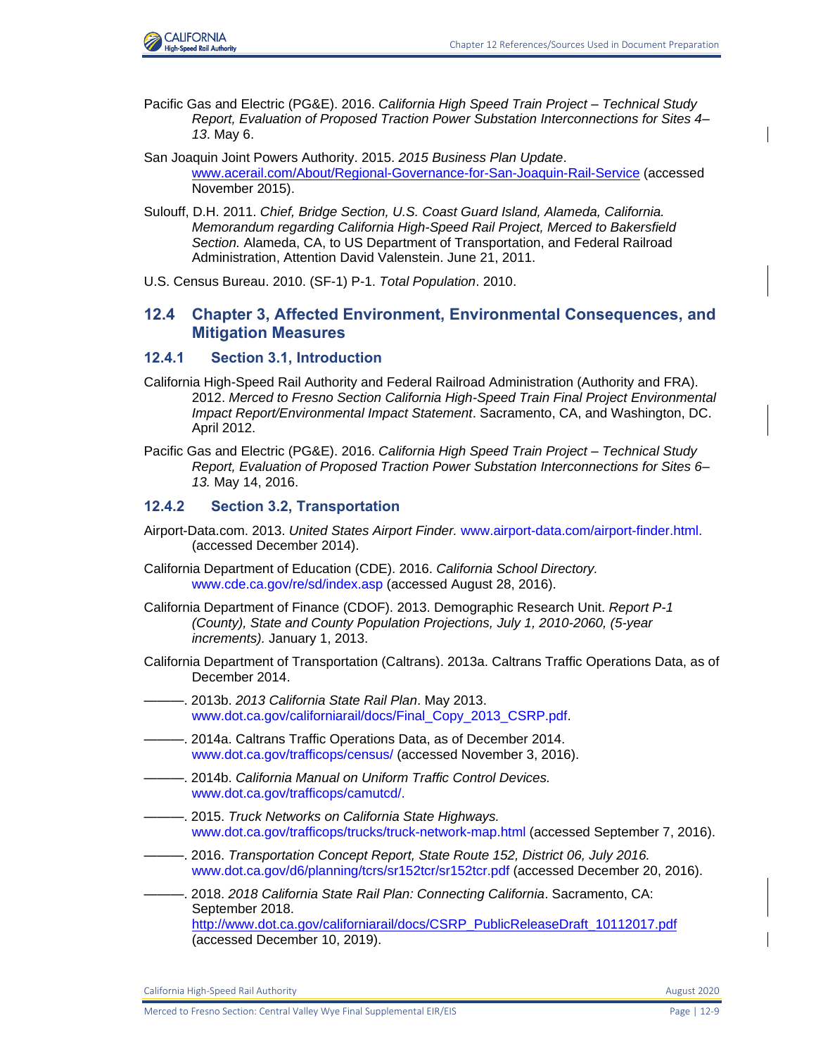Pacific Gas and Electric (PG&E). 2016. *California High Speed Train Project – Technical Study Report, Evaluation of Proposed Traction Power Substation Interconnections for Sites 4–13*. May 6.

San Joaquin Joint Powers Authority. 2015. *2015 Business Plan Update*. www.acerail.com/About/Regional-Governance-for-San-Joaquin-Rail-Service (accessed November 2015).

Sulouff, D.H. 2011. *Chief, Bridge Section, U.S. Coast Guard Island, Alameda, California. Memorandum regarding California High-Speed Rail Project, Merced to Bakersfield Section.* Alameda, CA, to US Department of Transportation, and Federal Railroad Administration, Attention David Valenstein. June 21, 2011.

U.S. Census Bureau. 2010. (SF-1) P-1. *Total Population*. 2010.

## 12.4 Chapter 3, Affected Environment, Environmental Consequences, and Mitigation Measures

### 12.4.1 Section 3.1, Introduction

California High-Speed Rail Authority and Federal Railroad Administration (Authority and FRA). 2012. *Merced to Fresno Section California High-Speed Train Final Project Environmental Impact Report/Environmental Impact Statement*. Sacramento, CA, and Washington, DC. April 2012.

Pacific Gas and Electric (PG&E). 2016. *California High Speed Train Project – Technical Study Report, Evaluation of Proposed Traction Power Substation Interconnections for Sites 6–13.* May 14, 2016.

### 12.4.2 Section 3.2, Transportation

Airport-Data.com. 2013. *United States Airport Finder.* www.airport-data.com/airport-finder.html. (accessed December 2014).

California Department of Education (CDE). 2016. *California School Directory.* www.cde.ca.gov/re/sd/index.asp (accessed August 28, 2016).

California Department of Finance (CDOF). 2013. Demographic Research Unit. *Report P-1 (County), State and County Population Projections, July 1, 2010-2060, (5-year increments).* January 1, 2013.

California Department of Transportation (Caltrans). 2013a. Caltrans Traffic Operations Data, as of December 2014.

———. 2013b. *2013 California State Rail Plan*. May 2013. www.dot.ca.gov/californiarail/docs/Final_Copy_2013_CSRP.pdf.

———. 2014a. Caltrans Traffic Operations Data, as of December 2014. www.dot.ca.gov/trafficops/census/ (accessed November 3, 2016).

———. 2014b. *California Manual on Uniform Traffic Control Devices.* www.dot.ca.gov/trafficops/camutcd/.

———. 2015. *Truck Networks on California State Highways.* www.dot.ca.gov/trafficops/trucks/truck-network-map.html (accessed September 7, 2016).

———. 2016. *Transportation Concept Report, State Route 152, District 06, July 2016.* www.dot.ca.gov/d6/planning/tcrs/sr152tcr/sr152tcr.pdf (accessed December 20, 2016).

———. 2018. *2018 California State Rail Plan: Connecting California*. Sacramento, CA: September 2018. http://www.dot.ca.gov/californiarail/docs/CSRP_PublicReleaseDraft_10112017.pdf (accessed December 10, 2019).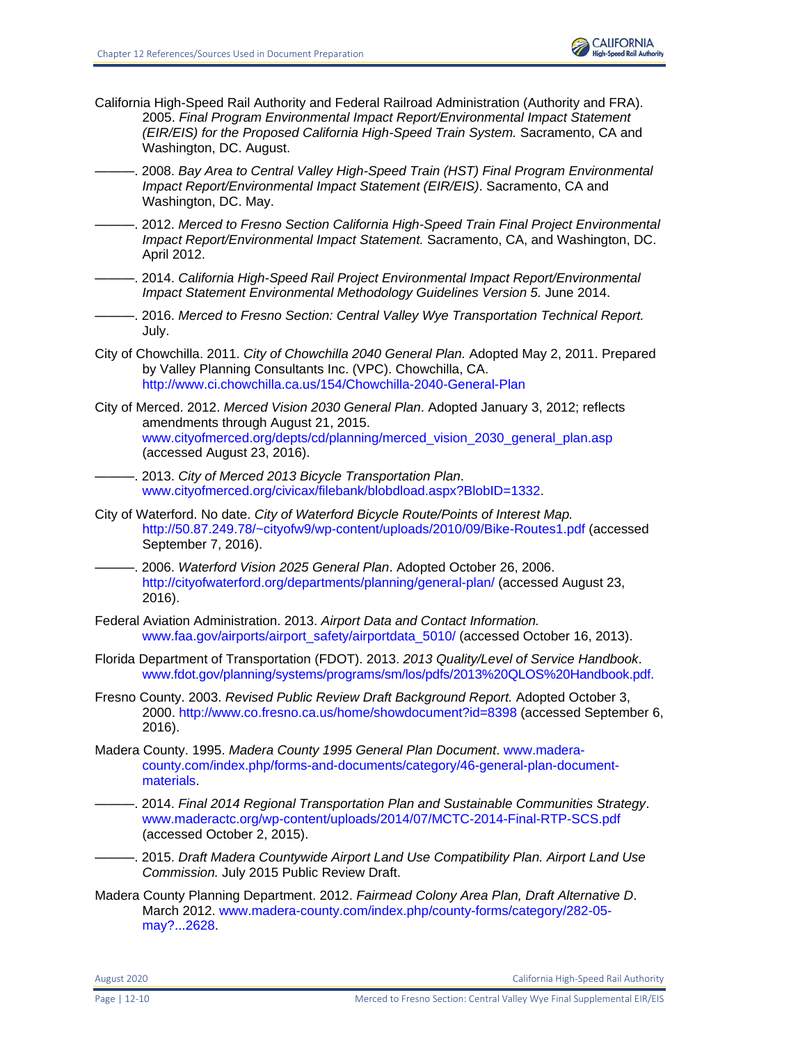California High-Speed Rail Authority and Federal Railroad Administration (Authority and FRA). 2005. *Final Program Environmental Impact Report/Environmental Impact Statement (EIR/EIS) for the Proposed California High-Speed Train System.* Sacramento, CA and Washington, DC. August.

———. 2008. *Bay Area to Central Valley High-Speed Train (HST) Final Program Environmental Impact Report/Environmental Impact Statement (EIR/EIS)*. Sacramento, CA and Washington, DC. May.

———. 2012. *Merced to Fresno Section California High-Speed Train Final Project Environmental Impact Report/Environmental Impact Statement.* Sacramento, CA, and Washington, DC. April 2012.

———. 2014. *California High-Speed Rail Project Environmental Impact Report/Environmental Impact Statement Environmental Methodology Guidelines Version 5.* June 2014.

———. 2016. *Merced to Fresno Section: Central Valley Wye Transportation Technical Report.* July.

City of Chowchilla. 2011. *City of Chowchilla 2040 General Plan.* Adopted May 2, 2011. Prepared by Valley Planning Consultants Inc. (VPC). Chowchilla, CA. http://www.ci.chowchilla.ca.us/154/Chowchilla-2040-General-Plan

City of Merced. 2012. *Merced Vision 2030 General Plan*. Adopted January 3, 2012; reflects amendments through August 21, 2015. www.cityofmerced.org/depts/cd/planning/merced_vision_2030_general_plan.asp (accessed August 23, 2016).

———. 2013. *City of Merced 2013 Bicycle Transportation Plan*. www.cityofmerced.org/civicax/filebank/blobdload.aspx?BlobID=1332.

City of Waterford. No date. *City of Waterford Bicycle Route/Points of Interest Map.* http://50.87.249.78/~cityofw9/wp-content/uploads/2010/09/Bike-Routes1.pdf (accessed September 7, 2016).

———. 2006. *Waterford Vision 2025 General Plan*. Adopted October 26, 2006. http://cityofwaterford.org/departments/planning/general-plan/ (accessed August 23, 2016).

Federal Aviation Administration. 2013. *Airport Data and Contact Information.* www.faa.gov/airports/airport_safety/airportdata_5010/ (accessed October 16, 2013).

Florida Department of Transportation (FDOT). 2013. *2013 Quality/Level of Service Handbook*. www.fdot.gov/planning/systems/programs/sm/los/pdfs/2013%20QLOS%20Handbook.pdf.

Fresno County. 2003. *Revised Public Review Draft Background Report.* Adopted October 3, 2000. http://www.co.fresno.ca.us/home/showdocument?id=8398 (accessed September 6, 2016).

Madera County. 1995. *Madera County 1995 General Plan Document*. www.madera-county.com/index.php/forms-and-documents/category/46-general-plan-document-materials.

———. 2014. *Final 2014 Regional Transportation Plan and Sustainable Communities Strategy*. www.maderactc.org/wp-content/uploads/2014/07/MCTC-2014-Final-RTP-SCS.pdf (accessed October 2, 2015).

———. 2015. *Draft Madera Countywide Airport Land Use Compatibility Plan. Airport Land Use Commission.* July 2015 Public Review Draft.

Madera County Planning Department. 2012. *Fairmead Colony Area Plan, Draft Alternative D*. March 2012. www.madera-county.com/index.php/county-forms/category/282-05-may?...2628.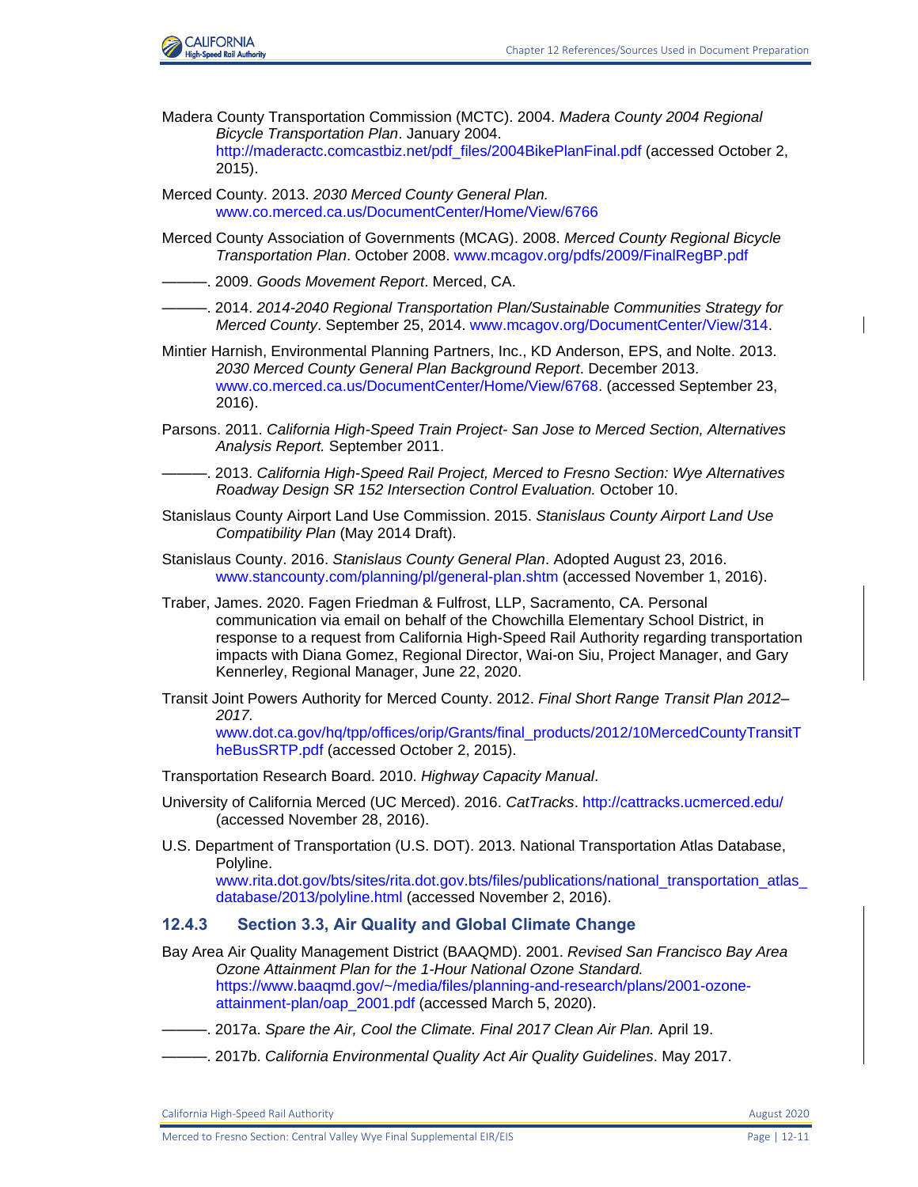Madera County Transportation Commission (MCTC). 2004. *Madera County 2004 Regional Bicycle Transportation Plan*. January 2004. http://maderactc.comcastbiz.net/pdf_files/2004BikePlanFinal.pdf (accessed October 2, 2015).

Merced County. 2013. *2030 Merced County General Plan.* www.co.merced.ca.us/DocumentCenter/Home/View/6766

Merced County Association of Governments (MCAG). 2008. *Merced County Regional Bicycle Transportation Plan*. October 2008. www.mcagov.org/pdfs/2009/FinalRegBP.pdf

———. 2009. *Goods Movement Report*. Merced, CA.

———. 2014. *2014-2040 Regional Transportation Plan/Sustainable Communities Strategy for Merced County*. September 25, 2014. www.mcagov.org/DocumentCenter/View/314.

Mintier Harnish, Environmental Planning Partners, Inc., KD Anderson, EPS, and Nolte. 2013. *2030 Merced County General Plan Background Report*. December 2013. www.co.merced.ca.us/DocumentCenter/Home/View/6768. (accessed September 23, 2016).

Parsons. 2011. *California High-Speed Train Project- San Jose to Merced Section, Alternatives Analysis Report.* September 2011.

———. 2013. *California High-Speed Rail Project, Merced to Fresno Section: Wye Alternatives Roadway Design SR 152 Intersection Control Evaluation.* October 10.

Stanislaus County Airport Land Use Commission. 2015. *Stanislaus County Airport Land Use Compatibility Plan* (May 2014 Draft).

Stanislaus County. 2016. *Stanislaus County General Plan*. Adopted August 23, 2016. www.stancounty.com/planning/pl/general-plan.shtm (accessed November 1, 2016).

Traber, James. 2020. Fagen Friedman & Fulfrost, LLP, Sacramento, CA. Personal communication via email on behalf of the Chowchilla Elementary School District, in response to a request from California High-Speed Rail Authority regarding transportation impacts with Diana Gomez, Regional Director, Wai-on Siu, Project Manager, and Gary Kennerley, Regional Manager, June 22, 2020.

Transit Joint Powers Authority for Merced County. 2012. *Final Short Range Transit Plan 2012–2017.* www.dot.ca.gov/hq/tpp/offices/orip/Grants/final_products/2012/10MercedCountyTransitTheBusSRTP.pdf (accessed October 2, 2015).

Transportation Research Board. 2010. *Highway Capacity Manual*.

University of California Merced (UC Merced). 2016. *CatTracks*. http://cattracks.ucmerced.edu/ (accessed November 28, 2016).

U.S. Department of Transportation (U.S. DOT). 2013. National Transportation Atlas Database, Polyline. www.rita.dot.gov/bts/sites/rita.dot.gov.bts/files/publications/national_transportation_atlas_database/2013/polyline.html (accessed November 2, 2016).

### 12.4.3 Section 3.3, Air Quality and Global Climate Change

Bay Area Air Quality Management District (BAAQMD). 2001. *Revised San Francisco Bay Area Ozone Attainment Plan for the 1-Hour National Ozone Standard.* https://www.baaqmd.gov/~/media/files/planning-and-research/plans/2001-ozone-attainment-plan/oap_2001.pdf (accessed March 5, 2020).

———. 2017a. *Spare the Air, Cool the Climate. Final 2017 Clean Air Plan.* April 19.

———. 2017b. *California Environmental Quality Act Air Quality Guidelines*. May 2017.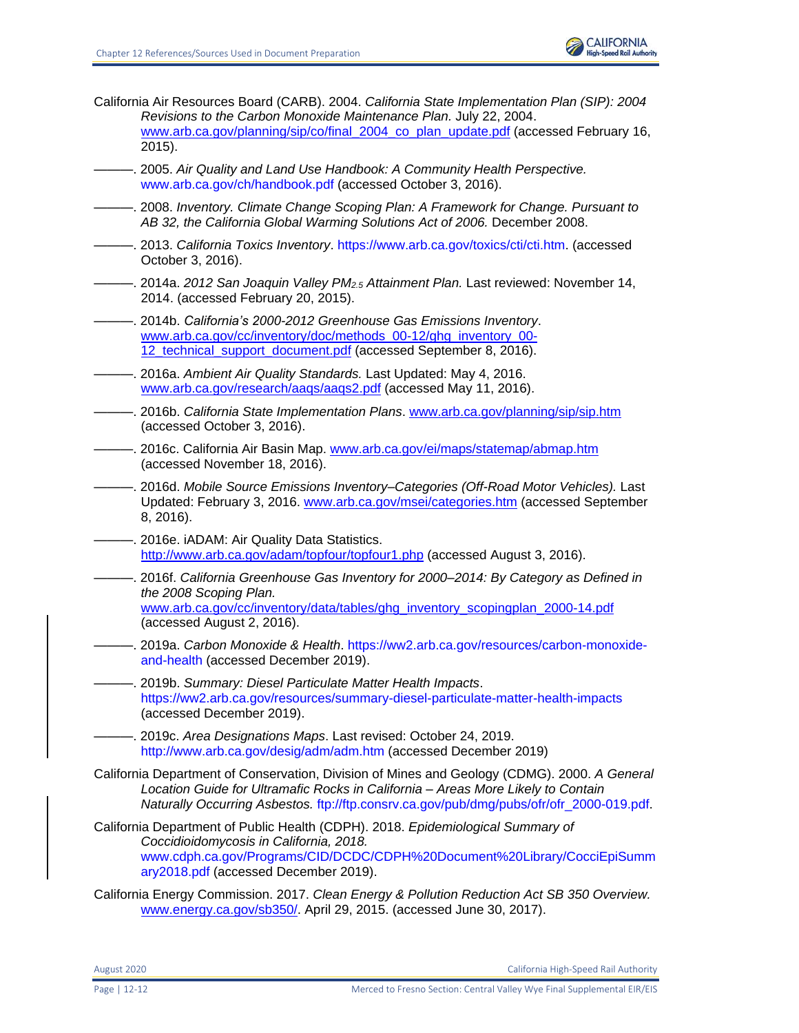California Air Resources Board (CARB). 2004. *California State Implementation Plan (SIP): 2004 Revisions to the Carbon Monoxide Maintenance Plan.* July 22, 2004. www.arb.ca.gov/planning/sip/co/final_2004_co_plan_update.pdf (accessed February 16, 2015).

———. 2005. *Air Quality and Land Use Handbook: A Community Health Perspective.* www.arb.ca.gov/ch/handbook.pdf (accessed October 3, 2016).

———. 2008. *Inventory. Climate Change Scoping Plan: A Framework for Change. Pursuant to AB 32, the California Global Warming Solutions Act of 2006.* December 2008.

———. 2013. *California Toxics Inventory*. https://www.arb.ca.gov/toxics/cti/cti.htm. (accessed October 3, 2016).

———. 2014a. *2012 San Joaquin Valley $PM_{2.5}$ Attainment Plan.* Last reviewed: November 14, 2014. (accessed February 20, 2015).

———. 2014b. *California's 2000-2012 Greenhouse Gas Emissions Inventory*. www.arb.ca.gov/cc/inventory/doc/methods_00-12/ghg_inventory_00-12_technical_support_document.pdf (accessed September 8, 2016).

———. 2016a. *Ambient Air Quality Standards.* Last Updated: May 4, 2016. www.arb.ca.gov/research/aaqs/aaqs2.pdf (accessed May 11, 2016).

———. 2016b. *California State Implementation Plans*. www.arb.ca.gov/planning/sip/sip.htm (accessed October 3, 2016).

———. 2016c. California Air Basin Map. www.arb.ca.gov/ei/maps/statemap/abmap.htm (accessed November 18, 2016).

———. 2016d. *Mobile Source Emissions Inventory–Categories (Off-Road Motor Vehicles).* Last Updated: February 3, 2016. www.arb.ca.gov/msei/categories.htm (accessed September 8, 2016).

———. 2016e. iADAM: Air Quality Data Statistics. http://www.arb.ca.gov/adam/topfour/topfour1.php (accessed August 3, 2016).

———. 2016f. *California Greenhouse Gas Inventory for 2000–2014: By Category as Defined in the 2008 Scoping Plan.* www.arb.ca.gov/cc/inventory/data/tables/ghg_inventory_scopingplan_2000-14.pdf (accessed August 2, 2016).

———. 2019a. *Carbon Monoxide & Health*. https://ww2.arb.ca.gov/resources/carbon-monoxide-and-health (accessed December 2019).

———. 2019b. *Summary: Diesel Particulate Matter Health Impacts*. https://ww2.arb.ca.gov/resources/summary-diesel-particulate-matter-health-impacts (accessed December 2019).

———. 2019c. *Area Designations Maps*. Last revised: October 24, 2019. http://www.arb.ca.gov/desig/adm/adm.htm (accessed December 2019)

California Department of Conservation, Division of Mines and Geology (CDMG). 2000. *A General Location Guide for Ultramafic Rocks in California – Areas More Likely to Contain Naturally Occurring Asbestos.* ftp://ftp.consrv.ca.gov/pub/dmg/pubs/ofr/ofr_2000-019.pdf.

California Department of Public Health (CDPH). 2018. *Epidemiological Summary of Coccidioidomycosis in California, 2018.* www.cdph.ca.gov/Programs/CID/DCDC/CDPH%20Document%20Library/CocciEpiSummary2018.pdf (accessed December 2019).

California Energy Commission. 2017. *Clean Energy & Pollution Reduction Act SB 350 Overview.* www.energy.ca.gov/sb350/. April 29, 2015. (accessed June 30, 2017).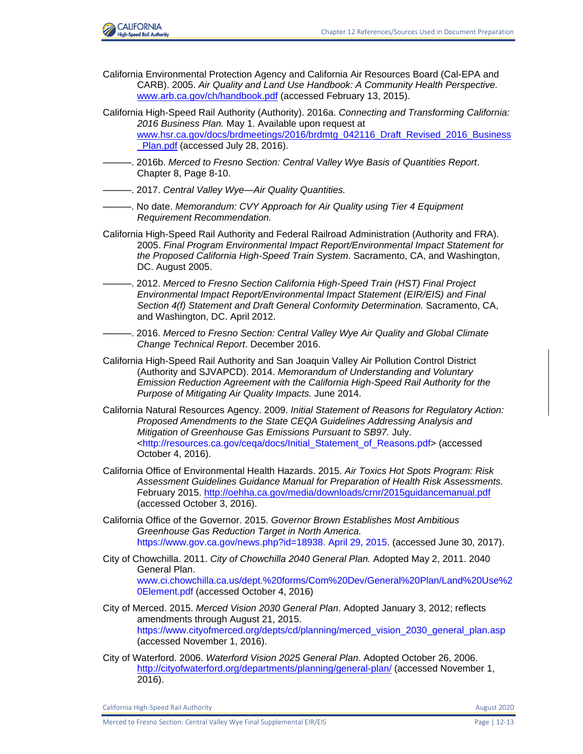California Environmental Protection Agency and California Air Resources Board (Cal-EPA and CARB). 2005. *Air Quality and Land Use Handbook: A Community Health Perspective.* www.arb.ca.gov/ch/handbook.pdf (accessed February 13, 2015).

California High-Speed Rail Authority (Authority). 2016a. *Connecting and Transforming California: 2016 Business Plan.* May 1. Available upon request at www.hsr.ca.gov/docs/brdmeetings/2016/brdmtg_042116_Draft_Revised_2016_Business_Plan.pdf (accessed July 28, 2016).

———. 2016b. *Merced to Fresno Section: Central Valley Wye Basis of Quantities Report*. Chapter 8, Page 8-10.

———. 2017. *Central Valley Wye—Air Quality Quantities.*

———. No date. *Memorandum: CVY Approach for Air Quality using Tier 4 Equipment Requirement Recommendation.*

California High-Speed Rail Authority and Federal Railroad Administration (Authority and FRA). 2005. *Final Program Environmental Impact Report/Environmental Impact Statement for the Proposed California High-Speed Train System*. Sacramento, CA, and Washington, DC. August 2005.

———. 2012. *Merced to Fresno Section California High-Speed Train (HST) Final Project Environmental Impact Report/Environmental Impact Statement (EIR/EIS) and Final Section 4(f) Statement and Draft General Conformity Determination.* Sacramento, CA, and Washington, DC. April 2012.

———. 2016. *Merced to Fresno Section: Central Valley Wye Air Quality and Global Climate Change Technical Report*. December 2016.

California High-Speed Rail Authority and San Joaquin Valley Air Pollution Control District (Authority and SJVAPCD). 2014. *Memorandum of Understanding and Voluntary Emission Reduction Agreement with the California High-Speed Rail Authority for the Purpose of Mitigating Air Quality Impacts.* June 2014.

California Natural Resources Agency. 2009. *Initial Statement of Reasons for Regulatory Action: Proposed Amendments to the State CEQA Guidelines Addressing Analysis and Mitigation of Greenhouse Gas Emissions Pursuant to SB97.* July. <http://resources.ca.gov/ceqa/docs/Initial_Statement_of_Reasons.pdf> (accessed October 4, 2016).

California Office of Environmental Health Hazards. 2015. *Air Toxics Hot Spots Program: Risk Assessment Guidelines Guidance Manual for Preparation of Health Risk Assessments.* February 2015. http://oehha.ca.gov/media/downloads/crnr/2015guidancemanual.pdf (accessed October 3, 2016).

California Office of the Governor. 2015. *Governor Brown Establishes Most Ambitious Greenhouse Gas Reduction Target in North America.* https://www.gov.ca.gov/news.php?id=18938. April 29, 2015. (accessed June 30, 2017).

City of Chowchilla. 2011. *City of Chowchilla 2040 General Plan.* Adopted May 2, 2011. 2040 General Plan. www.ci.chowchilla.ca.us/dept.%20forms/Com%20Dev/General%20Plan/Land%20Use%20Element.pdf (accessed October 4, 2016)

City of Merced. 2015. *Merced Vision 2030 General Plan*. Adopted January 3, 2012; reflects amendments through August 21, 2015. https://www.cityofmerced.org/depts/cd/planning/merced_vision_2030_general_plan.asp (accessed November 1, 2016).

City of Waterford. 2006. *Waterford Vision 2025 General Plan*. Adopted October 26, 2006. http://cityofwaterford.org/departments/planning/general-plan/ (accessed November 1, 2016).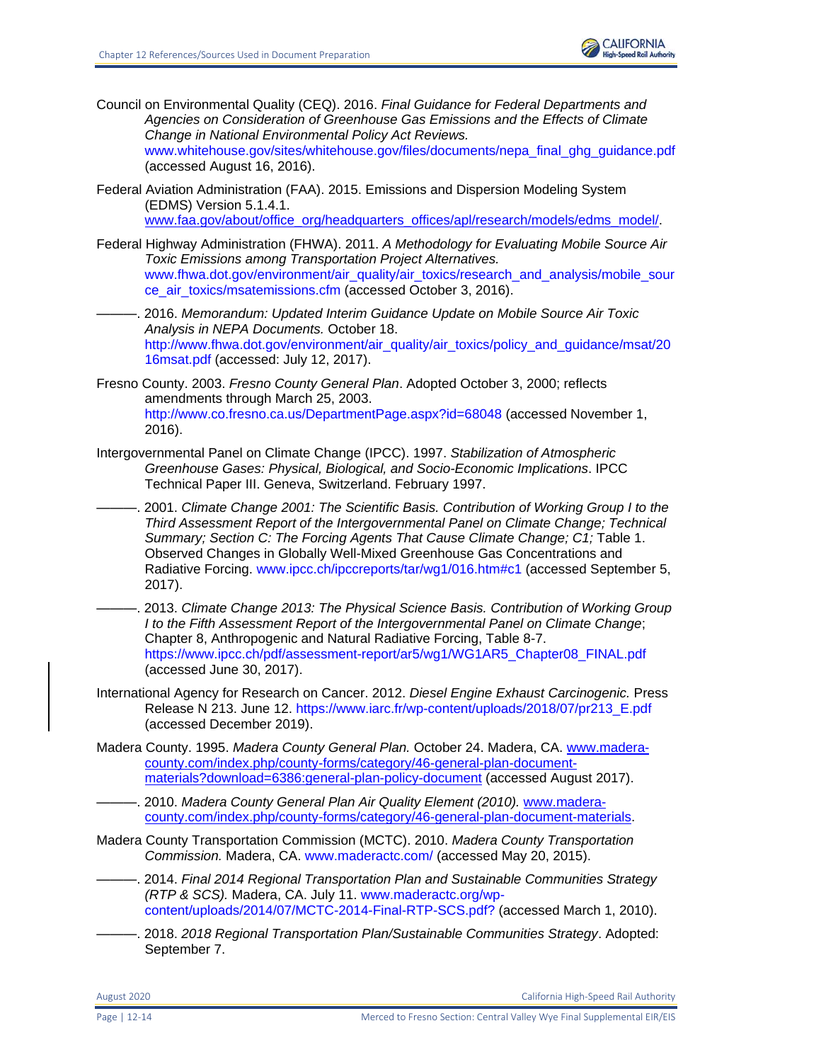Council on Environmental Quality (CEQ). 2016. *Final Guidance for Federal Departments and Agencies on Consideration of Greenhouse Gas Emissions and the Effects of Climate Change in National Environmental Policy Act Reviews.* www.whitehouse.gov/sites/whitehouse.gov/files/documents/nepa_final_ghg_guidance.pdf (accessed August 16, 2016).

Federal Aviation Administration (FAA). 2015. Emissions and Dispersion Modeling System (EDMS) Version 5.1.4.1. www.faa.gov/about/office_org/headquarters_offices/apl/research/models/edms_model/.

Federal Highway Administration (FHWA). 2011. *A Methodology for Evaluating Mobile Source Air Toxic Emissions among Transportation Project Alternatives.* www.fhwa.dot.gov/environment/air_quality/air_toxics/research_and_analysis/mobile_source_air_toxics/msatemissions.cfm (accessed October 3, 2016).

———. 2016. *Memorandum: Updated Interim Guidance Update on Mobile Source Air Toxic Analysis in NEPA Documents.* October 18. http://www.fhwa.dot.gov/environment/air_quality/air_toxics/policy_and_guidance/msat/2016msat.pdf (accessed: July 12, 2017).

Fresno County. 2003. *Fresno County General Plan*. Adopted October 3, 2000; reflects amendments through March 25, 2003. http://www.co.fresno.ca.us/DepartmentPage.aspx?id=68048 (accessed November 1, 2016).

Intergovernmental Panel on Climate Change (IPCC). 1997. *Stabilization of Atmospheric Greenhouse Gases: Physical, Biological, and Socio-Economic Implications*. IPCC Technical Paper III. Geneva, Switzerland. February 1997.

———. 2001. *Climate Change 2001: The Scientific Basis. Contribution of Working Group I to the Third Assessment Report of the Intergovernmental Panel on Climate Change; Technical Summary; Section C: The Forcing Agents That Cause Climate Change; C1;* Table 1. Observed Changes in Globally Well-Mixed Greenhouse Gas Concentrations and Radiative Forcing. www.ipcc.ch/ipccreports/tar/wg1/016.htm#c1 (accessed September 5, 2017).

———. 2013. *Climate Change 2013: The Physical Science Basis. Contribution of Working Group I to the Fifth Assessment Report of the Intergovernmental Panel on Climate Change*; Chapter 8, Anthropogenic and Natural Radiative Forcing, Table 8-7. https://www.ipcc.ch/pdf/assessment-report/ar5/wg1/WG1AR5_Chapter08_FINAL.pdf (accessed June 30, 2017).

International Agency for Research on Cancer. 2012. *Diesel Engine Exhaust Carcinogenic.* Press Release N 213. June 12. https://www.iarc.fr/wp-content/uploads/2018/07/pr213_E.pdf (accessed December 2019).

Madera County. 1995. *Madera County General Plan.* October 24. Madera, CA. www.madera-county.com/index.php/county-forms/category/46-general-plan-document-materials?download=6386:general-plan-policy-document (accessed August 2017).

———. 2010. *Madera County General Plan Air Quality Element (2010).* www.madera-county.com/index.php/county-forms/category/46-general-plan-document-materials.

Madera County Transportation Commission (MCTC). 2010. *Madera County Transportation Commission.* Madera, CA. www.maderactc.com/ (accessed May 20, 2015).

———. 2014. *Final 2014 Regional Transportation Plan and Sustainable Communities Strategy (RTP & SCS).* Madera, CA. July 11. www.maderactc.org/wp-content/uploads/2014/07/MCTC-2014-Final-RTP-SCS.pdf? (accessed March 1, 2010).

———. 2018. *2018 Regional Transportation Plan/Sustainable Communities Strategy*. Adopted: September 7.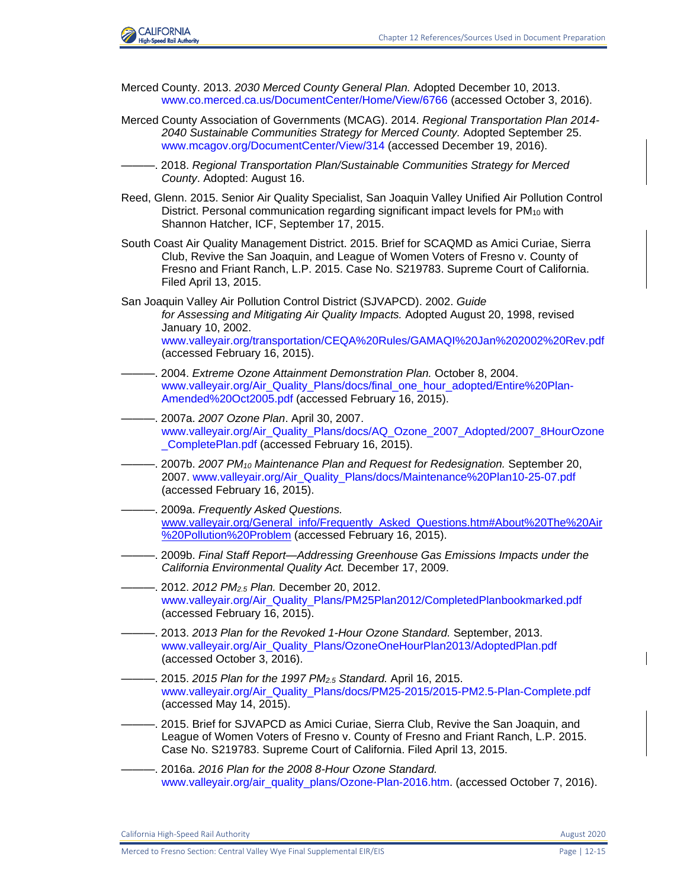Merced County. 2013. *2030 Merced County General Plan.* Adopted December 10, 2013. www.co.merced.ca.us/DocumentCenter/Home/View/6766 (accessed October 3, 2016).

Merced County Association of Governments (MCAG). 2014. *Regional Transportation Plan 2014-2040 Sustainable Communities Strategy for Merced County.* Adopted September 25. www.mcagov.org/DocumentCenter/View/314 (accessed December 19, 2016).

———. 2018. *Regional Transportation Plan/Sustainable Communities Strategy for Merced County*. Adopted: August 16.

Reed, Glenn. 2015. Senior Air Quality Specialist, San Joaquin Valley Unified Air Pollution Control District. Personal communication regarding significant impact levels for $PM_{10}$ with Shannon Hatcher, ICF, September 17, 2015.

South Coast Air Quality Management District. 2015. Brief for SCAQMD as Amici Curiae, Sierra Club, Revive the San Joaquin, and League of Women Voters of Fresno v. County of Fresno and Friant Ranch, L.P. 2015. Case No. S219783. Supreme Court of California. Filed April 13, 2015.

San Joaquin Valley Air Pollution Control District (SJVAPCD). 2002. *Guide for Assessing and Mitigating Air Quality Impacts.* Adopted August 20, 1998, revised January 10, 2002. www.valleyair.org/transportation/CEQA%20Rules/GAMAQI%20Jan%202002%20Rev.pdf (accessed February 16, 2015).

———. 2004. *Extreme Ozone Attainment Demonstration Plan.* October 8, 2004. www.valleyair.org/Air_Quality_Plans/docs/final_one_hour_adopted/Entire%20Plan-Amended%20Oct2005.pdf (accessed February 16, 2015).

———. 2007a. *2007 Ozone Plan*. April 30, 2007. www.valleyair.org/Air_Quality_Plans/docs/AQ_Ozone_2007_Adopted/2007_8HourOzone_CompletePlan.pdf (accessed February 16, 2015).

———. 2007b. *2007 $PM_{10}$ Maintenance Plan and Request for Redesignation.* September 20, 2007. www.valleyair.org/Air_Quality_Plans/docs/Maintenance%20Plan10-25-07.pdf (accessed February 16, 2015).

———. 2009a. *Frequently Asked Questions.* www.valleyair.org/General_info/Frequently_Asked_Questions.htm#About%20The%20Air%20Pollution%20Problem (accessed February 16, 2015).

———. 2009b. *Final Staff Report—Addressing Greenhouse Gas Emissions Impacts under the California Environmental Quality Act.* December 17, 2009.

———. 2012. *2012 $PM_{2.5}$ Plan.* December 20, 2012. www.valleyair.org/Air_Quality_Plans/PM25Plan2012/CompletedPlanbookmarked.pdf (accessed February 16, 2015).

———. 2013. *2013 Plan for the Revoked 1-Hour Ozone Standard.* September, 2013. www.valleyair.org/Air_Quality_Plans/OzoneOneHourPlan2013/AdoptedPlan.pdf (accessed October 3, 2016).

———. 2015. *2015 Plan for the 1997 $PM_{2.5}$ Standard.* April 16, 2015. www.valleyair.org/Air_Quality_Plans/docs/PM25-2015/2015-PM2.5-Plan-Complete.pdf (accessed May 14, 2015).

———. 2015. Brief for SJVAPCD as Amici Curiae, Sierra Club, Revive the San Joaquin, and League of Women Voters of Fresno v. County of Fresno and Friant Ranch, L.P. 2015. Case No. S219783. Supreme Court of California. Filed April 13, 2015.

———. 2016a. *2016 Plan for the 2008 8-Hour Ozone Standard.* www.valleyair.org/air_quality_plans/Ozone-Plan-2016.htm. (accessed October 7, 2016).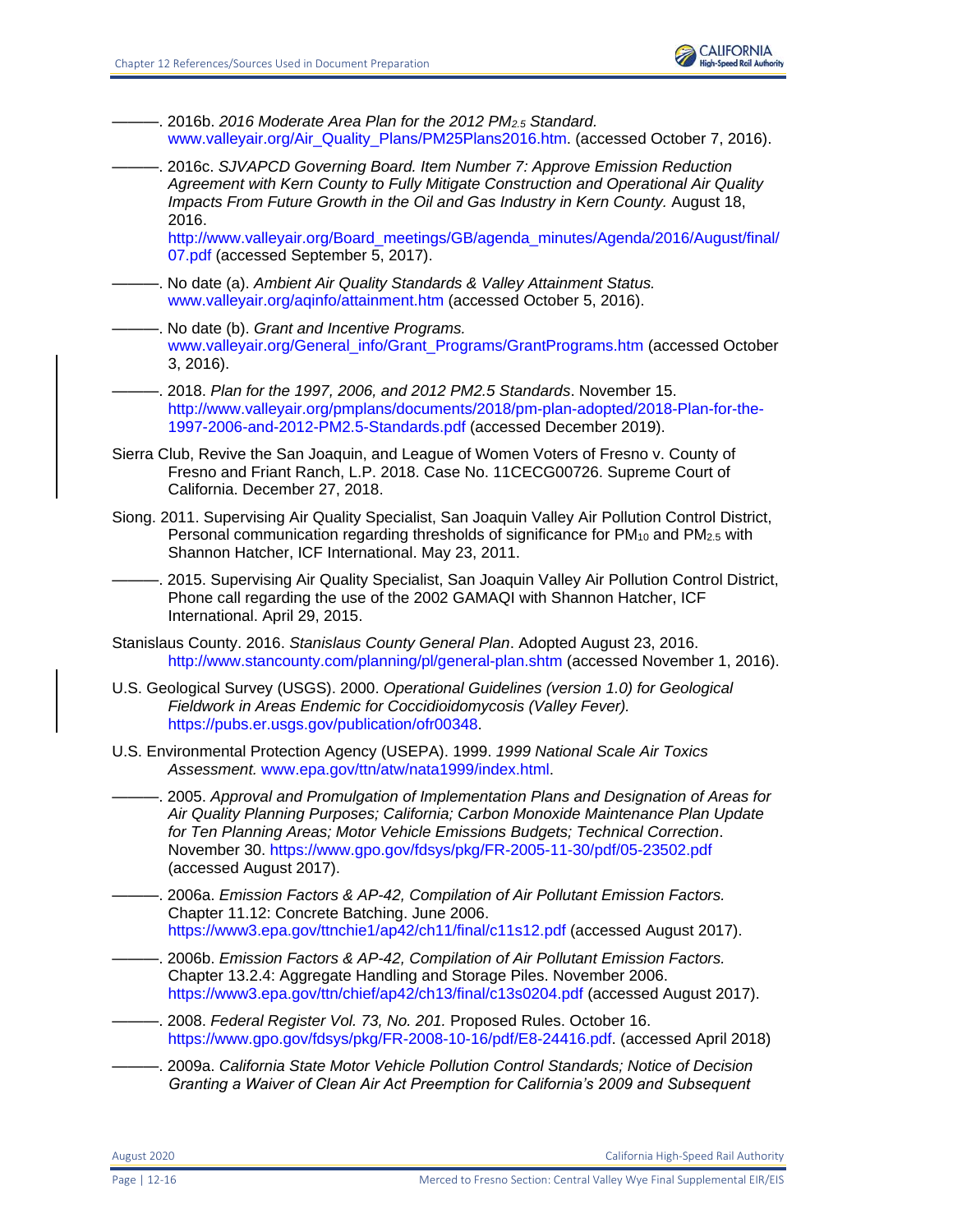———. 2016b. *2016 Moderate Area Plan for the 2012 $PM_{2.5}$ Standard.* www.valleyair.org/Air_Quality_Plans/PM25Plans2016.htm. (accessed October 7, 2016).

———. 2016c. *SJVAPCD Governing Board. Item Number 7: Approve Emission Reduction Agreement with Kern County to Fully Mitigate Construction and Operational Air Quality Impacts From Future Growth in the Oil and Gas Industry in Kern County.* August 18, 2016. http://www.valleyair.org/Board_meetings/GB/agenda_minutes/Agenda/2016/August/final/07.pdf (accessed September 5, 2017).

———. No date (a). *Ambient Air Quality Standards & Valley Attainment Status.* www.valleyair.org/aqinfo/attainment.htm (accessed October 5, 2016).

———. No date (b). *Grant and Incentive Programs.* www.valleyair.org/General_info/Grant_Programs/GrantPrograms.htm (accessed October 3, 2016).

———. 2018. *Plan for the 1997, 2006, and 2012 PM2.5 Standards*. November 15. http://www.valleyair.org/pmplans/documents/2018/pm-plan-adopted/2018-Plan-for-the-1997-2006-and-2012-PM2.5-Standards.pdf (accessed December 2019).

Sierra Club, Revive the San Joaquin, and League of Women Voters of Fresno v. County of Fresno and Friant Ranch, L.P. 2018. Case No. 11CECG00726. Supreme Court of California. December 27, 2018.

Siong. 2011. Supervising Air Quality Specialist, San Joaquin Valley Air Pollution Control District, Personal communication regarding thresholds of significance for $PM_{10}$ and $PM_{2.5}$ with Shannon Hatcher, ICF International. May 23, 2011.

———. 2015. Supervising Air Quality Specialist, San Joaquin Valley Air Pollution Control District, Phone call regarding the use of the 2002 GAMAQI with Shannon Hatcher, ICF International. April 29, 2015.

Stanislaus County. 2016. *Stanislaus County General Plan*. Adopted August 23, 2016. http://www.stancounty.com/planning/pl/general-plan.shtm (accessed November 1, 2016).

U.S. Geological Survey (USGS). 2000. *Operational Guidelines (version 1.0) for Geological Fieldwork in Areas Endemic for Coccidioidomycosis (Valley Fever).* https://pubs.er.usgs.gov/publication/ofr00348.

U.S. Environmental Protection Agency (USEPA). 1999. *1999 National Scale Air Toxics Assessment.* www.epa.gov/ttn/atw/nata1999/index.html.

———. 2005. *Approval and Promulgation of Implementation Plans and Designation of Areas for Air Quality Planning Purposes; California; Carbon Monoxide Maintenance Plan Update for Ten Planning Areas; Motor Vehicle Emissions Budgets; Technical Correction*. November 30. https://www.gpo.gov/fdsys/pkg/FR-2005-11-30/pdf/05-23502.pdf (accessed August 2017).

———. 2006a. *Emission Factors & AP-42, Compilation of Air Pollutant Emission Factors.* Chapter 11.12: Concrete Batching. June 2006. https://www3.epa.gov/ttnchie1/ap42/ch11/final/c11s12.pdf (accessed August 2017).

———. 2006b. *Emission Factors & AP-42, Compilation of Air Pollutant Emission Factors.* Chapter 13.2.4: Aggregate Handling and Storage Piles. November 2006. https://www3.epa.gov/ttn/chief/ap42/ch13/final/c13s0204.pdf (accessed August 2017).

———. 2008. *Federal Register Vol. 73, No. 201.* Proposed Rules. October 16. https://www.gpo.gov/fdsys/pkg/FR-2008-10-16/pdf/E8-24416.pdf. (accessed April 2018)

———. 2009a. *California State Motor Vehicle Pollution Control Standards; Notice of Decision Granting a Waiver of Clean Air Act Preemption for California's 2009 and Subsequent*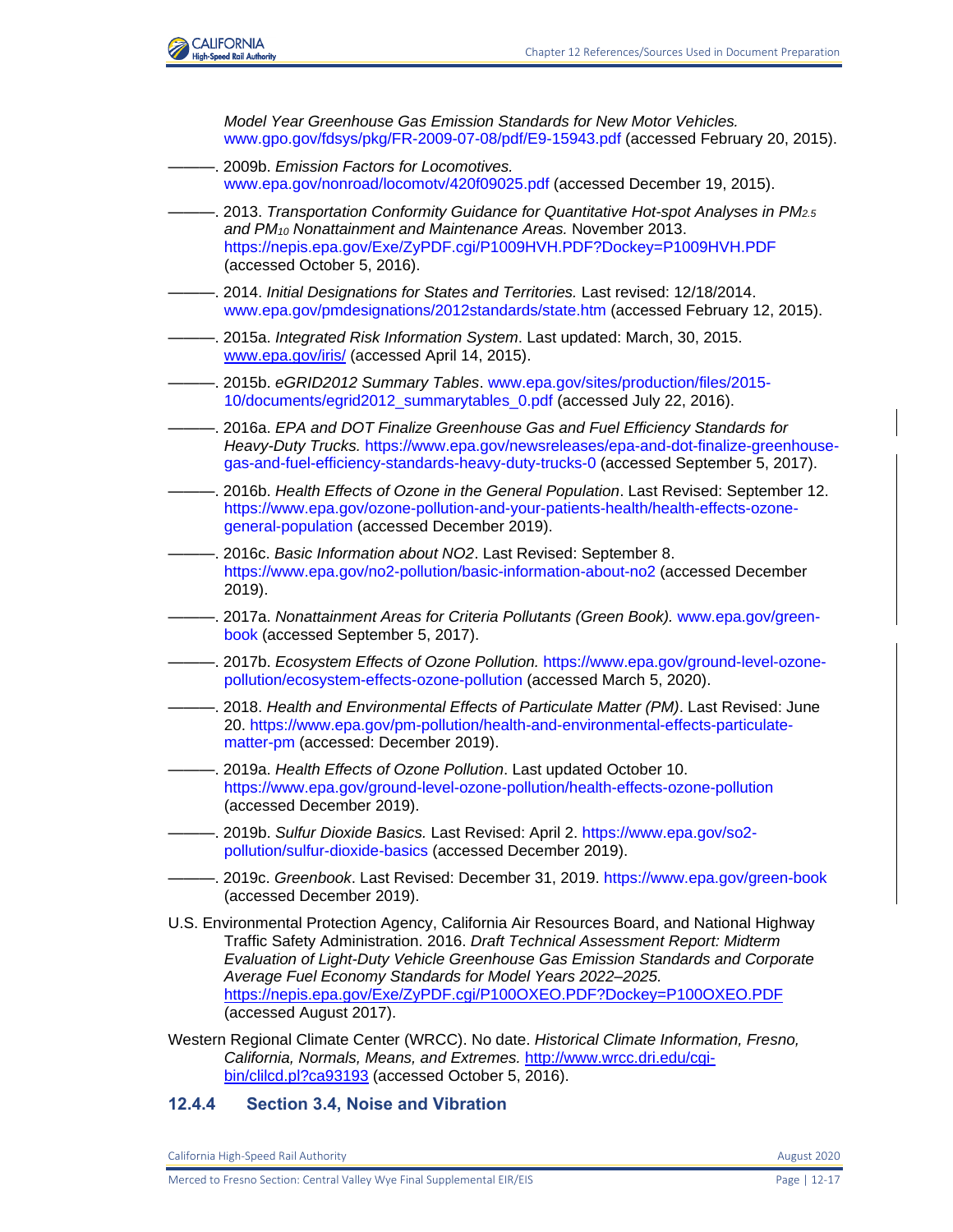*Model Year Greenhouse Gas Emission Standards for New Motor Vehicles.* www.gpo.gov/fdsys/pkg/FR-2009-07-08/pdf/E9-15943.pdf (accessed February 20, 2015).

———. 2009b. *Emission Factors for Locomotives.* www.epa.gov/nonroad/locomotv/420f09025.pdf (accessed December 19, 2015).

———. 2013. *Transportation Conformity Guidance for Quantitative Hot-spot Analyses in $PM_{2.5}$ and $PM_{10}$ Nonattainment and Maintenance Areas.* November 2013. https://nepis.epa.gov/Exe/ZyPDF.cgi/P1009HVH.PDF?Dockey=P1009HVH.PDF (accessed October 5, 2016).

———. 2014. *Initial Designations for States and Territories.* Last revised: 12/18/2014. www.epa.gov/pmdesignations/2012standards/state.htm (accessed February 12, 2015).

———. 2015a. *Integrated Risk Information System*. Last updated: March, 30, 2015. www.epa.gov/iris/ (accessed April 14, 2015).

———. 2015b. *eGRID2012 Summary Tables*. www.epa.gov/sites/production/files/2015-10/documents/egrid2012_summarytables_0.pdf (accessed July 22, 2016).

———. 2016a. *EPA and DOT Finalize Greenhouse Gas and Fuel Efficiency Standards for Heavy-Duty Trucks.* https://www.epa.gov/newsreleases/epa-and-dot-finalize-greenhouse-gas-and-fuel-efficiency-standards-heavy-duty-trucks-0 (accessed September 5, 2017).

———. 2016b. *Health Effects of Ozone in the General Population*. Last Revised: September 12. https://www.epa.gov/ozone-pollution-and-your-patients-health/health-effects-ozone-general-population (accessed December 2019).

———. 2016c. *Basic Information about NO2*. Last Revised: September 8. https://www.epa.gov/no2-pollution/basic-information-about-no2 (accessed December 2019).

———. 2017a. *Nonattainment Areas for Criteria Pollutants (Green Book).* www.epa.gov/green-book (accessed September 5, 2017).

———. 2017b. *Ecosystem Effects of Ozone Pollution.* https://www.epa.gov/ground-level-ozone-pollution/ecosystem-effects-ozone-pollution (accessed March 5, 2020).

———. 2018. *Health and Environmental Effects of Particulate Matter (PM)*. Last Revised: June 20. https://www.epa.gov/pm-pollution/health-and-environmental-effects-particulate-matter-pm (accessed: December 2019).

———. 2019a. *Health Effects of Ozone Pollution*. Last updated October 10. https://www.epa.gov/ground-level-ozone-pollution/health-effects-ozone-pollution (accessed December 2019).

———. 2019b. *Sulfur Dioxide Basics.* Last Revised: April 2. https://www.epa.gov/so2-pollution/sulfur-dioxide-basics (accessed December 2019).

———. 2019c. *Greenbook*. Last Revised: December 31, 2019. https://www.epa.gov/green-book (accessed December 2019).

U.S. Environmental Protection Agency, California Air Resources Board, and National Highway Traffic Safety Administration. 2016. *Draft Technical Assessment Report: Midterm Evaluation of Light-Duty Vehicle Greenhouse Gas Emission Standards and Corporate Average Fuel Economy Standards for Model Years 2022–2025.* https://nepis.epa.gov/Exe/ZyPDF.cgi/P100OXEO.PDF?Dockey=P100OXEO.PDF (accessed August 2017).

Western Regional Climate Center (WRCC). No date. *Historical Climate Information, Fresno, California, Normals, Means, and Extremes.* http://www.wrcc.dri.edu/cgi-bin/clilcd.pl?ca93193 (accessed October 5, 2016).

### 12.4.4 Section 3.4, Noise and Vibration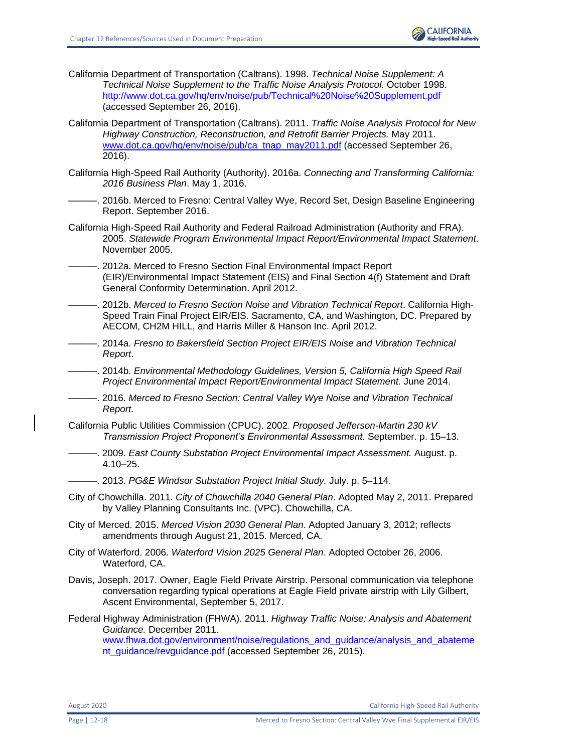California Department of Transportation (Caltrans). 1998. *Technical Noise Supplement: A Technical Noise Supplement to the Traffic Noise Analysis Protocol.* October 1998. http://www.dot.ca.gov/hq/env/noise/pub/Technical%20Noise%20Supplement.pdf (accessed September 26, 2016).

California Department of Transportation (Caltrans). 2011. *Traffic Noise Analysis Protocol for New Highway Construction, Reconstruction, and Retrofit Barrier Projects.* May 2011. www.dot.ca.gov/hq/env/noise/pub/ca_tnap_may2011.pdf (accessed September 26, 2016).

California High-Speed Rail Authority (Authority). 2016a. *Connecting and Transforming California: 2016 Business Plan*. May 1, 2016.

———. 2016b. Merced to Fresno: Central Valley Wye, Record Set, Design Baseline Engineering Report. September 2016.

California High-Speed Rail Authority and Federal Railroad Administration (Authority and FRA). 2005. *Statewide Program Environmental Impact Report/Environmental Impact Statement*. November 2005.

———. 2012a. Merced to Fresno Section Final Environmental Impact Report (EIR)/Environmental Impact Statement (EIS) and Final Section 4(f) Statement and Draft General Conformity Determination. April 2012.

———. 2012b. *Merced to Fresno Section Noise and Vibration Technical Report*. California High-Speed Train Final Project EIR/EIS. Sacramento, CA, and Washington, DC. Prepared by AECOM, CH2M HILL, and Harris Miller & Hanson Inc. April 2012.

———. 2014a. *Fresno to Bakersfield Section Project EIR/EIS Noise and Vibration Technical Report*.

———. 2014b. *Environmental Methodology Guidelines, Version 5, California High Speed Rail Project Environmental Impact Report/Environmental Impact Statement.* June 2014.

———. 2016. *Merced to Fresno Section: Central Valley Wye Noise and Vibration Technical Report.*

California Public Utilities Commission (CPUC). 2002. *Proposed Jefferson-Martin 230 kV Transmission Project Proponent's Environmental Assessment.* September. p. 15–13.

———. 2009. *East County Substation Project Environmental Impact Assessment.* August. p. 4.10–25.

———. 2013. *PG&E Windsor Substation Project Initial Study.* July. p. 5–114.

City of Chowchilla. 2011. *City of Chowchilla 2040 General Plan*. Adopted May 2, 2011. Prepared by Valley Planning Consultants Inc. (VPC). Chowchilla, CA.

City of Merced. 2015. *Merced Vision 2030 General Plan*. Adopted January 3, 2012; reflects amendments through August 21, 2015. Merced, CA.

City of Waterford. 2006. *Waterford Vision 2025 General Plan*. Adopted October 26, 2006. Waterford, CA.

Davis, Joseph. 2017. Owner, Eagle Field Private Airstrip. Personal communication via telephone conversation regarding typical operations at Eagle Field private airstrip with Lily Gilbert, Ascent Environmental, September 5, 2017.

Federal Highway Administration (FHWA). 2011. *Highway Traffic Noise: Analysis and Abatement Guidance.* December 2011. www.fhwa.dot.gov/environment/noise/regulations_and_guidance/analysis_and_abatement_guidance/revguidance.pdf (accessed September 26, 2015).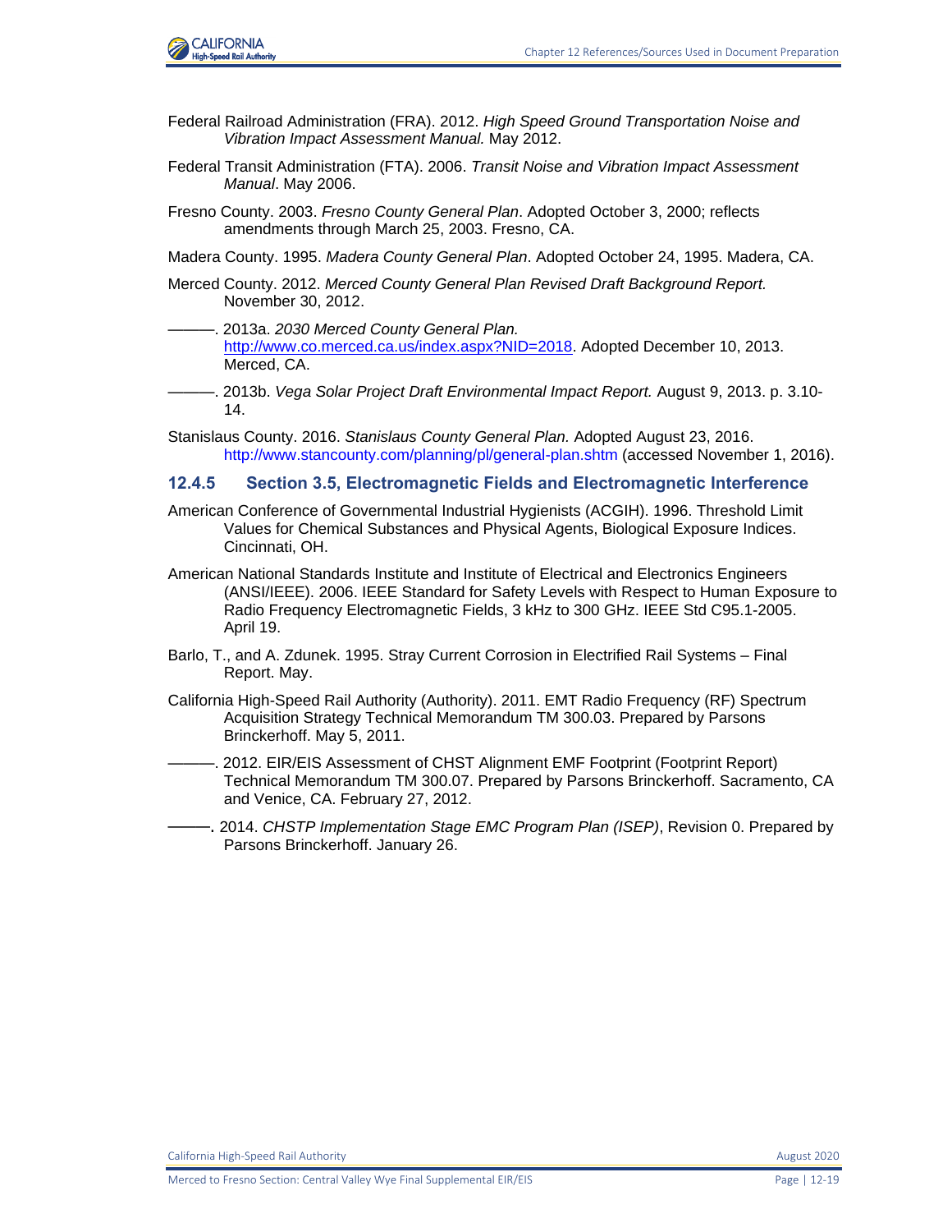Federal Railroad Administration (FRA). 2012. *High Speed Ground Transportation Noise and Vibration Impact Assessment Manual.* May 2012.

Federal Transit Administration (FTA). 2006. *Transit Noise and Vibration Impact Assessment Manual*. May 2006.

Fresno County. 2003. *Fresno County General Plan*. Adopted October 3, 2000; reflects amendments through March 25, 2003. Fresno, CA.

Madera County. 1995. *Madera County General Plan*. Adopted October 24, 1995. Madera, CA.

Merced County. 2012. *Merced County General Plan Revised Draft Background Report.* November 30, 2012.

———. 2013a. *2030 Merced County General Plan.* http://www.co.merced.ca.us/index.aspx?NID=2018. Adopted December 10, 2013. Merced, CA.

———. 2013b. *Vega Solar Project Draft Environmental Impact Report.* August 9, 2013. p. 3.10-14.

Stanislaus County. 2016. *Stanislaus County General Plan.* Adopted August 23, 2016. http://www.stancounty.com/planning/pl/general-plan.shtm (accessed November 1, 2016).

### 12.4.5 Section 3.5, Electromagnetic Fields and Electromagnetic Interference

American Conference of Governmental Industrial Hygienists (ACGIH). 1996. Threshold Limit Values for Chemical Substances and Physical Agents, Biological Exposure Indices. Cincinnati, OH.

American National Standards Institute and Institute of Electrical and Electronics Engineers (ANSI/IEEE). 2006. IEEE Standard for Safety Levels with Respect to Human Exposure to Radio Frequency Electromagnetic Fields, 3 kHz to 300 GHz. IEEE Std C95.1-2005. April 19.

Barlo, T., and A. Zdunek. 1995. Stray Current Corrosion in Electrified Rail Systems – Final Report. May.

California High-Speed Rail Authority (Authority). 2011. EMT Radio Frequency (RF) Spectrum Acquisition Strategy Technical Memorandum TM 300.03. Prepared by Parsons Brinckerhoff. May 5, 2011.

———. 2012. EIR/EIS Assessment of CHST Alignment EMF Footprint (Footprint Report) Technical Memorandum TM 300.07. Prepared by Parsons Brinckerhoff. Sacramento, CA and Venice, CA. February 27, 2012.

———. 2014. *CHSTP Implementation Stage EMC Program Plan (ISEP)*, Revision 0. Prepared by Parsons Brinckerhoff. January 26.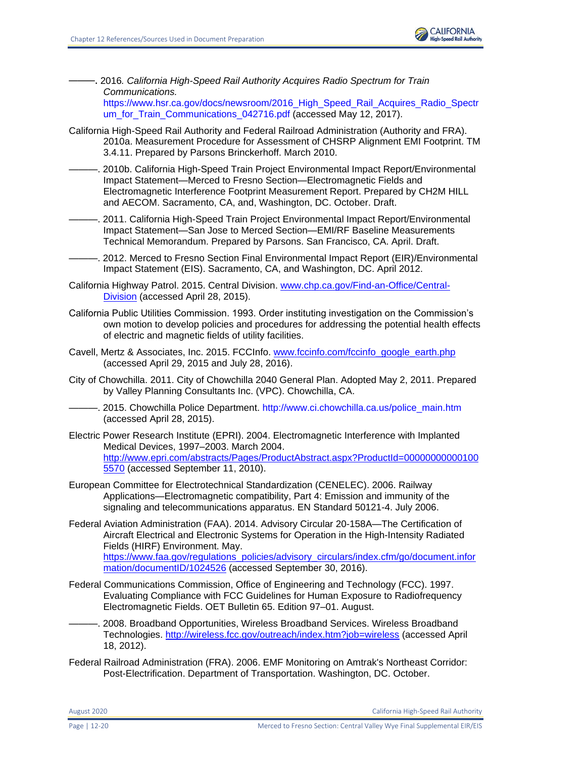———. 2016. *California High-Speed Rail Authority Acquires Radio Spectrum for Train Communications.* https://www.hsr.ca.gov/docs/newsroom/2016_High_Speed_Rail_Acquires_Radio_Spectrum_for_Train_Communications_042716.pdf (accessed May 12, 2017).

California High-Speed Rail Authority and Federal Railroad Administration (Authority and FRA). 2010a. Measurement Procedure for Assessment of CHSRP Alignment EMI Footprint. TM 3.4.11. Prepared by Parsons Brinckerhoff. March 2010.

———. 2010b. California High-Speed Train Project Environmental Impact Report/Environmental Impact Statement—Merced to Fresno Section—Electromagnetic Fields and Electromagnetic Interference Footprint Measurement Report. Prepared by CH2M HILL and AECOM. Sacramento, CA, and, Washington, DC. October. Draft.

———. 2011. California High-Speed Train Project Environmental Impact Report/Environmental Impact Statement—San Jose to Merced Section—EMI/RF Baseline Measurements Technical Memorandum. Prepared by Parsons. San Francisco, CA. April. Draft.

———. 2012. Merced to Fresno Section Final Environmental Impact Report (EIR)/Environmental Impact Statement (EIS). Sacramento, CA, and Washington, DC. April 2012.

California Highway Patrol. 2015. Central Division. www.chp.ca.gov/Find-an-Office/Central-Division (accessed April 28, 2015).

California Public Utilities Commission. 1993. Order instituting investigation on the Commission's own motion to develop policies and procedures for addressing the potential health effects of electric and magnetic fields of utility facilities.

Cavell, Mertz & Associates, Inc. 2015. FCCInfo. www.fccinfo.com/fccinfo_google_earth.php (accessed April 29, 2015 and July 28, 2016).

City of Chowchilla. 2011. City of Chowchilla 2040 General Plan. Adopted May 2, 2011. Prepared by Valley Planning Consultants Inc. (VPC). Chowchilla, CA.

———. 2015. Chowchilla Police Department. http://www.ci.chowchilla.ca.us/police_main.htm (accessed April 28, 2015).

Electric Power Research Institute (EPRI). 2004. Electromagnetic Interference with Implanted Medical Devices, 1997–2003. March 2004. http://www.epri.com/abstracts/Pages/ProductAbstract.aspx?ProductId=000000000001005570 (accessed September 11, 2010).

European Committee for Electrotechnical Standardization (CENELEC). 2006. Railway Applications—Electromagnetic compatibility, Part 4: Emission and immunity of the signaling and telecommunications apparatus. EN Standard 50121-4. July 2006.

Federal Aviation Administration (FAA). 2014. Advisory Circular 20-158A—The Certification of Aircraft Electrical and Electronic Systems for Operation in the High-Intensity Radiated Fields (HIRF) Environment. May. https://www.faa.gov/regulations_policies/advisory_circulars/index.cfm/go/document.information/documentID/1024526 (accessed September 30, 2016).

Federal Communications Commission, Office of Engineering and Technology (FCC). 1997. Evaluating Compliance with FCC Guidelines for Human Exposure to Radiofrequency Electromagnetic Fields. OET Bulletin 65. Edition 97–01. August.

———. 2008. Broadband Opportunities, Wireless Broadband Services. Wireless Broadband Technologies. http://wireless.fcc.gov/outreach/index.htm?job=wireless (accessed April 18, 2012).

Federal Railroad Administration (FRA). 2006. EMF Monitoring on Amtrak's Northeast Corridor: Post-Electrification. Department of Transportation. Washington, DC. October.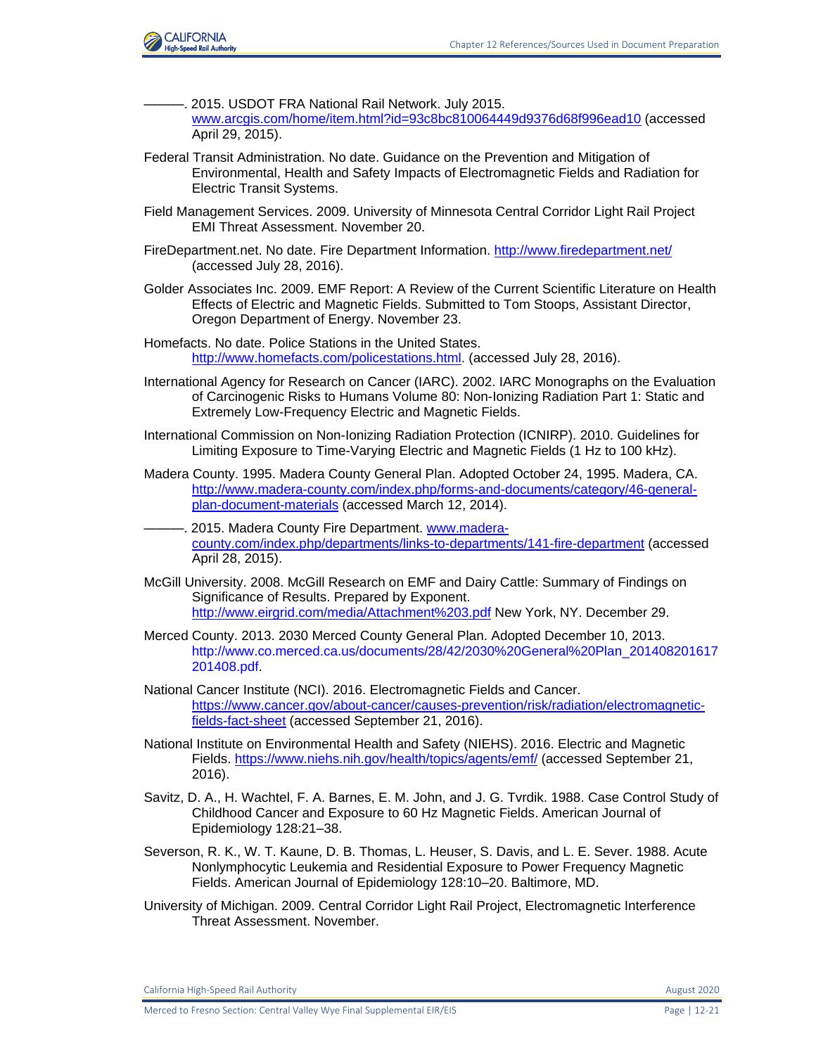———. 2015. USDOT FRA National Rail Network. July 2015. www.arcgis.com/home/item.html?id=93c8bc810064449d9376d68f996ead10 (accessed April 29, 2015).

Federal Transit Administration. No date. Guidance on the Prevention and Mitigation of Environmental, Health and Safety Impacts of Electromagnetic Fields and Radiation for Electric Transit Systems.

Field Management Services. 2009. University of Minnesota Central Corridor Light Rail Project EMI Threat Assessment. November 20.

FireDepartment.net. No date. Fire Department Information. http://www.firedepartment.net/ (accessed July 28, 2016).

Golder Associates Inc. 2009. EMF Report: A Review of the Current Scientific Literature on Health Effects of Electric and Magnetic Fields. Submitted to Tom Stoops, Assistant Director, Oregon Department of Energy. November 23.

Homefacts. No date. Police Stations in the United States. http://www.homefacts.com/policestations.html. (accessed July 28, 2016).

International Agency for Research on Cancer (IARC). 2002. IARC Monographs on the Evaluation of Carcinogenic Risks to Humans Volume 80: Non-Ionizing Radiation Part 1: Static and Extremely Low-Frequency Electric and Magnetic Fields.

International Commission on Non-Ionizing Radiation Protection (ICNIRP). 2010. Guidelines for Limiting Exposure to Time-Varying Electric and Magnetic Fields (1 Hz to 100 kHz).

Madera County. 1995. Madera County General Plan. Adopted October 24, 1995. Madera, CA. http://www.madera-county.com/index.php/forms-and-documents/category/46-general-plan-document-materials (accessed March 12, 2014).

———. 2015. Madera County Fire Department. www.madera-county.com/index.php/departments/links-to-departments/141-fire-department (accessed April 28, 2015).

McGill University. 2008. McGill Research on EMF and Dairy Cattle: Summary of Findings on Significance of Results. Prepared by Exponent. http://www.eirgrid.com/media/Attachment%203.pdf New York, NY. December 29.

Merced County. 2013. 2030 Merced County General Plan. Adopted December 10, 2013. http://www.co.merced.ca.us/documents/28/42/2030%20General%20Plan_201408201617201408.pdf.

National Cancer Institute (NCI). 2016. Electromagnetic Fields and Cancer. https://www.cancer.gov/about-cancer/causes-prevention/risk/radiation/electromagnetic-fields-fact-sheet (accessed September 21, 2016).

National Institute on Environmental Health and Safety (NIEHS). 2016. Electric and Magnetic Fields. https://www.niehs.nih.gov/health/topics/agents/emf/ (accessed September 21, 2016).

Savitz, D. A., H. Wachtel, F. A. Barnes, E. M. John, and J. G. Tvrdik. 1988. Case Control Study of Childhood Cancer and Exposure to 60 Hz Magnetic Fields. American Journal of Epidemiology 128:21–38.

Severson, R. K., W. T. Kaune, D. B. Thomas, L. Heuser, S. Davis, and L. E. Sever. 1988. Acute Nonlymphocytic Leukemia and Residential Exposure to Power Frequency Magnetic Fields. American Journal of Epidemiology 128:10–20. Baltimore, MD.

University of Michigan. 2009. Central Corridor Light Rail Project, Electromagnetic Interference Threat Assessment. November.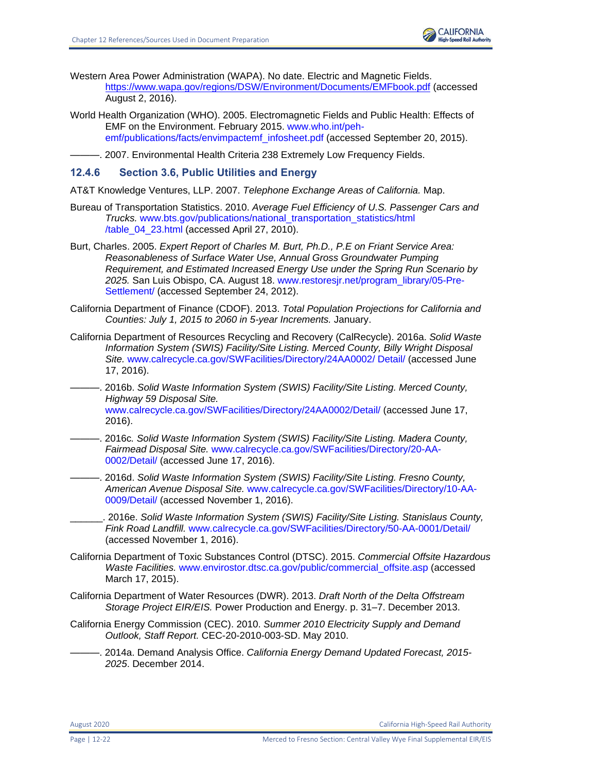Western Area Power Administration (WAPA). No date. Electric and Magnetic Fields. https://www.wapa.gov/regions/DSW/Environment/Documents/EMFbook.pdf (accessed August 2, 2016).

World Health Organization (WHO). 2005. Electromagnetic Fields and Public Health: Effects of EMF on the Environment. February 2015. www.who.int/peh-emf/publications/facts/envimpactemf_infosheet.pdf (accessed September 20, 2015).

———. 2007. Environmental Health Criteria 238 Extremely Low Frequency Fields.

### 12.4.6 Section 3.6, Public Utilities and Energy

AT&T Knowledge Ventures, LLP. 2007. *Telephone Exchange Areas of California.* Map.

Bureau of Transportation Statistics. 2010. *Average Fuel Efficiency of U.S. Passenger Cars and Trucks.* www.bts.gov/publications/national_transportation_statistics/html/table_04_23.html (accessed April 27, 2010).

Burt, Charles. 2005. *Expert Report of Charles M. Burt, Ph.D., P.E on Friant Service Area: Reasonableness of Surface Water Use, Annual Gross Groundwater Pumping Requirement, and Estimated Increased Energy Use under the Spring Run Scenario by 2025.* San Luis Obispo, CA. August 18. www.restoresjr.net/program_library/05-Pre-Settlement/ (accessed September 24, 2012).

California Department of Finance (CDOF). 2013. *Total Population Projections for California and Counties: July 1, 2015 to 2060 in 5-year Increments.* January.

California Department of Resources Recycling and Recovery (CalRecycle). 2016a. *Solid Waste Information System (SWIS) Facility/Site Listing. Merced County, Billy Wright Disposal Site.* www.calrecycle.ca.gov/SWFacilities/Directory/24AA0002/ Detail/ (accessed June 17, 2016).

———. 2016b. *Solid Waste Information System (SWIS) Facility/Site Listing. Merced County, Highway 59 Disposal Site.* www.calrecycle.ca.gov/SWFacilities/Directory/24AA0002/Detail/ (accessed June 17, 2016).

———. 2016c*. Solid Waste Information System (SWIS) Facility/Site Listing. Madera County, Fairmead Disposal Site.* www.calrecycle.ca.gov/SWFacilities/Directory/20-AA-0002/Detail/ (accessed June 17, 2016).

———. 2016d. *Solid Waste Information System (SWIS) Facility/Site Listing. Fresno County, American Avenue Disposal Site.* www.calrecycle.ca.gov/SWFacilities/Directory/10-AA-0009/Detail/ (accessed November 1, 2016).

______. 2016e. *Solid Waste Information System (SWIS) Facility/Site Listing. Stanislaus County, Fink Road Landfill.* www.calrecycle.ca.gov/SWFacilities/Directory/50-AA-0001/Detail/ (accessed November 1, 2016).

California Department of Toxic Substances Control (DTSC). 2015. *Commercial Offsite Hazardous Waste Facilities.* www.envirostor.dtsc.ca.gov/public/commercial_offsite.asp (accessed March 17, 2015).

California Department of Water Resources (DWR). 2013. *Draft North of the Delta Offstream Storage Project EIR/EIS.* Power Production and Energy. p. 31–7. December 2013.

California Energy Commission (CEC). 2010. *Summer 2010 Electricity Supply and Demand Outlook, Staff Report.* CEC-20-2010-003-SD. May 2010.

———. 2014a. Demand Analysis Office. *California Energy Demand Updated Forecast, 2015-2025*. December 2014.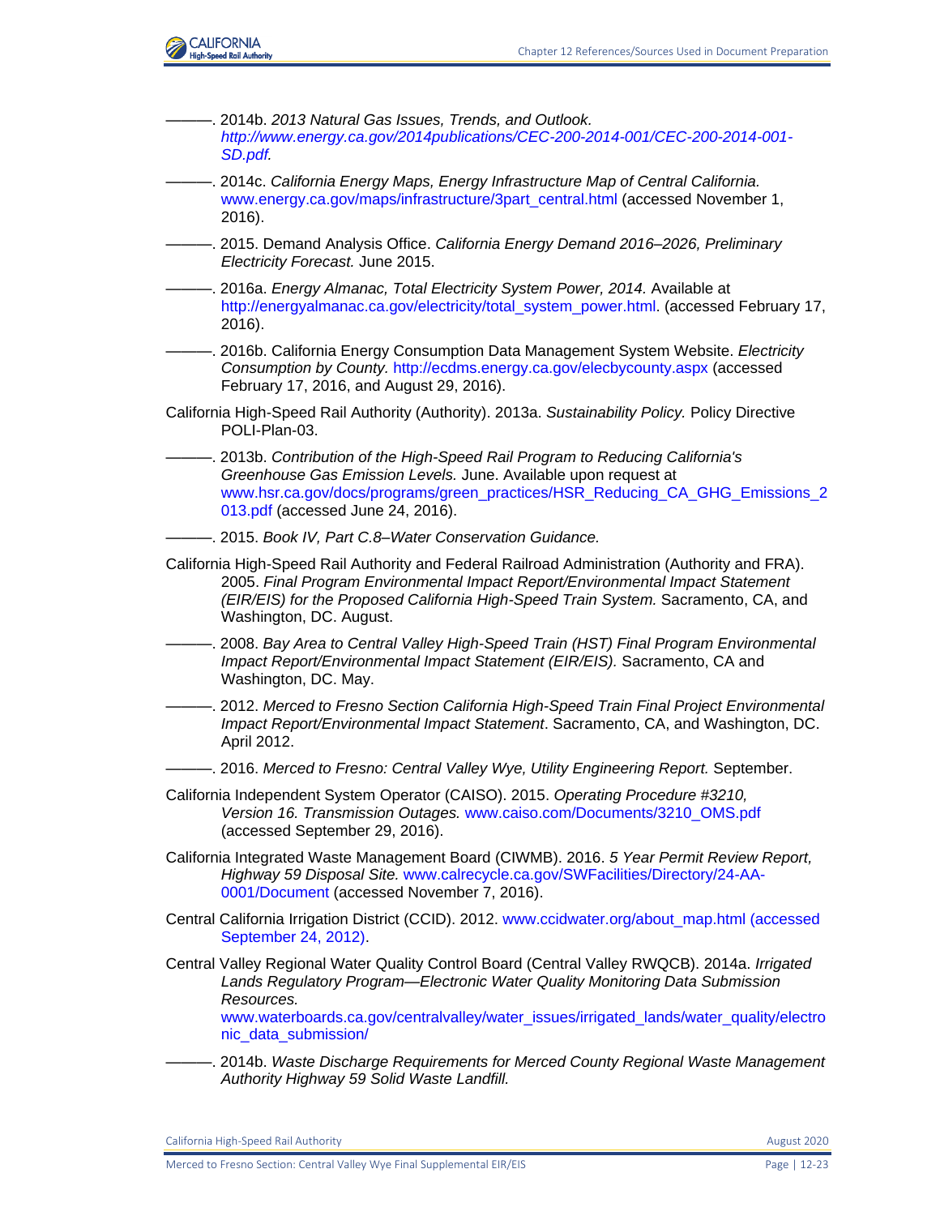———. 2014b. *2013 Natural Gas Issues, Trends, and Outlook.* *http://www.energy.ca.gov/2014publications/CEC-200-2014-001/CEC-200-2014-001-SD.pdf.*

———. 2014c. *California Energy Maps, Energy Infrastructure Map of Central California.* www.energy.ca.gov/maps/infrastructure/3part_central.html (accessed November 1, 2016).

———. 2015. Demand Analysis Office. *California Energy Demand 2016–2026, Preliminary Electricity Forecast.* June 2015.

———. 2016a. *Energy Almanac, Total Electricity System Power, 2014.* Available at http://energyalmanac.ca.gov/electricity/total_system_power.html. (accessed February 17, 2016).

———. 2016b. California Energy Consumption Data Management System Website. *Electricity Consumption by County.* http://ecdms.energy.ca.gov/elecbycounty.aspx (accessed February 17, 2016, and August 29, 2016).

California High-Speed Rail Authority (Authority). 2013a. *Sustainability Policy.* Policy Directive POLI-Plan-03.

———. 2013b. *Contribution of the High-Speed Rail Program to Reducing California's Greenhouse Gas Emission Levels.* June. Available upon request at www.hsr.ca.gov/docs/programs/green_practices/HSR_Reducing_CA_GHG_Emissions_2013.pdf (accessed June 24, 2016).

———. 2015. *Book IV, Part C.8–Water Conservation Guidance.*

California High-Speed Rail Authority and Federal Railroad Administration (Authority and FRA). 2005. *Final Program Environmental Impact Report/Environmental Impact Statement (EIR/EIS) for the Proposed California High-Speed Train System.* Sacramento, CA, and Washington, DC. August.

———. 2008. *Bay Area to Central Valley High-Speed Train (HST) Final Program Environmental Impact Report/Environmental Impact Statement (EIR/EIS).* Sacramento, CA and Washington, DC. May.

———. 2012. *Merced to Fresno Section California High-Speed Train Final Project Environmental Impact Report/Environmental Impact Statement*. Sacramento, CA, and Washington, DC. April 2012.

———. 2016. *Merced to Fresno: Central Valley Wye, Utility Engineering Report.* September.

California Independent System Operator (CAISO). 2015. *Operating Procedure #3210, Version 16. Transmission Outages.* www.caiso.com/Documents/3210_OMS.pdf (accessed September 29, 2016).

California Integrated Waste Management Board (CIWMB). 2016. *5 Year Permit Review Report, Highway 59 Disposal Site.* www.calrecycle.ca.gov/SWFacilities/Directory/24-AA-0001/Document (accessed November 7, 2016).

Central California Irrigation District (CCID). 2012. www.ccidwater.org/about_map.html (accessed September 24, 2012).

Central Valley Regional Water Quality Control Board (Central Valley RWQCB). 2014a. *Irrigated Lands Regulatory Program—Electronic Water Quality Monitoring Data Submission Resources.* www.waterboards.ca.gov/centralvalley/water_issues/irrigated_lands/water_quality/electronic_data_submission/

———. 2014b. *Waste Discharge Requirements for Merced County Regional Waste Management Authority Highway 59 Solid Waste Landfill.*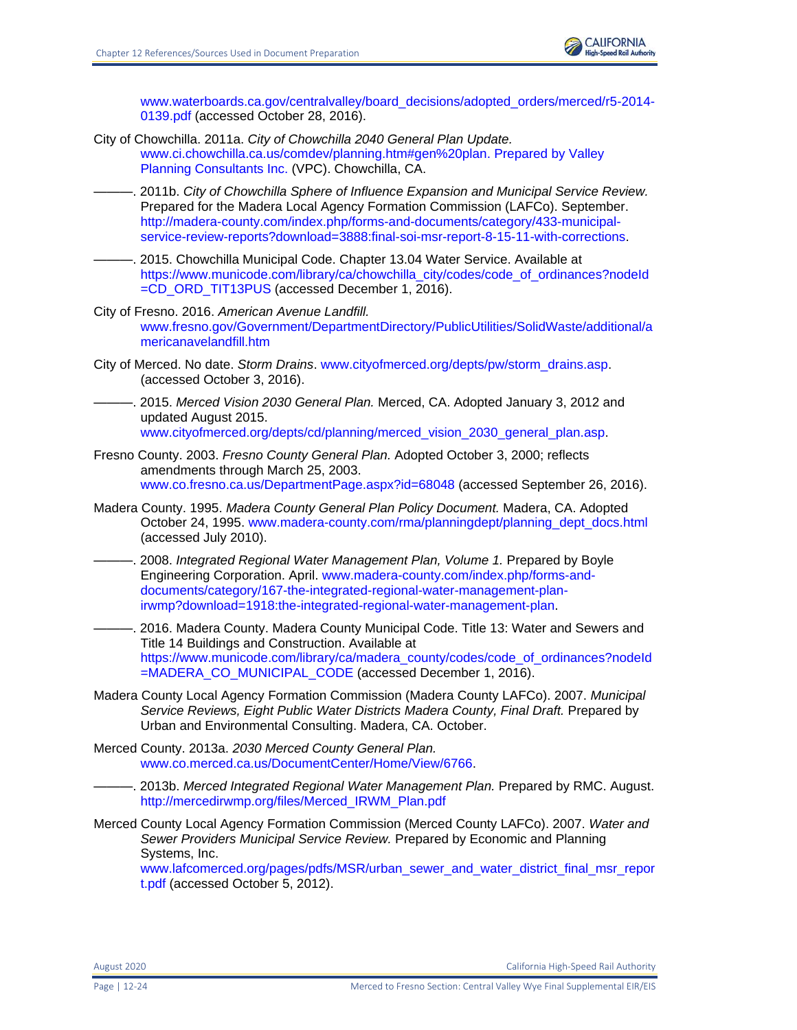www.waterboards.ca.gov/centralvalley/board_decisions/adopted_orders/merced/r5-2014-0139.pdf (accessed October 28, 2016).

City of Chowchilla. 2011a. *City of Chowchilla 2040 General Plan Update.* www.ci.chowchilla.ca.us/comdev/planning.htm#gen%20plan. Prepared by Valley Planning Consultants Inc. (VPC). Chowchilla, CA.

———. 2011b. *City of Chowchilla Sphere of Influence Expansion and Municipal Service Review.* Prepared for the Madera Local Agency Formation Commission (LAFCo). September. http://madera-county.com/index.php/forms-and-documents/category/433-municipal-service-review-reports?download=3888:final-soi-msr-report-8-15-11-with-corrections.

———. 2015. Chowchilla Municipal Code. Chapter 13.04 Water Service. Available at https://www.municode.com/library/ca/chowchilla_city/codes/code_of_ordinances?nodeId=CD_ORD_TIT13PUS (accessed December 1, 2016).

City of Fresno. 2016. *American Avenue Landfill.* www.fresno.gov/Government/DepartmentDirectory/PublicUtilities/SolidWaste/additional/americanavelandfill.htm

City of Merced. No date. *Storm Drains*. www.cityofmerced.org/depts/pw/storm_drains.asp. (accessed October 3, 2016).

———. 2015. *Merced Vision 2030 General Plan.* Merced, CA. Adopted January 3, 2012 and updated August 2015. www.cityofmerced.org/depts/cd/planning/merced_vision_2030_general_plan.asp.

Fresno County. 2003. *Fresno County General Plan.* Adopted October 3, 2000; reflects amendments through March 25, 2003. www.co.fresno.ca.us/DepartmentPage.aspx?id=68048 (accessed September 26, 2016).

Madera County. 1995. *Madera County General Plan Policy Document.* Madera, CA. Adopted October 24, 1995. www.madera-county.com/rma/planningdept/planning_dept_docs.html (accessed July 2010).

———. 2008. *Integrated Regional Water Management Plan, Volume 1.* Prepared by Boyle Engineering Corporation. April. www.madera-county.com/index.php/forms-and-documents/category/167-the-integrated-regional-water-management-plan-irwmp?download=1918:the-integrated-regional-water-management-plan.

———. 2016. Madera County. Madera County Municipal Code. Title 13: Water and Sewers and Title 14 Buildings and Construction. Available at https://www.municode.com/library/ca/madera_county/codes/code_of_ordinances?nodeId=MADERA_CO_MUNICIPAL_CODE (accessed December 1, 2016).

Madera County Local Agency Formation Commission (Madera County LAFCo). 2007. *Municipal Service Reviews, Eight Public Water Districts Madera County, Final Draft.* Prepared by Urban and Environmental Consulting. Madera, CA. October.

Merced County. 2013a. *2030 Merced County General Plan.* www.co.merced.ca.us/DocumentCenter/Home/View/6766.

———. 2013b. *Merced Integrated Regional Water Management Plan.* Prepared by RMC. August. http://mercedirwmp.org/files/Merced_IRWM_Plan.pdf

Merced County Local Agency Formation Commission (Merced County LAFCo). 2007. *Water and Sewer Providers Municipal Service Review.* Prepared by Economic and Planning Systems, Inc. www.lafcomerced.org/pages/pdfs/MSR/urban_sewer_and_water_district_final_msr_report.pdf (accessed October 5, 2012).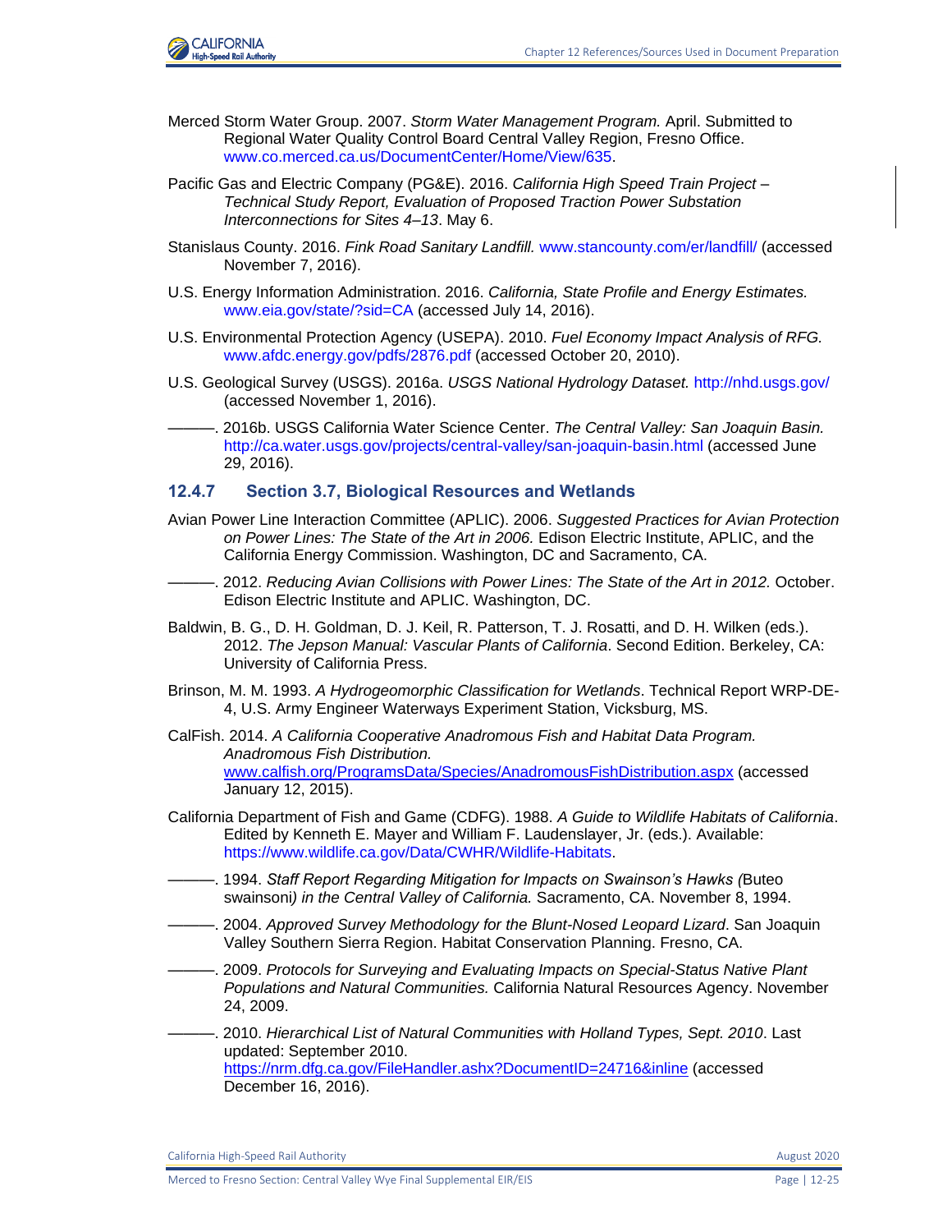Merced Storm Water Group. 2007. *Storm Water Management Program.* April. Submitted to Regional Water Quality Control Board Central Valley Region, Fresno Office. www.co.merced.ca.us/DocumentCenter/Home/View/635.

Pacific Gas and Electric Company (PG&E). 2016. *California High Speed Train Project – Technical Study Report, Evaluation of Proposed Traction Power Substation Interconnections for Sites 4–13*. May 6.

Stanislaus County. 2016. *Fink Road Sanitary Landfill.* www.stancounty.com/er/landfill/ (accessed November 7, 2016).

U.S. Energy Information Administration. 2016. *California, State Profile and Energy Estimates.* www.eia.gov/state/?sid=CA (accessed July 14, 2016).

U.S. Environmental Protection Agency (USEPA). 2010. *Fuel Economy Impact Analysis of RFG.* www.afdc.energy.gov/pdfs/2876.pdf (accessed October 20, 2010).

U.S. Geological Survey (USGS). 2016a. *USGS National Hydrology Dataset.* http://nhd.usgs.gov/ (accessed November 1, 2016).

———. 2016b. USGS California Water Science Center. *The Central Valley: San Joaquin Basin.* http://ca.water.usgs.gov/projects/central-valley/san-joaquin-basin.html (accessed June 29, 2016).

### 12.4.7 Section 3.7, Biological Resources and Wetlands

Avian Power Line Interaction Committee (APLIC). 2006. *Suggested Practices for Avian Protection on Power Lines: The State of the Art in 2006.* Edison Electric Institute, APLIC, and the California Energy Commission. Washington, DC and Sacramento, CA.

———. 2012. *Reducing Avian Collisions with Power Lines: The State of the Art in 2012.* October. Edison Electric Institute and APLIC. Washington, DC.

Baldwin, B. G., D. H. Goldman, D. J. Keil, R. Patterson, T. J. Rosatti, and D. H. Wilken (eds.). 2012. *The Jepson Manual: Vascular Plants of California*. Second Edition. Berkeley, CA: University of California Press.

Brinson, M. M. 1993. *A Hydrogeomorphic Classification for Wetlands*. Technical Report WRP-DE-4, U.S. Army Engineer Waterways Experiment Station, Vicksburg, MS.

CalFish. 2014. *A California Cooperative Anadromous Fish and Habitat Data Program. Anadromous Fish Distribution.* www.calfish.org/ProgramsData/Species/AnadromousFishDistribution.aspx (accessed January 12, 2015).

California Department of Fish and Game (CDFG). 1988. *A Guide to Wildlife Habitats of California*. Edited by Kenneth E. Mayer and William F. Laudenslayer, Jr. (eds.). Available: https://www.wildlife.ca.gov/Data/CWHR/Wildlife-Habitats.

———. 1994. *Staff Report Regarding Mitigation for Impacts on Swainson's Hawks (*Buteo swainsoni*) in the Central Valley of California.* Sacramento, CA. November 8, 1994.

———. 2004. *Approved Survey Methodology for the Blunt-Nosed Leopard Lizard*. San Joaquin Valley Southern Sierra Region. Habitat Conservation Planning. Fresno, CA.

———. 2009. *Protocols for Surveying and Evaluating Impacts on Special-Status Native Plant Populations and Natural Communities.* California Natural Resources Agency. November 24, 2009.

———. 2010. *Hierarchical List of Natural Communities with Holland Types, Sept. 2010*. Last updated: September 2010. https://nrm.dfg.ca.gov/FileHandler.ashx?DocumentID=24716&inline (accessed December 16, 2016).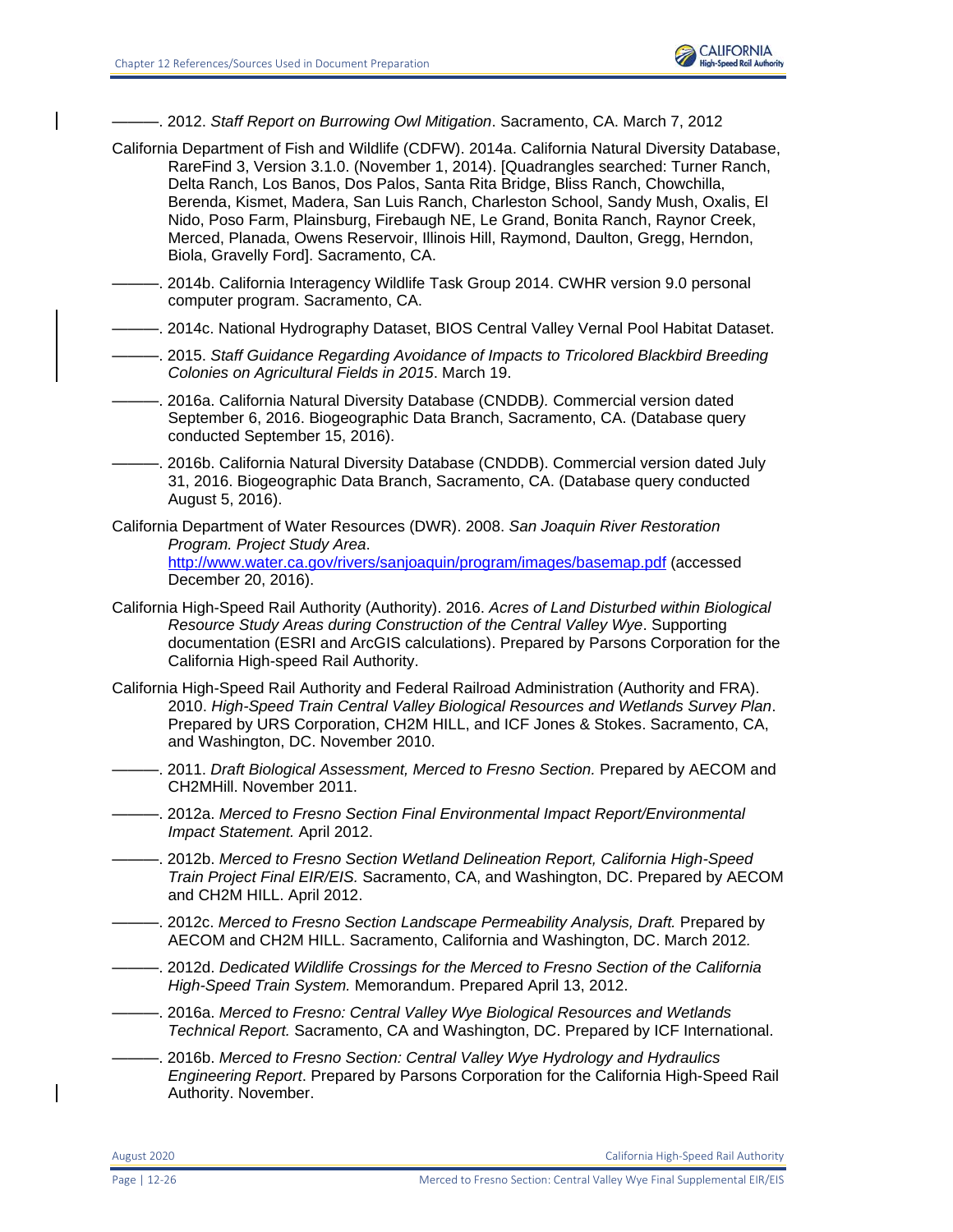———. 2012. *Staff Report on Burrowing Owl Mitigation*. Sacramento, CA. March 7, 2012

California Department of Fish and Wildlife (CDFW). 2014a. California Natural Diversity Database, RareFind 3, Version 3.1.0. (November 1, 2014). [Quadrangles searched: Turner Ranch, Delta Ranch, Los Banos, Dos Palos, Santa Rita Bridge, Bliss Ranch, Chowchilla, Berenda, Kismet, Madera, San Luis Ranch, Charleston School, Sandy Mush, Oxalis, El Nido, Poso Farm, Plainsburg, Firebaugh NE, Le Grand, Bonita Ranch, Raynor Creek, Merced, Planada, Owens Reservoir, Illinois Hill, Raymond, Daulton, Gregg, Herndon, Biola, Gravelly Ford]. Sacramento, CA.

———. 2014b. California Interagency Wildlife Task Group 2014. CWHR version 9.0 personal computer program. Sacramento, CA.

———. 2014c. National Hydrography Dataset, BIOS Central Valley Vernal Pool Habitat Dataset.

———. 2015. *Staff Guidance Regarding Avoidance of Impacts to Tricolored Blackbird Breeding Colonies on Agricultural Fields in 2015*. March 19.

———. 2016a. California Natural Diversity Database (CNDDB*).* Commercial version dated September 6, 2016. Biogeographic Data Branch, Sacramento, CA. (Database query conducted September 15, 2016).

———. 2016b. California Natural Diversity Database (CNDDB). Commercial version dated July 31, 2016. Biogeographic Data Branch, Sacramento, CA. (Database query conducted August 5, 2016).

California Department of Water Resources (DWR). 2008. *San Joaquin River Restoration Program. Project Study Area*. http://www.water.ca.gov/rivers/sanjoaquin/program/images/basemap.pdf (accessed December 20, 2016).

California High-Speed Rail Authority (Authority). 2016. *Acres of Land Disturbed within Biological Resource Study Areas during Construction of the Central Valley Wye*. Supporting documentation (ESRI and ArcGIS calculations). Prepared by Parsons Corporation for the California High-speed Rail Authority.

California High-Speed Rail Authority and Federal Railroad Administration (Authority and FRA). 2010. *High-Speed Train Central Valley Biological Resources and Wetlands Survey Plan*. Prepared by URS Corporation, CH2M HILL, and ICF Jones & Stokes. Sacramento, CA, and Washington, DC. November 2010.

———. 2011. *Draft Biological Assessment, Merced to Fresno Section.* Prepared by AECOM and CH2MHill. November 2011.

———. 2012a. *Merced to Fresno Section Final Environmental Impact Report/Environmental Impact Statement.* April 2012.

———. 2012b. *Merced to Fresno Section Wetland Delineation Report, California High-Speed Train Project Final EIR/EIS.* Sacramento, CA, and Washington, DC. Prepared by AECOM and CH2M HILL. April 2012.

———. 2012c. *Merced to Fresno Section Landscape Permeability Analysis, Draft.* Prepared by AECOM and CH2M HILL. Sacramento, California and Washington, DC. March 2012*.*

———. 2012d. *Dedicated Wildlife Crossings for the Merced to Fresno Section of the California High-Speed Train System.* Memorandum. Prepared April 13, 2012.

———. 2016a. *Merced to Fresno: Central Valley Wye Biological Resources and Wetlands Technical Report.* Sacramento, CA and Washington, DC. Prepared by ICF International.

———. 2016b. *Merced to Fresno Section: Central Valley Wye Hydrology and Hydraulics Engineering Report*. Prepared by Parsons Corporation for the California High-Speed Rail Authority. November.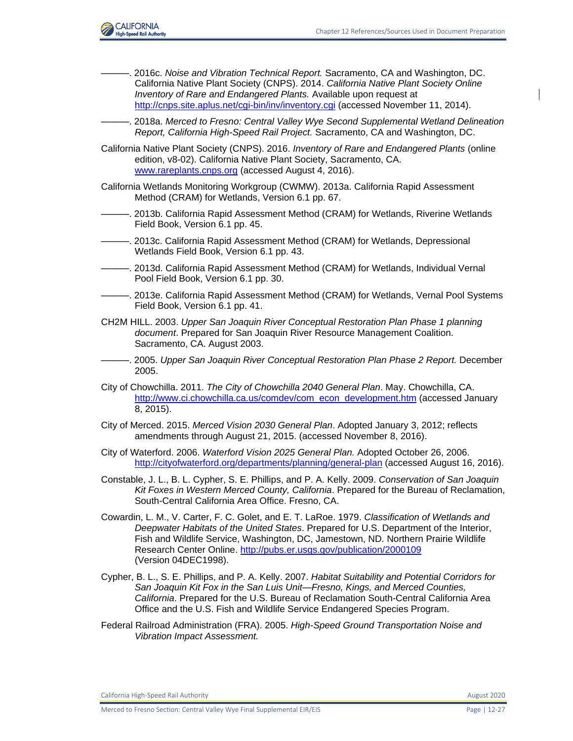———. 2016c. *Noise and Vibration Technical Report.* Sacramento, CA and Washington, DC. California Native Plant Society (CNPS). 2014. *California Native Plant Society Online Inventory of Rare and Endangered Plants.* Available upon request at http://cnps.site.aplus.net/cgi-bin/inv/inventory.cgi (accessed November 11, 2014).

———. 2018a. *Merced to Fresno: Central Valley Wye Second Supplemental Wetland Delineation Report, California High-Speed Rail Project.* Sacramento, CA and Washington, DC.

California Native Plant Society (CNPS). 2016. *Inventory of Rare and Endangered Plants* (online edition, v8-02). California Native Plant Society, Sacramento, CA. www.rareplants.cnps.org (accessed August 4, 2016).

California Wetlands Monitoring Workgroup (CWMW). 2013a. California Rapid Assessment Method (CRAM) for Wetlands, Version 6.1 pp. 67.

———. 2013b. California Rapid Assessment Method (CRAM) for Wetlands, Riverine Wetlands Field Book, Version 6.1 pp. 45.

———. 2013c. California Rapid Assessment Method (CRAM) for Wetlands, Depressional Wetlands Field Book, Version 6.1 pp. 43.

———. 2013d. California Rapid Assessment Method (CRAM) for Wetlands, Individual Vernal Pool Field Book, Version 6.1 pp. 30.

———. 2013e. California Rapid Assessment Method (CRAM) for Wetlands, Vernal Pool Systems Field Book, Version 6.1 pp. 41.

CH2M HILL. 2003. *Upper San Joaquin River Conceptual Restoration Plan Phase 1 planning document*. Prepared for San Joaquin River Resource Management Coalition. Sacramento, CA. August 2003.

———. 2005. *Upper San Joaquin River Conceptual Restoration Plan Phase 2 Report.* December 2005.

City of Chowchilla. 2011. *The City of Chowchilla 2040 General Plan*. May. Chowchilla, CA. http://www.ci.chowchilla.ca.us/comdev/com_econ_development.htm (accessed January 8, 2015).

City of Merced. 2015. *Merced Vision 2030 General Plan*. Adopted January 3, 2012; reflects amendments through August 21, 2015. (accessed November 8, 2016).

City of Waterford. 2006. *Waterford Vision 2025 General Plan.* Adopted October 26, 2006. http://cityofwaterford.org/departments/planning/general-plan (accessed August 16, 2016).

Constable, J. L., B. L. Cypher, S. E. Phillips, and P. A. Kelly. 2009. *Conservation of San Joaquin Kit Foxes in Western Merced County, California*. Prepared for the Bureau of Reclamation, South-Central California Area Office. Fresno, CA.

Cowardin, L. M., V. Carter, F. C. Golet, and E. T. LaRoe. 1979. *Classification of Wetlands and Deepwater Habitats of the United States*. Prepared for U.S. Department of the Interior, Fish and Wildlife Service, Washington, DC, Jamestown, ND. Northern Prairie Wildlife Research Center Online. http://pubs.er.usgs.gov/publication/2000109 (Version 04DEC1998).

Cypher, B. L., S. E. Phillips, and P. A. Kelly. 2007. *Habitat Suitability and Potential Corridors for San Joaquin Kit Fox in the San Luis Unit—Fresno, Kings, and Merced Counties, California*. Prepared for the U.S. Bureau of Reclamation South-Central California Area Office and the U.S. Fish and Wildlife Service Endangered Species Program.

Federal Railroad Administration (FRA). 2005. *High-Speed Ground Transportation Noise and Vibration Impact Assessment.*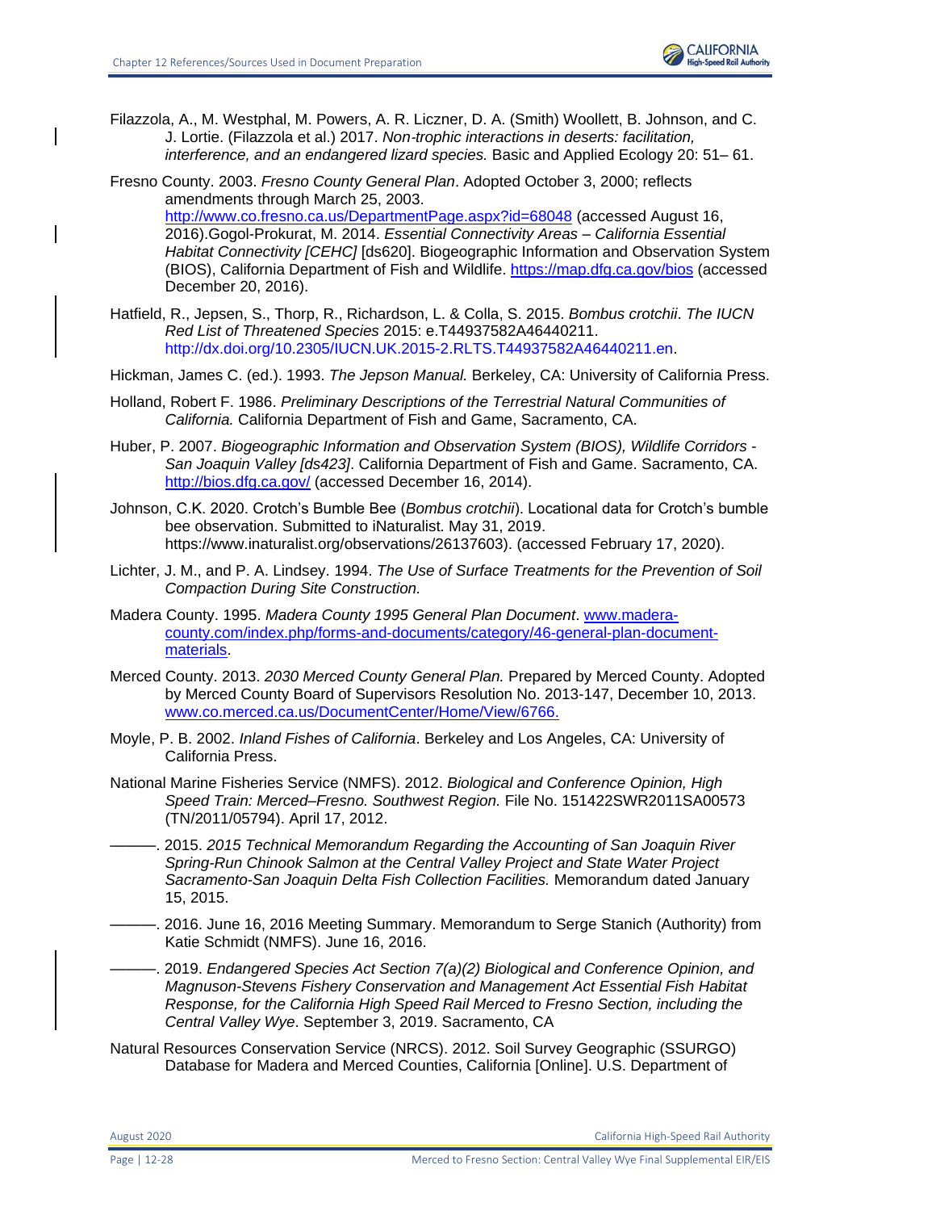Filazzola, A., M. Westphal, M. Powers, A. R. Liczner, D. A. (Smith) Woollett, B. Johnson, and C. J. Lortie. (Filazzola et al.) 2017. *Non-trophic interactions in deserts: facilitation, interference, and an endangered lizard species.* Basic and Applied Ecology 20: 51– 61.

Fresno County. 2003. *Fresno County General Plan*. Adopted October 3, 2000; reflects amendments through March 25, 2003. http://www.co.fresno.ca.us/DepartmentPage.aspx?id=68048 (accessed August 16, 2016).Gogol-Prokurat, M. 2014. *Essential Connectivity Areas – California Essential Habitat Connectivity [CEHC]* [ds620]. Biogeographic Information and Observation System (BIOS), California Department of Fish and Wildlife. https://map.dfg.ca.gov/bios (accessed December 20, 2016).

Hatfield, R., Jepsen, S., Thorp, R., Richardson, L. & Colla, S. 2015. *Bombus crotchii*. *The IUCN Red List of Threatened Species* 2015: e.T44937582A46440211. http://dx.doi.org/10.2305/IUCN.UK.2015-2.RLTS.T44937582A46440211.en.

Hickman, James C. (ed.). 1993. *The Jepson Manual.* Berkeley, CA: University of California Press.

Holland, Robert F. 1986. *Preliminary Descriptions of the Terrestrial Natural Communities of California.* California Department of Fish and Game, Sacramento, CA.

Huber, P. 2007. *Biogeographic Information and Observation System (BIOS), Wildlife Corridors - San Joaquin Valley [ds423]*. California Department of Fish and Game. Sacramento, CA. http://bios.dfg.ca.gov/ (accessed December 16, 2014).

Johnson, C.K. 2020. Crotch's Bumble Bee (*Bombus crotchii*). Locational data for Crotch's bumble bee observation. Submitted to iNaturalist. May 31, 2019. https://www.inaturalist.org/observations/26137603). (accessed February 17, 2020).

Lichter, J. M., and P. A. Lindsey. 1994. *The Use of Surface Treatments for the Prevention of Soil Compaction During Site Construction.*

Madera County. 1995. *Madera County 1995 General Plan Document*. www.madera-county.com/index.php/forms-and-documents/category/46-general-plan-document-materials.

Merced County. 2013. *2030 Merced County General Plan.* Prepared by Merced County. Adopted by Merced County Board of Supervisors Resolution No. 2013-147, December 10, 2013. www.co.merced.ca.us/DocumentCenter/Home/View/6766.

Moyle, P. B. 2002. *Inland Fishes of California*. Berkeley and Los Angeles, CA: University of California Press.

National Marine Fisheries Service (NMFS). 2012. *Biological and Conference Opinion, High Speed Train: Merced–Fresno. Southwest Region.* File No. 151422SWR2011SA00573 (TN/2011/05794). April 17, 2012.

———. 2015. *2015 Technical Memorandum Regarding the Accounting of San Joaquin River Spring-Run Chinook Salmon at the Central Valley Project and State Water Project Sacramento-San Joaquin Delta Fish Collection Facilities.* Memorandum dated January 15, 2015.

———. 2016. June 16, 2016 Meeting Summary. Memorandum to Serge Stanich (Authority) from Katie Schmidt (NMFS). June 16, 2016.

———. 2019. *Endangered Species Act Section 7(a)(2) Biological and Conference Opinion, and Magnuson-Stevens Fishery Conservation and Management Act Essential Fish Habitat Response, for the California High Speed Rail Merced to Fresno Section, including the Central Valley Wye*. September 3, 2019. Sacramento, CA

Natural Resources Conservation Service (NRCS). 2012. Soil Survey Geographic (SSURGO) Database for Madera and Merced Counties, California [Online]. U.S. Department of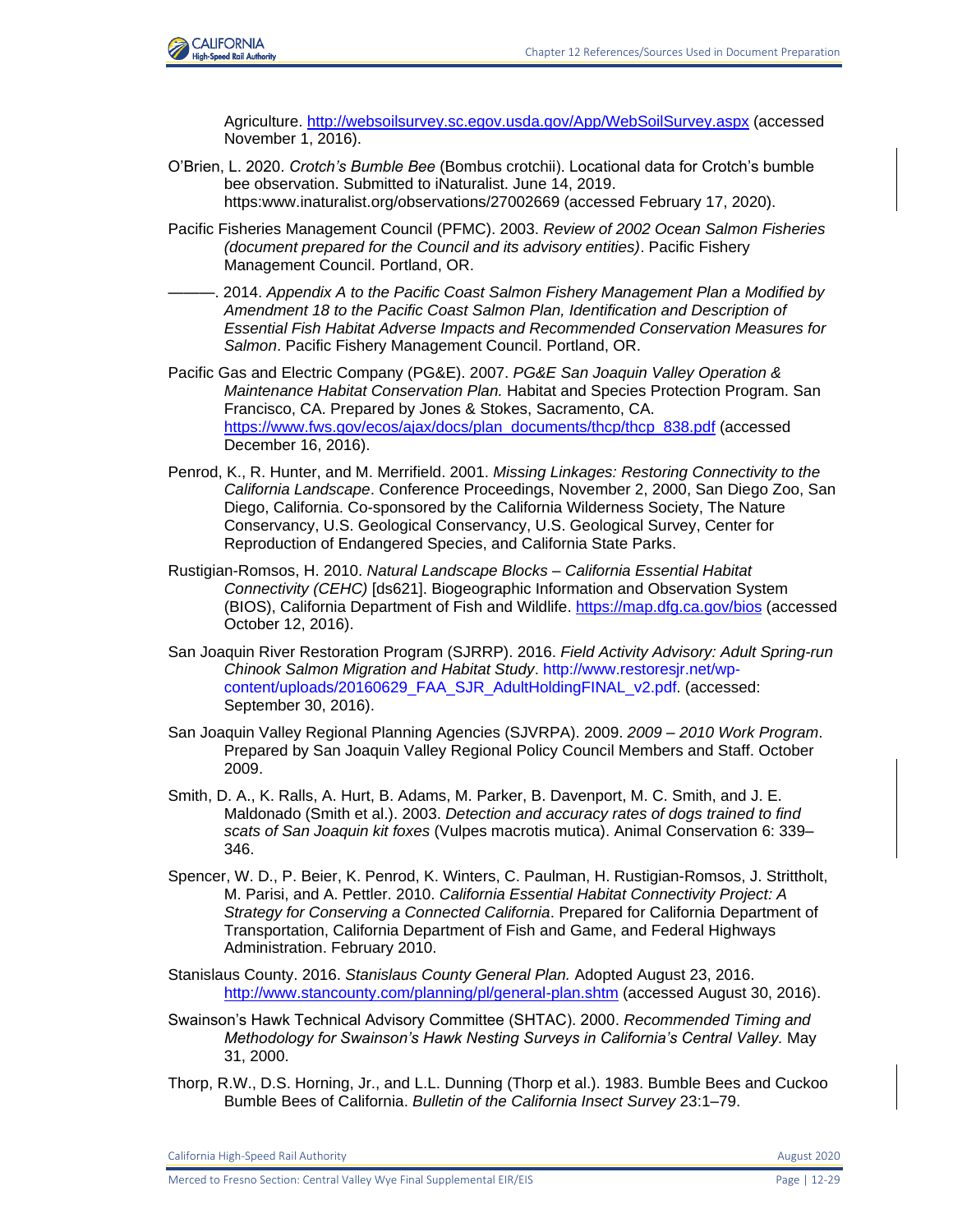Agriculture. http://websoilsurvey.sc.egov.usda.gov/App/WebSoilSurvey.aspx (accessed November 1, 2016).

O'Brien, L. 2020. *Crotch's Bumble Bee* (Bombus crotchii). Locational data for Crotch's bumble bee observation. Submitted to iNaturalist. June 14, 2019. https:www.inaturalist.org/observations/27002669 (accessed February 17, 2020).

Pacific Fisheries Management Council (PFMC). 2003. *Review of 2002 Ocean Salmon Fisheries (document prepared for the Council and its advisory entities)*. Pacific Fishery Management Council. Portland, OR.

———. 2014. *Appendix A to the Pacific Coast Salmon Fishery Management Plan a Modified by Amendment 18 to the Pacific Coast Salmon Plan, Identification and Description of Essential Fish Habitat Adverse Impacts and Recommended Conservation Measures for Salmon*. Pacific Fishery Management Council. Portland, OR.

Pacific Gas and Electric Company (PG&E). 2007. *PG&E San Joaquin Valley Operation & Maintenance Habitat Conservation Plan.* Habitat and Species Protection Program. San Francisco, CA. Prepared by Jones & Stokes, Sacramento, CA. https://www.fws.gov/ecos/ajax/docs/plan_documents/thcp/thcp_838.pdf (accessed December 16, 2016).

Penrod, K., R. Hunter, and M. Merrifield. 2001. *Missing Linkages: Restoring Connectivity to the California Landscape*. Conference Proceedings, November 2, 2000, San Diego Zoo, San Diego, California. Co-sponsored by the California Wilderness Society, The Nature Conservancy, U.S. Geological Conservancy, U.S. Geological Survey, Center for Reproduction of Endangered Species, and California State Parks.

Rustigian-Romsos, H. 2010. *Natural Landscape Blocks – California Essential Habitat Connectivity (CEHC)* [ds621]. Biogeographic Information and Observation System (BIOS), California Department of Fish and Wildlife. https://map.dfg.ca.gov/bios (accessed October 12, 2016).

San Joaquin River Restoration Program (SJRRP). 2016. *Field Activity Advisory: Adult Spring-run Chinook Salmon Migration and Habitat Study*. http://www.restoresjr.net/wp-content/uploads/20160629_FAA_SJR_AdultHoldingFINAL_v2.pdf. (accessed: September 30, 2016).

San Joaquin Valley Regional Planning Agencies (SJVRPA). 2009. *2009 – 2010 Work Program*. Prepared by San Joaquin Valley Regional Policy Council Members and Staff. October 2009.

Smith, D. A., K. Ralls, A. Hurt, B. Adams, M. Parker, B. Davenport, M. C. Smith, and J. E. Maldonado (Smith et al.). 2003. *Detection and accuracy rates of dogs trained to find scats of San Joaquin kit foxes* (Vulpes macrotis mutica). Animal Conservation 6: 339–346.

Spencer, W. D., P. Beier, K. Penrod, K. Winters, C. Paulman, H. Rustigian-Romsos, J. Strittholt, M. Parisi, and A. Pettler. 2010. *California Essential Habitat Connectivity Project: A Strategy for Conserving a Connected California*. Prepared for California Department of Transportation, California Department of Fish and Game, and Federal Highways Administration. February 2010.

Stanislaus County. 2016. *Stanislaus County General Plan.* Adopted August 23, 2016. http://www.stancounty.com/planning/pl/general-plan.shtm (accessed August 30, 2016).

Swainson's Hawk Technical Advisory Committee (SHTAC). 2000. *Recommended Timing and Methodology for Swainson's Hawk Nesting Surveys in California's Central Valley.* May 31, 2000.

Thorp, R.W., D.S. Horning, Jr., and L.L. Dunning (Thorp et al.). 1983. Bumble Bees and Cuckoo Bumble Bees of California. *Bulletin of the California Insect Survey* 23:1–79.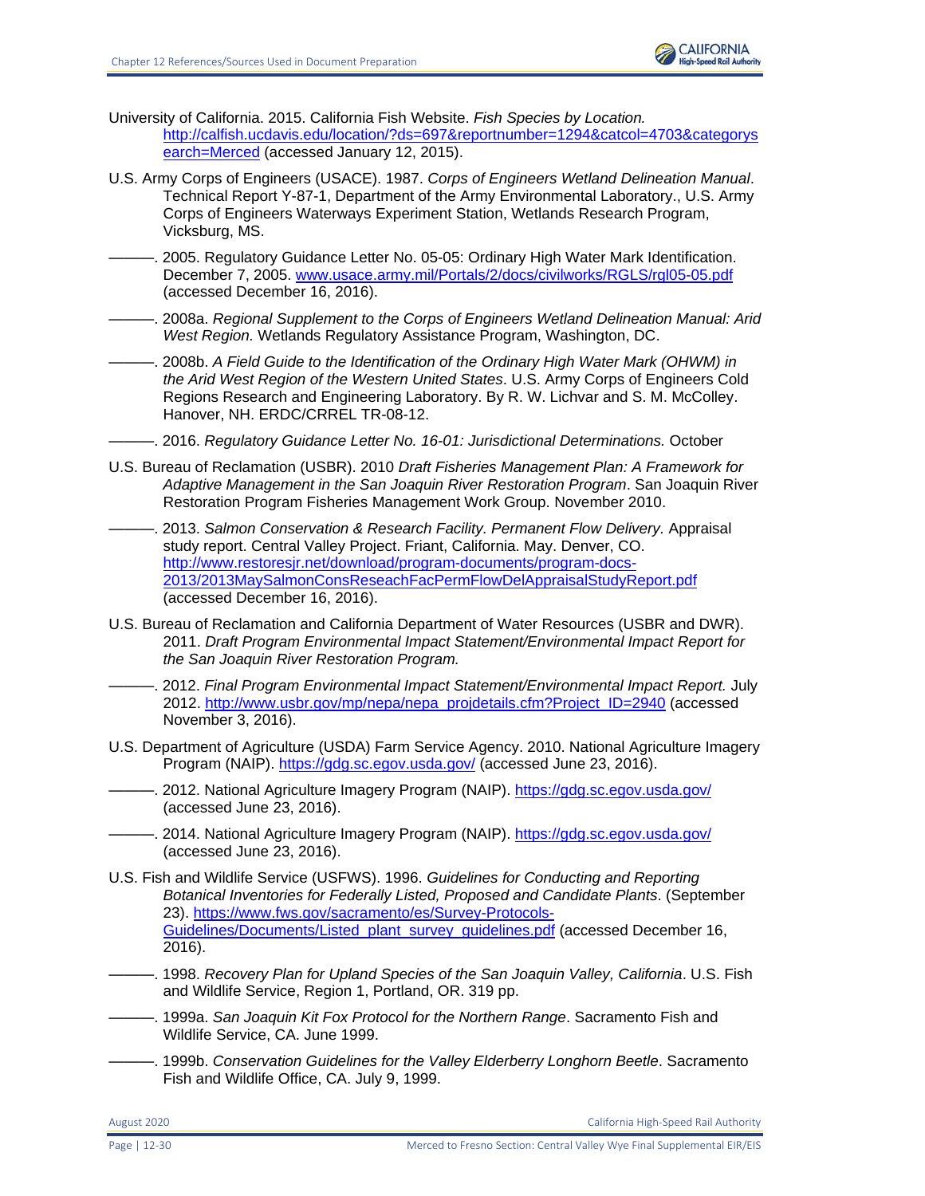University of California. 2015. California Fish Website. *Fish Species by Location.* http://calfish.ucdavis.edu/location/?ds=697&reportnumber=1294&catcol=4703&categorysearch=Merced (accessed January 12, 2015).

U.S. Army Corps of Engineers (USACE). 1987. *Corps of Engineers Wetland Delineation Manual*. Technical Report Y-87-1, Department of the Army Environmental Laboratory., U.S. Army Corps of Engineers Waterways Experiment Station, Wetlands Research Program, Vicksburg, MS.

———. 2005. Regulatory Guidance Letter No. 05-05: Ordinary High Water Mark Identification. December 7, 2005. www.usace.army.mil/Portals/2/docs/civilworks/RGLS/rgl05-05.pdf (accessed December 16, 2016).

———. 2008a. *Regional Supplement to the Corps of Engineers Wetland Delineation Manual: Arid West Region.* Wetlands Regulatory Assistance Program, Washington, DC.

———. 2008b. *A Field Guide to the Identification of the Ordinary High Water Mark (OHWM) in the Arid West Region of the Western United States*. U.S. Army Corps of Engineers Cold Regions Research and Engineering Laboratory. By R. W. Lichvar and S. M. McColley. Hanover, NH. ERDC/CRREL TR-08-12.

———. 2016. *Regulatory Guidance Letter No. 16-01: Jurisdictional Determinations.* October

U.S. Bureau of Reclamation (USBR). 2010 *Draft Fisheries Management Plan: A Framework for Adaptive Management in the San Joaquin River Restoration Program*. San Joaquin River Restoration Program Fisheries Management Work Group. November 2010.

———. 2013. *Salmon Conservation & Research Facility. Permanent Flow Delivery.* Appraisal study report. Central Valley Project. Friant, California. May. Denver, CO. http://www.restoresjr.net/download/program-documents/program-docs-2013/2013MaySalmonConsReseachFacPermFlowDelAppraisalStudyReport.pdf (accessed December 16, 2016).

U.S. Bureau of Reclamation and California Department of Water Resources (USBR and DWR). 2011. *Draft Program Environmental Impact Statement/Environmental Impact Report for the San Joaquin River Restoration Program.*

———. 2012. *Final Program Environmental Impact Statement/Environmental Impact Report.* July 2012. http://www.usbr.gov/mp/nepa/nepa_projdetails.cfm?Project_ID=2940 (accessed November 3, 2016).

U.S. Department of Agriculture (USDA) Farm Service Agency. 2010. National Agriculture Imagery Program (NAIP). https://gdg.sc.egov.usda.gov/ (accessed June 23, 2016).

———. 2012. National Agriculture Imagery Program (NAIP). https://gdg.sc.egov.usda.gov/ (accessed June 23, 2016).

———. 2014. National Agriculture Imagery Program (NAIP). https://gdg.sc.egov.usda.gov/ (accessed June 23, 2016).

U.S. Fish and Wildlife Service (USFWS). 1996. *Guidelines for Conducting and Reporting Botanical Inventories for Federally Listed, Proposed and Candidate Plants*. (September 23). https://www.fws.gov/sacramento/es/Survey-Protocols-Guidelines/Documents/Listed_plant_survey_guidelines.pdf (accessed December 16, 2016).

———. 1998. *Recovery Plan for Upland Species of the San Joaquin Valley, California*. U.S. Fish and Wildlife Service, Region 1, Portland, OR. 319 pp.

———. 1999a. *San Joaquin Kit Fox Protocol for the Northern Range*. Sacramento Fish and Wildlife Service, CA. June 1999.

———. 1999b. *Conservation Guidelines for the Valley Elderberry Longhorn Beetle*. Sacramento Fish and Wildlife Office, CA. July 9, 1999.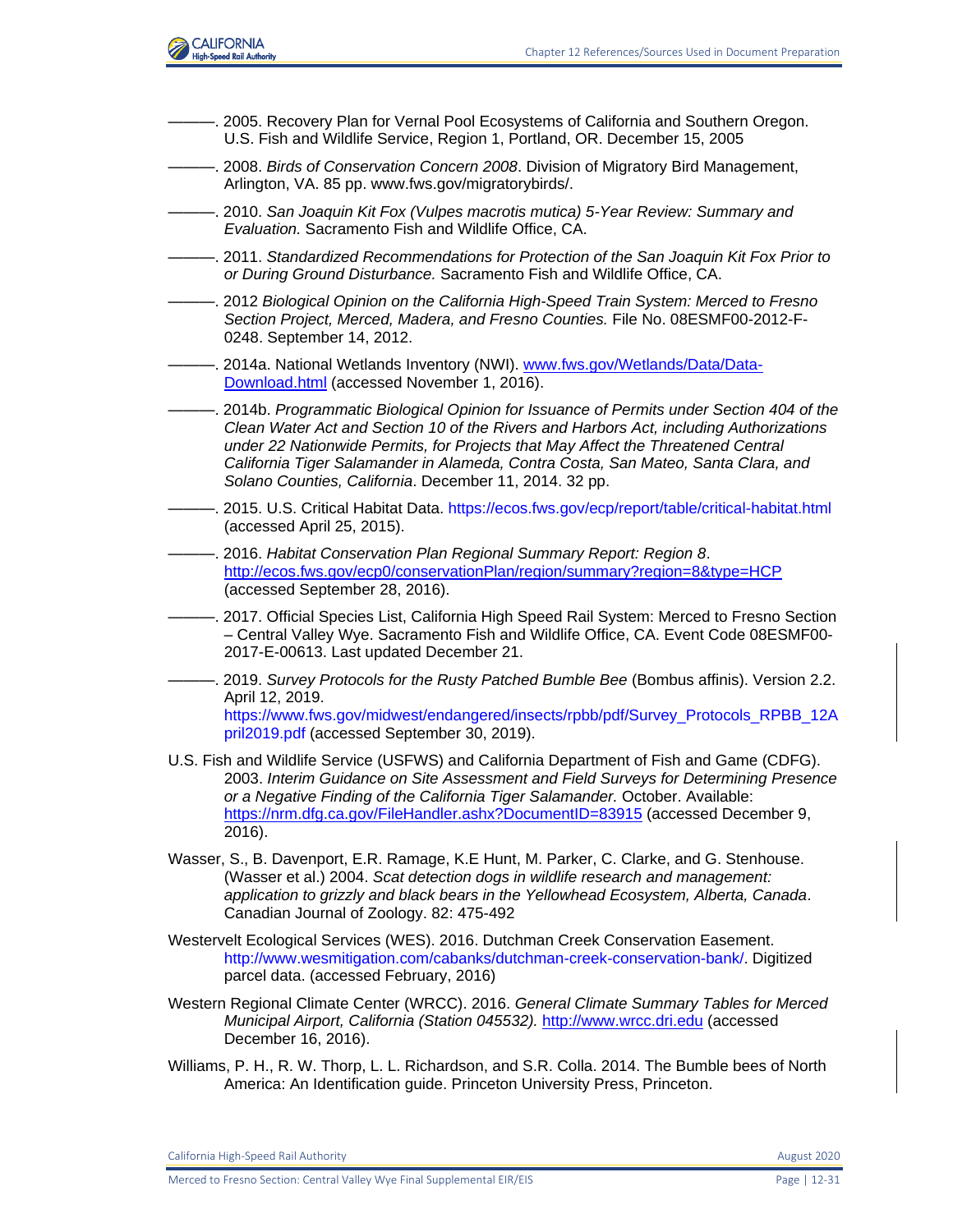———. 2005. Recovery Plan for Vernal Pool Ecosystems of California and Southern Oregon. U.S. Fish and Wildlife Service, Region 1, Portland, OR. December 15, 2005

———. 2008. *Birds of Conservation Concern 2008*. Division of Migratory Bird Management, Arlington, VA. 85 pp. www.fws.gov/migratorybirds/.

———. 2010. *San Joaquin Kit Fox (Vulpes macrotis mutica) 5-Year Review: Summary and Evaluation.* Sacramento Fish and Wildlife Office, CA.

———. 2011. *Standardized Recommendations for Protection of the San Joaquin Kit Fox Prior to or During Ground Disturbance.* Sacramento Fish and Wildlife Office, CA.

———. 2012 *Biological Opinion on the California High-Speed Train System: Merced to Fresno Section Project, Merced, Madera, and Fresno Counties.* File No. 08ESMF00-2012-F-0248. September 14, 2012.

———. 2014a. National Wetlands Inventory (NWI). www.fws.gov/Wetlands/Data/Data-Download.html (accessed November 1, 2016).

———. 2014b. *Programmatic Biological Opinion for Issuance of Permits under Section 404 of the Clean Water Act and Section 10 of the Rivers and Harbors Act, including Authorizations under 22 Nationwide Permits, for Projects that May Affect the Threatened Central California Tiger Salamander in Alameda, Contra Costa, San Mateo, Santa Clara, and Solano Counties, California*. December 11, 2014. 32 pp.

———. 2015. U.S. Critical Habitat Data. https://ecos.fws.gov/ecp/report/table/critical-habitat.html (accessed April 25, 2015).

———. 2016. *Habitat Conservation Plan Regional Summary Report: Region 8*. http://ecos.fws.gov/ecp0/conservationPlan/region/summary?region=8&type=HCP (accessed September 28, 2016).

———. 2017. Official Species List, California High Speed Rail System: Merced to Fresno Section – Central Valley Wye. Sacramento Fish and Wildlife Office, CA. Event Code 08ESMF00-2017-E-00613. Last updated December 21.

———. 2019. *Survey Protocols for the Rusty Patched Bumble Bee* (Bombus affinis). Version 2.2. April 12, 2019. https://www.fws.gov/midwest/endangered/insects/rpbb/pdf/Survey_Protocols_RPBB_12April2019.pdf (accessed September 30, 2019).

U.S. Fish and Wildlife Service (USFWS) and California Department of Fish and Game (CDFG). 2003. *Interim Guidance on Site Assessment and Field Surveys for Determining Presence or a Negative Finding of the California Tiger Salamander.* October. Available: https://nrm.dfg.ca.gov/FileHandler.ashx?DocumentID=83915 (accessed December 9, 2016).

Wasser, S., B. Davenport, E.R. Ramage, K.E Hunt, M. Parker, C. Clarke, and G. Stenhouse. (Wasser et al.) 2004. *Scat detection dogs in wildlife research and management: application to grizzly and black bears in the Yellowhead Ecosystem, Alberta, Canada*. Canadian Journal of Zoology. 82: 475-492

Westervelt Ecological Services (WES). 2016. Dutchman Creek Conservation Easement. http://www.wesmitigation.com/cabanks/dutchman-creek-conservation-bank/. Digitized parcel data. (accessed February, 2016)

Western Regional Climate Center (WRCC). 2016. *General Climate Summary Tables for Merced Municipal Airport, California (Station 045532).* http://www.wrcc.dri.edu (accessed December 16, 2016).

Williams, P. H., R. W. Thorp, L. L. Richardson, and S.R. Colla. 2014. The Bumble bees of North America: An Identification guide. Princeton University Press, Princeton.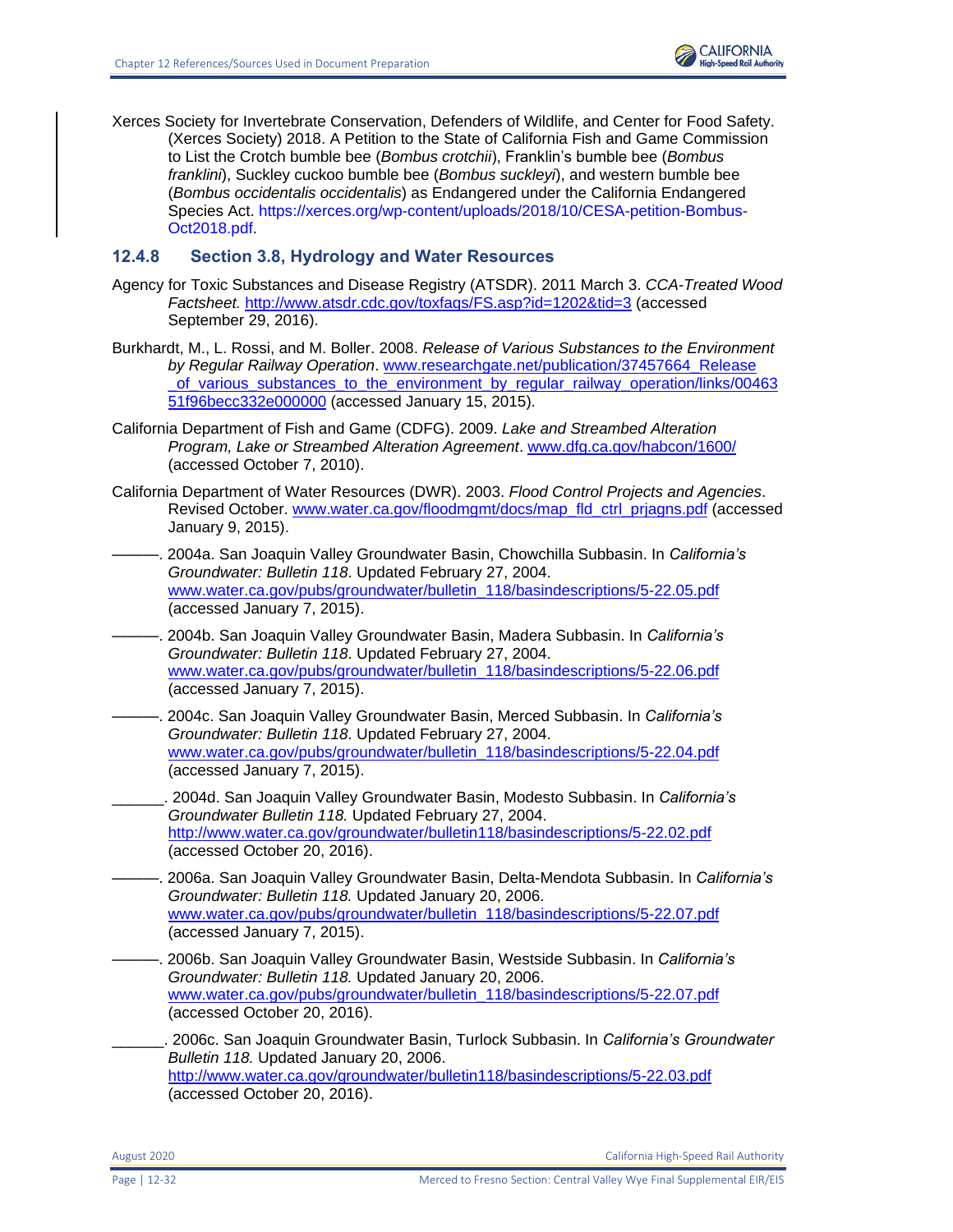Xerces Society for Invertebrate Conservation, Defenders of Wildlife, and Center for Food Safety. (Xerces Society) 2018. A Petition to the State of California Fish and Game Commission to List the Crotch bumble bee (*Bombus crotchii*), Franklin's bumble bee (*Bombus franklini*), Suckley cuckoo bumble bee (*Bombus suckleyi*), and western bumble bee (*Bombus occidentalis occidentalis*) as Endangered under the California Endangered Species Act. https://xerces.org/wp-content/uploads/2018/10/CESA-petition-Bombus-Oct2018.pdf.

### 12.4.8 Section 3.8, Hydrology and Water Resources

Agency for Toxic Substances and Disease Registry (ATSDR). 2011 March 3. *CCA-Treated Wood Factsheet.* http://www.atsdr.cdc.gov/toxfaqs/FS.asp?id=1202&tid=3 (accessed September 29, 2016).

Burkhardt, M., L. Rossi, and M. Boller. 2008. *Release of Various Substances to the Environment by Regular Railway Operation*. www.researchgate.net/publication/37457664_Release_of_various_substances_to_the_environment_by_regular_railway_operation/links/0046351f96becc332e000000 (accessed January 15, 2015).

California Department of Fish and Game (CDFG). 2009. *Lake and Streambed Alteration Program, Lake or Streambed Alteration Agreement*. www.dfg.ca.gov/habcon/1600/ (accessed October 7, 2010).

California Department of Water Resources (DWR). 2003. *Flood Control Projects and Agencies*. Revised October. www.water.ca.gov/floodmgmt/docs/map_fld_ctrl_prjagns.pdf (accessed January 9, 2015).

———. 2004a. San Joaquin Valley Groundwater Basin, Chowchilla Subbasin. In *California's Groundwater: Bulletin 118*. Updated February 27, 2004. www.water.ca.gov/pubs/groundwater/bulletin_118/basindescriptions/5-22.05.pdf (accessed January 7, 2015).

———. 2004b. San Joaquin Valley Groundwater Basin, Madera Subbasin. In *California's Groundwater: Bulletin 118*. Updated February 27, 2004. www.water.ca.gov/pubs/groundwater/bulletin_118/basindescriptions/5-22.06.pdf (accessed January 7, 2015).

———. 2004c. San Joaquin Valley Groundwater Basin, Merced Subbasin. In *California's Groundwater: Bulletin 118*. Updated February 27, 2004. www.water.ca.gov/pubs/groundwater/bulletin_118/basindescriptions/5-22.04.pdf (accessed January 7, 2015).

______. 2004d. San Joaquin Valley Groundwater Basin, Modesto Subbasin. In *California's Groundwater Bulletin 118.* Updated February 27, 2004. http://www.water.ca.gov/groundwater/bulletin118/basindescriptions/5-22.02.pdf (accessed October 20, 2016).

———. 2006a. San Joaquin Valley Groundwater Basin, Delta-Mendota Subbasin. In *California's Groundwater: Bulletin 118.* Updated January 20, 2006. www.water.ca.gov/pubs/groundwater/bulletin_118/basindescriptions/5-22.07.pdf (accessed January 7, 2015).

———. 2006b. San Joaquin Valley Groundwater Basin, Westside Subbasin. In *California's Groundwater: Bulletin 118.* Updated January 20, 2006. www.water.ca.gov/pubs/groundwater/bulletin_118/basindescriptions/5-22.07.pdf (accessed October 20, 2016).

______. 2006c. San Joaquin Groundwater Basin, Turlock Subbasin. In *California's Groundwater Bulletin 118.* Updated January 20, 2006. http://www.water.ca.gov/groundwater/bulletin118/basindescriptions/5-22.03.pdf (accessed October 20, 2016).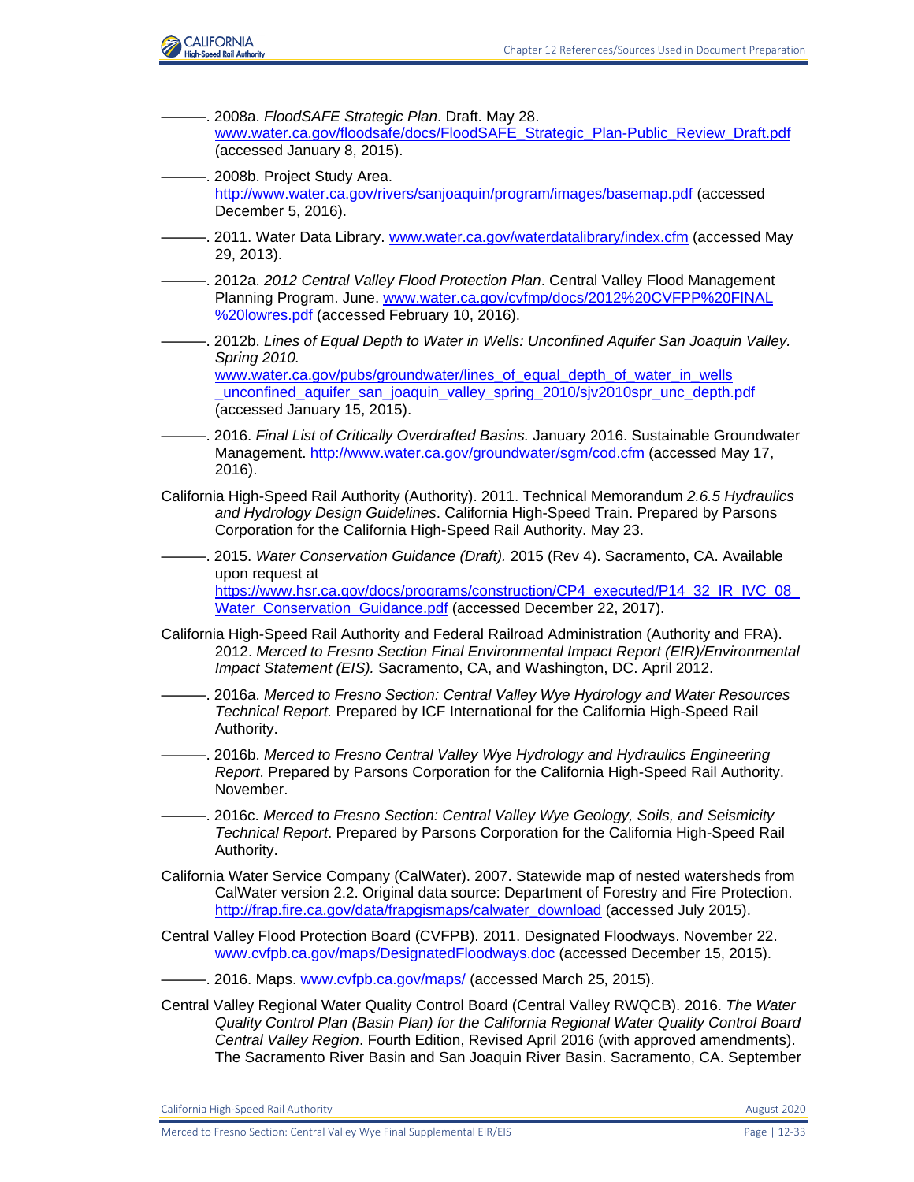———. 2008a. *FloodSAFE Strategic Plan*. Draft. May 28. www.water.ca.gov/floodsafe/docs/FloodSAFE_Strategic_Plan-Public_Review_Draft.pdf (accessed January 8, 2015).

———. 2008b. Project Study Area. http://www.water.ca.gov/rivers/sanjoaquin/program/images/basemap.pdf (accessed December 5, 2016).

———. 2011. Water Data Library. www.water.ca.gov/waterdatalibrary/index.cfm (accessed May 29, 2013).

———. 2012a. *2012 Central Valley Flood Protection Plan*. Central Valley Flood Management Planning Program. June. www.water.ca.gov/cvfmp/docs/2012%20CVFPP%20FINAL%20lowres.pdf (accessed February 10, 2016).

———. 2012b. *Lines of Equal Depth to Water in Wells: Unconfined Aquifer San Joaquin Valley. Spring 2010.* www.water.ca.gov/pubs/groundwater/lines_of_equal_depth_of_water_in_wells_unconfined_aquifer_san_joaquin_valley_spring_2010/sjv2010spr_unc_depth.pdf (accessed January 15, 2015).

———. 2016. *Final List of Critically Overdrafted Basins.* January 2016. Sustainable Groundwater Management. http://www.water.ca.gov/groundwater/sgm/cod.cfm (accessed May 17, 2016).

California High-Speed Rail Authority (Authority). 2011. Technical Memorandum *2.6.5 Hydraulics and Hydrology Design Guidelines*. California High-Speed Train. Prepared by Parsons Corporation for the California High-Speed Rail Authority. May 23.

———. 2015. *Water Conservation Guidance (Draft).* 2015 (Rev 4). Sacramento, CA. Available upon request at https://www.hsr.ca.gov/docs/programs/construction/CP4_executed/P14_32_IR_IVC_08_Water_Conservation_Guidance.pdf (accessed December 22, 2017).

California High-Speed Rail Authority and Federal Railroad Administration (Authority and FRA). 2012. *Merced to Fresno Section Final Environmental Impact Report (EIR)/Environmental Impact Statement (EIS).* Sacramento, CA, and Washington, DC. April 2012.

———. 2016a. *Merced to Fresno Section: Central Valley Wye Hydrology and Water Resources Technical Report.* Prepared by ICF International for the California High-Speed Rail Authority.

———. 2016b. *Merced to Fresno Central Valley Wye Hydrology and Hydraulics Engineering Report*. Prepared by Parsons Corporation for the California High-Speed Rail Authority. November.

———. 2016c. *Merced to Fresno Section: Central Valley Wye Geology, Soils, and Seismicity Technical Report*. Prepared by Parsons Corporation for the California High-Speed Rail Authority.

California Water Service Company (CalWater). 2007. Statewide map of nested watersheds from CalWater version 2.2. Original data source: Department of Forestry and Fire Protection. http://frap.fire.ca.gov/data/frapgismaps/calwater_download (accessed July 2015).

Central Valley Flood Protection Board (CVFPB). 2011. Designated Floodways. November 22. www.cvfpb.ca.gov/maps/DesignatedFloodways.doc (accessed December 15, 2015).

———. 2016. Maps. www.cvfpb.ca.gov/maps/ (accessed March 25, 2015).

Central Valley Regional Water Quality Control Board (Central Valley RWQCB). 2016. *The Water Quality Control Plan (Basin Plan) for the California Regional Water Quality Control Board Central Valley Region*. Fourth Edition, Revised April 2016 (with approved amendments). The Sacramento River Basin and San Joaquin River Basin. Sacramento, CA. September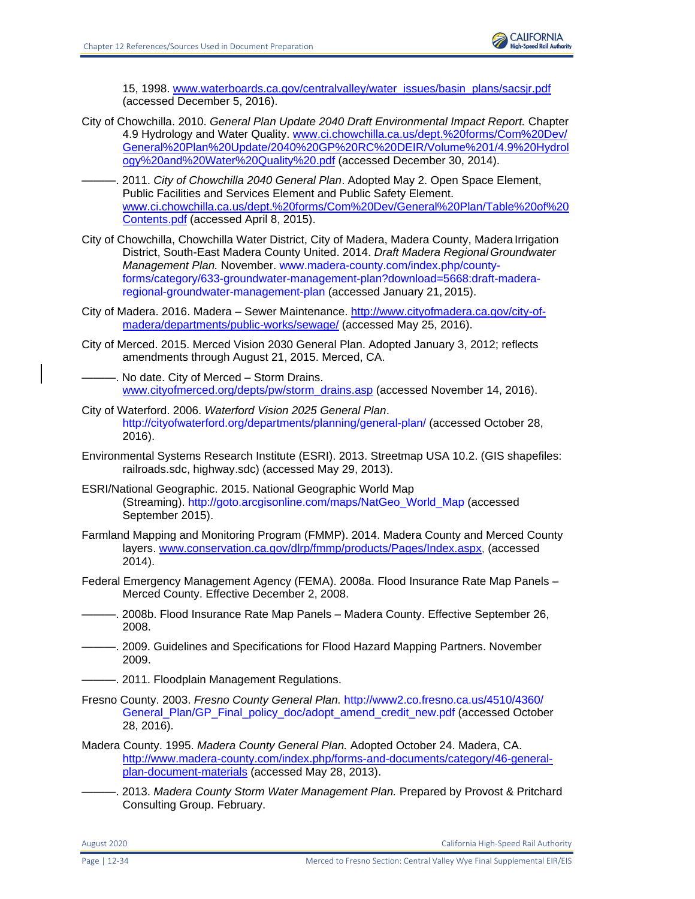15, 1998. www.waterboards.ca.gov/centralvalley/water_issues/basin_plans/sacsjr.pdf (accessed December 5, 2016).

City of Chowchilla. 2010. *General Plan Update 2040 Draft Environmental Impact Report.* Chapter 4.9 Hydrology and Water Quality. www.ci.chowchilla.ca.us/dept.%20forms/Com%20Dev/General%20Plan%20Update/2040%20GP%20RC%20DEIR/Volume%201/4.9%20Hydrology%20and%20Water%20Quality%20.pdf (accessed December 30, 2014).

———. 2011. *City of Chowchilla 2040 General Plan*. Adopted May 2. Open Space Element, Public Facilities and Services Element and Public Safety Element. www.ci.chowchilla.ca.us/dept.%20forms/Com%20Dev/General%20Plan/Table%20of%20Contents.pdf (accessed April 8, 2015).

City of Chowchilla, Chowchilla Water District, City of Madera, Madera County, Madera Irrigation District, South-East Madera County United. 2014. *Draft Madera Regional Groundwater Management Plan.* November. www.madera-county.com/index.php/county-forms/category/633-groundwater-management-plan?download=5668:draft-madera-regional-groundwater-management-plan (accessed January 21, 2015).

City of Madera. 2016. Madera – Sewer Maintenance. http://www.cityofmadera.ca.gov/city-of-madera/departments/public-works/sewage/ (accessed May 25, 2016).

City of Merced. 2015. Merced Vision 2030 General Plan. Adopted January 3, 2012; reflects amendments through August 21, 2015. Merced, CA.

———. No date. City of Merced – Storm Drains. www.cityofmerced.org/depts/pw/storm_drains.asp (accessed November 14, 2016).

City of Waterford. 2006. *Waterford Vision 2025 General Plan*. http://cityofwaterford.org/departments/planning/general-plan/ (accessed October 28, 2016).

Environmental Systems Research Institute (ESRI). 2013. Streetmap USA 10.2. (GIS shapefiles: railroads.sdc, highway.sdc) (accessed May 29, 2013).

ESRI/National Geographic. 2015. National Geographic World Map (Streaming). http://goto.arcgisonline.com/maps/NatGeo_World_Map (accessed September 2015).

Farmland Mapping and Monitoring Program (FMMP). 2014. Madera County and Merced County layers. www.conservation.ca.gov/dlrp/fmmp/products/Pages/Index.aspx, (accessed 2014).

Federal Emergency Management Agency (FEMA). 2008a. Flood Insurance Rate Map Panels – Merced County. Effective December 2, 2008.

———. 2008b. Flood Insurance Rate Map Panels – Madera County. Effective September 26, 2008.

———. 2009. Guidelines and Specifications for Flood Hazard Mapping Partners. November 2009.

———. 2011. Floodplain Management Regulations.

Fresno County. 2003. *Fresno County General Plan.* http://www2.co.fresno.ca.us/4510/4360/General_Plan/GP_Final_policy_doc/adopt_amend_credit_new.pdf (accessed October 28, 2016).

Madera County. 1995. *Madera County General Plan.* Adopted October 24. Madera, CA. http://www.madera-county.com/index.php/forms-and-documents/category/46-general-plan-document-materials (accessed May 28, 2013).

———. 2013. *Madera County Storm Water Management Plan.* Prepared by Provost & Pritchard Consulting Group. February.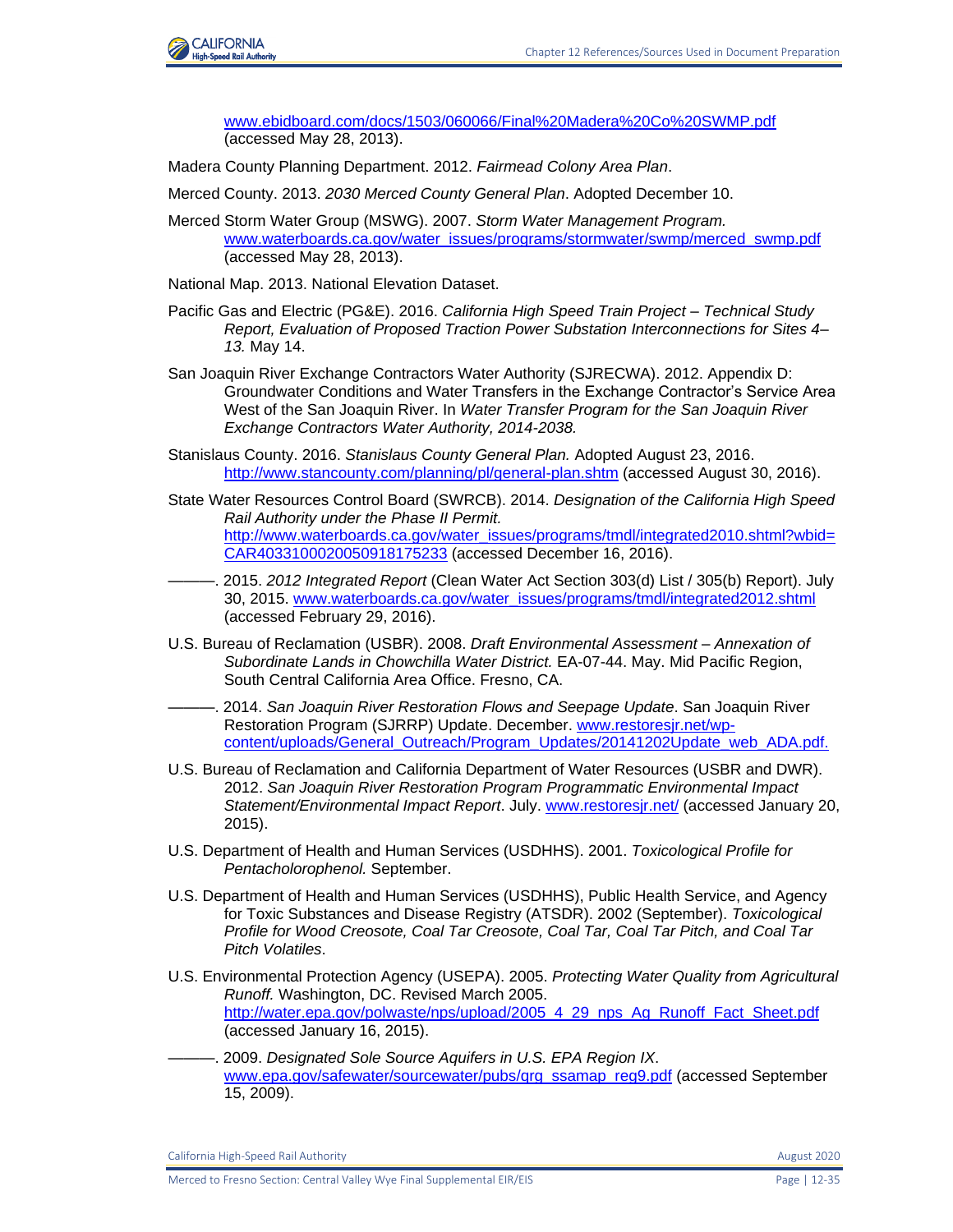www.ebidboard.com/docs/1503/060066/Final%20Madera%20Co%20SWMP.pdf (accessed May 28, 2013).

Madera County Planning Department. 2012. *Fairmead Colony Area Plan*.

Merced County. 2013. *2030 Merced County General Plan*. Adopted December 10.

Merced Storm Water Group (MSWG). 2007. *Storm Water Management Program.* www.waterboards.ca.gov/water_issues/programs/stormwater/swmp/merced_swmp.pdf (accessed May 28, 2013).

National Map. 2013. National Elevation Dataset.

Pacific Gas and Electric (PG&E). 2016. *California High Speed Train Project – Technical Study Report, Evaluation of Proposed Traction Power Substation Interconnections for Sites 4–13.* May 14.

San Joaquin River Exchange Contractors Water Authority (SJRECWA). 2012. Appendix D: Groundwater Conditions and Water Transfers in the Exchange Contractor's Service Area West of the San Joaquin River. In *Water Transfer Program for the San Joaquin River Exchange Contractors Water Authority, 2014-2038.*

Stanislaus County. 2016. *Stanislaus County General Plan.* Adopted August 23, 2016. http://www.stancounty.com/planning/pl/general-plan.shtm (accessed August 30, 2016).

State Water Resources Control Board (SWRCB). 2014. *Designation of the California High Speed Rail Authority under the Phase II Permit.* http://www.waterboards.ca.gov/water_issues/programs/tmdl/integrated2010.shtml?wbid=CAR4033100020050918175233 (accessed December 16, 2016).

———. 2015. *2012 Integrated Report* (Clean Water Act Section 303(d) List / 305(b) Report). July 30, 2015. www.waterboards.ca.gov/water_issues/programs/tmdl/integrated2012.shtml (accessed February 29, 2016).

U.S. Bureau of Reclamation (USBR). 2008. *Draft Environmental Assessment – Annexation of Subordinate Lands in Chowchilla Water District.* EA-07-44. May. Mid Pacific Region, South Central California Area Office. Fresno, CA.

———. 2014. *San Joaquin River Restoration Flows and Seepage Update*. San Joaquin River Restoration Program (SJRRP) Update. December. www.restoresjr.net/wp-content/uploads/General_Outreach/Program_Updates/20141202Update_web_ADA.pdf.

U.S. Bureau of Reclamation and California Department of Water Resources (USBR and DWR). 2012. *San Joaquin River Restoration Program Programmatic Environmental Impact Statement/Environmental Impact Report*. July. www.restoresjr.net/ (accessed January 20, 2015).

U.S. Department of Health and Human Services (USDHHS). 2001. *Toxicological Profile for Pentacholorophenol.* September.

U.S. Department of Health and Human Services (USDHHS), Public Health Service, and Agency for Toxic Substances and Disease Registry (ATSDR). 2002 (September). *Toxicological Profile for Wood Creosote, Coal Tar Creosote, Coal Tar, Coal Tar Pitch, and Coal Tar Pitch Volatiles*.

U.S. Environmental Protection Agency (USEPA). 2005. *Protecting Water Quality from Agricultural Runoff.* Washington, DC. Revised March 2005. http://water.epa.gov/polwaste/nps/upload/2005_4_29_nps_Ag_Runoff_Fact_Sheet.pdf (accessed January 16, 2015).

———. 2009. *Designated Sole Source Aquifers in U.S. EPA Region IX*. www.epa.gov/safewater/sourcewater/pubs/qrg_ssamap_reg9.pdf (accessed September 15, 2009).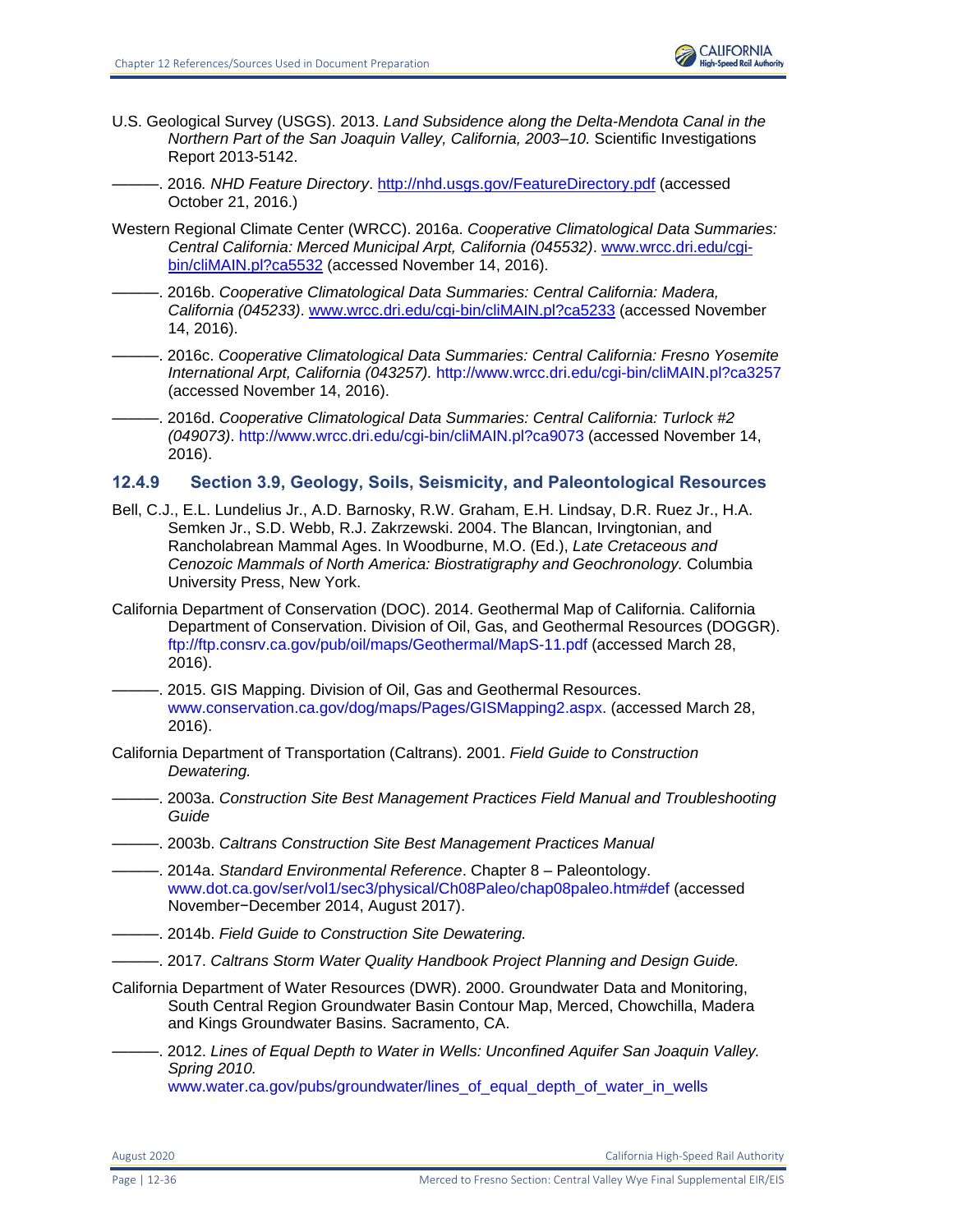U.S. Geological Survey (USGS). 2013. *Land Subsidence along the Delta-Mendota Canal in the Northern Part of the San Joaquin Valley, California, 2003–10.* Scientific Investigations Report 2013-5142.

———. 2016. *NHD Feature Directory*. http://nhd.usgs.gov/FeatureDirectory.pdf (accessed October 21, 2016.)

Western Regional Climate Center (WRCC). 2016a. *Cooperative Climatological Data Summaries: Central California: Merced Municipal Arpt, California (045532)*. www.wrcc.dri.edu/cgi-bin/cliMAIN.pl?ca5532 (accessed November 14, 2016).

———. 2016b. *Cooperative Climatological Data Summaries: Central California: Madera, California (045233)*. www.wrcc.dri.edu/cgi-bin/cliMAIN.pl?ca5233 (accessed November 14, 2016).

———. 2016c. *Cooperative Climatological Data Summaries: Central California: Fresno Yosemite International Arpt, California (043257).* http://www.wrcc.dri.edu/cgi-bin/cliMAIN.pl?ca3257 (accessed November 14, 2016).

———. 2016d. *Cooperative Climatological Data Summaries: Central California: Turlock #2 (049073)*. http://www.wrcc.dri.edu/cgi-bin/cliMAIN.pl?ca9073 (accessed November 14, 2016).

### 12.4.9 Section 3.9, Geology, Soils, Seismicity, and Paleontological Resources

Bell, C.J., E.L. Lundelius Jr., A.D. Barnosky, R.W. Graham, E.H. Lindsay, D.R. Ruez Jr., H.A. Semken Jr., S.D. Webb, R.J. Zakrzewski. 2004. The Blancan, Irvingtonian, and Rancholabrean Mammal Ages. In Woodburne, M.O. (Ed.), *Late Cretaceous and Cenozoic Mammals of North America: Biostratigraphy and Geochronology.* Columbia University Press, New York.

California Department of Conservation (DOC). 2014. Geothermal Map of California. California Department of Conservation. Division of Oil, Gas, and Geothermal Resources (DOGGR). ftp://ftp.consrv.ca.gov/pub/oil/maps/Geothermal/MapS-11.pdf (accessed March 28, 2016).

———. 2015. GIS Mapping. Division of Oil, Gas and Geothermal Resources. www.conservation.ca.gov/dog/maps/Pages/GISMapping2.aspx. (accessed March 28, 2016).

California Department of Transportation (Caltrans). 2001. *Field Guide to Construction Dewatering.*

———. 2003a. *Construction Site Best Management Practices Field Manual and Troubleshooting Guide*

———. 2003b. *Caltrans Construction Site Best Management Practices Manual*

———. 2014a. *Standard Environmental Reference*. Chapter 8 – Paleontology. www.dot.ca.gov/ser/vol1/sec3/physical/Ch08Paleo/chap08paleo.htm#def (accessed November−December 2014, August 2017).

———. 2014b. *Field Guide to Construction Site Dewatering.*

———. 2017. *Caltrans Storm Water Quality Handbook Project Planning and Design Guide.*

California Department of Water Resources (DWR). 2000. Groundwater Data and Monitoring, South Central Region Groundwater Basin Contour Map, Merced, Chowchilla, Madera and Kings Groundwater Basins. Sacramento, CA.

———. 2012. *Lines of Equal Depth to Water in Wells: Unconfined Aquifer San Joaquin Valley. Spring 2010.* www.water.ca.gov/pubs/groundwater/lines_of_equal_depth_of_water_in_wells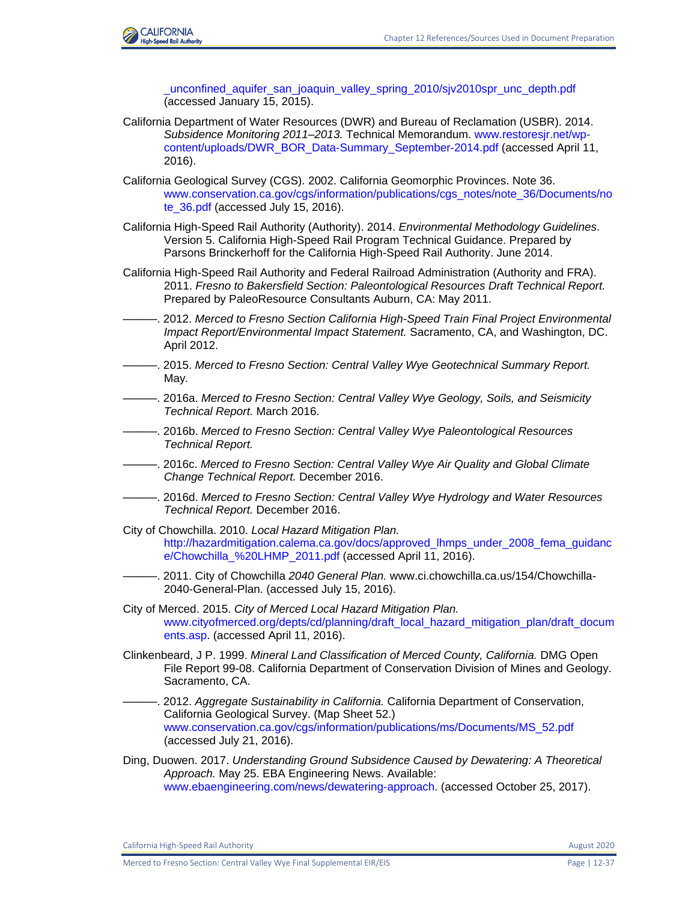_unconfined_aquifer_san_joaquin_valley_spring_2010/sjv2010spr_unc_depth.pdf (accessed January 15, 2015).

California Department of Water Resources (DWR) and Bureau of Reclamation (USBR). 2014. *Subsidence Monitoring 2011–2013.* Technical Memorandum. www.restoresjr.net/wp-content/uploads/DWR_BOR_Data-Summary_September-2014.pdf (accessed April 11, 2016).

California Geological Survey (CGS). 2002. California Geomorphic Provinces. Note 36. www.conservation.ca.gov/cgs/information/publications/cgs_notes/note_36/Documents/note_36.pdf (accessed July 15, 2016).

California High-Speed Rail Authority (Authority). 2014. *Environmental Methodology Guidelines*. Version 5. California High-Speed Rail Program Technical Guidance. Prepared by Parsons Brinckerhoff for the California High-Speed Rail Authority. June 2014.

California High-Speed Rail Authority and Federal Railroad Administration (Authority and FRA). 2011. *Fresno to Bakersfield Section: Paleontological Resources Draft Technical Report.* Prepared by PaleoResource Consultants Auburn, CA: May 2011.

———. 2012. *Merced to Fresno Section California High-Speed Train Final Project Environmental Impact Report/Environmental Impact Statement.* Sacramento, CA, and Washington, DC. April 2012.

———. 2015. *Merced to Fresno Section: Central Valley Wye Geotechnical Summary Report.* May.

———. 2016a. *Merced to Fresno Section: Central Valley Wye Geology, Soils, and Seismicity Technical Report.* March 2016.

———. 2016b. *Merced to Fresno Section: Central Valley Wye Paleontological Resources Technical Report.*

———. 2016c. *Merced to Fresno Section: Central Valley Wye Air Quality and Global Climate Change Technical Report.* December 2016.

———. 2016d. *Merced to Fresno Section: Central Valley Wye Hydrology and Water Resources Technical Report.* December 2016.

City of Chowchilla. 2010. *Local Hazard Mitigation Plan.* http://hazardmitigation.calema.ca.gov/docs/approved_lhmps_under_2008_fema_guidance/Chowchilla_%20LHMP_2011.pdf (accessed April 11, 2016).

———. 2011. City of Chowchilla *2040 General Plan.* www.ci.chowchilla.ca.us/154/Chowchilla-2040-General-Plan. (accessed July 15, 2016).

City of Merced. 2015. *City of Merced Local Hazard Mitigation Plan.* www.cityofmerced.org/depts/cd/planning/draft_local_hazard_mitigation_plan/draft_documents.asp. (accessed April 11, 2016).

Clinkenbeard, J P. 1999. *Mineral Land Classification of Merced County, California.* DMG Open File Report 99-08. California Department of Conservation Division of Mines and Geology. Sacramento, CA.

———. 2012. *Aggregate Sustainability in California.* California Department of Conservation, California Geological Survey. (Map Sheet 52.) www.conservation.ca.gov/cgs/information/publications/ms/Documents/MS_52.pdf (accessed July 21, 2016).

Ding, Duowen. 2017. *Understanding Ground Subsidence Caused by Dewatering: A Theoretical Approach.* May 25. EBA Engineering News. Available: www.ebaengineering.com/news/dewatering-approach. (accessed October 25, 2017).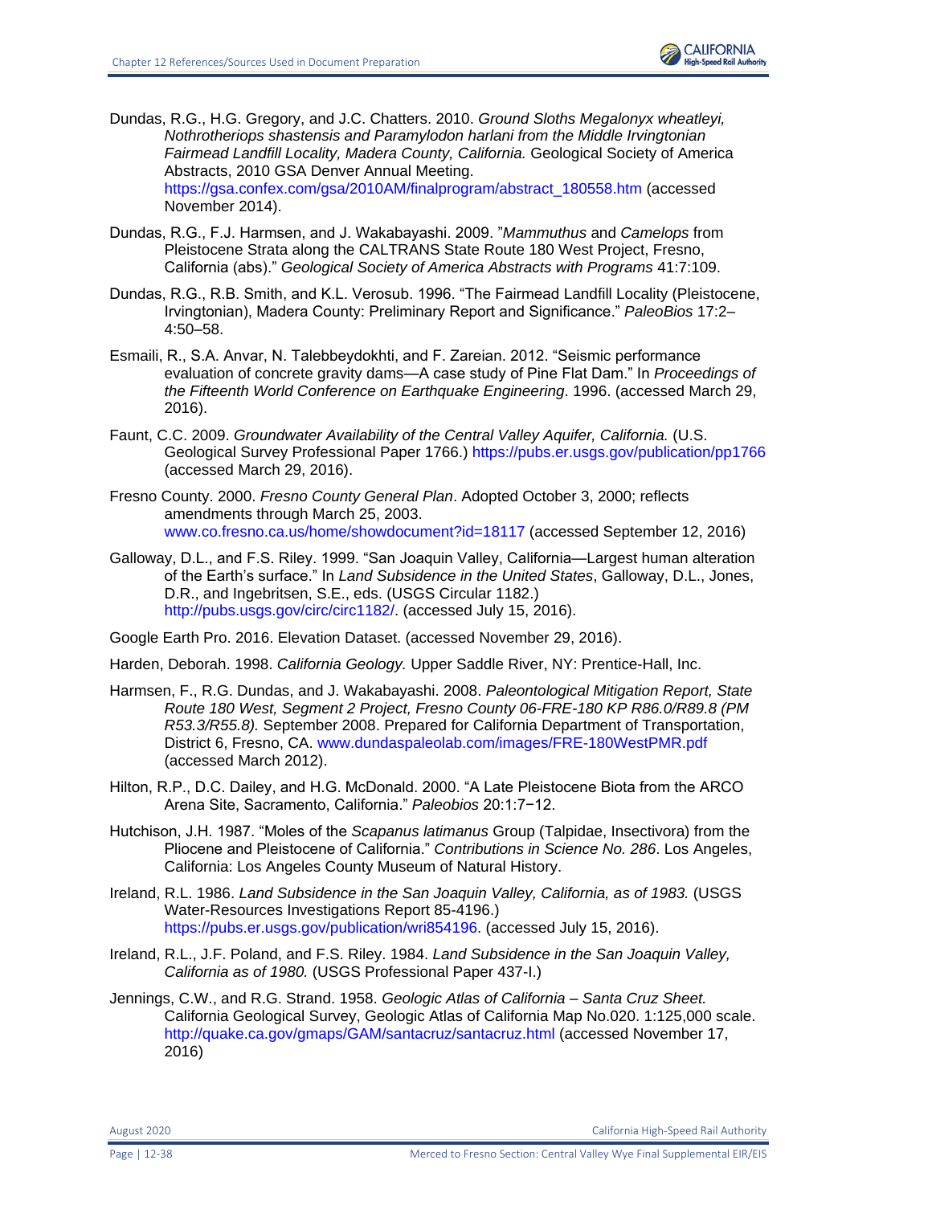Dundas, R.G., H.G. Gregory, and J.C. Chatters. 2010. *Ground Sloths Megalonyx wheatleyi, Nothrotheriops shastensis and Paramylodon harlani from the Middle Irvingtonian Fairmead Landfill Locality, Madera County, California.* Geological Society of America Abstracts, 2010 GSA Denver Annual Meeting. https://gsa.confex.com/gsa/2010AM/finalprogram/abstract_180558.htm (accessed November 2014).

Dundas, R.G., F.J. Harmsen, and J. Wakabayashi. 2009. "*Mammuthus* and *Camelops* from Pleistocene Strata along the CALTRANS State Route 180 West Project, Fresno, California (abs)." *Geological Society of America Abstracts with Programs* 41:7:109.

Dundas, R.G., R.B. Smith, and K.L. Verosub. 1996. "The Fairmead Landfill Locality (Pleistocene, Irvingtonian), Madera County: Preliminary Report and Significance." *PaleoBios* 17:2–4:50–58.

Esmaili, R., S.A. Anvar, N. Talebbeydokhti, and F. Zareian. 2012. "Seismic performance evaluation of concrete gravity dams—A case study of Pine Flat Dam." In *Proceedings of the Fifteenth World Conference on Earthquake Engineering*. 1996. (accessed March 29, 2016).

Faunt, C.C. 2009. *Groundwater Availability of the Central Valley Aquifer, California.* (U.S. Geological Survey Professional Paper 1766.) https://pubs.er.usgs.gov/publication/pp1766 (accessed March 29, 2016).

Fresno County. 2000. *Fresno County General Plan*. Adopted October 3, 2000; reflects amendments through March 25, 2003. www.co.fresno.ca.us/home/showdocument?id=18117 (accessed September 12, 2016)

Galloway, D.L., and F.S. Riley. 1999. "San Joaquin Valley, California—Largest human alteration of the Earth's surface." In *Land Subsidence in the United States*, Galloway, D.L., Jones, D.R., and Ingebritsen, S.E., eds. (USGS Circular 1182.) http://pubs.usgs.gov/circ/circ1182/. (accessed July 15, 2016).

Google Earth Pro. 2016. Elevation Dataset. (accessed November 29, 2016).

Harden, Deborah. 1998. *California Geology.* Upper Saddle River, NY: Prentice-Hall, Inc.

Harmsen, F., R.G. Dundas, and J. Wakabayashi. 2008. *Paleontological Mitigation Report, State Route 180 West, Segment 2 Project, Fresno County 06-FRE-180 KP R86.0/R89.8 (PM R53.3/R55.8).* September 2008. Prepared for California Department of Transportation, District 6, Fresno, CA. www.dundaspaleolab.com/images/FRE-180WestPMR.pdf (accessed March 2012).

Hilton, R.P., D.C. Dailey, and H.G. McDonald. 2000. "A Late Pleistocene Biota from the ARCO Arena Site, Sacramento, California." *Paleobios* 20:1:7−12.

Hutchison, J.H. 1987. "Moles of the *Scapanus latimanus* Group (Talpidae, Insectivora) from the Pliocene and Pleistocene of California." *Contributions in Science No. 286*. Los Angeles, California: Los Angeles County Museum of Natural History.

Ireland, R.L. 1986. *Land Subsidence in the San Joaquin Valley, California, as of 1983.* (USGS Water-Resources Investigations Report 85-4196.) https://pubs.er.usgs.gov/publication/wri854196. (accessed July 15, 2016).

Ireland, R.L., J.F. Poland, and F.S. Riley. 1984. *Land Subsidence in the San Joaquin Valley, California as of 1980.* (USGS Professional Paper 437-I.)

Jennings, C.W., and R.G. Strand. 1958. *Geologic Atlas of California – Santa Cruz Sheet.* California Geological Survey, Geologic Atlas of California Map No.020. 1:125,000 scale. http://quake.ca.gov/gmaps/GAM/santacruz/santacruz.html (accessed November 17, 2016)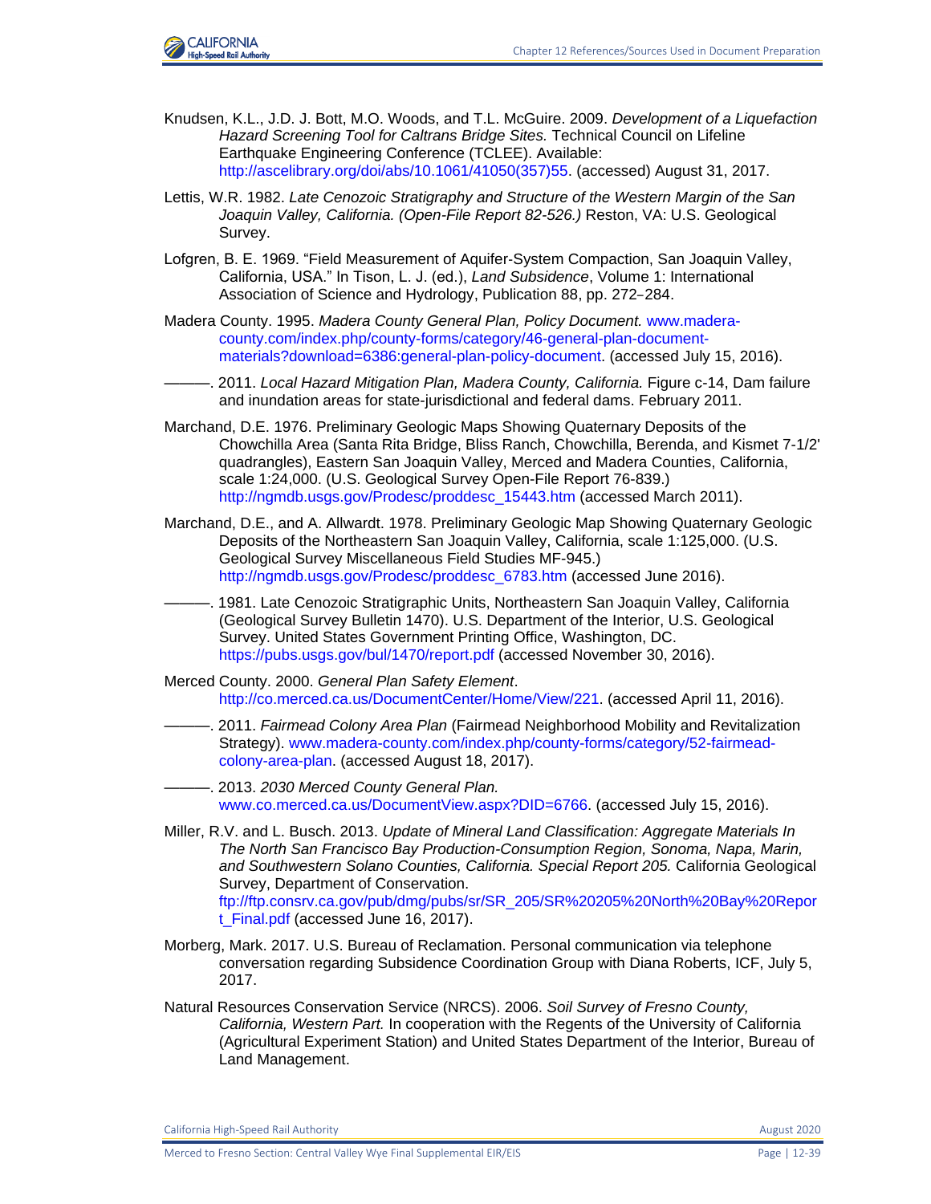Knudsen, K.L., J.D. J. Bott, M.O. Woods, and T.L. McGuire. 2009. *Development of a Liquefaction Hazard Screening Tool for Caltrans Bridge Sites.* Technical Council on Lifeline Earthquake Engineering Conference (TCLEE). Available: http://ascelibrary.org/doi/abs/10.1061/41050(357)55. (accessed) August 31, 2017.

Lettis, W.R. 1982. *Late Cenozoic Stratigraphy and Structure of the Western Margin of the San Joaquin Valley, California. (Open-File Report 82-526.)* Reston, VA: U.S. Geological Survey.

Lofgren, B. E. 1969. "Field Measurement of Aquifer-System Compaction, San Joaquin Valley, California, USA." In Tison, L. J. (ed.), *Land Subsidence*, Volume 1: International Association of Science and Hydrology, Publication 88, pp. 272–284.

Madera County. 1995. *Madera County General Plan, Policy Document.* www.madera-county.com/index.php/county-forms/category/46-general-plan-document-materials?download=6386:general-plan-policy-document. (accessed July 15, 2016).

———. 2011. *Local Hazard Mitigation Plan, Madera County, California.* Figure c-14, Dam failure and inundation areas for state-jurisdictional and federal dams. February 2011.

Marchand, D.E. 1976. Preliminary Geologic Maps Showing Quaternary Deposits of the Chowchilla Area (Santa Rita Bridge, Bliss Ranch, Chowchilla, Berenda, and Kismet 7-1/2' quadrangles), Eastern San Joaquin Valley, Merced and Madera Counties, California, scale 1:24,000. (U.S. Geological Survey Open-File Report 76-839.) http://ngmdb.usgs.gov/Prodesc/proddesc_15443.htm (accessed March 2011).

Marchand, D.E., and A. Allwardt. 1978. Preliminary Geologic Map Showing Quaternary Geologic Deposits of the Northeastern San Joaquin Valley, California, scale 1:125,000. (U.S. Geological Survey Miscellaneous Field Studies MF-945.) http://ngmdb.usgs.gov/Prodesc/proddesc_6783.htm (accessed June 2016).

———. 1981. Late Cenozoic Stratigraphic Units, Northeastern San Joaquin Valley, California (Geological Survey Bulletin 1470). U.S. Department of the Interior, U.S. Geological Survey. United States Government Printing Office, Washington, DC. https://pubs.usgs.gov/bul/1470/report.pdf (accessed November 30, 2016).

Merced County. 2000. *General Plan Safety Element*. http://co.merced.ca.us/DocumentCenter/Home/View/221. (accessed April 11, 2016).

———. 2011. *Fairmead Colony Area Plan* (Fairmead Neighborhood Mobility and Revitalization Strategy). www.madera-county.com/index.php/county-forms/category/52-fairmead-colony-area-plan. (accessed August 18, 2017).

———. 2013. *2030 Merced County General Plan.* www.co.merced.ca.us/DocumentView.aspx?DID=6766. (accessed July 15, 2016).

Miller, R.V. and L. Busch. 2013. *Update of Mineral Land Classification: Aggregate Materials In The North San Francisco Bay Production-Consumption Region, Sonoma, Napa, Marin, and Southwestern Solano Counties, California. Special Report 205.* California Geological Survey, Department of Conservation. ftp://ftp.consrv.ca.gov/pub/dmg/pubs/sr/SR_205/SR%20205%20North%20Bay%20Report_Final.pdf (accessed June 16, 2017).

Morberg, Mark. 2017. U.S. Bureau of Reclamation. Personal communication via telephone conversation regarding Subsidence Coordination Group with Diana Roberts, ICF, July 5, 2017.

Natural Resources Conservation Service (NRCS). 2006. *Soil Survey of Fresno County, California, Western Part.* In cooperation with the Regents of the University of California (Agricultural Experiment Station) and United States Department of the Interior, Bureau of Land Management.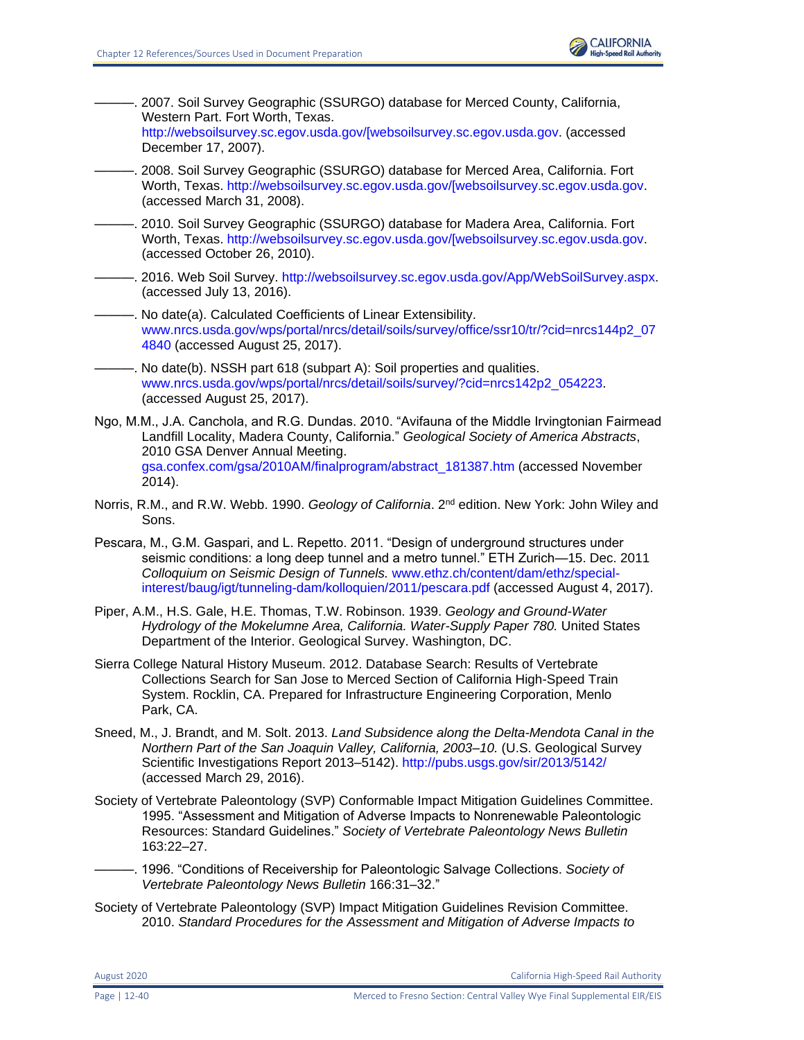———. 2007. Soil Survey Geographic (SSURGO) database for Merced County, California, Western Part. Fort Worth, Texas. http://websoilsurvey.sc.egov.usda.gov/[websoilsurvey.sc.egov.usda.gov. (accessed December 17, 2007).

———. 2008. Soil Survey Geographic (SSURGO) database for Merced Area, California. Fort Worth, Texas. http://websoilsurvey.sc.egov.usda.gov/[websoilsurvey.sc.egov.usda.gov. (accessed March 31, 2008).

———. 2010. Soil Survey Geographic (SSURGO) database for Madera Area, California. Fort Worth, Texas. http://websoilsurvey.sc.egov.usda.gov/[websoilsurvey.sc.egov.usda.gov. (accessed October 26, 2010).

———. 2016. Web Soil Survey. http://websoilsurvey.sc.egov.usda.gov/App/WebSoilSurvey.aspx. (accessed July 13, 2016).

———. No date(a). Calculated Coefficients of Linear Extensibility. www.nrcs.usda.gov/wps/portal/nrcs/detail/soils/survey/office/ssr10/tr/?cid=nrcs144p2_074840 (accessed August 25, 2017).

———. No date(b). NSSH part 618 (subpart A): Soil properties and qualities. www.nrcs.usda.gov/wps/portal/nrcs/detail/soils/survey/?cid=nrcs142p2_054223. (accessed August 25, 2017).

Ngo, M.M., J.A. Canchola, and R.G. Dundas. 2010. "Avifauna of the Middle Irvingtonian Fairmead Landfill Locality, Madera County, California." *Geological Society of America Abstracts*, 2010 GSA Denver Annual Meeting. gsa.confex.com/gsa/2010AM/finalprogram/abstract_181387.htm (accessed November 2014).

Norris, R.M., and R.W. Webb. 1990. *Geology of California*. 2nd edition. New York: John Wiley and Sons.

Pescara, M., G.M. Gaspari, and L. Repetto. 2011. "Design of underground structures under seismic conditions: a long deep tunnel and a metro tunnel." ETH Zurich—15. Dec. 2011 *Colloquium on Seismic Design of Tunnels.* www.ethz.ch/content/dam/ethz/special-interest/baug/igt/tunneling-dam/kolloquien/2011/pescara.pdf (accessed August 4, 2017).

Piper, A.M., H.S. Gale, H.E. Thomas, T.W. Robinson. 1939. *Geology and Ground-Water Hydrology of the Mokelumne Area, California. Water-Supply Paper 780.* United States Department of the Interior. Geological Survey. Washington, DC.

Sierra College Natural History Museum. 2012. Database Search: Results of Vertebrate Collections Search for San Jose to Merced Section of California High-Speed Train System. Rocklin, CA. Prepared for Infrastructure Engineering Corporation, Menlo Park, CA.

Sneed, M., J. Brandt, and M. Solt. 2013. *Land Subsidence along the Delta-Mendota Canal in the Northern Part of the San Joaquin Valley, California, 2003–10.* (U.S. Geological Survey Scientific Investigations Report 2013–5142). http://pubs.usgs.gov/sir/2013/5142/ (accessed March 29, 2016).

Society of Vertebrate Paleontology (SVP) Conformable Impact Mitigation Guidelines Committee. 1995. "Assessment and Mitigation of Adverse Impacts to Nonrenewable Paleontologic Resources: Standard Guidelines." *Society of Vertebrate Paleontology News Bulletin* 163:22–27.

———. 1996. "Conditions of Receivership for Paleontologic Salvage Collections. *Society of Vertebrate Paleontology News Bulletin* 166:31–32."

Society of Vertebrate Paleontology (SVP) Impact Mitigation Guidelines Revision Committee. 2010. *Standard Procedures for the Assessment and Mitigation of Adverse Impacts to*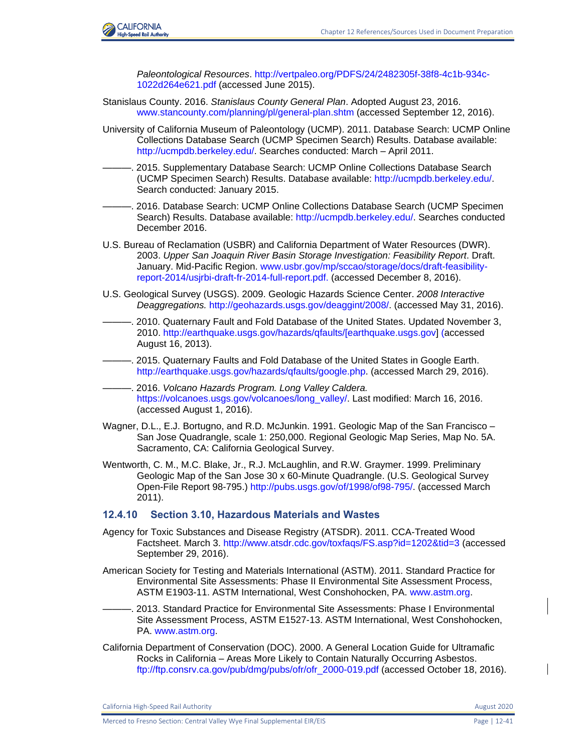*Paleontological Resources*. http://vertpaleo.org/PDFS/24/2482305f-38f8-4c1b-934c-1022d264e621.pdf (accessed June 2015).

Stanislaus County. 2016. *Stanislaus County General Plan*. Adopted August 23, 2016. www.stancounty.com/planning/pl/general-plan.shtm (accessed September 12, 2016).

University of California Museum of Paleontology (UCMP). 2011. Database Search: UCMP Online Collections Database Search (UCMP Specimen Search) Results. Database available: http://ucmpdb.berkeley.edu/. Searches conducted: March – April 2011.

———. 2015. Supplementary Database Search: UCMP Online Collections Database Search (UCMP Specimen Search) Results. Database available: http://ucmpdb.berkeley.edu/. Search conducted: January 2015.

———. 2016. Database Search: UCMP Online Collections Database Search (UCMP Specimen Search) Results. Database available: http://ucmpdb.berkeley.edu/. Searches conducted December 2016.

U.S. Bureau of Reclamation (USBR) and California Department of Water Resources (DWR). 2003. *Upper San Joaquin River Basin Storage Investigation: Feasibility Report*. Draft. January. Mid-Pacific Region. www.usbr.gov/mp/sccao/storage/docs/draft-feasibility-report-2014/usjrbi-draft-fr-2014-full-report.pdf. (accessed December 8, 2016).

U.S. Geological Survey (USGS). 2009. Geologic Hazards Science Center. *2008 Interactive Deaggregations.* http://geohazards.usgs.gov/deaggint/2008/. (accessed May 31, 2016).

———. 2010. Quaternary Fault and Fold Database of the United States. Updated November 3, 2010. http://earthquake.usgs.gov/hazards/qfaults/[earthquake.usgs.gov] (accessed August 16, 2013).

———. 2015. Quaternary Faults and Fold Database of the United States in Google Earth. http://earthquake.usgs.gov/hazards/qfaults/google.php. (accessed March 29, 2016).

———. 2016. *Volcano Hazards Program. Long Valley Caldera.* https://volcanoes.usgs.gov/volcanoes/long_valley/. Last modified: March 16, 2016. (accessed August 1, 2016).

Wagner, D.L., E.J. Bortugno, and R.D. McJunkin. 1991. Geologic Map of the San Francisco – San Jose Quadrangle, scale 1: 250,000. Regional Geologic Map Series, Map No. 5A. Sacramento, CA: California Geological Survey.

Wentworth, C. M., M.C. Blake, Jr., R.J. McLaughlin, and R.W. Graymer. 1999. Preliminary Geologic Map of the San Jose 30 x 60-Minute Quadrangle. (U.S. Geological Survey Open-File Report 98-795.) http://pubs.usgs.gov/of/1998/of98-795/. (accessed March 2011).

### 12.4.10 Section 3.10, Hazardous Materials and Wastes

Agency for Toxic Substances and Disease Registry (ATSDR). 2011. CCA-Treated Wood Factsheet. March 3. http://www.atsdr.cdc.gov/toxfaqs/FS.asp?id=1202&tid=3 (accessed September 29, 2016).

American Society for Testing and Materials International (ASTM). 2011. Standard Practice for Environmental Site Assessments: Phase II Environmental Site Assessment Process, ASTM E1903-11. ASTM International, West Conshohocken, PA. www.astm.org.

———. 2013. Standard Practice for Environmental Site Assessments: Phase I Environmental Site Assessment Process, ASTM E1527-13. ASTM International, West Conshohocken, PA. www.astm.org.

California Department of Conservation (DOC). 2000. A General Location Guide for Ultramafic Rocks in California – Areas More Likely to Contain Naturally Occurring Asbestos. ftp://ftp.consrv.ca.gov/pub/dmg/pubs/ofr/ofr_2000-019.pdf (accessed October 18, 2016).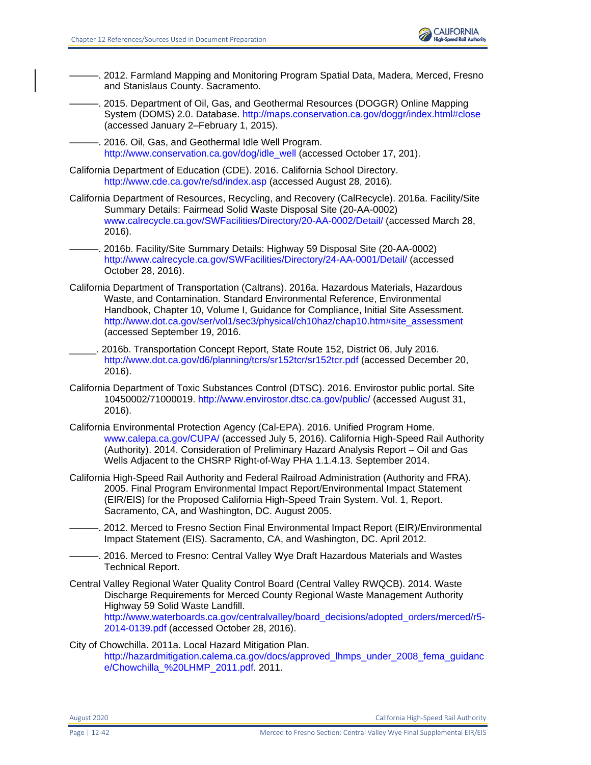———. 2012. Farmland Mapping and Monitoring Program Spatial Data, Madera, Merced, Fresno and Stanislaus County. Sacramento.

———. 2015. Department of Oil, Gas, and Geothermal Resources (DOGGR) Online Mapping System (DOMS) 2.0. Database. http://maps.conservation.ca.gov/doggr/index.html#close (accessed January 2–February 1, 2015).

———. 2016. Oil, Gas, and Geothermal Idle Well Program. http://www.conservation.ca.gov/dog/idle_well (accessed October 17, 201).

California Department of Education (CDE). 2016. California School Directory. http://www.cde.ca.gov/re/sd/index.asp (accessed August 28, 2016).

California Department of Resources, Recycling, and Recovery (CalRecycle). 2016a. Facility/Site Summary Details: Fairmead Solid Waste Disposal Site (20-AA-0002) www.calrecycle.ca.gov/SWFacilities/Directory/20-AA-0002/Detail/ (accessed March 28, 2016).

———. 2016b. Facility/Site Summary Details: Highway 59 Disposal Site (20-AA-0002) http://www.calrecycle.ca.gov/SWFacilities/Directory/24-AA-0001/Detail/ (accessed October 28, 2016).

California Department of Transportation (Caltrans). 2016a. Hazardous Materials, Hazardous Waste, and Contamination. Standard Environmental Reference, Environmental Handbook, Chapter 10, Volume I, Guidance for Compliance, Initial Site Assessment. http://www.dot.ca.gov/ser/vol1/sec3/physical/ch10haz/chap10.htm#site_assessment (accessed September 19, 2016.

_____. 2016b. Transportation Concept Report, State Route 152, District 06, July 2016. http://www.dot.ca.gov/d6/planning/tcrs/sr152tcr/sr152tcr.pdf (accessed December 20, 2016).

California Department of Toxic Substances Control (DTSC). 2016. Envirostor public portal. Site 10450002/71000019. http://www.envirostor.dtsc.ca.gov/public/ (accessed August 31, 2016).

California Environmental Protection Agency (Cal-EPA). 2016. Unified Program Home. www.calepa.ca.gov/CUPA/ (accessed July 5, 2016). California High-Speed Rail Authority (Authority). 2014. Consideration of Preliminary Hazard Analysis Report – Oil and Gas Wells Adjacent to the CHSRP Right-of-Way PHA 1.1.4.13. September 2014.

California High-Speed Rail Authority and Federal Railroad Administration (Authority and FRA). 2005. Final Program Environmental Impact Report/Environmental Impact Statement (EIR/EIS) for the Proposed California High-Speed Train System. Vol. 1, Report. Sacramento, CA, and Washington, DC. August 2005.

———. 2012. Merced to Fresno Section Final Environmental Impact Report (EIR)/Environmental Impact Statement (EIS). Sacramento, CA, and Washington, DC. April 2012.

———. 2016. Merced to Fresno: Central Valley Wye Draft Hazardous Materials and Wastes Technical Report.

Central Valley Regional Water Quality Control Board (Central Valley RWQCB). 2014. Waste Discharge Requirements for Merced County Regional Waste Management Authority Highway 59 Solid Waste Landfill. http://www.waterboards.ca.gov/centralvalley/board_decisions/adopted_orders/merced/r5-2014-0139.pdf (accessed October 28, 2016).

City of Chowchilla. 2011a. Local Hazard Mitigation Plan. http://hazardmitigation.calema.ca.gov/docs/approved_lhmps_under_2008_fema_guidance/Chowchilla_%20LHMP_2011.pdf. 2011.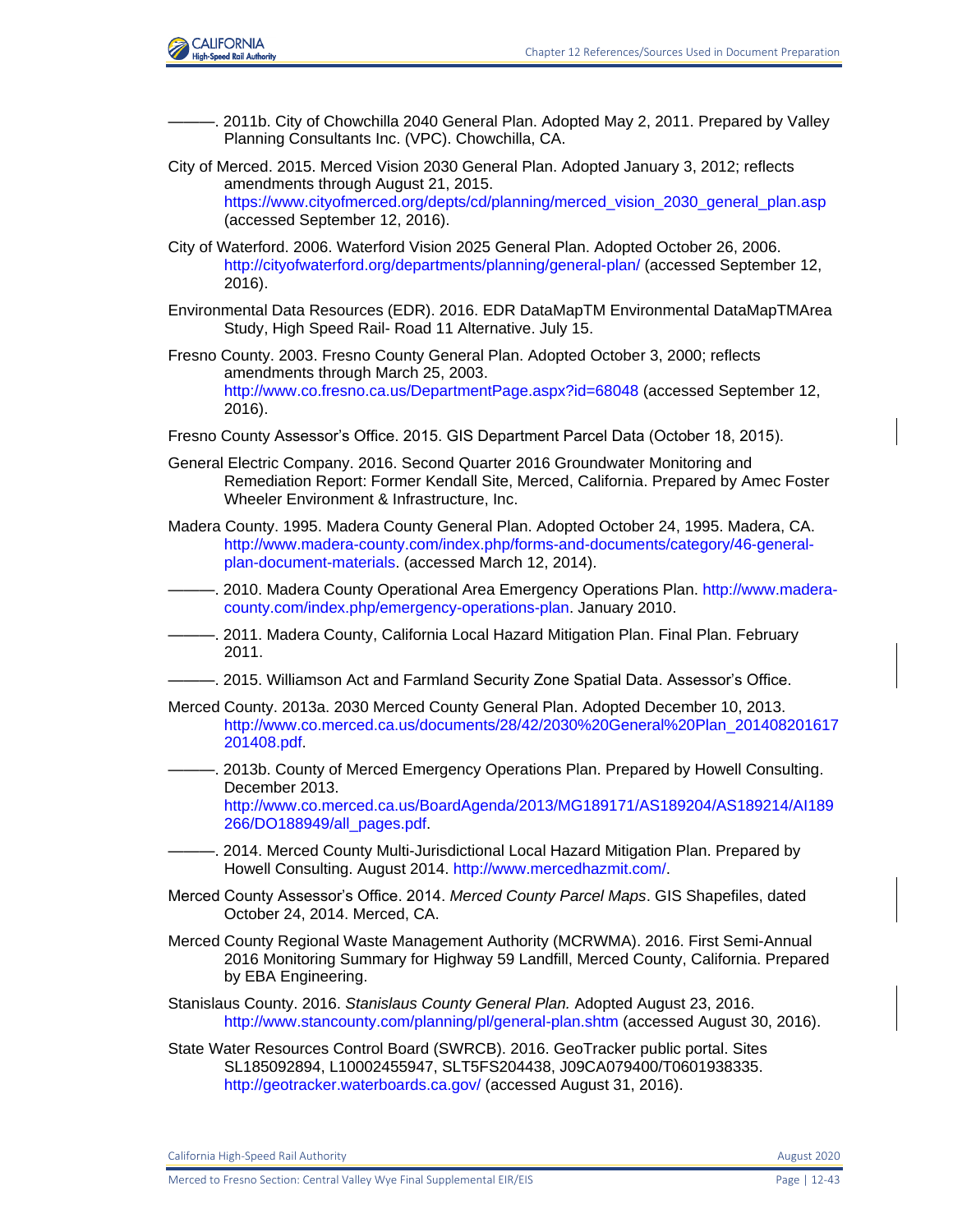———. 2011b. City of Chowchilla 2040 General Plan. Adopted May 2, 2011. Prepared by Valley Planning Consultants Inc. (VPC). Chowchilla, CA.

City of Merced. 2015. Merced Vision 2030 General Plan. Adopted January 3, 2012; reflects amendments through August 21, 2015. https://www.cityofmerced.org/depts/cd/planning/merced_vision_2030_general_plan.asp (accessed September 12, 2016).

City of Waterford. 2006. Waterford Vision 2025 General Plan. Adopted October 26, 2006. http://cityofwaterford.org/departments/planning/general-plan/ (accessed September 12, 2016).

Environmental Data Resources (EDR). 2016. EDR DataMapTM Environmental DataMapTMArea Study, High Speed Rail- Road 11 Alternative. July 15.

Fresno County. 2003. Fresno County General Plan. Adopted October 3, 2000; reflects amendments through March 25, 2003. http://www.co.fresno.ca.us/DepartmentPage.aspx?id=68048 (accessed September 12, 2016).

Fresno County Assessor's Office. 2015. GIS Department Parcel Data (October 18, 2015).

General Electric Company. 2016. Second Quarter 2016 Groundwater Monitoring and Remediation Report: Former Kendall Site, Merced, California. Prepared by Amec Foster Wheeler Environment & Infrastructure, Inc.

Madera County. 1995. Madera County General Plan. Adopted October 24, 1995. Madera, CA. http://www.madera-county.com/index.php/forms-and-documents/category/46-general-plan-document-materials. (accessed March 12, 2014).

———. 2010. Madera County Operational Area Emergency Operations Plan. http://www.madera-county.com/index.php/emergency-operations-plan. January 2010.

———. 2011. Madera County, California Local Hazard Mitigation Plan. Final Plan. February 2011.

———. 2015. Williamson Act and Farmland Security Zone Spatial Data. Assessor's Office.

Merced County. 2013a. 2030 Merced County General Plan. Adopted December 10, 2013. http://www.co.merced.ca.us/documents/28/42/2030%20General%20Plan_201408201617201408.pdf.

———. 2013b. County of Merced Emergency Operations Plan. Prepared by Howell Consulting. December 2013. http://www.co.merced.ca.us/BoardAgenda/2013/MG189171/AS189204/AS189214/AI189266/DO188949/all_pages.pdf.

———. 2014. Merced County Multi-Jurisdictional Local Hazard Mitigation Plan. Prepared by Howell Consulting. August 2014. http://www.mercedhazmit.com/.

Merced County Assessor's Office. 2014. *Merced County Parcel Maps*. GIS Shapefiles, dated October 24, 2014. Merced, CA.

Merced County Regional Waste Management Authority (MCRWMA). 2016. First Semi-Annual 2016 Monitoring Summary for Highway 59 Landfill, Merced County, California. Prepared by EBA Engineering.

Stanislaus County. 2016. *Stanislaus County General Plan.* Adopted August 23, 2016. http://www.stancounty.com/planning/pl/general-plan.shtm (accessed August 30, 2016).

State Water Resources Control Board (SWRCB). 2016. GeoTracker public portal. Sites SL185092894, L10002455947, SLT5FS204438, J09CA079400/T0601938335. http://geotracker.waterboards.ca.gov/ (accessed August 31, 2016).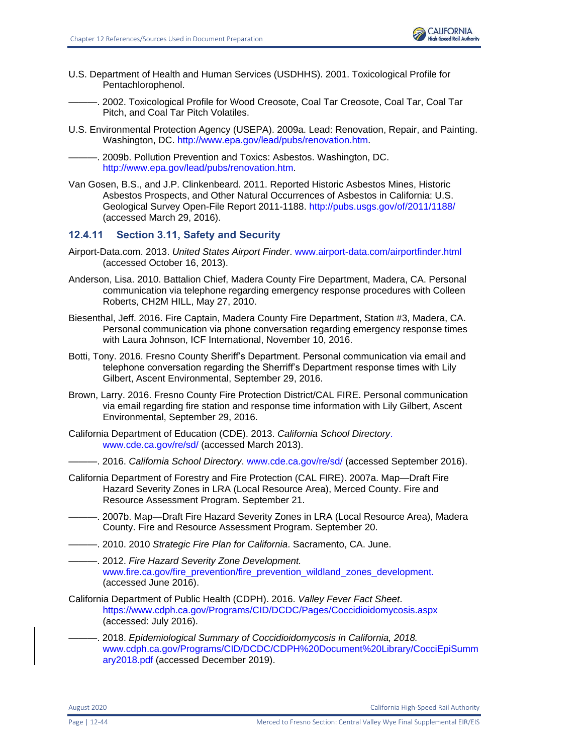U.S. Department of Health and Human Services (USDHHS). 2001. Toxicological Profile for Pentachlorophenol.

———. 2002. Toxicological Profile for Wood Creosote, Coal Tar Creosote, Coal Tar, Coal Tar Pitch, and Coal Tar Pitch Volatiles.

U.S. Environmental Protection Agency (USEPA). 2009a. Lead: Renovation, Repair, and Painting. Washington, DC. http://www.epa.gov/lead/pubs/renovation.htm.

———. 2009b. Pollution Prevention and Toxics: Asbestos. Washington, DC. http://www.epa.gov/lead/pubs/renovation.htm.

Van Gosen, B.S., and J.P. Clinkenbeard. 2011. Reported Historic Asbestos Mines, Historic Asbestos Prospects, and Other Natural Occurrences of Asbestos in California: U.S. Geological Survey Open-File Report 2011-1188. http://pubs.usgs.gov/of/2011/1188/ (accessed March 29, 2016).

### 12.4.11 Section 3.11, Safety and Security

Airport-Data.com. 2013. *United States Airport Finder*. www.airport-data.com/airportfinder.html (accessed October 16, 2013).

Anderson, Lisa. 2010. Battalion Chief, Madera County Fire Department, Madera, CA. Personal communication via telephone regarding emergency response procedures with Colleen Roberts, CH2M HILL, May 27, 2010.

Biesenthal, Jeff. 2016. Fire Captain, Madera County Fire Department, Station #3, Madera, CA. Personal communication via phone conversation regarding emergency response times with Laura Johnson, ICF International, November 10, 2016.

Botti, Tony. 2016. Fresno County Sheriff's Department. Personal communication via email and telephone conversation regarding the Sherriff's Department response times with Lily Gilbert, Ascent Environmental, September 29, 2016.

Brown, Larry. 2016. Fresno County Fire Protection District/CAL FIRE. Personal communication via email regarding fire station and response time information with Lily Gilbert, Ascent Environmental, September 29, 2016.

California Department of Education (CDE). 2013. *California School Directory*. www.cde.ca.gov/re/sd/ (accessed March 2013).

———. 2016. *California School Directory*. www.cde.ca.gov/re/sd/ (accessed September 2016).

California Department of Forestry and Fire Protection (CAL FIRE). 2007a. Map—Draft Fire Hazard Severity Zones in LRA (Local Resource Area), Merced County. Fire and Resource Assessment Program. September 21.

———. 2007b. Map—Draft Fire Hazard Severity Zones in LRA (Local Resource Area), Madera County. Fire and Resource Assessment Program. September 20.

———. 2010. 2010 *Strategic Fire Plan for California*. Sacramento, CA. June.

———. 2012. *Fire Hazard Severity Zone Development.* www.fire.ca.gov/fire_prevention/fire_prevention_wildland_zones_development. (accessed June 2016).

California Department of Public Health (CDPH). 2016. *Valley Fever Fact Sheet*. https://www.cdph.ca.gov/Programs/CID/DCDC/Pages/Coccidioidomycosis.aspx (accessed: July 2016).

———. 2018. *Epidemiological Summary of Coccidioidomycosis in California, 2018.* www.cdph.ca.gov/Programs/CID/DCDC/CDPH%20Document%20Library/CocciEpiSummary2018.pdf (accessed December 2019).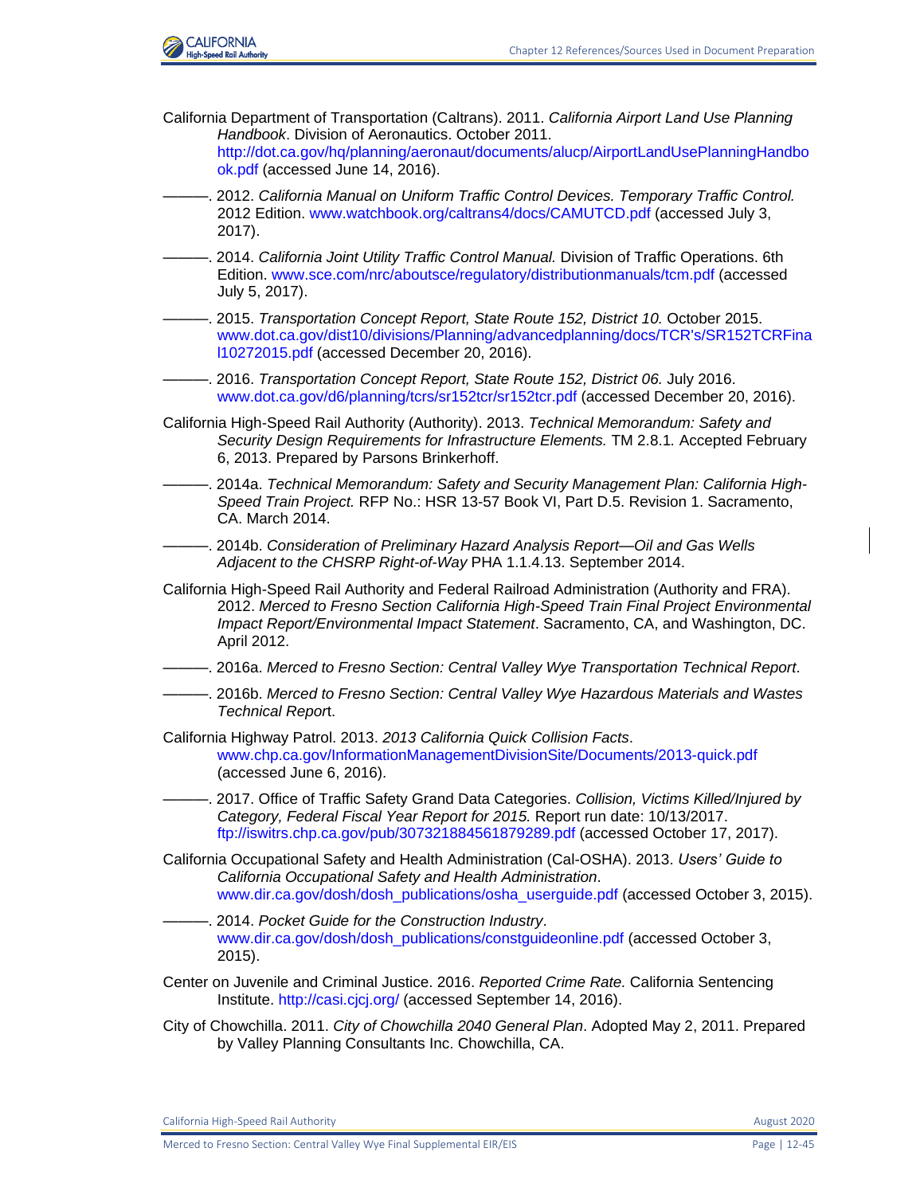California Department of Transportation (Caltrans). 2011. *California Airport Land Use Planning Handbook*. Division of Aeronautics. October 2011. http://dot.ca.gov/hq/planning/aeronaut/documents/alucp/AirportLandUsePlanningHandbook.pdf (accessed June 14, 2016).

———. 2012. *California Manual on Uniform Traffic Control Devices. Temporary Traffic Control.* 2012 Edition. www.watchbook.org/caltrans4/docs/CAMUTCD.pdf (accessed July 3, 2017).

———. 2014. *California Joint Utility Traffic Control Manual.* Division of Traffic Operations. 6th Edition. www.sce.com/nrc/aboutsce/regulatory/distributionmanuals/tcm.pdf (accessed July 5, 2017).

———. 2015. *Transportation Concept Report, State Route 152, District 10.* October 2015. www.dot.ca.gov/dist10/divisions/Planning/advancedplanning/docs/TCR's/SR152TCRFinal10272015.pdf (accessed December 20, 2016).

———. 2016. *Transportation Concept Report, State Route 152, District 06.* July 2016. www.dot.ca.gov/d6/planning/tcrs/sr152tcr/sr152tcr.pdf (accessed December 20, 2016).

California High-Speed Rail Authority (Authority). 2013. *Technical Memorandum: Safety and Security Design Requirements for Infrastructure Elements.* TM 2.8.1. Accepted February 6, 2013. Prepared by Parsons Brinkerhoff.

———. 2014a. *Technical Memorandum: Safety and Security Management Plan: California High-Speed Train Project.* RFP No.: HSR 13-57 Book VI, Part D.5. Revision 1. Sacramento, CA. March 2014.

———. 2014b. *Consideration of Preliminary Hazard Analysis Report—Oil and Gas Wells Adjacent to the CHSRP Right-of-Way* PHA 1.1.4.13. September 2014.

California High-Speed Rail Authority and Federal Railroad Administration (Authority and FRA). 2012. *Merced to Fresno Section California High-Speed Train Final Project Environmental Impact Report/Environmental Impact Statement*. Sacramento, CA, and Washington, DC. April 2012.

———. 2016a. *Merced to Fresno Section: Central Valley Wye Transportation Technical Report*.

———. 2016b. *Merced to Fresno Section: Central Valley Wye Hazardous Materials and Wastes Technical Repor*t.

California Highway Patrol. 2013. *2013 California Quick Collision Facts*. www.chp.ca.gov/InformationManagementDivisionSite/Documents/2013-quick.pdf (accessed June 6, 2016).

———. 2017. Office of Traffic Safety Grand Data Categories. *Collision, Victims Killed/Injured by Category, Federal Fiscal Year Report for 2015.* Report run date: 10/13/2017. ftp://iswitrs.chp.ca.gov/pub/307321884561879289.pdf (accessed October 17, 2017).

California Occupational Safety and Health Administration (Cal-OSHA). 2013. *Users' Guide to California Occupational Safety and Health Administration*. www.dir.ca.gov/dosh/dosh_publications/osha_userguide.pdf (accessed October 3, 2015).

———. 2014. *Pocket Guide for the Construction Industry*. www.dir.ca.gov/dosh/dosh_publications/constguideonline.pdf (accessed October 3, 2015).

Center on Juvenile and Criminal Justice. 2016. *Reported Crime Rate.* California Sentencing Institute. http://casi.cjcj.org/ (accessed September 14, 2016).

City of Chowchilla. 2011. *City of Chowchilla 2040 General Plan*. Adopted May 2, 2011. Prepared by Valley Planning Consultants Inc. Chowchilla, CA.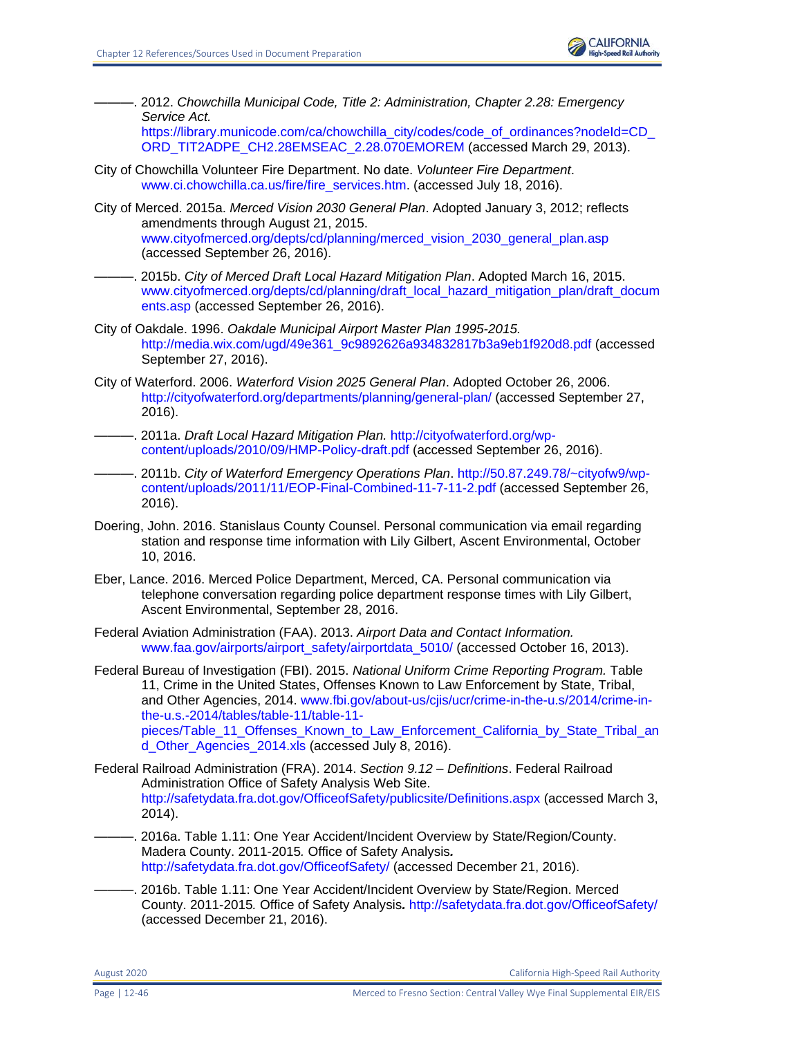———. 2012. *Chowchilla Municipal Code, Title 2: Administration, Chapter 2.28: Emergency Service Act.* https://library.municode.com/ca/chowchilla_city/codes/code_of_ordinances?nodeId=CD_ORD_TIT2ADPE_CH2.28EMSEAC_2.28.070EMOREM (accessed March 29, 2013).

City of Chowchilla Volunteer Fire Department. No date. *Volunteer Fire Department*. www.ci.chowchilla.ca.us/fire/fire_services.htm. (accessed July 18, 2016).

City of Merced. 2015a. *Merced Vision 2030 General Plan*. Adopted January 3, 2012; reflects amendments through August 21, 2015. www.cityofmerced.org/depts/cd/planning/merced_vision_2030_general_plan.asp (accessed September 26, 2016).

———. 2015b. *City of Merced Draft Local Hazard Mitigation Plan*. Adopted March 16, 2015. www.cityofmerced.org/depts/cd/planning/draft_local_hazard_mitigation_plan/draft_documents.asp (accessed September 26, 2016).

City of Oakdale. 1996. *Oakdale Municipal Airport Master Plan 1995-2015.* http://media.wix.com/ugd/49e361_9c9892626a934832817b3a9eb1f920d8.pdf (accessed September 27, 2016).

City of Waterford. 2006. *Waterford Vision 2025 General Plan*. Adopted October 26, 2006. http://cityofwaterford.org/departments/planning/general-plan/ (accessed September 27, 2016).

———. 2011a. *Draft Local Hazard Mitigation Plan.* http://cityofwaterford.org/wp-content/uploads/2010/09/HMP-Policy-draft.pdf (accessed September 26, 2016).

———. 2011b. *City of Waterford Emergency Operations Plan*. http://50.87.249.78/~cityofw9/wp-content/uploads/2011/11/EOP-Final-Combined-11-7-11-2.pdf (accessed September 26, 2016).

Doering, John. 2016. Stanislaus County Counsel. Personal communication via email regarding station and response time information with Lily Gilbert, Ascent Environmental, October 10, 2016.

Eber, Lance. 2016. Merced Police Department, Merced, CA. Personal communication via telephone conversation regarding police department response times with Lily Gilbert, Ascent Environmental, September 28, 2016.

Federal Aviation Administration (FAA). 2013. *Airport Data and Contact Information.* www.faa.gov/airports/airport_safety/airportdata_5010/ (accessed October 16, 2013).

Federal Bureau of Investigation (FBI). 2015. *National Uniform Crime Reporting Program.* Table 11, Crime in the United States, Offenses Known to Law Enforcement by State, Tribal, and Other Agencies, 2014. www.fbi.gov/about-us/cjis/ucr/crime-in-the-u.s/2014/crime-in-the-u.s.-2014/tables/table-11/table-11-pieces/Table_11_Offenses_Known_to_Law_Enforcement_California_by_State_Tribal_and_Other_Agencies_2014.xls (accessed July 8, 2016).

Federal Railroad Administration (FRA). 2014. *Section 9.12 – Definitions*. Federal Railroad Administration Office of Safety Analysis Web Site. http://safetydata.fra.dot.gov/OfficeofSafety/publicsite/Definitions.aspx (accessed March 3, 2014).

———. 2016a. Table 1.11: One Year Accident/Incident Overview by State/Region/County. Madera County. 2011-2015*.* Office of Safety Analysis**.** http://safetydata.fra.dot.gov/OfficeofSafety/ (accessed December 21, 2016).

———. 2016b. Table 1.11: One Year Accident/Incident Overview by State/Region. Merced County. 2011-2015*.* Office of Safety Analysis**.** http://safetydata.fra.dot.gov/OfficeofSafety/ (accessed December 21, 2016).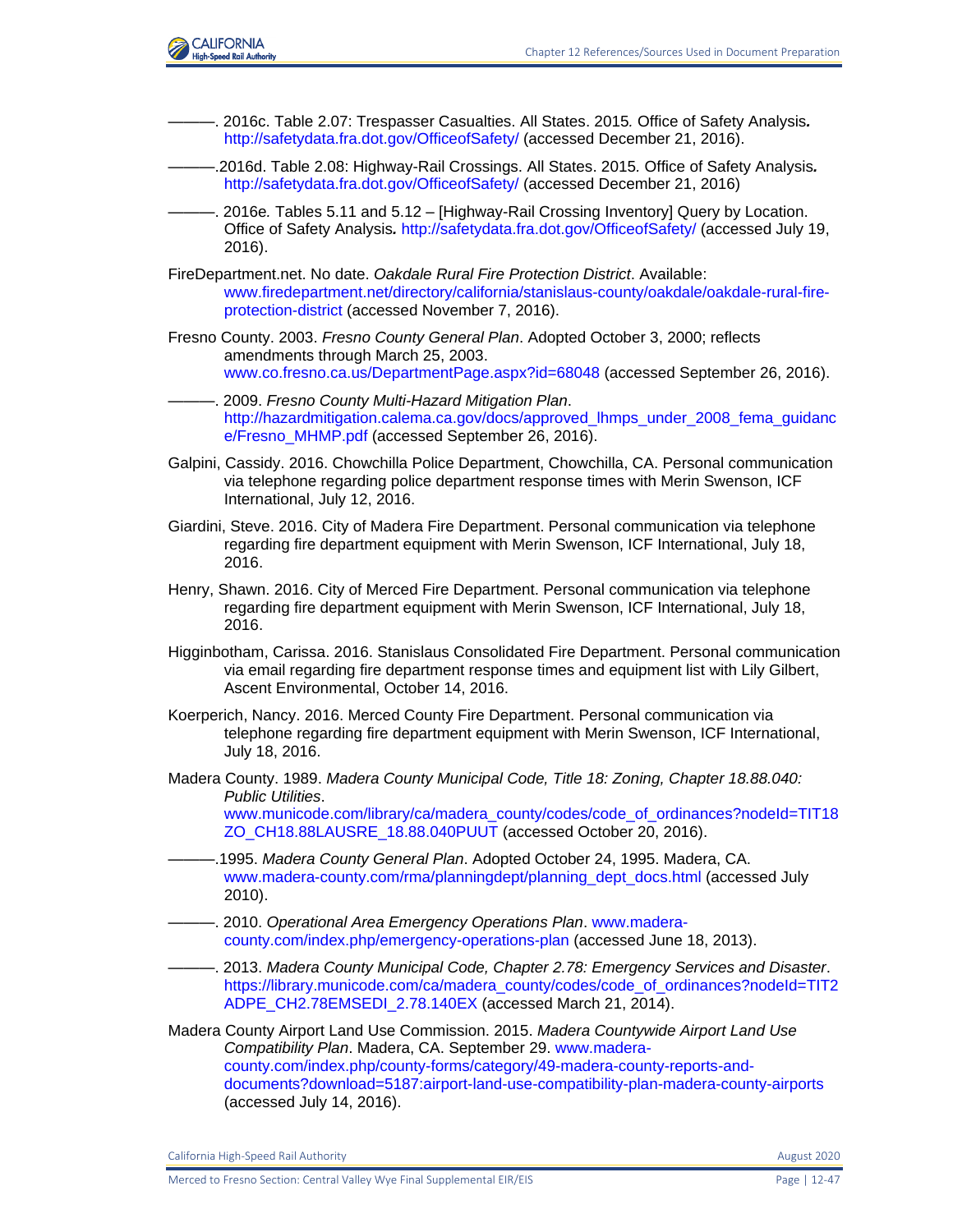———. 2016c. Table 2.07: Trespasser Casualties. All States. 2015*.* Office of Safety Analysis***.*** http://safetydata.fra.dot.gov/OfficeofSafety/ (accessed December 21, 2016).

———.2016d. Table 2.08: Highway-Rail Crossings. All States. 2015*.* Office of Safety Analysis***.*** http://safetydata.fra.dot.gov/OfficeofSafety/ (accessed December 21, 2016)

———. 2016e*.* Tables 5.11 and 5.12 – [Highway-Rail Crossing Inventory] Query by Location. Office of Safety Analysis***.*** http://safetydata.fra.dot.gov/OfficeofSafety/ (accessed July 19, 2016).

FireDepartment.net. No date. *Oakdale Rural Fire Protection District*. Available: www.firedepartment.net/directory/california/stanislaus-county/oakdale/oakdale-rural-fire-protection-district (accessed November 7, 2016).

Fresno County. 2003. *Fresno County General Plan*. Adopted October 3, 2000; reflects amendments through March 25, 2003. www.co.fresno.ca.us/DepartmentPage.aspx?id=68048 (accessed September 26, 2016).

———. 2009. *Fresno County Multi-Hazard Mitigation Plan*. http://hazardmitigation.calema.ca.gov/docs/approved_lhmps_under_2008_fema_guidance/Fresno_MHMP.pdf (accessed September 26, 2016).

Galpini, Cassidy. 2016. Chowchilla Police Department, Chowchilla, CA. Personal communication via telephone regarding police department response times with Merin Swenson, ICF International, July 12, 2016.

Giardini, Steve. 2016. City of Madera Fire Department. Personal communication via telephone regarding fire department equipment with Merin Swenson, ICF International, July 18, 2016.

Henry, Shawn. 2016. City of Merced Fire Department. Personal communication via telephone regarding fire department equipment with Merin Swenson, ICF International, July 18, 2016.

Higginbotham, Carissa. 2016. Stanislaus Consolidated Fire Department. Personal communication via email regarding fire department response times and equipment list with Lily Gilbert, Ascent Environmental, October 14, 2016.

Koerperich, Nancy. 2016. Merced County Fire Department. Personal communication via telephone regarding fire department equipment with Merin Swenson, ICF International, July 18, 2016.

Madera County. 1989. *Madera County Municipal Code, Title 18: Zoning, Chapter 18.88.040: Public Utilities*. www.municode.com/library/ca/madera_county/codes/code_of_ordinances?nodeId=TIT18ZO_CH18.88LAUSRE_18.88.040PUUT (accessed October 20, 2016).

———.1995. *Madera County General Plan*. Adopted October 24, 1995. Madera, CA. www.madera-county.com/rma/planningdept/planning_dept_docs.html (accessed July 2010).

———. 2010. *Operational Area Emergency Operations Plan*. www.madera-county.com/index.php/emergency-operations-plan (accessed June 18, 2013).

———. 2013. *Madera County Municipal Code, Chapter 2.78: Emergency Services and Disaster*. https://library.municode.com/ca/madera_county/codes/code_of_ordinances?nodeId=TIT2ADPE_CH2.78EMSEDI_2.78.140EX (accessed March 21, 2014).

Madera County Airport Land Use Commission. 2015. *Madera Countywide Airport Land Use Compatibility Plan*. Madera, CA. September 29. www.madera-county.com/index.php/county-forms/category/49-madera-county-reports-and-documents?download=5187:airport-land-use-compatibility-plan-madera-county-airports (accessed July 14, 2016).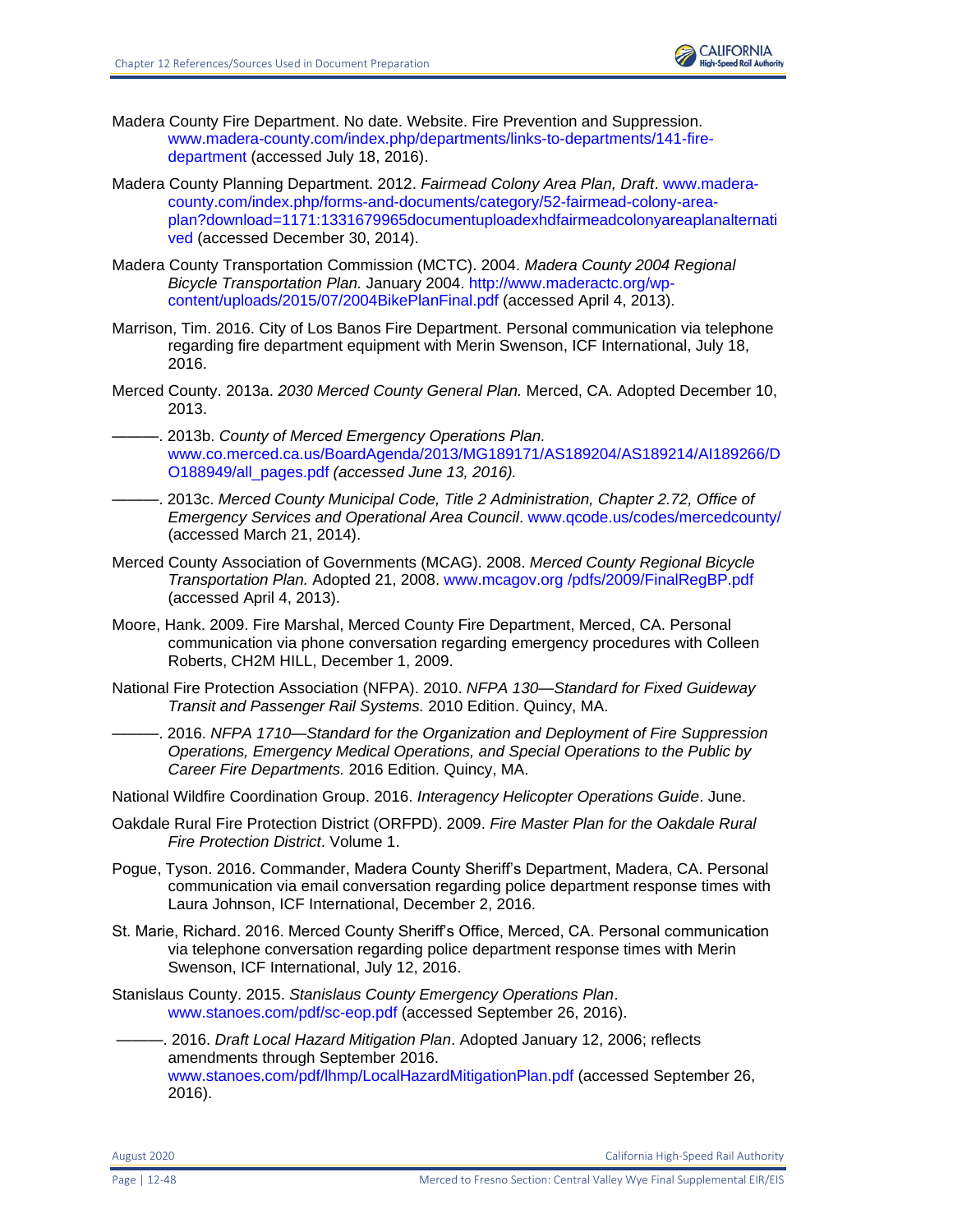Madera County Fire Department. No date. Website. Fire Prevention and Suppression. www.madera-county.com/index.php/departments/links-to-departments/141-fire-department (accessed July 18, 2016).

Madera County Planning Department. 2012. *Fairmead Colony Area Plan, Draft*. www.madera-county.com/index.php/forms-and-documents/category/52-fairmead-colony-area-plan?download=1171:1331679965documentuploadexhdfairmeadcolonyareaplanalternatived (accessed December 30, 2014).

Madera County Transportation Commission (MCTC). 2004. *Madera County 2004 Regional Bicycle Transportation Plan.* January 2004. http://www.maderactc.org/wp-content/uploads/2015/07/2004BikePlanFinal.pdf (accessed April 4, 2013).

Marrison, Tim. 2016. City of Los Banos Fire Department. Personal communication via telephone regarding fire department equipment with Merin Swenson, ICF International, July 18, 2016.

Merced County. 2013a. *2030 Merced County General Plan.* Merced, CA. Adopted December 10, 2013.

———. 2013b. *County of Merced Emergency Operations Plan.* www.co.merced.ca.us/BoardAgenda/2013/MG189171/AS189204/AS189214/AI189266/DO188949/all_pages.pdf *(accessed June 13, 2016).*

———. 2013c. *Merced County Municipal Code, Title 2 Administration, Chapter 2.72, Office of Emergency Services and Operational Area Council*. www.qcode.us/codes/mercedcounty/ (accessed March 21, 2014).

Merced County Association of Governments (MCAG). 2008. *Merced County Regional Bicycle Transportation Plan.* Adopted 21, 2008. www.mcagov.org /pdfs/2009/FinalRegBP.pdf (accessed April 4, 2013).

Moore, Hank. 2009. Fire Marshal, Merced County Fire Department, Merced, CA. Personal communication via phone conversation regarding emergency procedures with Colleen Roberts, CH2M HILL, December 1, 2009.

National Fire Protection Association (NFPA). 2010. *NFPA 130—Standard for Fixed Guideway Transit and Passenger Rail Systems.* 2010 Edition. Quincy, MA.

———. 2016. *NFPA 1710—Standard for the Organization and Deployment of Fire Suppression Operations, Emergency Medical Operations, and Special Operations to the Public by Career Fire Departments.* 2016 Edition. Quincy, MA.

National Wildfire Coordination Group. 2016. *Interagency Helicopter Operations Guide*. June.

Oakdale Rural Fire Protection District (ORFPD). 2009. *Fire Master Plan for the Oakdale Rural Fire Protection District*. Volume 1.

Pogue, Tyson. 2016. Commander, Madera County Sheriff's Department, Madera, CA. Personal communication via email conversation regarding police department response times with Laura Johnson, ICF International, December 2, 2016.

St. Marie, Richard. 2016. Merced County Sheriff's Office, Merced, CA. Personal communication via telephone conversation regarding police department response times with Merin Swenson, ICF International, July 12, 2016.

Stanislaus County. 2015. *Stanislaus County Emergency Operations Plan*. www.stanoes.com/pdf/sc-eop.pdf (accessed September 26, 2016).

———. 2016. *Draft Local Hazard Mitigation Plan*. Adopted January 12, 2006; reflects amendments through September 2016. www.stanoes.com/pdf/lhmp/LocalHazardMitigationPlan.pdf (accessed September 26, 2016).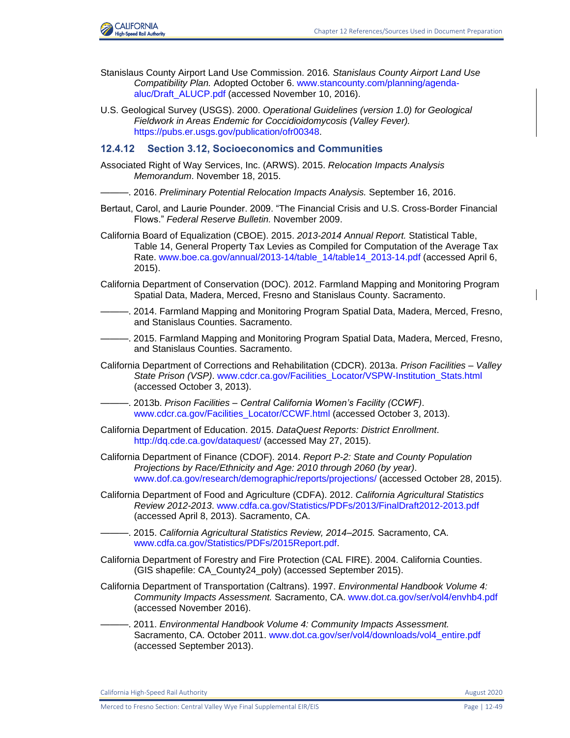Stanislaus County Airport Land Use Commission. 2016*. Stanislaus County Airport Land Use Compatibility Plan.* Adopted October 6. www.stancounty.com/planning/agenda-aluc/Draft_ALUCP.pdf (accessed November 10, 2016).

U.S. Geological Survey (USGS). 2000. *Operational Guidelines (version 1.0) for Geological Fieldwork in Areas Endemic for Coccidioidomycosis (Valley Fever).* https://pubs.er.usgs.gov/publication/ofr00348.

### 12.4.12 Section 3.12, Socioeconomics and Communities

Associated Right of Way Services, Inc. (ARWS). 2015. *Relocation Impacts Analysis Memorandum*. November 18, 2015.

———. 2016. *Preliminary Potential Relocation Impacts Analysis.* September 16, 2016.

Bertaut, Carol, and Laurie Pounder. 2009. "The Financial Crisis and U.S. Cross-Border Financial Flows." *Federal Reserve Bulletin.* November 2009.

California Board of Equalization (CBOE). 2015. *2013-2014 Annual Report.* Statistical Table, Table 14, General Property Tax Levies as Compiled for Computation of the Average Tax Rate. www.boe.ca.gov/annual/2013-14/table_14/table14_2013-14.pdf (accessed April 6, 2015).

California Department of Conservation (DOC). 2012. Farmland Mapping and Monitoring Program Spatial Data, Madera, Merced, Fresno and Stanislaus County. Sacramento.

———. 2014. Farmland Mapping and Monitoring Program Spatial Data, Madera, Merced, Fresno, and Stanislaus Counties. Sacramento.

———. 2015. Farmland Mapping and Monitoring Program Spatial Data, Madera, Merced, Fresno, and Stanislaus Counties. Sacramento.

California Department of Corrections and Rehabilitation (CDCR). 2013a. *Prison Facilities – Valley State Prison (VSP)*. www.cdcr.ca.gov/Facilities_Locator/VSPW-Institution_Stats.html (accessed October 3, 2013).

———. 2013b. *Prison Facilities – Central California Women's Facility (CCWF)*. www.cdcr.ca.gov/Facilities_Locator/CCWF.html (accessed October 3, 2013).

California Department of Education. 2015. *DataQuest Reports: District Enrollment*. http://dq.cde.ca.gov/dataquest/ (accessed May 27, 2015).

California Department of Finance (CDOF). 2014. *Report P-2: State and County Population Projections by Race/Ethnicity and Age: 2010 through 2060 (by year)*. www.dof.ca.gov/research/demographic/reports/projections/ (accessed October 28, 2015).

California Department of Food and Agriculture (CDFA). 2012. *California Agricultural Statistics Review 2012-2013*. www.cdfa.ca.gov/Statistics/PDFs/2013/FinalDraft2012-2013.pdf (accessed April 8, 2013). Sacramento, CA.

———. 2015. *California Agricultural Statistics Review, 2014–2015.* Sacramento, CA. www.cdfa.ca.gov/Statistics/PDFs/2015Report.pdf.

California Department of Forestry and Fire Protection (CAL FIRE). 2004. California Counties. (GIS shapefile: CA_County24_poly) (accessed September 2015).

California Department of Transportation (Caltrans). 1997. *Environmental Handbook Volume 4: Community Impacts Assessment.* Sacramento, CA. www.dot.ca.gov/ser/vol4/envhb4.pdf (accessed November 2016).

———. 2011. *Environmental Handbook Volume 4: Community Impacts Assessment.* Sacramento, CA. October 2011. www.dot.ca.gov/ser/vol4/downloads/vol4_entire.pdf (accessed September 2013).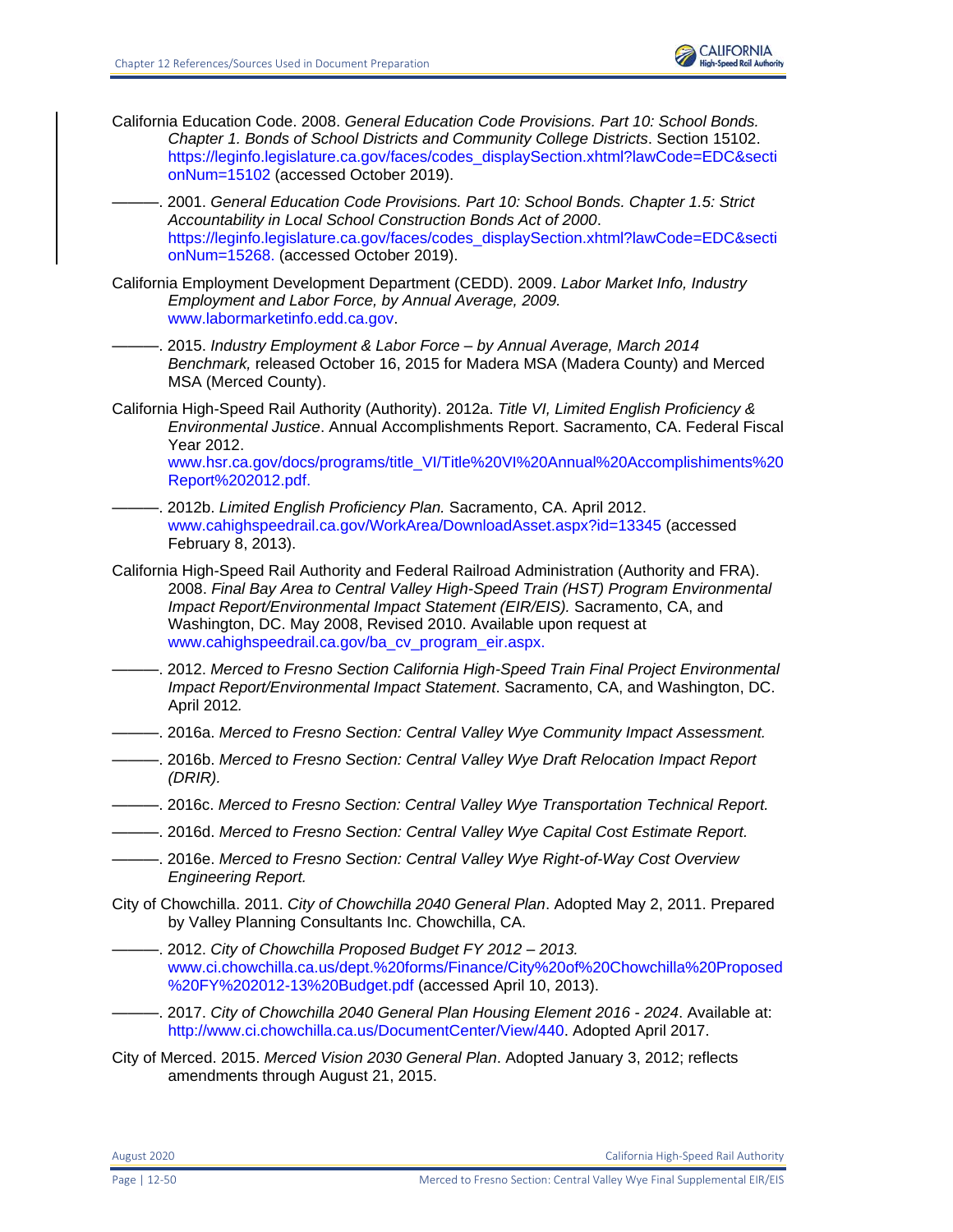California Education Code. 2008. *General Education Code Provisions. Part 10: School Bonds. Chapter 1. Bonds of School Districts and Community College Districts*. Section 15102. https://leginfo.legislature.ca.gov/faces/codes_displaySection.xhtml?lawCode=EDC&sectionNum=15102 (accessed October 2019).

———. 2001. *General Education Code Provisions. Part 10: School Bonds. Chapter 1.5: Strict Accountability in Local School Construction Bonds Act of 2000*. https://leginfo.legislature.ca.gov/faces/codes_displaySection.xhtml?lawCode=EDC&sectionNum=15268. (accessed October 2019).

California Employment Development Department (CEDD). 2009. *Labor Market Info, Industry Employment and Labor Force, by Annual Average, 2009.* www.labormarketinfo.edd.ca.gov.

———. 2015. *Industry Employment & Labor Force – by Annual Average, March 2014 Benchmark,* released October 16, 2015 for Madera MSA (Madera County) and Merced MSA (Merced County).

California High-Speed Rail Authority (Authority). 2012a. *Title VI, Limited English Proficiency & Environmental Justice*. Annual Accomplishments Report. Sacramento, CA. Federal Fiscal Year 2012. www.hsr.ca.gov/docs/programs/title_VI/Title%20VI%20Annual%20Accomplishiments%20Report%202012.pdf.

———. 2012b. *Limited English Proficiency Plan.* Sacramento, CA. April 2012. www.cahighspeedrail.ca.gov/WorkArea/DownloadAsset.aspx?id=13345 (accessed February 8, 2013).

California High-Speed Rail Authority and Federal Railroad Administration (Authority and FRA). 2008. *Final Bay Area to Central Valley High-Speed Train (HST) Program Environmental Impact Report/Environmental Impact Statement (EIR/EIS).* Sacramento, CA, and Washington, DC. May 2008, Revised 2010. Available upon request at www.cahighspeedrail.ca.gov/ba_cv_program_eir.aspx.

———. 2012. *Merced to Fresno Section California High-Speed Train Final Project Environmental Impact Report/Environmental Impact Statement*. Sacramento, CA, and Washington, DC. April 2012.

———. 2016a. *Merced to Fresno Section: Central Valley Wye Community Impact Assessment.*

———. 2016b. *Merced to Fresno Section: Central Valley Wye Draft Relocation Impact Report (DRIR).*

———. 2016c. *Merced to Fresno Section: Central Valley Wye Transportation Technical Report.*

———. 2016d. *Merced to Fresno Section: Central Valley Wye Capital Cost Estimate Report.*

———. 2016e. *Merced to Fresno Section: Central Valley Wye Right-of-Way Cost Overview Engineering Report.*

City of Chowchilla. 2011. *City of Chowchilla 2040 General Plan*. Adopted May 2, 2011. Prepared by Valley Planning Consultants Inc. Chowchilla, CA.

———. 2012. *City of Chowchilla Proposed Budget FY 2012 – 2013.* www.ci.chowchilla.ca.us/dept.%20forms/Finance/City%20of%20Chowchilla%20Proposed%20FY%202012-13%20Budget.pdf (accessed April 10, 2013).

———. 2017. *City of Chowchilla 2040 General Plan Housing Element 2016 - 2024*. Available at: http://www.ci.chowchilla.ca.us/DocumentCenter/View/440. Adopted April 2017.

City of Merced. 2015. *Merced Vision 2030 General Plan*. Adopted January 3, 2012; reflects amendments through August 21, 2015.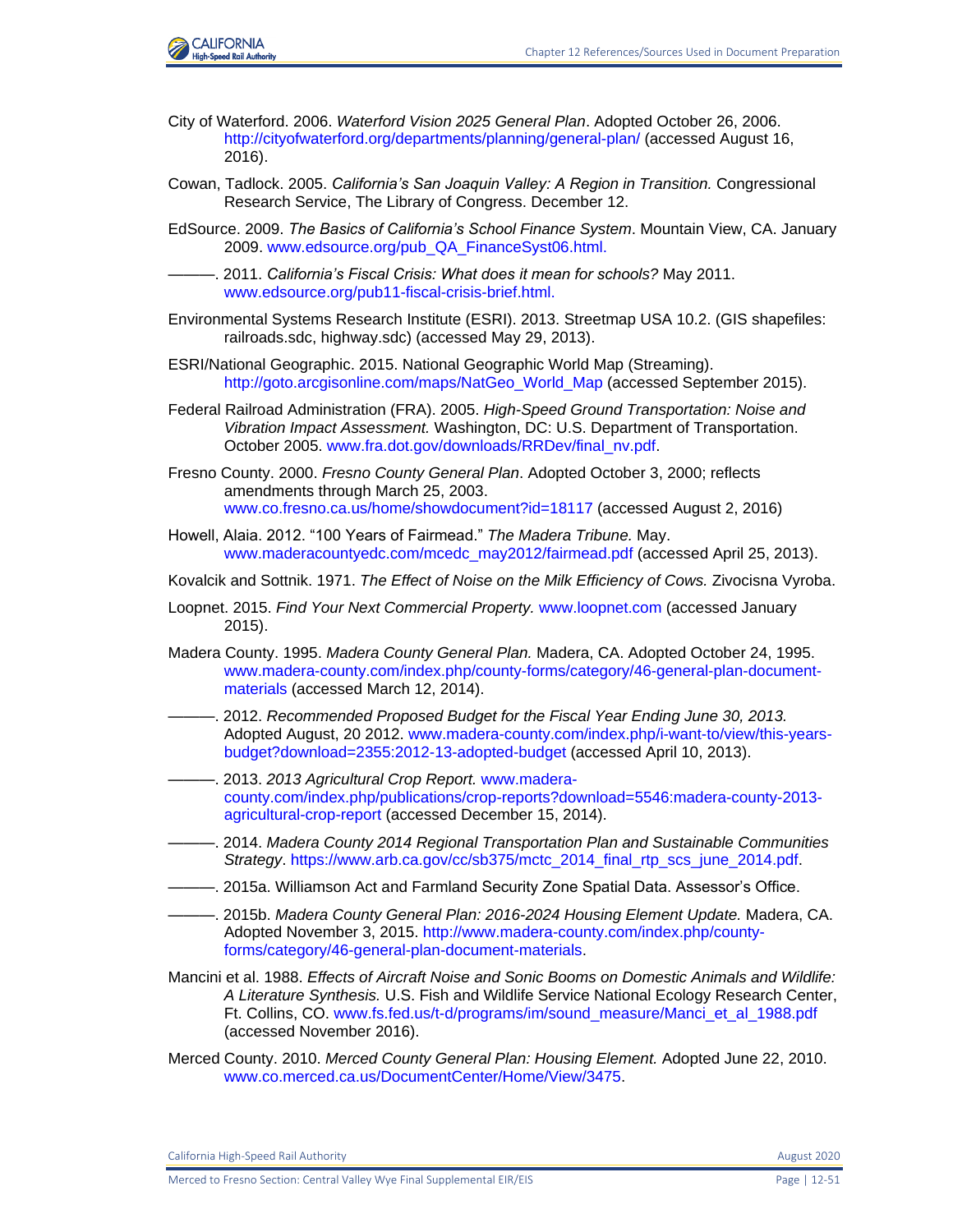City of Waterford. 2006. *Waterford Vision 2025 General Plan*. Adopted October 26, 2006. http://cityofwaterford.org/departments/planning/general-plan/ (accessed August 16, 2016).

Cowan, Tadlock. 2005. *California's San Joaquin Valley: A Region in Transition.* Congressional Research Service, The Library of Congress. December 12.

EdSource. 2009. *The Basics of California's School Finance System*. Mountain View, CA. January 2009. www.edsource.org/pub_QA_FinanceSyst06.html.

———. 2011. *California's Fiscal Crisis: What does it mean for schools?* May 2011. www.edsource.org/pub11-fiscal-crisis-brief.html.

Environmental Systems Research Institute (ESRI). 2013. Streetmap USA 10.2. (GIS shapefiles: railroads.sdc, highway.sdc) (accessed May 29, 2013).

ESRI/National Geographic. 2015. National Geographic World Map (Streaming). http://goto.arcgisonline.com/maps/NatGeo_World_Map (accessed September 2015).

Federal Railroad Administration (FRA). 2005. *High-Speed Ground Transportation: Noise and Vibration Impact Assessment.* Washington, DC: U.S. Department of Transportation. October 2005. www.fra.dot.gov/downloads/RRDev/final_nv.pdf.

Fresno County. 2000. *Fresno County General Plan*. Adopted October 3, 2000; reflects amendments through March 25, 2003. www.co.fresno.ca.us/home/showdocument?id=18117 (accessed August 2, 2016)

Howell, Alaia. 2012. "100 Years of Fairmead." *The Madera Tribune.* May. www.maderacountyedc.com/mcedc_may2012/fairmead.pdf (accessed April 25, 2013).

Kovalcik and Sottnik. 1971. *The Effect of Noise on the Milk Efficiency of Cows.* Zivocisna Vyroba.

Loopnet. 2015. *Find Your Next Commercial Property.* www.loopnet.com (accessed January 2015).

Madera County. 1995. *Madera County General Plan.* Madera, CA. Adopted October 24, 1995. www.madera-county.com/index.php/county-forms/category/46-general-plan-document-materials (accessed March 12, 2014).

———. 2012. *Recommended Proposed Budget for the Fiscal Year Ending June 30, 2013.* Adopted August, 20 2012. www.madera-county.com/index.php/i-want-to/view/this-years-budget?download=2355:2012-13-adopted-budget (accessed April 10, 2013).

———. 2013. *2013 Agricultural Crop Report.* www.madera-county.com/index.php/publications/crop-reports?download=5546:madera-county-2013-agricultural-crop-report (accessed December 15, 2014).

———. 2014. *Madera County 2014 Regional Transportation Plan and Sustainable Communities Strategy*. https://www.arb.ca.gov/cc/sb375/mctc_2014_final_rtp_scs_june_2014.pdf.

———. 2015a. Williamson Act and Farmland Security Zone Spatial Data. Assessor's Office.

———. 2015b. *Madera County General Plan: 2016-2024 Housing Element Update.* Madera, CA. Adopted November 3, 2015. http://www.madera-county.com/index.php/county-forms/category/46-general-plan-document-materials.

Mancini et al. 1988. *Effects of Aircraft Noise and Sonic Booms on Domestic Animals and Wildlife: A Literature Synthesis.* U.S. Fish and Wildlife Service National Ecology Research Center, Ft. Collins, CO. www.fs.fed.us/t-d/programs/im/sound_measure/Manci_et_al_1988.pdf (accessed November 2016).

Merced County. 2010. *Merced County General Plan: Housing Element.* Adopted June 22, 2010. www.co.merced.ca.us/DocumentCenter/Home/View/3475.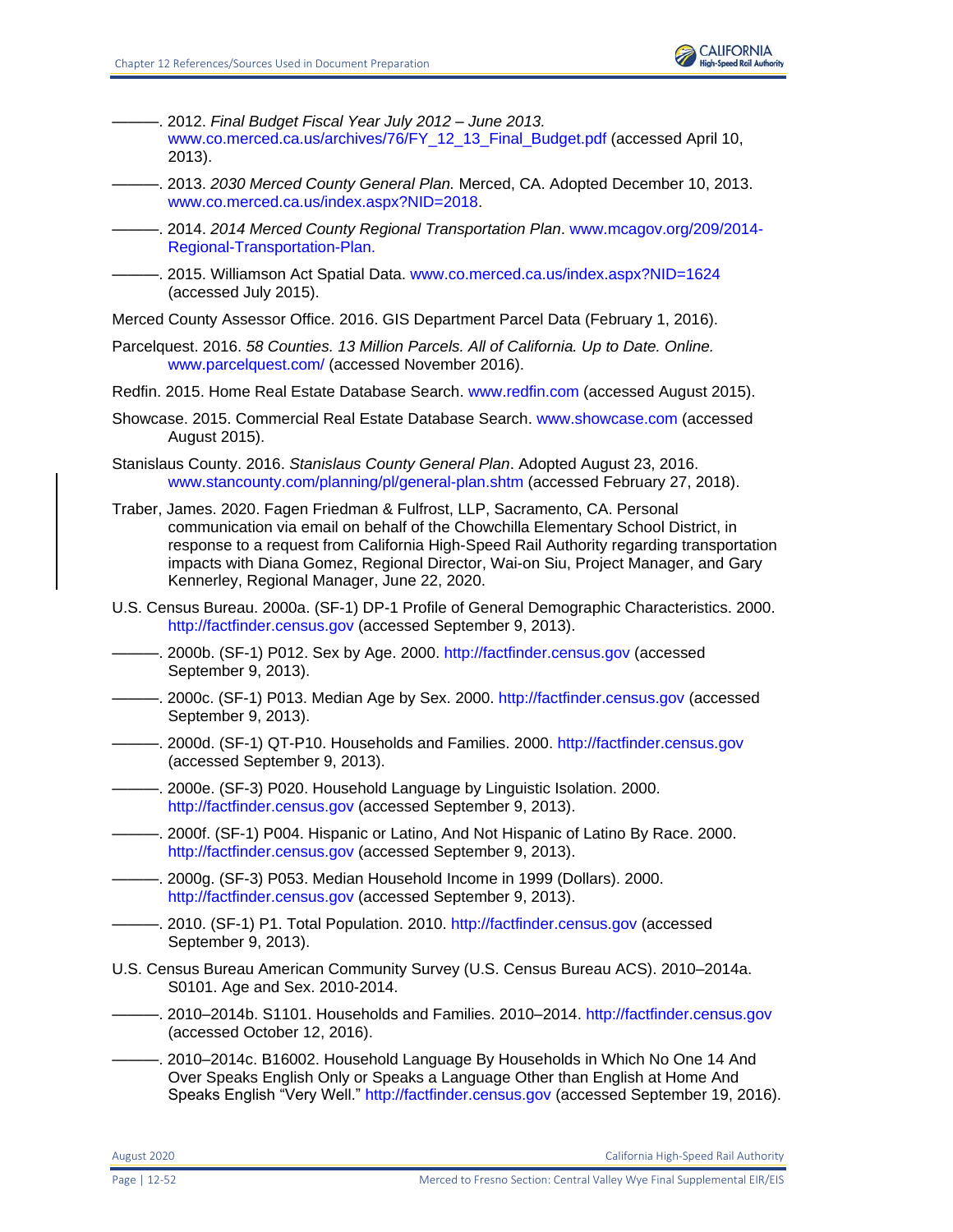———. 2012. *Final Budget Fiscal Year July 2012 – June 2013.* www.co.merced.ca.us/archives/76/FY_12_13_Final_Budget.pdf (accessed April 10, 2013).

———. 2013. *2030 Merced County General Plan.* Merced, CA. Adopted December 10, 2013. www.co.merced.ca.us/index.aspx?NID=2018.

———. 2014. *2014 Merced County Regional Transportation Plan*. www.mcagov.org/209/2014-Regional-Transportation-Plan.

———. 2015. Williamson Act Spatial Data. www.co.merced.ca.us/index.aspx?NID=1624 (accessed July 2015).

Merced County Assessor Office. 2016. GIS Department Parcel Data (February 1, 2016).

Parcelquest. 2016. *58 Counties. 13 Million Parcels. All of California. Up to Date. Online.* www.parcelquest.com/ (accessed November 2016).

Redfin. 2015. Home Real Estate Database Search. www.redfin.com (accessed August 2015).

Showcase. 2015. Commercial Real Estate Database Search. www.showcase.com (accessed August 2015).

Stanislaus County. 2016. *Stanislaus County General Plan*. Adopted August 23, 2016. www.stancounty.com/planning/pl/general-plan.shtm (accessed February 27, 2018).

Traber, James. 2020. Fagen Friedman & Fulfrost, LLP, Sacramento, CA. Personal communication via email on behalf of the Chowchilla Elementary School District, in response to a request from California High-Speed Rail Authority regarding transportation impacts with Diana Gomez, Regional Director, Wai-on Siu, Project Manager, and Gary Kennerley, Regional Manager, June 22, 2020.

U.S. Census Bureau. 2000a. (SF-1) DP-1 Profile of General Demographic Characteristics. 2000. http://factfinder.census.gov (accessed September 9, 2013).

———. 2000b. (SF-1) P012. Sex by Age. 2000. http://factfinder.census.gov (accessed September 9, 2013).

———. 2000c. (SF-1) P013. Median Age by Sex. 2000. http://factfinder.census.gov (accessed September 9, 2013).

———. 2000d. (SF-1) QT-P10. Households and Families. 2000. http://factfinder.census.gov (accessed September 9, 2013).

———. 2000e. (SF-3) P020. Household Language by Linguistic Isolation. 2000. http://factfinder.census.gov (accessed September 9, 2013).

———. 2000f. (SF-1) P004. Hispanic or Latino, And Not Hispanic of Latino By Race. 2000. http://factfinder.census.gov (accessed September 9, 2013).

———. 2000g. (SF-3) P053. Median Household Income in 1999 (Dollars). 2000. http://factfinder.census.gov (accessed September 9, 2013).

———. 2010. (SF-1) P1. Total Population. 2010. http://factfinder.census.gov (accessed September 9, 2013).

U.S. Census Bureau American Community Survey (U.S. Census Bureau ACS). 2010–2014a. S0101. Age and Sex. 2010-2014.

———. 2010–2014b. S1101. Households and Families. 2010–2014. http://factfinder.census.gov (accessed October 12, 2016).

———. 2010–2014c. B16002. Household Language By Households in Which No One 14 And Over Speaks English Only or Speaks a Language Other than English at Home And Speaks English "Very Well." http://factfinder.census.gov (accessed September 19, 2016).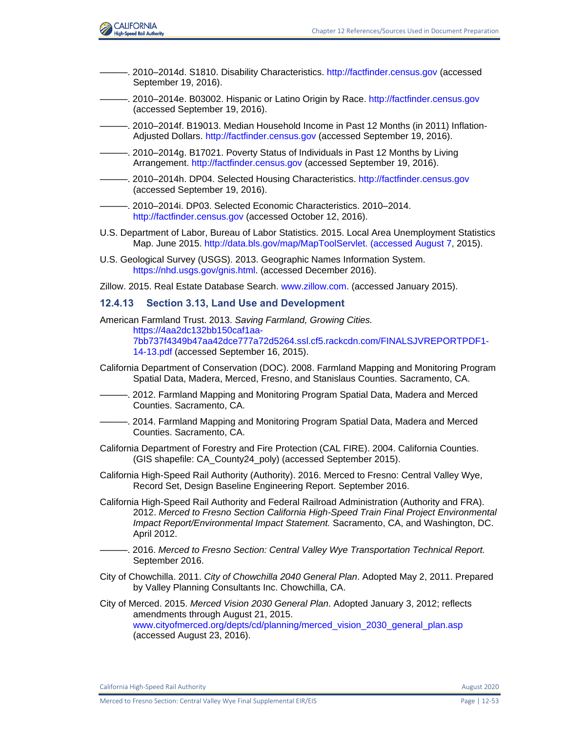———. 2010–2014d. S1810. Disability Characteristics. http://factfinder.census.gov (accessed September 19, 2016).

———. 2010–2014e. B03002. Hispanic or Latino Origin by Race. http://factfinder.census.gov (accessed September 19, 2016).

———. 2010–2014f. B19013. Median Household Income in Past 12 Months (in 2011) Inflation-Adjusted Dollars. http://factfinder.census.gov (accessed September 19, 2016).

———. 2010–2014g. B17021. Poverty Status of Individuals in Past 12 Months by Living Arrangement. http://factfinder.census.gov (accessed September 19, 2016).

———. 2010–2014h. DP04. Selected Housing Characteristics. http://factfinder.census.gov (accessed September 19, 2016).

———. 2010–2014i. DP03. Selected Economic Characteristics. 2010–2014. http://factfinder.census.gov (accessed October 12, 2016).

U.S. Department of Labor, Bureau of Labor Statistics. 2015. Local Area Unemployment Statistics Map. June 2015. http://data.bls.gov/map/MapToolServlet. (accessed August 7, 2015).

U.S. Geological Survey (USGS). 2013. Geographic Names Information System. https://nhd.usgs.gov/gnis.html. (accessed December 2016).

Zillow. 2015. Real Estate Database Search. www.zillow.com. (accessed January 2015).

### 12.4.13 Section 3.13, Land Use and Development

American Farmland Trust. 2013. *Saving Farmland, Growing Cities.* https://4aa2dc132bb150caf1aa-7bb737f4349b47aa42dce777a72d5264.ssl.cf5.rackcdn.com/FINALSJVREPORTPDF1-14-13.pdf (accessed September 16, 2015).

California Department of Conservation (DOC). 2008. Farmland Mapping and Monitoring Program Spatial Data, Madera, Merced, Fresno, and Stanislaus Counties. Sacramento, CA.

———. 2012. Farmland Mapping and Monitoring Program Spatial Data, Madera and Merced Counties. Sacramento, CA.

———. 2014. Farmland Mapping and Monitoring Program Spatial Data, Madera and Merced Counties. Sacramento, CA.

California Department of Forestry and Fire Protection (CAL FIRE). 2004. California Counties. (GIS shapefile: CA_County24_poly) (accessed September 2015).

California High-Speed Rail Authority (Authority). 2016. Merced to Fresno: Central Valley Wye, Record Set, Design Baseline Engineering Report. September 2016.

California High-Speed Rail Authority and Federal Railroad Administration (Authority and FRA). 2012. *Merced to Fresno Section California High-Speed Train Final Project Environmental Impact Report/Environmental Impact Statement.* Sacramento, CA, and Washington, DC. April 2012.

———. 2016. *Merced to Fresno Section: Central Valley Wye Transportation Technical Report.* September 2016.

City of Chowchilla. 2011. *City of Chowchilla 2040 General Plan*. Adopted May 2, 2011. Prepared by Valley Planning Consultants Inc. Chowchilla, CA.

City of Merced. 2015. *Merced Vision 2030 General Plan*. Adopted January 3, 2012; reflects amendments through August 21, 2015. www.cityofmerced.org/depts/cd/planning/merced_vision_2030_general_plan.asp (accessed August 23, 2016).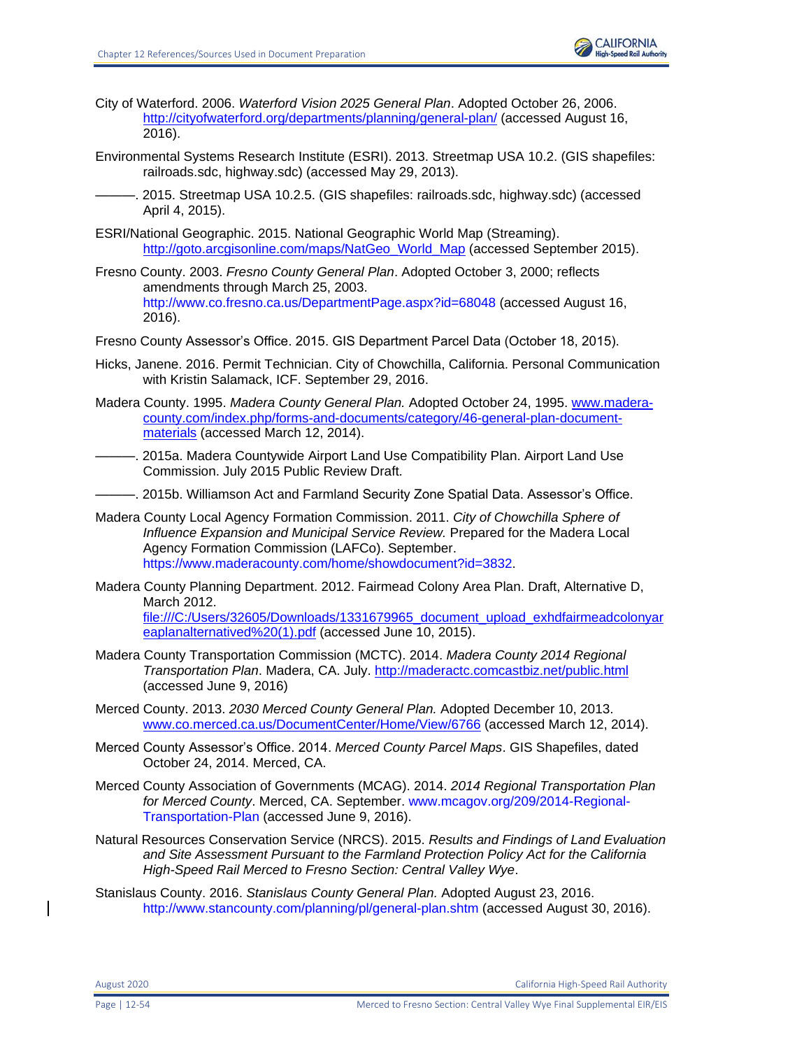City of Waterford. 2006. *Waterford Vision 2025 General Plan*. Adopted October 26, 2006. http://cityofwaterford.org/departments/planning/general-plan/ (accessed August 16, 2016).

Environmental Systems Research Institute (ESRI). 2013. Streetmap USA 10.2. (GIS shapefiles: railroads.sdc, highway.sdc) (accessed May 29, 2013).

———. 2015. Streetmap USA 10.2.5. (GIS shapefiles: railroads.sdc, highway.sdc) (accessed April 4, 2015).

ESRI/National Geographic. 2015. National Geographic World Map (Streaming). http://goto.arcgisonline.com/maps/NatGeo_World_Map (accessed September 2015).

Fresno County. 2003. *Fresno County General Plan*. Adopted October 3, 2000; reflects amendments through March 25, 2003. http://www.co.fresno.ca.us/DepartmentPage.aspx?id=68048 (accessed August 16, 2016).

Fresno County Assessor's Office. 2015. GIS Department Parcel Data (October 18, 2015).

Hicks, Janene. 2016. Permit Technician. City of Chowchilla, California. Personal Communication with Kristin Salamack, ICF. September 29, 2016.

Madera County. 1995. *Madera County General Plan.* Adopted October 24, 1995. www.madera-county.com/index.php/forms-and-documents/category/46-general-plan-document-materials (accessed March 12, 2014).

———. 2015a. Madera Countywide Airport Land Use Compatibility Plan. Airport Land Use Commission. July 2015 Public Review Draft.

———. 2015b. Williamson Act and Farmland Security Zone Spatial Data. Assessor's Office.

Madera County Local Agency Formation Commission. 2011. *City of Chowchilla Sphere of Influence Expansion and Municipal Service Review.* Prepared for the Madera Local Agency Formation Commission (LAFCo). September. https://www.maderacounty.com/home/showdocument?id=3832.

Madera County Planning Department. 2012. Fairmead Colony Area Plan. Draft, Alternative D, March 2012. file:///C:/Users/32605/Downloads/1331679965_document_upload_exhdfairmeadcolonyareaplanalternatived%20(1).pdf (accessed June 10, 2015).

Madera County Transportation Commission (MCTC). 2014. *Madera County 2014 Regional Transportation Plan*. Madera, CA. July. http://maderactc.comcastbiz.net/public.html (accessed June 9, 2016)

Merced County. 2013. *2030 Merced County General Plan.* Adopted December 10, 2013. www.co.merced.ca.us/DocumentCenter/Home/View/6766 (accessed March 12, 2014).

Merced County Assessor's Office. 2014. *Merced County Parcel Maps*. GIS Shapefiles, dated October 24, 2014. Merced, CA.

Merced County Association of Governments (MCAG). 2014. *2014 Regional Transportation Plan for Merced County*. Merced, CA. September. www.mcagov.org/209/2014-Regional-Transportation-Plan (accessed June 9, 2016).

Natural Resources Conservation Service (NRCS). 2015. *Results and Findings of Land Evaluation and Site Assessment Pursuant to the Farmland Protection Policy Act for the California High-Speed Rail Merced to Fresno Section: Central Valley Wye*.

Stanislaus County. 2016. *Stanislaus County General Plan.* Adopted August 23, 2016. http://www.stancounty.com/planning/pl/general-plan.shtm (accessed August 30, 2016).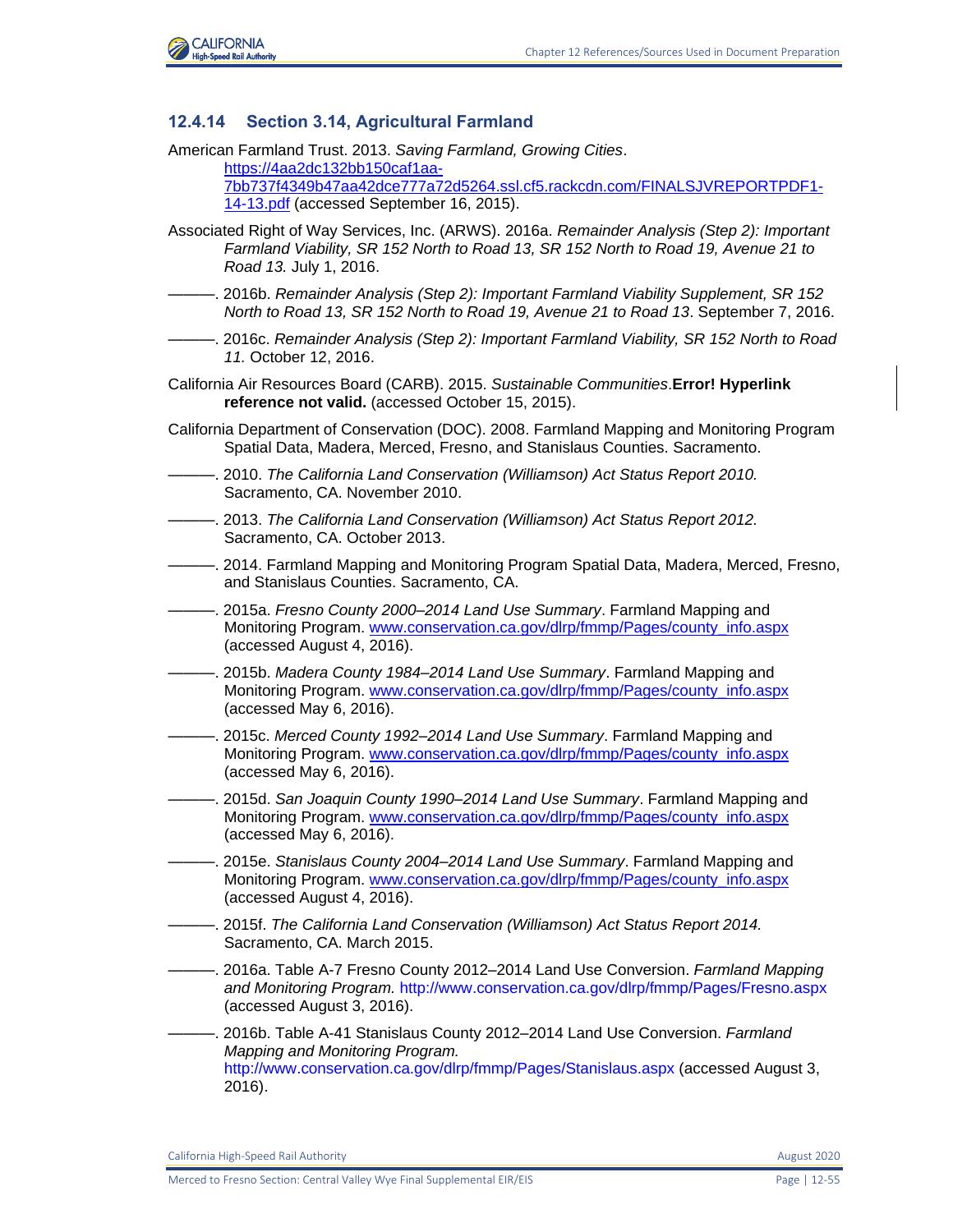### 12.4.14 Section 3.14, Agricultural Farmland

American Farmland Trust. 2013. *Saving Farmland, Growing Cities*. https://4aa2dc132bb150caf1aa-7bb737f4349b47aa42dce777a72d5264.ssl.cf5.rackcdn.com/FINALSJVREPORTPDF1-14-13.pdf (accessed September 16, 2015).

Associated Right of Way Services, Inc. (ARWS). 2016a. *Remainder Analysis (Step 2): Important Farmland Viability, SR 152 North to Road 13, SR 152 North to Road 19, Avenue 21 to Road 13.* July 1, 2016.

———. 2016b. *Remainder Analysis (Step 2): Important Farmland Viability Supplement, SR 152 North to Road 13, SR 152 North to Road 19, Avenue 21 to Road 13*. September 7, 2016.

———. 2016c. *Remainder Analysis (Step 2): Important Farmland Viability, SR 152 North to Road 11.* October 12, 2016.

California Air Resources Board (CARB). 2015. *Sustainable Communities*.**Error! Hyperlink reference not valid.** (accessed October 15, 2015).

California Department of Conservation (DOC). 2008. Farmland Mapping and Monitoring Program Spatial Data, Madera, Merced, Fresno, and Stanislaus Counties. Sacramento.

———. 2010. *The California Land Conservation (Williamson) Act Status Report 2010.* Sacramento, CA. November 2010.

———. 2013. *The California Land Conservation (Williamson) Act Status Report 2012.* Sacramento, CA. October 2013.

———. 2014. Farmland Mapping and Monitoring Program Spatial Data, Madera, Merced, Fresno, and Stanislaus Counties. Sacramento, CA.

———. 2015a. *Fresno County 2000–2014 Land Use Summary*. Farmland Mapping and Monitoring Program. www.conservation.ca.gov/dlrp/fmmp/Pages/county_info.aspx (accessed August 4, 2016).

———. 2015b. *Madera County 1984–2014 Land Use Summary*. Farmland Mapping and Monitoring Program. www.conservation.ca.gov/dlrp/fmmp/Pages/county_info.aspx (accessed May 6, 2016).

———. 2015c. *Merced County 1992–2014 Land Use Summary*. Farmland Mapping and Monitoring Program. www.conservation.ca.gov/dlrp/fmmp/Pages/county_info.aspx (accessed May 6, 2016).

———. 2015d. *San Joaquin County 1990–2014 Land Use Summary*. Farmland Mapping and Monitoring Program. www.conservation.ca.gov/dlrp/fmmp/Pages/county_info.aspx (accessed May 6, 2016).

———. 2015e. *Stanislaus County 2004–2014 Land Use Summary*. Farmland Mapping and Monitoring Program. www.conservation.ca.gov/dlrp/fmmp/Pages/county_info.aspx (accessed August 4, 2016).

———. 2015f. *The California Land Conservation (Williamson) Act Status Report 2014.* Sacramento, CA. March 2015.

———. 2016a. Table A-7 Fresno County 2012–2014 Land Use Conversion. *Farmland Mapping and Monitoring Program.* http://www.conservation.ca.gov/dlrp/fmmp/Pages/Fresno.aspx (accessed August 3, 2016).

———. 2016b. Table A-41 Stanislaus County 2012–2014 Land Use Conversion. *Farmland Mapping and Monitoring Program.* http://www.conservation.ca.gov/dlrp/fmmp/Pages/Stanislaus.aspx (accessed August 3, 2016).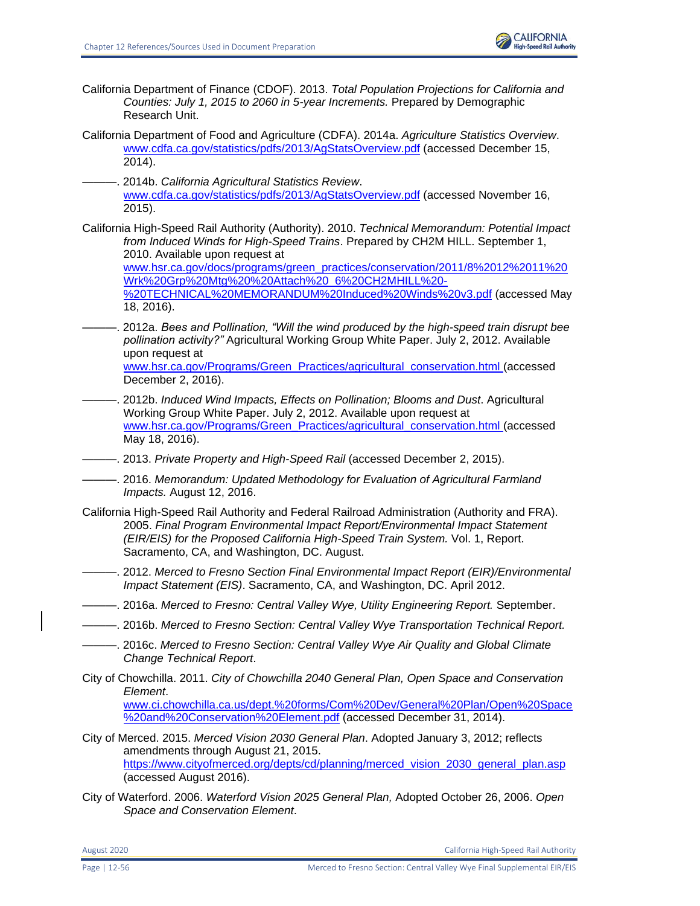California Department of Finance (CDOF). 2013. *Total Population Projections for California and Counties: July 1, 2015 to 2060 in 5-year Increments.* Prepared by Demographic Research Unit.

California Department of Food and Agriculture (CDFA). 2014a. *Agriculture Statistics Overview*. www.cdfa.ca.gov/statistics/pdfs/2013/AgStatsOverview.pdf (accessed December 15, 2014).

———. 2014b. *California Agricultural Statistics Review*. www.cdfa.ca.gov/statistics/pdfs/2013/AgStatsOverview.pdf (accessed November 16, 2015).

California High-Speed Rail Authority (Authority). 2010. *Technical Memorandum: Potential Impact from Induced Winds for High-Speed Trains*. Prepared by CH2M HILL. September 1, 2010. Available upon request at www.hsr.ca.gov/docs/programs/green_practices/conservation/2011/8%2012%2011%20Wrk%20Grp%20Mtg%20%20Attach%20_6%20CH2MHILL%20-%20TECHNICAL%20MEMORANDUM%20Induced%20Winds%20v3.pdf (accessed May 18, 2016).

———. 2012a. *Bees and Pollination, "Will the wind produced by the high-speed train disrupt bee pollination activity?"* Agricultural Working Group White Paper. July 2, 2012. Available upon request at www.hsr.ca.gov/Programs/Green_Practices/agricultural_conservation.html (accessed December 2, 2016).

———. 2012b. *Induced Wind Impacts, Effects on Pollination; Blooms and Dust*. Agricultural Working Group White Paper. July 2, 2012. Available upon request at www.hsr.ca.gov/Programs/Green_Practices/agricultural_conservation.html (accessed May 18, 2016).

———. 2013. *Private Property and High-Speed Rail* (accessed December 2, 2015).

———. 2016. *Memorandum: Updated Methodology for Evaluation of Agricultural Farmland Impacts.* August 12, 2016.

California High-Speed Rail Authority and Federal Railroad Administration (Authority and FRA). 2005. *Final Program Environmental Impact Report/Environmental Impact Statement (EIR/EIS) for the Proposed California High-Speed Train System.* Vol. 1, Report. Sacramento, CA, and Washington, DC. August.

———. 2012. *Merced to Fresno Section Final Environmental Impact Report (EIR)/Environmental Impact Statement (EIS)*. Sacramento, CA, and Washington, DC. April 2012.

———. 2016a. *Merced to Fresno: Central Valley Wye, Utility Engineering Report.* September.

———. 2016b. *Merced to Fresno Section: Central Valley Wye Transportation Technical Report.*

———. 2016c. *Merced to Fresno Section: Central Valley Wye Air Quality and Global Climate Change Technical Report*.

City of Chowchilla. 2011. *City of Chowchilla 2040 General Plan, Open Space and Conservation Element*. www.ci.chowchilla.ca.us/dept.%20forms/Com%20Dev/General%20Plan/Open%20Space%20and%20Conservation%20Element.pdf (accessed December 31, 2014).

City of Merced. 2015. *Merced Vision 2030 General Plan*. Adopted January 3, 2012; reflects amendments through August 21, 2015. https://www.cityofmerced.org/depts/cd/planning/merced_vision_2030_general_plan.asp (accessed August 2016).

City of Waterford. 2006. *Waterford Vision 2025 General Plan,* Adopted October 26, 2006. *Open Space and Conservation Element*.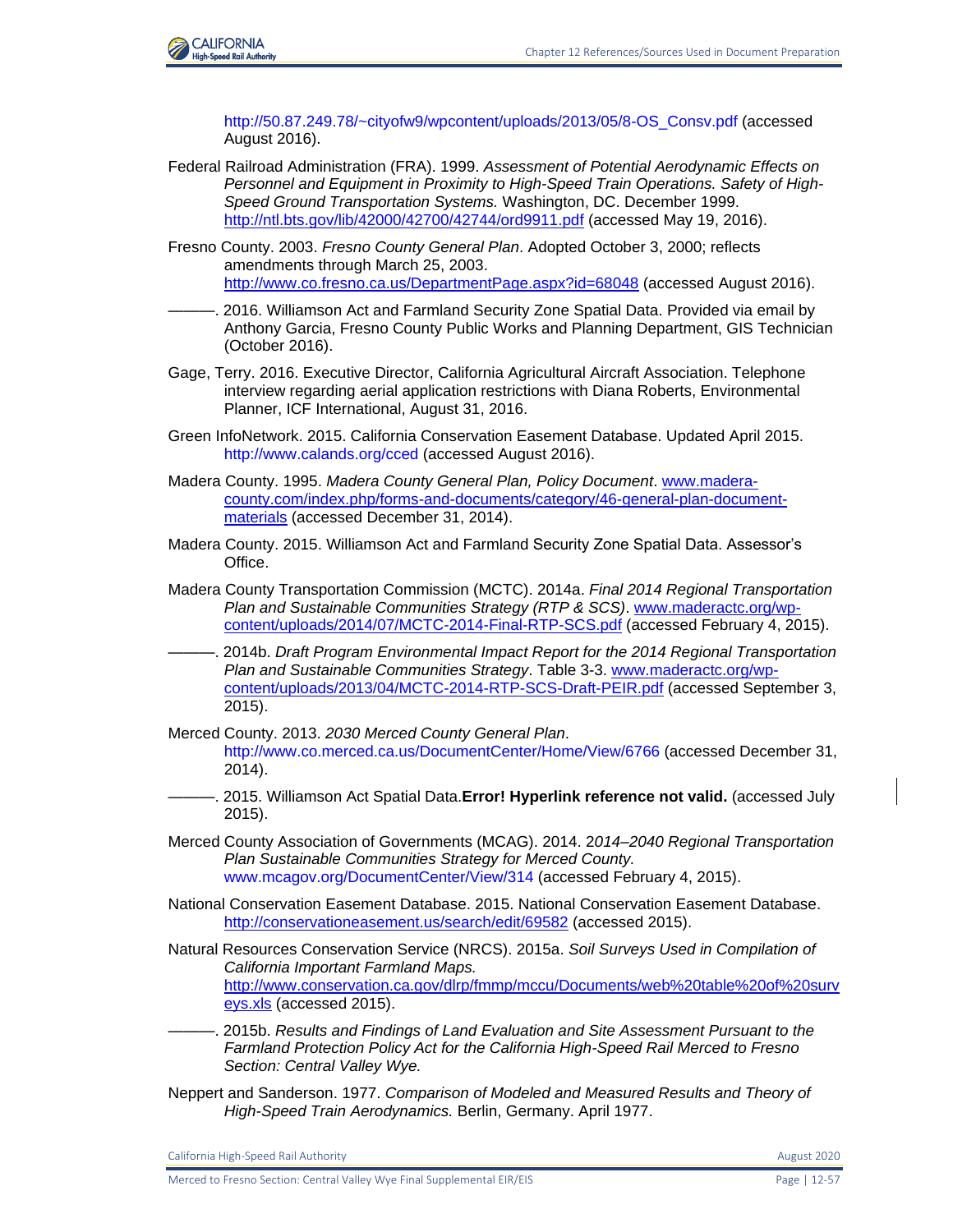http://50.87.249.78/~cityofw9/wpcontent/uploads/2013/05/8-OS_Consv.pdf (accessed August 2016).

Federal Railroad Administration (FRA). 1999. *Assessment of Potential Aerodynamic Effects on Personnel and Equipment in Proximity to High-Speed Train Operations. Safety of High-Speed Ground Transportation Systems.* Washington, DC. December 1999. http://ntl.bts.gov/lib/42000/42700/42744/ord9911.pdf (accessed May 19, 2016).

Fresno County. 2003. *Fresno County General Plan*. Adopted October 3, 2000; reflects amendments through March 25, 2003. http://www.co.fresno.ca.us/DepartmentPage.aspx?id=68048 (accessed August 2016).

———. 2016. Williamson Act and Farmland Security Zone Spatial Data. Provided via email by Anthony Garcia, Fresno County Public Works and Planning Department, GIS Technician (October 2016).

Gage, Terry. 2016. Executive Director, California Agricultural Aircraft Association. Telephone interview regarding aerial application restrictions with Diana Roberts, Environmental Planner, ICF International, August 31, 2016.

Green InfoNetwork. 2015. California Conservation Easement Database. Updated April 2015. http://www.calands.org/cced (accessed August 2016).

Madera County. 1995. *Madera County General Plan, Policy Document*. www.madera-county.com/index.php/forms-and-documents/category/46-general-plan-document-materials (accessed December 31, 2014).

Madera County. 2015. Williamson Act and Farmland Security Zone Spatial Data. Assessor's Office.

Madera County Transportation Commission (MCTC). 2014a. *Final 2014 Regional Transportation Plan and Sustainable Communities Strategy (RTP & SCS)*. www.maderactc.org/wp-content/uploads/2014/07/MCTC-2014-Final-RTP-SCS.pdf (accessed February 4, 2015).

———. 2014b. *Draft Program Environmental Impact Report for the 2014 Regional Transportation Plan and Sustainable Communities Strategy*. Table 3-3. www.maderactc.org/wp-content/uploads/2013/04/MCTC-2014-RTP-SCS-Draft-PEIR.pdf (accessed September 3, 2015).

Merced County. 2013. *2030 Merced County General Plan*. http://www.co.merced.ca.us/DocumentCenter/Home/View/6766 (accessed December 31, 2014).

———. 2015. Williamson Act Spatial Data.**Error! Hyperlink reference not valid.** (accessed July 2015).

Merced County Association of Governments (MCAG). 2014. 2*014–2040 Regional Transportation Plan Sustainable Communities Strategy for Merced County.* www.mcagov.org/DocumentCenter/View/314 (accessed February 4, 2015).

National Conservation Easement Database. 2015. National Conservation Easement Database. http://conservationeasement.us/search/edit/69582 (accessed 2015).

Natural Resources Conservation Service (NRCS). 2015a. *Soil Surveys Used in Compilation of California Important Farmland Maps.* http://www.conservation.ca.gov/dlrp/fmmp/mccu/Documents/web%20table%20of%20surveys.xls (accessed 2015).

———. 2015b. *Results and Findings of Land Evaluation and Site Assessment Pursuant to the Farmland Protection Policy Act for the California High-Speed Rail Merced to Fresno Section: Central Valley Wye.*

Neppert and Sanderson. 1977. *Comparison of Modeled and Measured Results and Theory of High-Speed Train Aerodynamics.* Berlin, Germany. April 1977.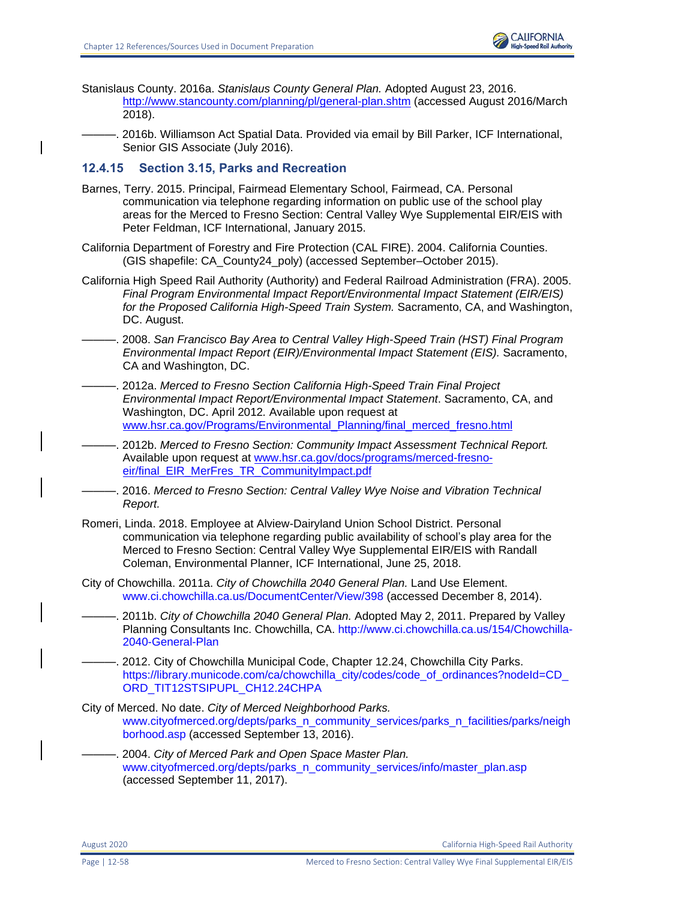Stanislaus County. 2016a. *Stanislaus County General Plan.* Adopted August 23, 2016. http://www.stancounty.com/planning/pl/general-plan.shtm (accessed August 2016/March 2018).

———. 2016b. Williamson Act Spatial Data. Provided via email by Bill Parker, ICF International, Senior GIS Associate (July 2016).

### 12.4.15 Section 3.15, Parks and Recreation

Barnes, Terry. 2015. Principal, Fairmead Elementary School, Fairmead, CA. Personal communication via telephone regarding information on public use of the school play areas for the Merced to Fresno Section: Central Valley Wye Supplemental EIR/EIS with Peter Feldman, ICF International, January 2015.

California Department of Forestry and Fire Protection (CAL FIRE). 2004. California Counties. (GIS shapefile: CA_County24_poly) (accessed September–October 2015).

California High Speed Rail Authority (Authority) and Federal Railroad Administration (FRA). 2005. *Final Program Environmental Impact Report/Environmental Impact Statement (EIR/EIS) for the Proposed California High-Speed Train System.* Sacramento, CA, and Washington, DC. August.

———. 2008. *San Francisco Bay Area to Central Valley High-Speed Train (HST) Final Program Environmental Impact Report (EIR)/Environmental Impact Statement (EIS).* Sacramento, CA and Washington, DC.

———. 2012a. *Merced to Fresno Section California High-Speed Train Final Project Environmental Impact Report/Environmental Impact Statement*. Sacramento, CA, and Washington, DC. April 2012. Available upon request at www.hsr.ca.gov/Programs/Environmental_Planning/final_merced_fresno.html

———. 2012b. *Merced to Fresno Section: Community Impact Assessment Technical Report.* Available upon request at www.hsr.ca.gov/docs/programs/merced-fresno-eir/final_EIR_MerFres_TR_CommunityImpact.pdf

———. 2016. *Merced to Fresno Section: Central Valley Wye Noise and Vibration Technical Report.*

Romeri, Linda. 2018. Employee at Alview-Dairyland Union School District. Personal communication via telephone regarding public availability of school's play area for the Merced to Fresno Section: Central Valley Wye Supplemental EIR/EIS with Randall Coleman, Environmental Planner, ICF International, June 25, 2018.

City of Chowchilla. 2011a. *City of Chowchilla 2040 General Plan.* Land Use Element. www.ci.chowchilla.ca.us/DocumentCenter/View/398 (accessed December 8, 2014).

———. 2011b. *City of Chowchilla 2040 General Plan.* Adopted May 2, 2011. Prepared by Valley Planning Consultants Inc. Chowchilla, CA. http://www.ci.chowchilla.ca.us/154/Chowchilla-2040-General-Plan

———. 2012. City of Chowchilla Municipal Code, Chapter 12.24, Chowchilla City Parks. https://library.municode.com/ca/chowchilla_city/codes/code_of_ordinances?nodeId=CD_ORD_TIT12STSIPUPL_CH12.24CHPA

City of Merced. No date. *City of Merced Neighborhood Parks.* www.cityofmerced.org/depts/parks_n_community_services/parks_n_facilities/parks/neighborhood.asp (accessed September 13, 2016).

———. 2004. *City of Merced Park and Open Space Master Plan.* www.cityofmerced.org/depts/parks_n_community_services/info/master_plan.asp (accessed September 11, 2017).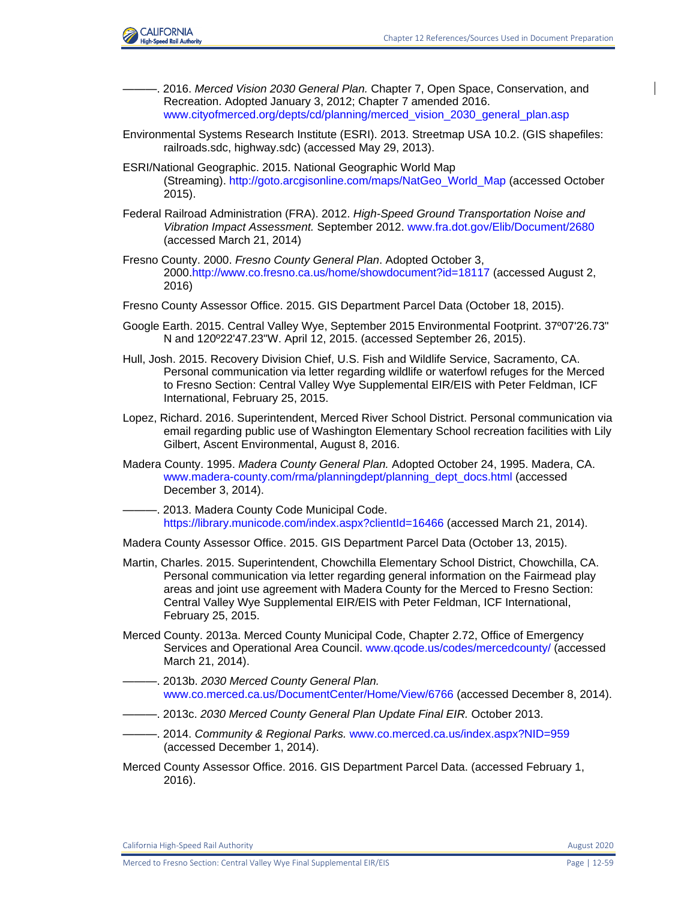———. 2016. *Merced Vision 2030 General Plan.* Chapter 7, Open Space, Conservation, and Recreation. Adopted January 3, 2012; Chapter 7 amended 2016. www.cityofmerced.org/depts/cd/planning/merced_vision_2030_general_plan.asp

Environmental Systems Research Institute (ESRI). 2013. Streetmap USA 10.2. (GIS shapefiles: railroads.sdc, highway.sdc) (accessed May 29, 2013).

ESRI/National Geographic. 2015. National Geographic World Map (Streaming). http://goto.arcgisonline.com/maps/NatGeo_World_Map (accessed October 2015).

Federal Railroad Administration (FRA). 2012. *High-Speed Ground Transportation Noise and Vibration Impact Assessment.* September 2012. www.fra.dot.gov/Elib/Document/2680 (accessed March 21, 2014)

Fresno County. 2000. *Fresno County General Plan*. Adopted October 3, 2000.http://www.co.fresno.ca.us/home/showdocument?id=18117 (accessed August 2, 2016)

Fresno County Assessor Office. 2015. GIS Department Parcel Data (October 18, 2015).

Google Earth. 2015. Central Valley Wye, September 2015 Environmental Footprint. 37º07'26.73" N and 120º22'47.23"W. April 12, 2015. (accessed September 26, 2015).

Hull, Josh. 2015. Recovery Division Chief, U.S. Fish and Wildlife Service, Sacramento, CA. Personal communication via letter regarding wildlife or waterfowl refuges for the Merced to Fresno Section: Central Valley Wye Supplemental EIR/EIS with Peter Feldman, ICF International, February 25, 2015.

Lopez, Richard. 2016. Superintendent, Merced River School District. Personal communication via email regarding public use of Washington Elementary School recreation facilities with Lily Gilbert, Ascent Environmental, August 8, 2016.

Madera County. 1995. *Madera County General Plan.* Adopted October 24, 1995. Madera, CA. www.madera-county.com/rma/planningdept/planning_dept_docs.html (accessed December 3, 2014).

———. 2013. Madera County Code Municipal Code. https://library.municode.com/index.aspx?clientId=16466 (accessed March 21, 2014).

Madera County Assessor Office. 2015. GIS Department Parcel Data (October 13, 2015).

Martin, Charles. 2015. Superintendent, Chowchilla Elementary School District, Chowchilla, CA. Personal communication via letter regarding general information on the Fairmead play areas and joint use agreement with Madera County for the Merced to Fresno Section: Central Valley Wye Supplemental EIR/EIS with Peter Feldman, ICF International, February 25, 2015.

Merced County. 2013a. Merced County Municipal Code, Chapter 2.72, Office of Emergency Services and Operational Area Council. www.qcode.us/codes/mercedcounty/ (accessed March 21, 2014).

———. 2013b. *2030 Merced County General Plan.* www.co.merced.ca.us/DocumentCenter/Home/View/6766 (accessed December 8, 2014).

———. 2013c. *2030 Merced County General Plan Update Final EIR.* October 2013.

———. 2014. *Community & Regional Parks.* www.co.merced.ca.us/index.aspx?NID=959 (accessed December 1, 2014).

Merced County Assessor Office. 2016. GIS Department Parcel Data. (accessed February 1, 2016).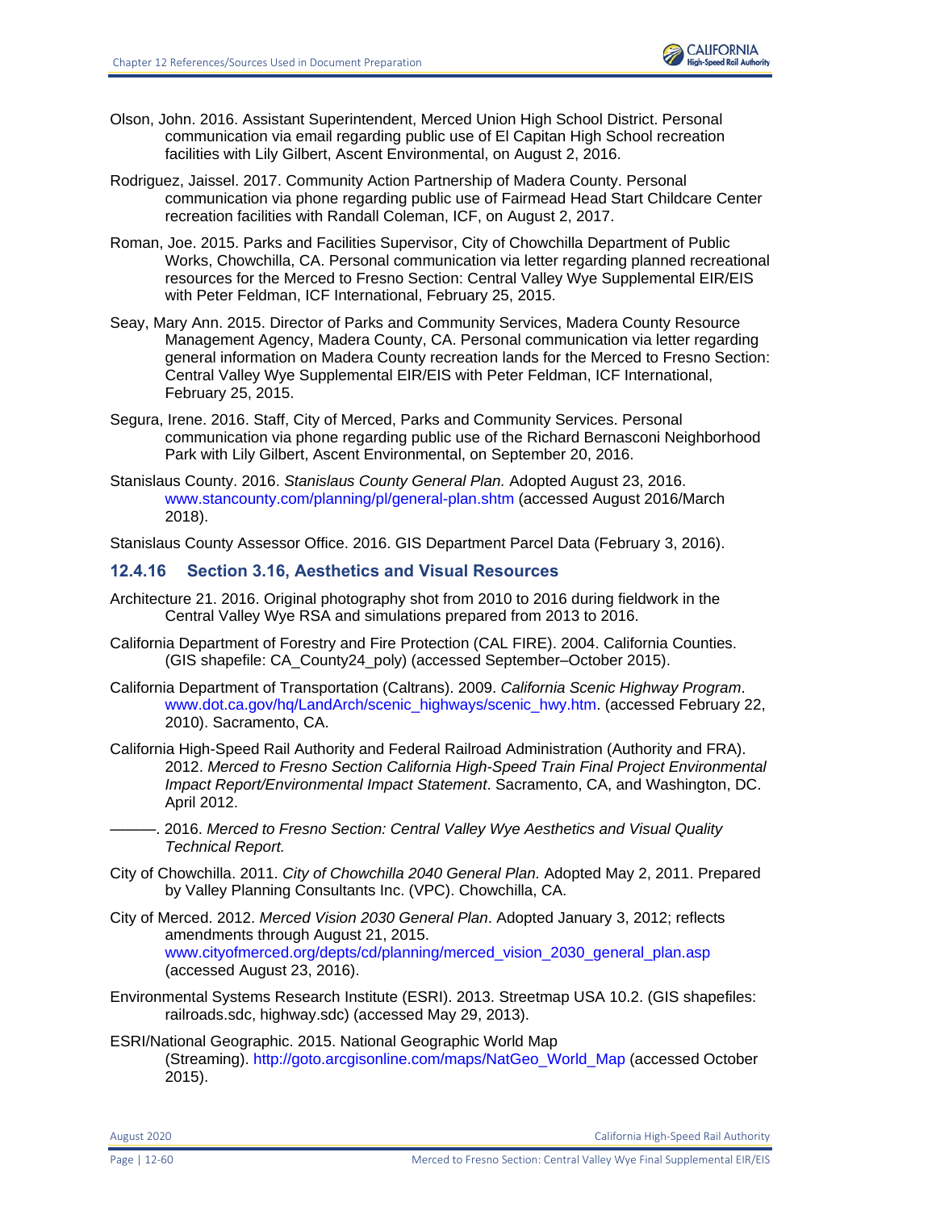Olson, John. 2016. Assistant Superintendent, Merced Union High School District. Personal communication via email regarding public use of El Capitan High School recreation facilities with Lily Gilbert, Ascent Environmental, on August 2, 2016.

Rodriguez, Jaissel. 2017. Community Action Partnership of Madera County. Personal communication via phone regarding public use of Fairmead Head Start Childcare Center recreation facilities with Randall Coleman, ICF, on August 2, 2017.

Roman, Joe. 2015. Parks and Facilities Supervisor, City of Chowchilla Department of Public Works, Chowchilla, CA. Personal communication via letter regarding planned recreational resources for the Merced to Fresno Section: Central Valley Wye Supplemental EIR/EIS with Peter Feldman, ICF International, February 25, 2015.

Seay, Mary Ann. 2015. Director of Parks and Community Services, Madera County Resource Management Agency, Madera County, CA. Personal communication via letter regarding general information on Madera County recreation lands for the Merced to Fresno Section: Central Valley Wye Supplemental EIR/EIS with Peter Feldman, ICF International, February 25, 2015.

Segura, Irene. 2016. Staff, City of Merced, Parks and Community Services. Personal communication via phone regarding public use of the Richard Bernasconi Neighborhood Park with Lily Gilbert, Ascent Environmental, on September 20, 2016.

Stanislaus County. 2016. *Stanislaus County General Plan.* Adopted August 23, 2016. www.stancounty.com/planning/pl/general-plan.shtm (accessed August 2016/March 2018).

Stanislaus County Assessor Office. 2016. GIS Department Parcel Data (February 3, 2016).

### 12.4.16 Section 3.16, Aesthetics and Visual Resources

Architecture 21. 2016. Original photography shot from 2010 to 2016 during fieldwork in the Central Valley Wye RSA and simulations prepared from 2013 to 2016.

California Department of Forestry and Fire Protection (CAL FIRE). 2004. California Counties. (GIS shapefile: CA_County24_poly) (accessed September–October 2015).

California Department of Transportation (Caltrans). 2009. *California Scenic Highway Program*. www.dot.ca.gov/hq/LandArch/scenic_highways/scenic_hwy.htm. (accessed February 22, 2010). Sacramento, CA.

California High-Speed Rail Authority and Federal Railroad Administration (Authority and FRA). 2012. *Merced to Fresno Section California High-Speed Train Final Project Environmental Impact Report/Environmental Impact Statement*. Sacramento, CA, and Washington, DC. April 2012.

———. 2016. *Merced to Fresno Section: Central Valley Wye Aesthetics and Visual Quality Technical Report.*

City of Chowchilla. 2011. *City of Chowchilla 2040 General Plan.* Adopted May 2, 2011. Prepared by Valley Planning Consultants Inc. (VPC). Chowchilla, CA.

City of Merced. 2012. *Merced Vision 2030 General Plan*. Adopted January 3, 2012; reflects amendments through August 21, 2015. www.cityofmerced.org/depts/cd/planning/merced_vision_2030_general_plan.asp (accessed August 23, 2016).

Environmental Systems Research Institute (ESRI). 2013. Streetmap USA 10.2. (GIS shapefiles: railroads.sdc, highway.sdc) (accessed May 29, 2013).

ESRI/National Geographic. 2015. National Geographic World Map (Streaming). http://goto.arcgisonline.com/maps/NatGeo_World_Map (accessed October 2015).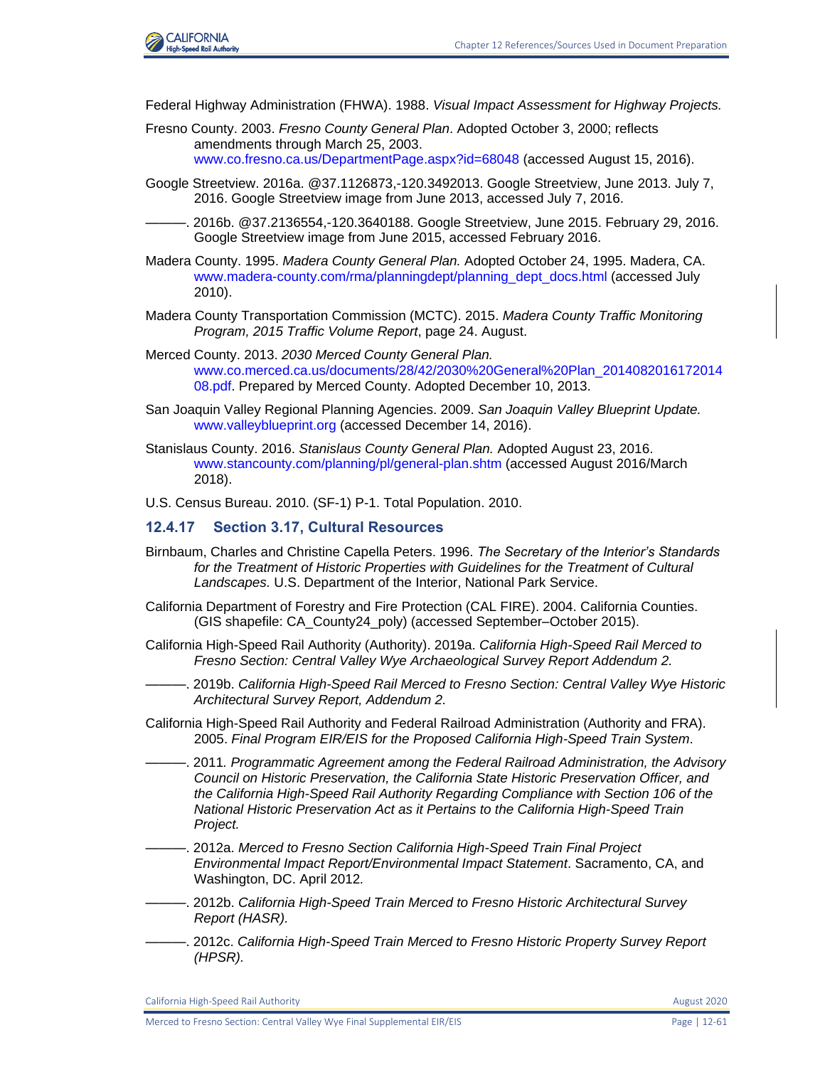Federal Highway Administration (FHWA). 1988. *Visual Impact Assessment for Highway Projects.*

Fresno County. 2003. *Fresno County General Plan*. Adopted October 3, 2000; reflects amendments through March 25, 2003. www.co.fresno.ca.us/DepartmentPage.aspx?id=68048 (accessed August 15, 2016).

Google Streetview. 2016a. @37.1126873,-120.3492013. Google Streetview, June 2013. July 7, 2016. Google Streetview image from June 2013, accessed July 7, 2016.

———. 2016b. @37.2136554,-120.3640188. Google Streetview, June 2015. February 29, 2016. Google Streetview image from June 2015, accessed February 2016.

Madera County. 1995. *Madera County General Plan.* Adopted October 24, 1995. Madera, CA. www.madera-county.com/rma/planningdept/planning_dept_docs.html (accessed July 2010).

Madera County Transportation Commission (MCTC). 2015. *Madera County Traffic Monitoring Program, 2015 Traffic Volume Report*, page 24. August.

Merced County. 2013. *2030 Merced County General Plan.* www.co.merced.ca.us/documents/28/42/2030%20General%20Plan_201408201617201408.pdf. Prepared by Merced County. Adopted December 10, 2013.

San Joaquin Valley Regional Planning Agencies. 2009. *San Joaquin Valley Blueprint Update.* www.valleyblueprint.org (accessed December 14, 2016).

Stanislaus County. 2016. *Stanislaus County General Plan.* Adopted August 23, 2016. www.stancounty.com/planning/pl/general-plan.shtm (accessed August 2016/March 2018).

U.S. Census Bureau. 2010. (SF-1) P-1. Total Population. 2010.

### 12.4.17 Section 3.17, Cultural Resources

Birnbaum, Charles and Christine Capella Peters. 1996. *The Secretary of the Interior's Standards for the Treatment of Historic Properties with Guidelines for the Treatment of Cultural Landscapes.* U.S. Department of the Interior, National Park Service.

California Department of Forestry and Fire Protection (CAL FIRE). 2004. California Counties. (GIS shapefile: CA_County24_poly) (accessed September–October 2015).

California High-Speed Rail Authority (Authority). 2019a. *California High-Speed Rail Merced to Fresno Section: Central Valley Wye Archaeological Survey Report Addendum 2.*

———. 2019b. *California High-Speed Rail Merced to Fresno Section: Central Valley Wye Historic Architectural Survey Report, Addendum 2.*

California High-Speed Rail Authority and Federal Railroad Administration (Authority and FRA). 2005. *Final Program EIR/EIS for the Proposed California High-Speed Train System*.

———. 2011*. Programmatic Agreement among the Federal Railroad Administration, the Advisory Council on Historic Preservation, the California State Historic Preservation Officer, and the California High-Speed Rail Authority Regarding Compliance with Section 106 of the National Historic Preservation Act as it Pertains to the California High-Speed Train Project.*

———. 2012a. *Merced to Fresno Section California High-Speed Train Final Project Environmental Impact Report/Environmental Impact Statement*. Sacramento, CA, and Washington, DC. April 2012*.*

———. 2012b. *California High-Speed Train Merced to Fresno Historic Architectural Survey Report (HASR).*

———. 2012c. *California High-Speed Train Merced to Fresno Historic Property Survey Report (HPSR).*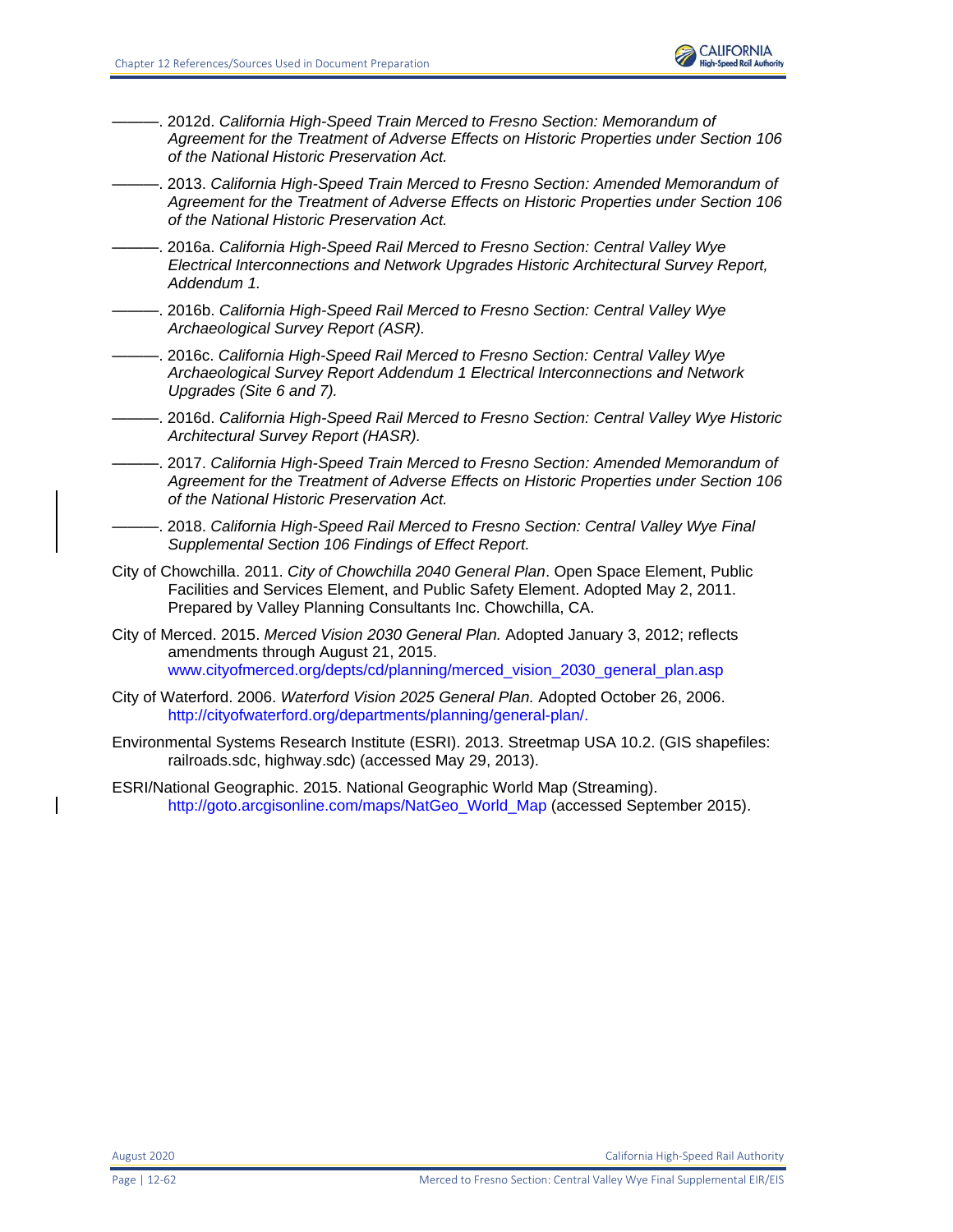———. 2012d. *California High-Speed Train Merced to Fresno Section: Memorandum of Agreement for the Treatment of Adverse Effects on Historic Properties under Section 106 of the National Historic Preservation Act.*

———. 2013. *California High-Speed Train Merced to Fresno Section: Amended Memorandum of Agreement for the Treatment of Adverse Effects on Historic Properties under Section 106 of the National Historic Preservation Act.*

———. 2016a. *California High-Speed Rail Merced to Fresno Section: Central Valley Wye Electrical Interconnections and Network Upgrades Historic Architectural Survey Report, Addendum 1.*

———. 2016b. *California High-Speed Rail Merced to Fresno Section: Central Valley Wye Archaeological Survey Report (ASR).*

———. 2016c. *California High-Speed Rail Merced to Fresno Section: Central Valley Wye Archaeological Survey Report Addendum 1 Electrical Interconnections and Network Upgrades (Site 6 and 7).*

———. 2016d. *California High-Speed Rail Merced to Fresno Section: Central Valley Wye Historic Architectural Survey Report (HASR).*

———. 2017. *California High-Speed Train Merced to Fresno Section: Amended Memorandum of Agreement for the Treatment of Adverse Effects on Historic Properties under Section 106 of the National Historic Preservation Act.*

———. 2018. *California High-Speed Rail Merced to Fresno Section: Central Valley Wye Final Supplemental Section 106 Findings of Effect Report.*

City of Chowchilla. 2011. *City of Chowchilla 2040 General Plan*. Open Space Element, Public Facilities and Services Element, and Public Safety Element. Adopted May 2, 2011. Prepared by Valley Planning Consultants Inc. Chowchilla, CA.

City of Merced. 2015. *Merced Vision 2030 General Plan.* Adopted January 3, 2012; reflects amendments through August 21, 2015. www.cityofmerced.org/depts/cd/planning/merced_vision_2030_general_plan.asp

City of Waterford. 2006. *Waterford Vision 2025 General Plan.* Adopted October 26, 2006. http://cityofwaterford.org/departments/planning/general-plan/.

Environmental Systems Research Institute (ESRI). 2013. Streetmap USA 10.2. (GIS shapefiles: railroads.sdc, highway.sdc) (accessed May 29, 2013).

ESRI/National Geographic. 2015. National Geographic World Map (Streaming). http://goto.arcgisonline.com/maps/NatGeo_World_Map (accessed September 2015).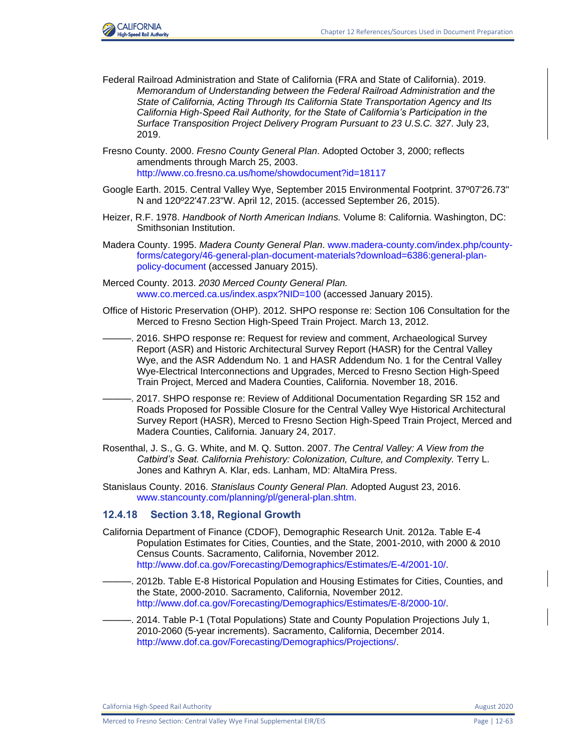Federal Railroad Administration and State of California (FRA and State of California). 2019. *Memorandum of Understanding between the Federal Railroad Administration and the State of California, Acting Through Its California State Transportation Agency and Its California High-Speed Rail Authority, for the State of California's Participation in the Surface Transposition Project Delivery Program Pursuant to 23 U.S.C. 327*. July 23, 2019.

Fresno County. 2000. *Fresno County General Plan*. Adopted October 3, 2000; reflects amendments through March 25, 2003. http://www.co.fresno.ca.us/home/showdocument?id=18117

Google Earth. 2015. Central Valley Wye, September 2015 Environmental Footprint. 37º07'26.73" N and 120º22'47.23"W. April 12, 2015. (accessed September 26, 2015).

Heizer, R.F. 1978. *Handbook of North American Indians.* Volume 8: California. Washington, DC: Smithsonian Institution.

Madera County. 1995. *Madera County General Plan*. www.madera-county.com/index.php/county-forms/category/46-general-plan-document-materials?download=6386:general-plan-policy-document (accessed January 2015).

Merced County. 2013. *2030 Merced County General Plan.* www.co.merced.ca.us/index.aspx?NID=100 (accessed January 2015).

Office of Historic Preservation (OHP). 2012. SHPO response re: Section 106 Consultation for the Merced to Fresno Section High-Speed Train Project. March 13, 2012.

———. 2016. SHPO response re: Request for review and comment, Archaeological Survey Report (ASR) and Historic Architectural Survey Report (HASR) for the Central Valley Wye, and the ASR Addendum No. 1 and HASR Addendum No. 1 for the Central Valley Wye-Electrical Interconnections and Upgrades, Merced to Fresno Section High-Speed Train Project, Merced and Madera Counties, California. November 18, 2016.

———. 2017. SHPO response re: Review of Additional Documentation Regarding SR 152 and Roads Proposed for Possible Closure for the Central Valley Wye Historical Architectural Survey Report (HASR), Merced to Fresno Section High-Speed Train Project, Merced and Madera Counties, California. January 24, 2017.

Rosenthal, J. S., G. G. White, and M. Q. Sutton. 2007. *The Central Valley: A View from the Catbird's Seat. California Prehistory: Colonization, Culture, and Complexity.* Terry L. Jones and Kathryn A. Klar, eds. Lanham, MD: AltaMira Press.

Stanislaus County. 2016. *Stanislaus County General Plan.* Adopted August 23, 2016. www.stancounty.com/planning/pl/general-plan.shtm.

### 12.4.18 Section 3.18, Regional Growth

California Department of Finance (CDOF), Demographic Research Unit. 2012a. Table E-4 Population Estimates for Cities, Counties, and the State, 2001-2010, with 2000 & 2010 Census Counts. Sacramento, California, November 2012. http://www.dof.ca.gov/Forecasting/Demographics/Estimates/E-4/2001-10/.

———. 2012b. Table E-8 Historical Population and Housing Estimates for Cities, Counties, and the State, 2000-2010. Sacramento, California, November 2012. http://www.dof.ca.gov/Forecasting/Demographics/Estimates/E-8/2000-10/.

———. 2014. Table P-1 (Total Populations) State and County Population Projections July 1, 2010-2060 (5-year increments). Sacramento, California, December 2014. http://www.dof.ca.gov/Forecasting/Demographics/Projections/.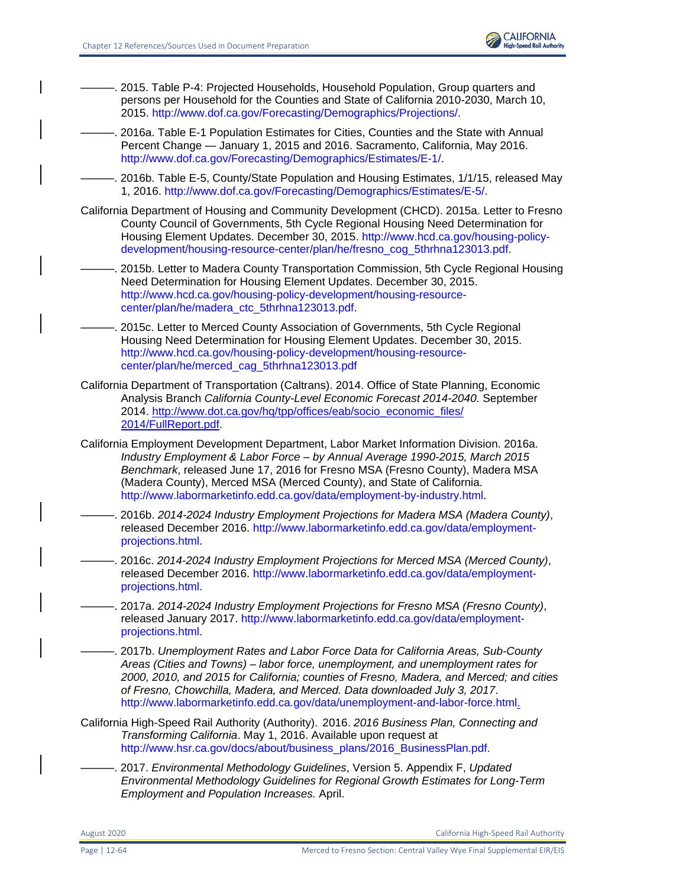———. 2015. Table P-4: Projected Households, Household Population, Group quarters and persons per Household for the Counties and State of California 2010-2030, March 10, 2015. http://www.dof.ca.gov/Forecasting/Demographics/Projections/.

———. 2016a. Table E-1 Population Estimates for Cities, Counties and the State with Annual Percent Change — January 1, 2015 and 2016. Sacramento, California, May 2016. http://www.dof.ca.gov/Forecasting/Demographics/Estimates/E-1/.

———. 2016b. Table E-5, County/State Population and Housing Estimates, 1/1/15, released May 1, 2016. http://www.dof.ca.gov/Forecasting/Demographics/Estimates/E-5/.

California Department of Housing and Community Development (CHCD). 2015a. Letter to Fresno County Council of Governments, 5th Cycle Regional Housing Need Determination for Housing Element Updates. December 30, 2015. http://www.hcd.ca.gov/housing-policy-development/housing-resource-center/plan/he/fresno_cog_5thrhna123013.pdf.

———. 2015b. Letter to Madera County Transportation Commission, 5th Cycle Regional Housing Need Determination for Housing Element Updates. December 30, 2015. http://www.hcd.ca.gov/housing-policy-development/housing-resource-center/plan/he/madera_ctc_5thrhna123013.pdf.

———. 2015c. Letter to Merced County Association of Governments, 5th Cycle Regional Housing Need Determination for Housing Element Updates. December 30, 2015. http://www.hcd.ca.gov/housing-policy-development/housing-resource-center/plan/he/merced_cag_5thrhna123013.pdf

California Department of Transportation (Caltrans). 2014. Office of State Planning, Economic Analysis Branch *California County-Level Economic Forecast 2014-2040.* September 2014. http://www.dot.ca.gov/hq/tpp/offices/eab/socio_economic_files/2014/FullReport.pdf.

California Employment Development Department, Labor Market Information Division. 2016a. *Industry Employment & Labor Force – by Annual Average 1990-2015, March 2015 Benchmark*, released June 17, 2016 for Fresno MSA (Fresno County), Madera MSA (Madera County), Merced MSA (Merced County), and State of California. http://www.labormarketinfo.edd.ca.gov/data/employment-by-industry.html.

———. 2016b. *2014-2024 Industry Employment Projections for Madera MSA (Madera County)*, released December 2016. http://www.labormarketinfo.edd.ca.gov/data/employment-projections.html.

———. 2016c. *2014-2024 Industry Employment Projections for Merced MSA (Merced County)*, released December 2016. http://www.labormarketinfo.edd.ca.gov/data/employment-projections.html.

———. 2017a. *2014-2024 Industry Employment Projections for Fresno MSA (Fresno County)*, released January 2017. http://www.labormarketinfo.edd.ca.gov/data/employment-projections.html.

———. 2017b. *Unemployment Rates and Labor Force Data for California Areas, Sub-County Areas (Cities and Towns) – labor force, unemployment, and unemployment rates for 2000, 2010, and 2015 for California; counties of Fresno, Madera, and Merced; and cities of Fresno, Chowchilla, Madera, and Merced. Data downloaded July 3, 2017*. http://www.labormarketinfo.edd.ca.gov/data/unemployment-and-labor-force.html.

California High-Speed Rail Authority (Authority). 2016. *2016 Business Plan, Connecting and Transforming California*. May 1, 2016. Available upon request at http://www.hsr.ca.gov/docs/about/business_plans/2016_BusinessPlan.pdf.

———. 2017. *Environmental Methodology Guidelines*, Version 5. Appendix F, *Updated Environmental Methodology Guidelines for Regional Growth Estimates for Long-Term Employment and Population Increases.* April.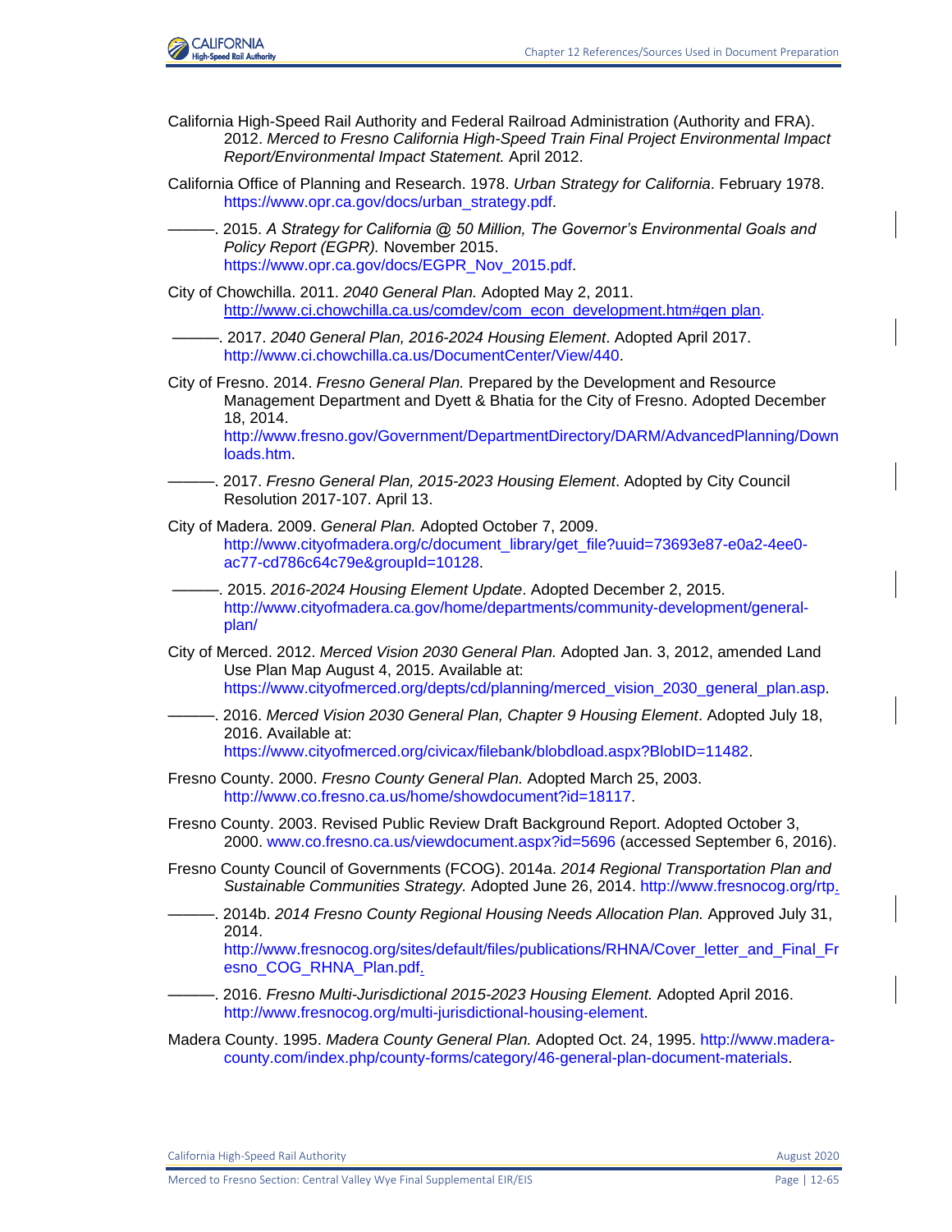California High-Speed Rail Authority and Federal Railroad Administration (Authority and FRA). 2012. *Merced to Fresno California High-Speed Train Final Project Environmental Impact Report/Environmental Impact Statement.* April 2012.

California Office of Planning and Research. 1978. *Urban Strategy for California*. February 1978. https://www.opr.ca.gov/docs/urban_strategy.pdf.

———. 2015. *A Strategy for California @ 50 Million, The Governor's Environmental Goals and Policy Report (EGPR).* November 2015. https://www.opr.ca.gov/docs/EGPR_Nov_2015.pdf.

City of Chowchilla. 2011. *2040 General Plan.* Adopted May 2, 2011. http://www.ci.chowchilla.ca.us/comdev/com_econ_development.htm#gen plan.

———. 2017. *2040 General Plan, 2016-2024 Housing Element*. Adopted April 2017. http://www.ci.chowchilla.ca.us/DocumentCenter/View/440.

City of Fresno. 2014. *Fresno General Plan.* Prepared by the Development and Resource Management Department and Dyett & Bhatia for the City of Fresno. Adopted December 18, 2014. http://www.fresno.gov/Government/DepartmentDirectory/DARM/AdvancedPlanning/Downloads.htm.

———. 2017. *Fresno General Plan, 2015-2023 Housing Element*. Adopted by City Council Resolution 2017-107. April 13.

City of Madera. 2009. *General Plan.* Adopted October 7, 2009. http://www.cityofmadera.org/c/document_library/get_file?uuid=73693e87-e0a2-4ee0-ac77-cd786c64c79e&groupId=10128.

———. 2015. *2016-2024 Housing Element Update*. Adopted December 2, 2015. http://www.cityofmadera.ca.gov/home/departments/community-development/general-plan/

City of Merced. 2012. *Merced Vision 2030 General Plan.* Adopted Jan. 3, 2012, amended Land Use Plan Map August 4, 2015. Available at: https://www.cityofmerced.org/depts/cd/planning/merced_vision_2030_general_plan.asp.

———. 2016. *Merced Vision 2030 General Plan, Chapter 9 Housing Element*. Adopted July 18, 2016. Available at: https://www.cityofmerced.org/civicax/filebank/blobdload.aspx?BlobID=11482.

Fresno County. 2000. *Fresno County General Plan.* Adopted March 25, 2003. http://www.co.fresno.ca.us/home/showdocument?id=18117.

Fresno County. 2003. Revised Public Review Draft Background Report. Adopted October 3, 2000. www.co.fresno.ca.us/viewdocument.aspx?id=5696 (accessed September 6, 2016).

Fresno County Council of Governments (FCOG). 2014a. *2014 Regional Transportation Plan and Sustainable Communities Strategy.* Adopted June 26, 2014. http://www.fresnocog.org/rtp.

———. 2014b. *2014 Fresno County Regional Housing Needs Allocation Plan.* Approved July 31, 2014. http://www.fresnocog.org/sites/default/files/publications/RHNA/Cover_letter_and_Final_Fresno_COG_RHNA_Plan.pdf.

———. 2016. *Fresno Multi-Jurisdictional 2015-2023 Housing Element.* Adopted April 2016. http://www.fresnocog.org/multi-jurisdictional-housing-element.

Madera County. 1995. *Madera County General Plan.* Adopted Oct. 24, 1995. http://www.madera-county.com/index.php/county-forms/category/46-general-plan-document-materials.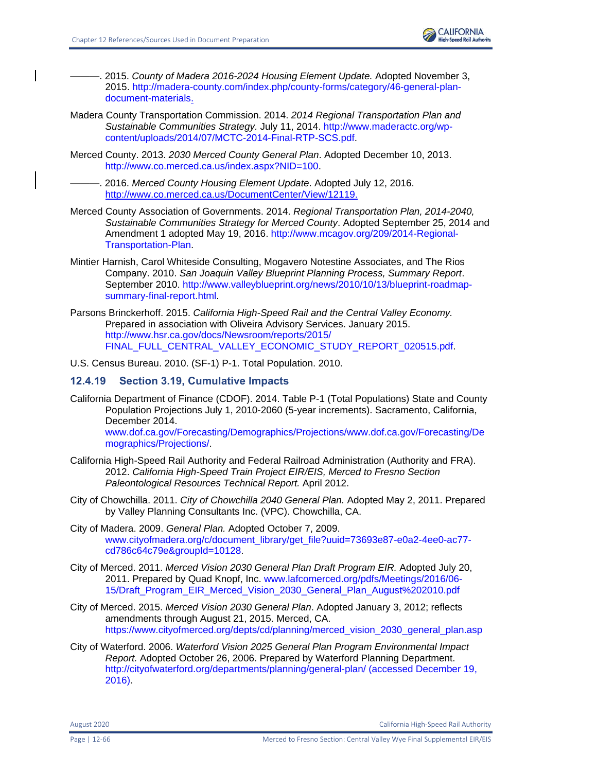———. 2015. *County of Madera 2016-2024 Housing Element Update.* Adopted November 3, 2015. http://madera-county.com/index.php/county-forms/category/46-general-plan-document-materials.

Madera County Transportation Commission. 2014. *2014 Regional Transportation Plan and Sustainable Communities Strategy.* July 11, 2014. http://www.maderactc.org/wp-content/uploads/2014/07/MCTC-2014-Final-RTP-SCS.pdf.

Merced County. 2013. *2030 Merced County General Plan*. Adopted December 10, 2013. http://www.co.merced.ca.us/index.aspx?NID=100.

———. 2016. *Merced County Housing Element Update*. Adopted July 12, 2016. http://www.co.merced.ca.us/DocumentCenter/View/12119.

Merced County Association of Governments. 2014. *Regional Transportation Plan, 2014-2040, Sustainable Communities Strategy for Merced County*. Adopted September 25, 2014 and Amendment 1 adopted May 19, 2016. http://www.mcagov.org/209/2014-Regional-Transportation-Plan.

Mintier Harnish, Carol Whiteside Consulting, Mogavero Notestine Associates, and The Rios Company. 2010. *San Joaquin Valley Blueprint Planning Process, Summary Report*. September 2010. http://www.valleyblueprint.org/news/2010/10/13/blueprint-roadmap-summary-final-report.html.

Parsons Brinckerhoff. 2015. *California High-Speed Rail and the Central Valley Economy.* Prepared in association with Oliveira Advisory Services. January 2015. http://www.hsr.ca.gov/docs/Newsroom/reports/2015/FINAL_FULL_CENTRAL_VALLEY_ECONOMIC_STUDY_REPORT_020515.pdf.

U.S. Census Bureau. 2010. (SF-1) P-1. Total Population. 2010.

### 12.4.19 Section 3.19, Cumulative Impacts

California Department of Finance (CDOF). 2014. Table P-1 (Total Populations) State and County Population Projections July 1, 2010-2060 (5-year increments). Sacramento, California, December 2014. www.dof.ca.gov/Forecasting/Demographics/Projections/www.dof.ca.gov/Forecasting/Demographics/Projections/.

California High-Speed Rail Authority and Federal Railroad Administration (Authority and FRA). 2012. *California High-Speed Train Project EIR/EIS, Merced to Fresno Section Paleontological Resources Technical Report.* April 2012.

City of Chowchilla. 2011. *City of Chowchilla 2040 General Plan.* Adopted May 2, 2011. Prepared by Valley Planning Consultants Inc. (VPC). Chowchilla, CA.

City of Madera. 2009. *General Plan.* Adopted October 7, 2009. www.cityofmadera.org/c/document_library/get_file?uuid=73693e87-e0a2-4ee0-ac77-cd786c64c79e&groupId=10128.

City of Merced. 2011. *Merced Vision 2030 General Plan Draft Program EIR.* Adopted July 20, 2011. Prepared by Quad Knopf, Inc. www.lafcomerced.org/pdfs/Meetings/2016/06-15/Draft_Program_EIR_Merced_Vision_2030_General_Plan_August%202010.pdf

City of Merced. 2015. *Merced Vision 2030 General Plan*. Adopted January 3, 2012; reflects amendments through August 21, 2015. Merced, CA. https://www.cityofmerced.org/depts/cd/planning/merced_vision_2030_general_plan.asp

City of Waterford. 2006. *Waterford Vision 2025 General Plan Program Environmental Impact Report.* Adopted October 26, 2006. Prepared by Waterford Planning Department. http://cityofwaterford.org/departments/planning/general-plan/ (accessed December 19, 2016).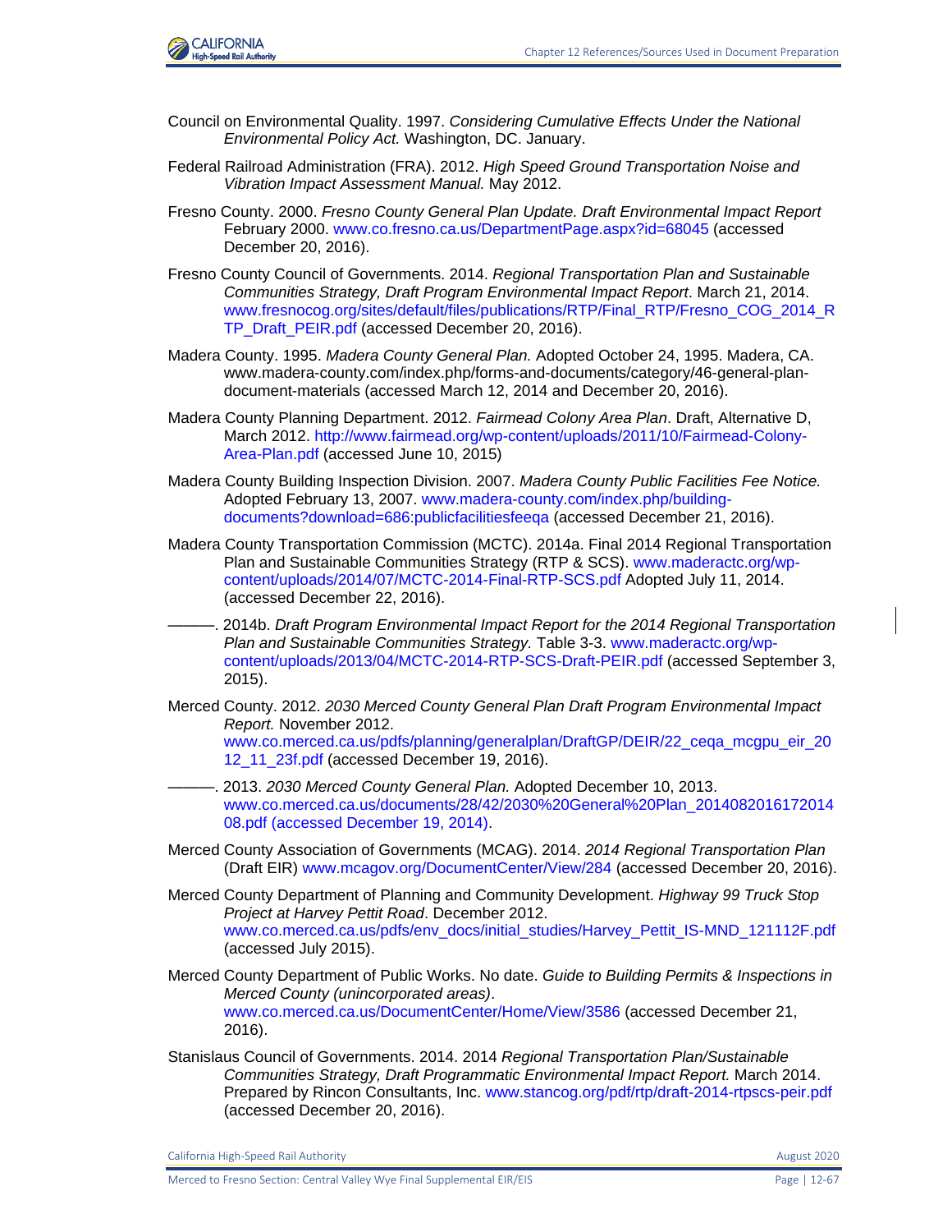Council on Environmental Quality. 1997. *Considering Cumulative Effects Under the National Environmental Policy Act.* Washington, DC. January.

Federal Railroad Administration (FRA). 2012. *High Speed Ground Transportation Noise and Vibration Impact Assessment Manual.* May 2012.

Fresno County. 2000. *Fresno County General Plan Update. Draft Environmental Impact Report* February 2000. www.co.fresno.ca.us/DepartmentPage.aspx?id=68045 (accessed December 20, 2016).

Fresno County Council of Governments. 2014. *Regional Transportation Plan and Sustainable Communities Strategy, Draft Program Environmental Impact Report*. March 21, 2014. www.fresnocog.org/sites/default/files/publications/RTP/Final_RTP/Fresno_COG_2014_RTP_Draft_PEIR.pdf (accessed December 20, 2016).

Madera County. 1995. *Madera County General Plan.* Adopted October 24, 1995. Madera, CA. www.madera-county.com/index.php/forms-and-documents/category/46-general-plan-document-materials (accessed March 12, 2014 and December 20, 2016).

Madera County Planning Department. 2012. *Fairmead Colony Area Plan*. Draft, Alternative D, March 2012. http://www.fairmead.org/wp-content/uploads/2011/10/Fairmead-Colony-Area-Plan.pdf (accessed June 10, 2015)

Madera County Building Inspection Division. 2007. *Madera County Public Facilities Fee Notice.* Adopted February 13, 2007. www.madera-county.com/index.php/building-documents?download=686:publicfacilitiesfeeqa (accessed December 21, 2016).

Madera County Transportation Commission (MCTC). 2014a. Final 2014 Regional Transportation Plan and Sustainable Communities Strategy (RTP & SCS). www.maderactc.org/wp-content/uploads/2014/07/MCTC-2014-Final-RTP-SCS.pdf Adopted July 11, 2014. (accessed December 22, 2016).

———. 2014b. *Draft Program Environmental Impact Report for the 2014 Regional Transportation Plan and Sustainable Communities Strategy.* Table 3-3. www.maderactc.org/wp-content/uploads/2013/04/MCTC-2014-RTP-SCS-Draft-PEIR.pdf (accessed September 3, 2015).

Merced County. 2012. *2030 Merced County General Plan Draft Program Environmental Impact Report.* November 2012. www.co.merced.ca.us/pdfs/planning/generalplan/DraftGP/DEIR/22_ceqa_mcgpu_eir_2012_11_23f.pdf (accessed December 19, 2016).

———. 2013. *2030 Merced County General Plan.* Adopted December 10, 2013. www.co.merced.ca.us/documents/28/42/2030%20General%20Plan_201408201617201408.pdf (accessed December 19, 2014).

Merced County Association of Governments (MCAG). 2014. *2014 Regional Transportation Plan* (Draft EIR) www.mcagov.org/DocumentCenter/View/284 (accessed December 20, 2016).

Merced County Department of Planning and Community Development. *Highway 99 Truck Stop Project at Harvey Pettit Road*. December 2012. www.co.merced.ca.us/pdfs/env_docs/initial_studies/Harvey_Pettit_IS-MND_121112F.pdf (accessed July 2015).

Merced County Department of Public Works. No date. *Guide to Building Permits & Inspections in Merced County (unincorporated areas)*. www.co.merced.ca.us/DocumentCenter/Home/View/3586 (accessed December 21, 2016).

Stanislaus Council of Governments. 2014. 2014 *Regional Transportation Plan/Sustainable Communities Strategy, Draft Programmatic Environmental Impact Report.* March 2014. Prepared by Rincon Consultants, Inc. www.stancog.org/pdf/rtp/draft-2014-rtpscs-peir.pdf (accessed December 20, 2016).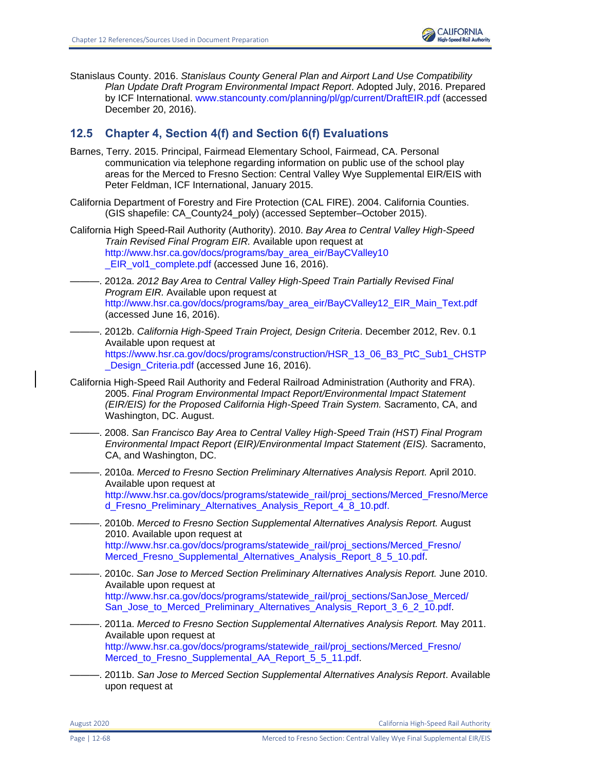Stanislaus County. 2016. *Stanislaus County General Plan and Airport Land Use Compatibility Plan Update Draft Program Environmental Impact Report*. Adopted July, 2016. Prepared by ICF International. www.stancounty.com/planning/pl/gp/current/DraftEIR.pdf (accessed December 20, 2016).

## 12.5 Chapter 4, Section 4(f) and Section 6(f) Evaluations

Barnes, Terry. 2015. Principal, Fairmead Elementary School, Fairmead, CA. Personal communication via telephone regarding information on public use of the school play areas for the Merced to Fresno Section: Central Valley Wye Supplemental EIR/EIS with Peter Feldman, ICF International, January 2015.

California Department of Forestry and Fire Protection (CAL FIRE). 2004. California Counties. (GIS shapefile: CA_County24_poly) (accessed September–October 2015).

California High Speed-Rail Authority (Authority). 2010. *Bay Area to Central Valley High-Speed Train Revised Final Program EIR.* Available upon request at http://www.hsr.ca.gov/docs/programs/bay_area_eir/BayCValley10_EIR_vol1_complete.pdf (accessed June 16, 2016).

———. 2012a. *2012 Bay Area to Central Valley High-Speed Train Partially Revised Final Program EIR*. Available upon request at http://www.hsr.ca.gov/docs/programs/bay_area_eir/BayCValley12_EIR_Main_Text.pdf (accessed June 16, 2016).

———. 2012b. *California High-Speed Train Project, Design Criteria*. December 2012, Rev. 0.1 Available upon request at https://www.hsr.ca.gov/docs/programs/construction/HSR_13_06_B3_PtC_Sub1_CHSTP_Design_Criteria.pdf (accessed June 16, 2016).

California High-Speed Rail Authority and Federal Railroad Administration (Authority and FRA). 2005. *Final Program Environmental Impact Report/Environmental Impact Statement (EIR/EIS) for the Proposed California High-Speed Train System.* Sacramento, CA, and Washington, DC. August.

———. 2008. *San Francisco Bay Area to Central Valley High-Speed Train (HST) Final Program Environmental Impact Report (EIR)/Environmental Impact Statement (EIS).* Sacramento, CA, and Washington, DC.

———. 2010a. *Merced to Fresno Section Preliminary Alternatives Analysis Report.* April 2010. Available upon request at http://www.hsr.ca.gov/docs/programs/statewide_rail/proj_sections/Merced_Fresno/Merced_Fresno_Preliminary_Alternatives_Analysis_Report_4_8_10.pdf.

———. 2010b. *Merced to Fresno Section Supplemental Alternatives Analysis Report.* August 2010. Available upon request at http://www.hsr.ca.gov/docs/programs/statewide_rail/proj_sections/Merced_Fresno/Merced_Fresno_Supplemental_Alternatives_Analysis_Report_8_5_10.pdf.

———. 2010c. *San Jose to Merced Section Preliminary Alternatives Analysis Report.* June 2010. Available upon request at http://www.hsr.ca.gov/docs/programs/statewide_rail/proj_sections/SanJose_Merced/San_Jose_to_Merced_Preliminary_Alternatives_Analysis_Report_3_6_2_10.pdf.

———. 2011a. *Merced to Fresno Section Supplemental Alternatives Analysis Report.* May 2011. Available upon request at http://www.hsr.ca.gov/docs/programs/statewide_rail/proj_sections/Merced_Fresno/Merced_to_Fresno_Supplemental_AA_Report_5_5_11.pdf.

———. 2011b. *San Jose to Merced Section Supplemental Alternatives Analysis Report*. Available upon request at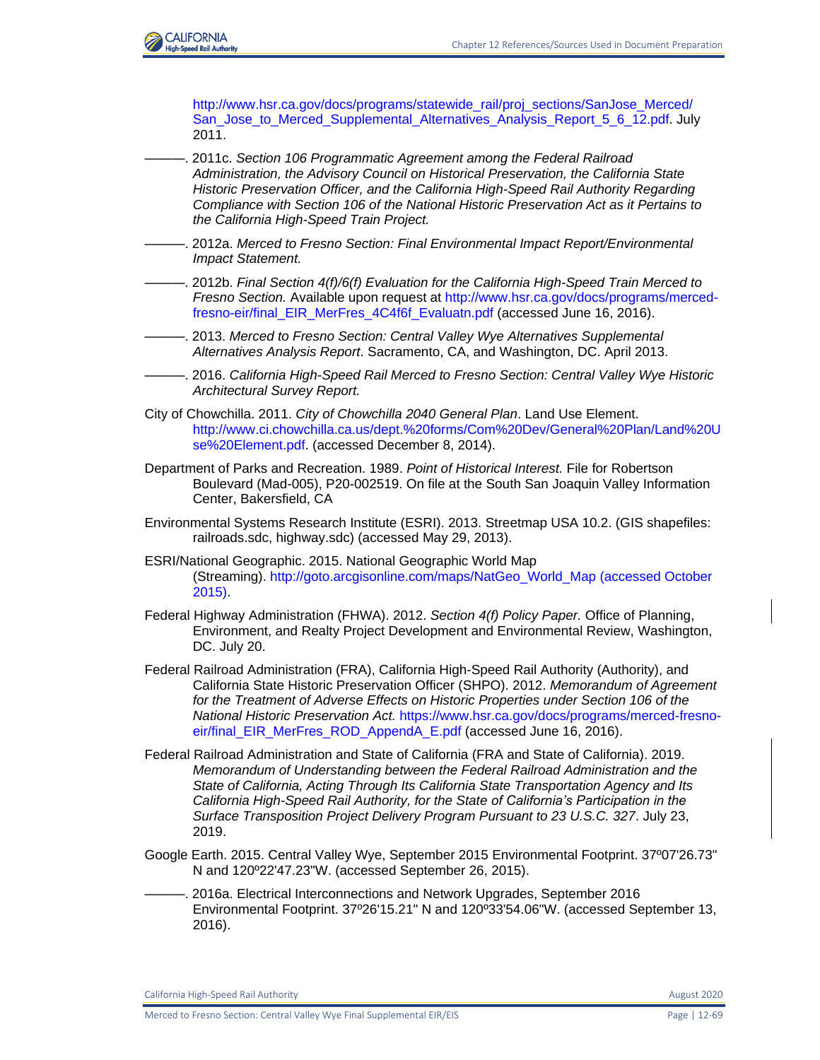http://www.hsr.ca.gov/docs/programs/statewide_rail/proj_sections/SanJose_Merced/San_Jose_to_Merced_Supplemental_Alternatives_Analysis_Report_5_6_12.pdf. July 2011.

———. 2011c. *Section 106 Programmatic Agreement among the Federal Railroad Administration, the Advisory Council on Historical Preservation, the California State Historic Preservation Officer, and the California High-Speed Rail Authority Regarding Compliance with Section 106 of the National Historic Preservation Act as it Pertains to the California High-Speed Train Project.*

———. 2012a. *Merced to Fresno Section: Final Environmental Impact Report/Environmental Impact Statement.*

———. 2012b. *Final Section 4(f)/6(f) Evaluation for the California High-Speed Train Merced to Fresno Section.* Available upon request at http://www.hsr.ca.gov/docs/programs/merced-fresno-eir/final_EIR_MerFres_4C4f6f_Evaluatn.pdf (accessed June 16, 2016).

———. 2013. *Merced to Fresno Section: Central Valley Wye Alternatives Supplemental Alternatives Analysis Report*. Sacramento, CA, and Washington, DC. April 2013.

———. 2016. *California High-Speed Rail Merced to Fresno Section: Central Valley Wye Historic Architectural Survey Report.*

City of Chowchilla. 2011. *City of Chowchilla 2040 General Plan*. Land Use Element. http://www.ci.chowchilla.ca.us/dept.%20forms/Com%20Dev/General%20Plan/Land%20Use%20Element.pdf. (accessed December 8, 2014).

Department of Parks and Recreation. 1989. *Point of Historical Interest.* File for Robertson Boulevard (Mad-005), P20-002519. On file at the South San Joaquin Valley Information Center, Bakersfield, CA

Environmental Systems Research Institute (ESRI). 2013. Streetmap USA 10.2. (GIS shapefiles: railroads.sdc, highway.sdc) (accessed May 29, 2013).

ESRI/National Geographic. 2015. National Geographic World Map (Streaming). http://goto.arcgisonline.com/maps/NatGeo_World_Map (accessed October 2015).

Federal Highway Administration (FHWA). 2012. *Section 4(f) Policy Paper.* Office of Planning, Environment, and Realty Project Development and Environmental Review, Washington, DC. July 20.

Federal Railroad Administration (FRA), California High-Speed Rail Authority (Authority), and California State Historic Preservation Officer (SHPO). 2012. *Memorandum of Agreement for the Treatment of Adverse Effects on Historic Properties under Section 106 of the National Historic Preservation Act.* https://www.hsr.ca.gov/docs/programs/merced-fresno-eir/final_EIR_MerFres_ROD_AppendA_E.pdf (accessed June 16, 2016).

Federal Railroad Administration and State of California (FRA and State of California). 2019. *Memorandum of Understanding between the Federal Railroad Administration and the State of California, Acting Through Its California State Transportation Agency and Its California High-Speed Rail Authority, for the State of California's Participation in the Surface Transposition Project Delivery Program Pursuant to 23 U.S.C. 327*. July 23, 2019.

Google Earth. 2015. Central Valley Wye, September 2015 Environmental Footprint. 37º07'26.73" N and 120º22'47.23"W. (accessed September 26, 2015).

———. 2016a. Electrical Interconnections and Network Upgrades, September 2016 Environmental Footprint. 37º26'15.21" N and 120º33'54.06"W. (accessed September 13, 2016).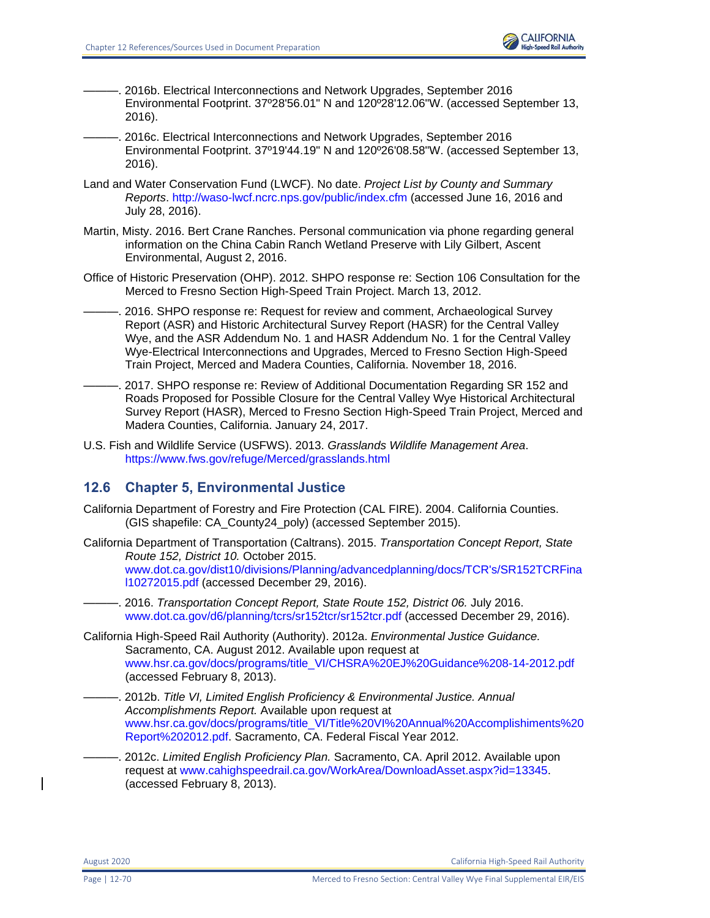———. 2016b. Electrical Interconnections and Network Upgrades, September 2016 Environmental Footprint. 37º28'56.01" N and 120º28'12.06"W. (accessed September 13, 2016).

———. 2016c. Electrical Interconnections and Network Upgrades, September 2016 Environmental Footprint. 37º19'44.19" N and 120º26'08.58"W. (accessed September 13, 2016).

Land and Water Conservation Fund (LWCF). No date. *Project List by County and Summary Reports*. http://waso-lwcf.ncrc.nps.gov/public/index.cfm (accessed June 16, 2016 and July 28, 2016).

Martin, Misty. 2016. Bert Crane Ranches. Personal communication via phone regarding general information on the China Cabin Ranch Wetland Preserve with Lily Gilbert, Ascent Environmental, August 2, 2016.

Office of Historic Preservation (OHP). 2012. SHPO response re: Section 106 Consultation for the Merced to Fresno Section High-Speed Train Project. March 13, 2012.

———. 2016. SHPO response re: Request for review and comment, Archaeological Survey Report (ASR) and Historic Architectural Survey Report (HASR) for the Central Valley Wye, and the ASR Addendum No. 1 and HASR Addendum No. 1 for the Central Valley Wye-Electrical Interconnections and Upgrades, Merced to Fresno Section High-Speed Train Project, Merced and Madera Counties, California. November 18, 2016.

———. 2017. SHPO response re: Review of Additional Documentation Regarding SR 152 and Roads Proposed for Possible Closure for the Central Valley Wye Historical Architectural Survey Report (HASR), Merced to Fresno Section High-Speed Train Project, Merced and Madera Counties, California. January 24, 2017.

U.S. Fish and Wildlife Service (USFWS). 2013. *Grasslands Wildlife Management Area*. https://www.fws.gov/refuge/Merced/grasslands.html

## 12.6 Chapter 5, Environmental Justice

California Department of Forestry and Fire Protection (CAL FIRE). 2004. California Counties. (GIS shapefile: CA_County24_poly) (accessed September 2015).

California Department of Transportation (Caltrans). 2015. *Transportation Concept Report, State Route 152, District 10.* October 2015. www.dot.ca.gov/dist10/divisions/Planning/advancedplanning/docs/TCR's/SR152TCRFinal10272015.pdf (accessed December 29, 2016).

———. 2016. *Transportation Concept Report, State Route 152, District 06.* July 2016. www.dot.ca.gov/d6/planning/tcrs/sr152tcr/sr152tcr.pdf (accessed December 29, 2016).

California High-Speed Rail Authority (Authority). 2012a. *Environmental Justice Guidance.* Sacramento, CA. August 2012. Available upon request at www.hsr.ca.gov/docs/programs/title_VI/CHSRA%20EJ%20Guidance%208-14-2012.pdf (accessed February 8, 2013).

———. 2012b. *Title VI, Limited English Proficiency & Environmental Justice. Annual Accomplishments Report.* Available upon request at www.hsr.ca.gov/docs/programs/title_VI/Title%20VI%20Annual%20Accomplishiments%20Report%202012.pdf. Sacramento, CA. Federal Fiscal Year 2012.

———. 2012c. *Limited English Proficiency Plan.* Sacramento, CA. April 2012. Available upon request at www.cahighspeedrail.ca.gov/WorkArea/DownloadAsset.aspx?id=13345. (accessed February 8, 2013).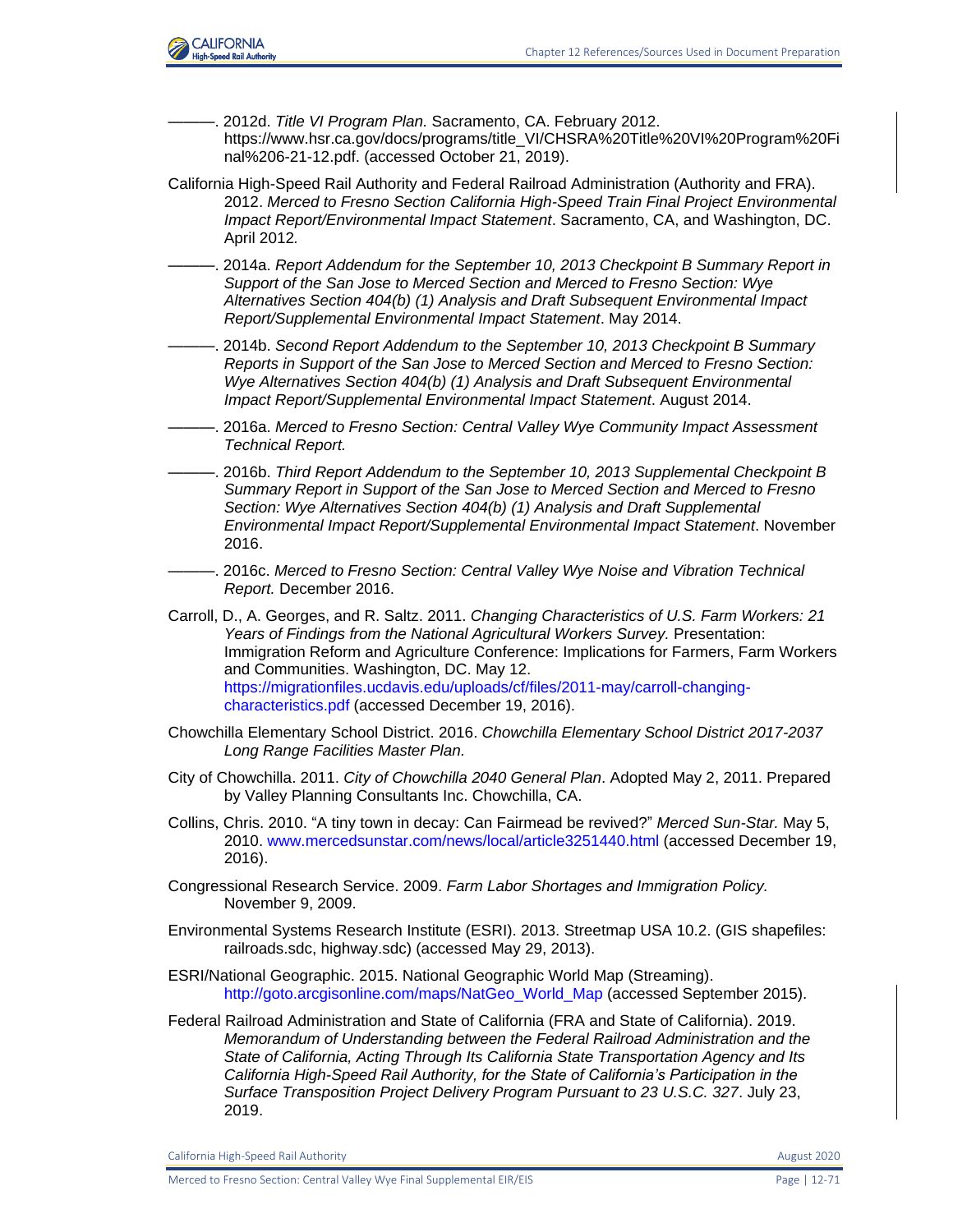———. 2012d. *Title VI Program Plan.* Sacramento, CA. February 2012. https://www.hsr.ca.gov/docs/programs/title_VI/CHSRA%20Title%20VI%20Program%20Final%206-21-12.pdf. (accessed October 21, 2019).

California High-Speed Rail Authority and Federal Railroad Administration (Authority and FRA). 2012. *Merced to Fresno Section California High-Speed Train Final Project Environmental Impact Report/Environmental Impact Statement*. Sacramento, CA, and Washington, DC. April 2012*.*

———. 2014a. *Report Addendum for the September 10, 2013 Checkpoint B Summary Report in Support of the San Jose to Merced Section and Merced to Fresno Section: Wye Alternatives Section 404(b) (1) Analysis and Draft Subsequent Environmental Impact Report/Supplemental Environmental Impact Statement*. May 2014.

———. 2014b. *Second Report Addendum to the September 10, 2013 Checkpoint B Summary Reports in Support of the San Jose to Merced Section and Merced to Fresno Section: Wye Alternatives Section 404(b) (1) Analysis and Draft Subsequent Environmental Impact Report/Supplemental Environmental Impact Statement*. August 2014.

———. 2016a. *Merced to Fresno Section: Central Valley Wye Community Impact Assessment Technical Report.*

———. 2016b. *Third Report Addendum to the September 10, 2013 Supplemental Checkpoint B Summary Report in Support of the San Jose to Merced Section and Merced to Fresno Section: Wye Alternatives Section 404(b) (1) Analysis and Draft Supplemental Environmental Impact Report/Supplemental Environmental Impact Statement*. November 2016.

———. 2016c. *Merced to Fresno Section: Central Valley Wye Noise and Vibration Technical Report.* December 2016.

Carroll, D., A. Georges, and R. Saltz. 2011. *Changing Characteristics of U.S. Farm Workers: 21 Years of Findings from the National Agricultural Workers Survey.* Presentation: Immigration Reform and Agriculture Conference: Implications for Farmers, Farm Workers and Communities. Washington, DC. May 12. https://migrationfiles.ucdavis.edu/uploads/cf/files/2011-may/carroll-changing-characteristics.pdf (accessed December 19, 2016).

Chowchilla Elementary School District. 2016. *Chowchilla Elementary School District 2017-2037 Long Range Facilities Master Plan.*

City of Chowchilla. 2011. *City of Chowchilla 2040 General Plan*. Adopted May 2, 2011. Prepared by Valley Planning Consultants Inc. Chowchilla, CA.

Collins, Chris. 2010. "A tiny town in decay: Can Fairmead be revived?" *Merced Sun-Star.* May 5, 2010. www.mercedsunstar.com/news/local/article3251440.html (accessed December 19, 2016).

Congressional Research Service. 2009. *Farm Labor Shortages and Immigration Policy.* November 9, 2009.

Environmental Systems Research Institute (ESRI). 2013. Streetmap USA 10.2. (GIS shapefiles: railroads.sdc, highway.sdc) (accessed May 29, 2013).

ESRI/National Geographic. 2015. National Geographic World Map (Streaming). http://goto.arcgisonline.com/maps/NatGeo_World_Map (accessed September 2015).

Federal Railroad Administration and State of California (FRA and State of California). 2019. *Memorandum of Understanding between the Federal Railroad Administration and the State of California, Acting Through Its California State Transportation Agency and Its California High-Speed Rail Authority, for the State of California's Participation in the Surface Transposition Project Delivery Program Pursuant to 23 U.S.C. 327*. July 23, 2019.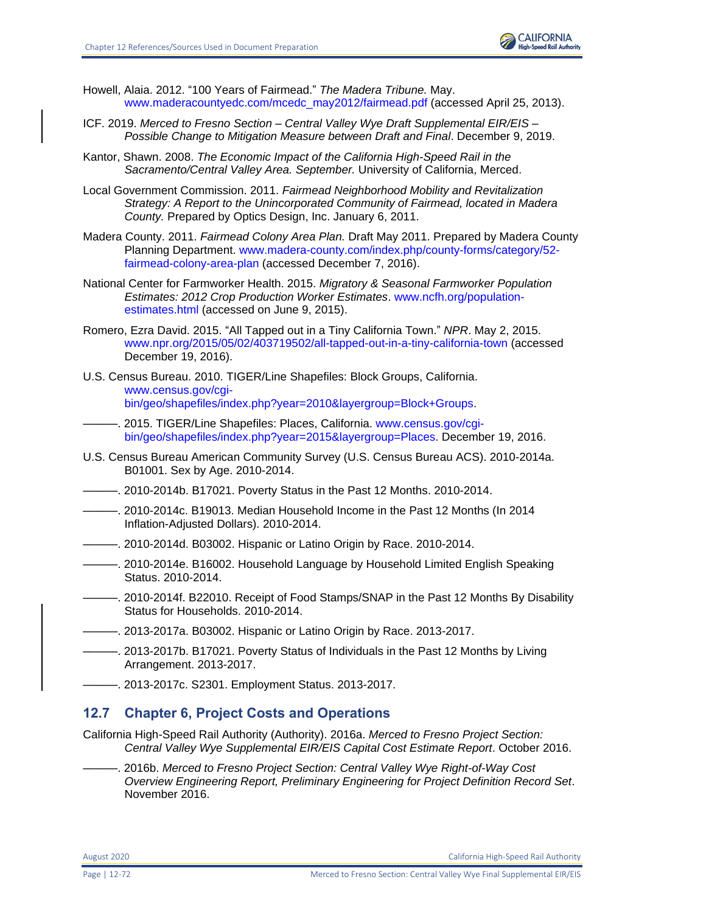Howell, Alaia. 2012. “100 Years of Fairmead.” *The Madera Tribune.* May. www.maderacountyedc.com/mcedc_may2012/fairmead.pdf (accessed April 25, 2013).

ICF. 2019. *Merced to Fresno Section – Central Valley Wye Draft Supplemental EIR/EIS – Possible Change to Mitigation Measure between Draft and Final*. December 9, 2019.

Kantor, Shawn. 2008. *The Economic Impact of the California High-Speed Rail in the Sacramento/Central Valley Area. September.* University of California, Merced.

Local Government Commission. 2011. *Fairmead Neighborhood Mobility and Revitalization Strategy: A Report to the Unincorporated Community of Fairmead, located in Madera County.* Prepared by Optics Design, Inc. January 6, 2011.

Madera County. 2011. *Fairmead Colony Area Plan.* Draft May 2011. Prepared by Madera County Planning Department. www.madera-county.com/index.php/county-forms/category/52-fairmead-colony-area-plan (accessed December 7, 2016).

National Center for Farmworker Health. 2015. *Migratory & Seasonal Farmworker Population Estimates: 2012 Crop Production Worker Estimates*. www.ncfh.org/population-estimates.html (accessed on June 9, 2015).

Romero, Ezra David. 2015. “All Tapped out in a Tiny California Town.” *NPR*. May 2, 2015. www.npr.org/2015/05/02/403719502/all-tapped-out-in-a-tiny-california-town (accessed December 19, 2016).

U.S. Census Bureau. 2010. TIGER/Line Shapefiles: Block Groups, California. www.census.gov/cgi-bin/geo/shapefiles/index.php?year=2010&layergroup=Block+Groups.

———. 2015. TIGER/Line Shapefiles: Places, California. www.census.gov/cgi-bin/geo/shapefiles/index.php?year=2015&layergroup=Places. December 19, 2016.

U.S. Census Bureau American Community Survey (U.S. Census Bureau ACS). 2010-2014a. B01001. Sex by Age. 2010-2014.

———. 2010-2014b. B17021. Poverty Status in the Past 12 Months. 2010-2014.

———. 2010-2014c. B19013. Median Household Income in the Past 12 Months (In 2014 Inflation-Adjusted Dollars). 2010-2014.

———. 2010-2014d. B03002. Hispanic or Latino Origin by Race. 2010-2014.

———. 2010-2014e. B16002. Household Language by Household Limited English Speaking Status. 2010-2014.

———. 2010-2014f. B22010. Receipt of Food Stamps/SNAP in the Past 12 Months By Disability Status for Households. 2010-2014.

———. 2013-2017a. B03002. Hispanic or Latino Origin by Race. 2013-2017.

———. 2013-2017b. B17021. Poverty Status of Individuals in the Past 12 Months by Living Arrangement. 2013-2017.

———. 2013-2017c. S2301. Employment Status. 2013-2017.

## 12.7 Chapter 6, Project Costs and Operations

California High-Speed Rail Authority (Authority). 2016a. *Merced to Fresno Project Section: Central Valley Wye Supplemental EIR/EIS Capital Cost Estimate Report*. October 2016.

———. 2016b. *Merced to Fresno Project Section: Central Valley Wye Right-of-Way Cost Overview Engineering Report, Preliminary Engineering for Project Definition Record Set*. November 2016.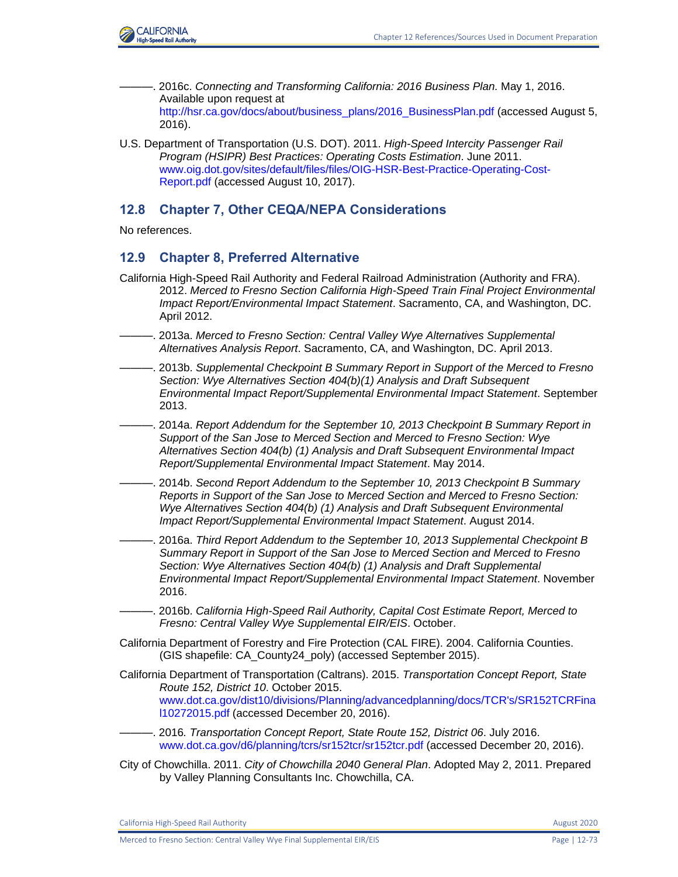———. 2016c. *Connecting and Transforming California: 2016 Business Plan.* May 1, 2016. Available upon request at http://hsr.ca.gov/docs/about/business_plans/2016_BusinessPlan.pdf (accessed August 5, 2016).

U.S. Department of Transportation (U.S. DOT). 2011. *High-Speed Intercity Passenger Rail Program (HSIPR) Best Practices: Operating Costs Estimation*. June 2011. www.oig.dot.gov/sites/default/files/files/OIG-HSR-Best-Practice-Operating-Cost-Report.pdf (accessed August 10, 2017).

## 12.8 Chapter 7, Other CEQA/NEPA Considerations

No references.

## 12.9 Chapter 8, Preferred Alternative

California High-Speed Rail Authority and Federal Railroad Administration (Authority and FRA). 2012. *Merced to Fresno Section California High-Speed Train Final Project Environmental Impact Report/Environmental Impact Statement*. Sacramento, CA, and Washington, DC. April 2012.

———. 2013a. *Merced to Fresno Section: Central Valley Wye Alternatives Supplemental Alternatives Analysis Report*. Sacramento, CA, and Washington, DC. April 2013.

———. 2013b. *Supplemental Checkpoint B Summary Report in Support of the Merced to Fresno Section: Wye Alternatives Section 404(b)(1) Analysis and Draft Subsequent Environmental Impact Report/Supplemental Environmental Impact Statement*. September 2013.

———. 2014a. *Report Addendum for the September 10, 2013 Checkpoint B Summary Report in Support of the San Jose to Merced Section and Merced to Fresno Section: Wye Alternatives Section 404(b) (1) Analysis and Draft Subsequent Environmental Impact Report/Supplemental Environmental Impact Statement*. May 2014.

———. 2014b. *Second Report Addendum to the September 10, 2013 Checkpoint B Summary Reports in Support of the San Jose to Merced Section and Merced to Fresno Section: Wye Alternatives Section 404(b) (1) Analysis and Draft Subsequent Environmental Impact Report/Supplemental Environmental Impact Statement*. August 2014.

———. 2016a. *Third Report Addendum to the September 10, 2013 Supplemental Checkpoint B Summary Report in Support of the San Jose to Merced Section and Merced to Fresno Section: Wye Alternatives Section 404(b) (1) Analysis and Draft Supplemental Environmental Impact Report/Supplemental Environmental Impact Statement*. November 2016.

———. 2016b. *California High-Speed Rail Authority, Capital Cost Estimate Report, Merced to Fresno: Central Valley Wye Supplemental EIR/EIS*. October.

California Department of Forestry and Fire Protection (CAL FIRE). 2004. California Counties. (GIS shapefile: CA_County24_poly) (accessed September 2015).

California Department of Transportation (Caltrans). 2015. *Transportation Concept Report, State Route 152, District 10*. October 2015. www.dot.ca.gov/dist10/divisions/Planning/advancedplanning/docs/TCR's/SR152TCRFinal10272015.pdf (accessed December 20, 2016).

———. 2016*. Transportation Concept Report, State Route 152, District 06*. July 2016. www.dot.ca.gov/d6/planning/tcrs/sr152tcr/sr152tcr.pdf (accessed December 20, 2016).

City of Chowchilla. 2011. *City of Chowchilla 2040 General Plan*. Adopted May 2, 2011. Prepared by Valley Planning Consultants Inc. Chowchilla, CA.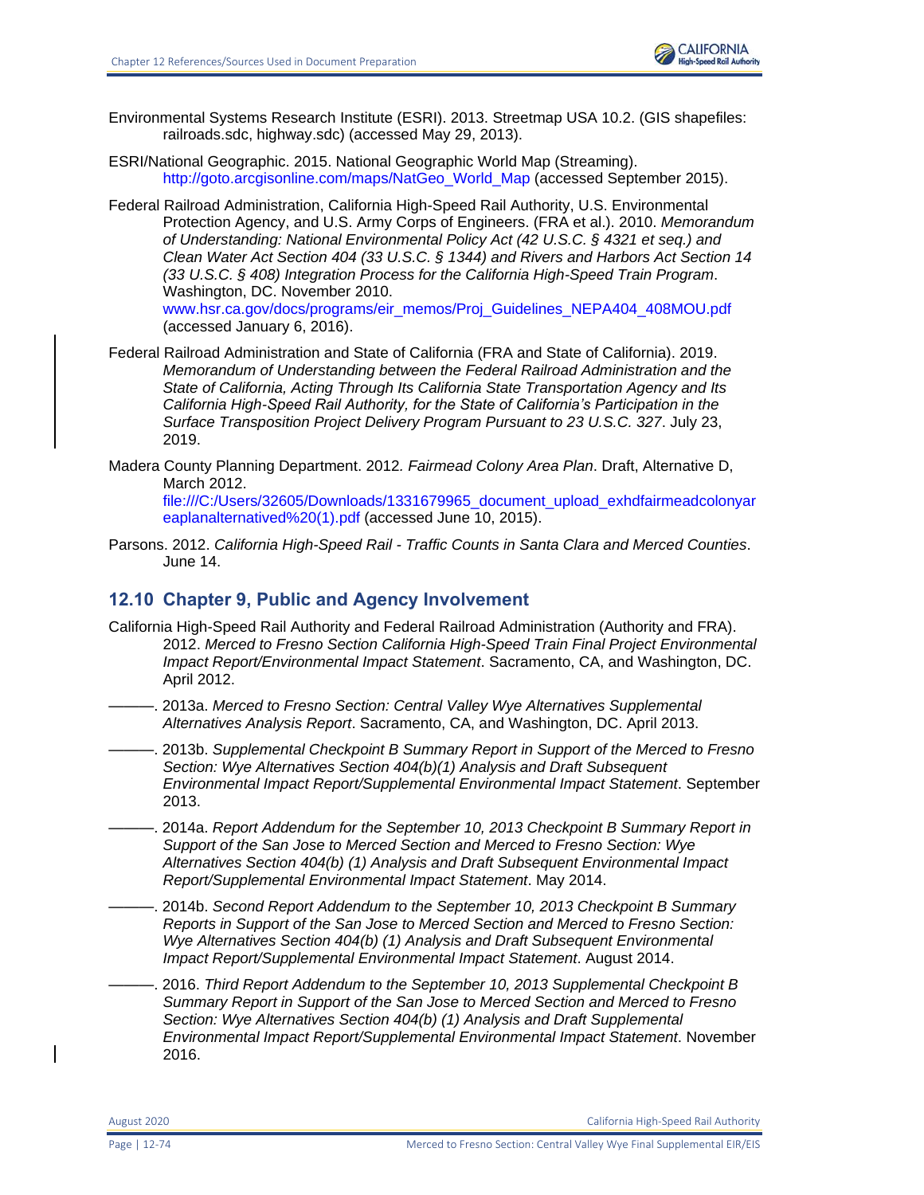Environmental Systems Research Institute (ESRI). 2013. Streetmap USA 10.2. (GIS shapefiles: railroads.sdc, highway.sdc) (accessed May 29, 2013).

ESRI/National Geographic. 2015. National Geographic World Map (Streaming). http://goto.arcgisonline.com/maps/NatGeo_World_Map (accessed September 2015).

Federal Railroad Administration, California High-Speed Rail Authority, U.S. Environmental Protection Agency, and U.S. Army Corps of Engineers. (FRA et al.). 2010. *Memorandum of Understanding: National Environmental Policy Act (42 U.S.C. § 4321 et seq.) and Clean Water Act Section 404 (33 U.S.C. § 1344) and Rivers and Harbors Act Section 14 (33 U.S.C. § 408) Integration Process for the California High-Speed Train Program*. Washington, DC. November 2010. www.hsr.ca.gov/docs/programs/eir_memos/Proj_Guidelines_NEPA404_408MOU.pdf (accessed January 6, 2016).

Federal Railroad Administration and State of California (FRA and State of California). 2019. *Memorandum of Understanding between the Federal Railroad Administration and the State of California, Acting Through Its California State Transportation Agency and Its California High-Speed Rail Authority, for the State of California's Participation in the Surface Transposition Project Delivery Program Pursuant to 23 U.S.C. 327*. July 23, 2019.

Madera County Planning Department. 2012. *Fairmead Colony Area Plan*. Draft, Alternative D, March 2012. file:///C:/Users/32605/Downloads/1331679965_document_upload_exhdfairmeadcolonyareaplanalternatived%20(1).pdf (accessed June 10, 2015).

Parsons. 2012. *California High-Speed Rail - Traffic Counts in Santa Clara and Merced Counties*. June 14.

## 12.10 Chapter 9, Public and Agency Involvement

California High-Speed Rail Authority and Federal Railroad Administration (Authority and FRA). 2012. *Merced to Fresno Section California High-Speed Train Final Project Environmental Impact Report/Environmental Impact Statement*. Sacramento, CA, and Washington, DC. April 2012.

———. 2013a. *Merced to Fresno Section: Central Valley Wye Alternatives Supplemental Alternatives Analysis Report*. Sacramento, CA, and Washington, DC. April 2013.

———. 2013b. *Supplemental Checkpoint B Summary Report in Support of the Merced to Fresno Section: Wye Alternatives Section 404(b)(1) Analysis and Draft Subsequent Environmental Impact Report/Supplemental Environmental Impact Statement*. September 2013.

———. 2014a. *Report Addendum for the September 10, 2013 Checkpoint B Summary Report in Support of the San Jose to Merced Section and Merced to Fresno Section: Wye Alternatives Section 404(b) (1) Analysis and Draft Subsequent Environmental Impact Report/Supplemental Environmental Impact Statement*. May 2014.

———. 2014b. *Second Report Addendum to the September 10, 2013 Checkpoint B Summary Reports in Support of the San Jose to Merced Section and Merced to Fresno Section: Wye Alternatives Section 404(b) (1) Analysis and Draft Subsequent Environmental Impact Report/Supplemental Environmental Impact Statement*. August 2014.

———. 2016. *Third Report Addendum to the September 10, 2013 Supplemental Checkpoint B Summary Report in Support of the San Jose to Merced Section and Merced to Fresno Section: Wye Alternatives Section 404(b) (1) Analysis and Draft Supplemental Environmental Impact Report/Supplemental Environmental Impact Statement*. November 2016.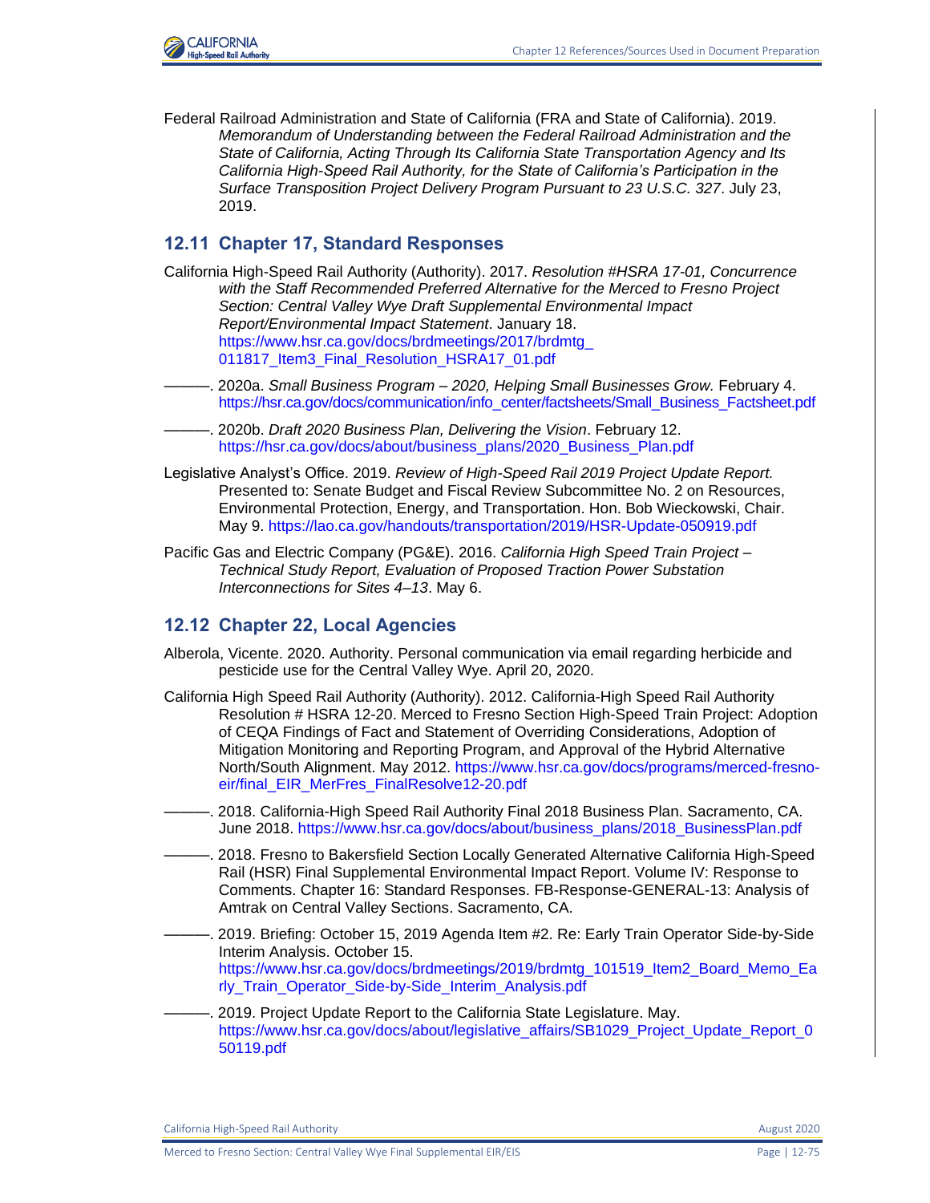Federal Railroad Administration and State of California (FRA and State of California). 2019. *Memorandum of Understanding between the Federal Railroad Administration and the State of California, Acting Through Its California State Transportation Agency and Its California High-Speed Rail Authority, for the State of California's Participation in the Surface Transposition Project Delivery Program Pursuant to 23 U.S.C. 327*. July 23, 2019.

## 12.11 Chapter 17, Standard Responses

California High-Speed Rail Authority (Authority). 2017. *Resolution #HSRA 17-01, Concurrence with the Staff Recommended Preferred Alternative for the Merced to Fresno Project Section: Central Valley Wye Draft Supplemental Environmental Impact Report/Environmental Impact Statement*. January 18. https://www.hsr.ca.gov/docs/brdmeetings/2017/brdmtg_011817_Item3_Final_Resolution_HSRA17_01.pdf

———. 2020a. *Small Business Program – 2020, Helping Small Businesses Grow.* February 4. https://hsr.ca.gov/docs/communication/info_center/factsheets/Small_Business_Factsheet.pdf

———. 2020b. *Draft 2020 Business Plan, Delivering the Vision*. February 12. https://hsr.ca.gov/docs/about/business_plans/2020_Business_Plan.pdf

Legislative Analyst's Office. 2019. *Review of High-Speed Rail 2019 Project Update Report.* Presented to: Senate Budget and Fiscal Review Subcommittee No. 2 on Resources, Environmental Protection, Energy, and Transportation. Hon. Bob Wieckowski, Chair. May 9. https://lao.ca.gov/handouts/transportation/2019/HSR-Update-050919.pdf

Pacific Gas and Electric Company (PG&E). 2016. *California High Speed Train Project – Technical Study Report, Evaluation of Proposed Traction Power Substation Interconnections for Sites 4–13*. May 6.

## 12.12 Chapter 22, Local Agencies

Alberola, Vicente. 2020. Authority. Personal communication via email regarding herbicide and pesticide use for the Central Valley Wye. April 20, 2020.

California High Speed Rail Authority (Authority). 2012. California-High Speed Rail Authority Resolution # HSRA 12-20. Merced to Fresno Section High-Speed Train Project: Adoption of CEQA Findings of Fact and Statement of Overriding Considerations, Adoption of Mitigation Monitoring and Reporting Program, and Approval of the Hybrid Alternative North/South Alignment. May 2012. https://www.hsr.ca.gov/docs/programs/merced-fresno-eir/final_EIR_MerFres_FinalResolve12-20.pdf

———. 2018. California-High Speed Rail Authority Final 2018 Business Plan. Sacramento, CA. June 2018. https://www.hsr.ca.gov/docs/about/business_plans/2018_BusinessPlan.pdf

———. 2018. Fresno to Bakersfield Section Locally Generated Alternative California High-Speed Rail (HSR) Final Supplemental Environmental Impact Report. Volume IV: Response to Comments. Chapter 16: Standard Responses. FB-Response-GENERAL-13: Analysis of Amtrak on Central Valley Sections. Sacramento, CA.

———. 2019. Briefing: October 15, 2019 Agenda Item #2. Re: Early Train Operator Side-by-Side Interim Analysis. October 15. https://www.hsr.ca.gov/docs/brdmeetings/2019/brdmtg_101519_Item2_Board_Memo_Early_Train_Operator_Side-by-Side_Interim_Analysis.pdf

———. 2019. Project Update Report to the California State Legislature. May. https://www.hsr.ca.gov/docs/about/legislative_affairs/SB1029_Project_Update_Report_050119.pdf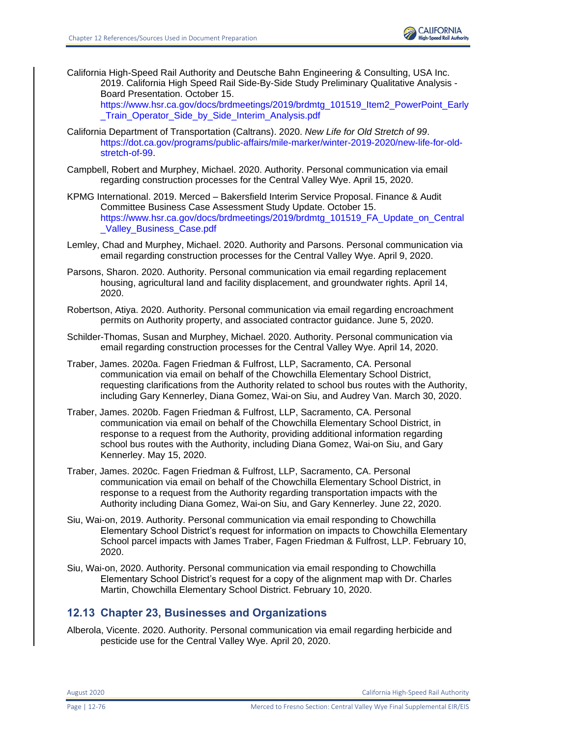California High-Speed Rail Authority and Deutsche Bahn Engineering & Consulting, USA Inc. 2019. California High Speed Rail Side-By-Side Study Preliminary Qualitative Analysis - Board Presentation. October 15. https://www.hsr.ca.gov/docs/brdmeetings/2019/brdmtg_101519_Item2_PowerPoint_Early_Train_Operator_Side_by_Side_Interim_Analysis.pdf

California Department of Transportation (Caltrans). 2020. *New Life for Old Stretch of 99*. https://dot.ca.gov/programs/public-affairs/mile-marker/winter-2019-2020/new-life-for-old-stretch-of-99.

Campbell, Robert and Murphey, Michael. 2020. Authority. Personal communication via email regarding construction processes for the Central Valley Wye. April 15, 2020.

KPMG International. 2019. Merced – Bakersfield Interim Service Proposal. Finance & Audit Committee Business Case Assessment Study Update. October 15. https://www.hsr.ca.gov/docs/brdmeetings/2019/brdmtg_101519_FA_Update_on_Central_Valley_Business_Case.pdf

Lemley, Chad and Murphey, Michael. 2020. Authority and Parsons. Personal communication via email regarding construction processes for the Central Valley Wye. April 9, 2020.

Parsons, Sharon. 2020. Authority. Personal communication via email regarding replacement housing, agricultural land and facility displacement, and groundwater rights. April 14, 2020.

Robertson, Atiya. 2020. Authority. Personal communication via email regarding encroachment permits on Authority property, and associated contractor guidance. June 5, 2020.

Schilder-Thomas, Susan and Murphey, Michael. 2020. Authority. Personal communication via email regarding construction processes for the Central Valley Wye. April 14, 2020.

Traber, James. 2020a. Fagen Friedman & Fulfrost, LLP, Sacramento, CA. Personal communication via email on behalf of the Chowchilla Elementary School District, requesting clarifications from the Authority related to school bus routes with the Authority, including Gary Kennerley, Diana Gomez, Wai-on Siu, and Audrey Van. March 30, 2020.

Traber, James. 2020b. Fagen Friedman & Fulfrost, LLP, Sacramento, CA. Personal communication via email on behalf of the Chowchilla Elementary School District, in response to a request from the Authority, providing additional information regarding school bus routes with the Authority, including Diana Gomez, Wai-on Siu, and Gary Kennerley. May 15, 2020.

Traber, James. 2020c. Fagen Friedman & Fulfrost, LLP, Sacramento, CA. Personal communication via email on behalf of the Chowchilla Elementary School District, in response to a request from the Authority regarding transportation impacts with the Authority including Diana Gomez, Wai-on Siu, and Gary Kennerley. June 22, 2020.

Siu, Wai-on, 2019. Authority. Personal communication via email responding to Chowchilla Elementary School District's request for information on impacts to Chowchilla Elementary School parcel impacts with James Traber, Fagen Friedman & Fulfrost, LLP. February 10, 2020.

Siu, Wai-on, 2020. Authority. Personal communication via email responding to Chowchilla Elementary School District's request for a copy of the alignment map with Dr. Charles Martin, Chowchilla Elementary School District. February 10, 2020.

## 12.13 Chapter 23, Businesses and Organizations

Alberola, Vicente. 2020. Authority. Personal communication via email regarding herbicide and pesticide use for the Central Valley Wye. April 20, 2020.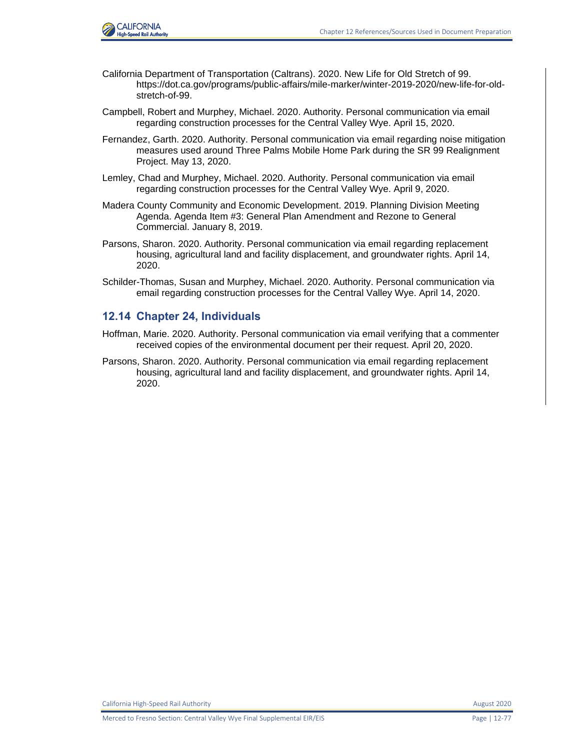California Department of Transportation (Caltrans). 2020. New Life for Old Stretch of 99. https://dot.ca.gov/programs/public-affairs/mile-marker/winter-2019-2020/new-life-for-old-stretch-of-99.

Campbell, Robert and Murphey, Michael. 2020. Authority. Personal communication via email regarding construction processes for the Central Valley Wye. April 15, 2020.

Fernandez, Garth. 2020. Authority. Personal communication via email regarding noise mitigation measures used around Three Palms Mobile Home Park during the SR 99 Realignment Project. May 13, 2020.

Lemley, Chad and Murphey, Michael. 2020. Authority. Personal communication via email regarding construction processes for the Central Valley Wye. April 9, 2020.

Madera County Community and Economic Development. 2019. Planning Division Meeting Agenda. Agenda Item #3: General Plan Amendment and Rezone to General Commercial. January 8, 2019.

Parsons, Sharon. 2020. Authority. Personal communication via email regarding replacement housing, agricultural land and facility displacement, and groundwater rights. April 14, 2020.

Schilder-Thomas, Susan and Murphey, Michael. 2020. Authority. Personal communication via email regarding construction processes for the Central Valley Wye. April 14, 2020.

## 12.14 Chapter 24, Individuals

Hoffman, Marie. 2020. Authority. Personal communication via email verifying that a commenter received copies of the environmental document per their request. April 20, 2020.

Parsons, Sharon. 2020. Authority. Personal communication via email regarding replacement housing, agricultural land and facility displacement, and groundwater rights. April 14, 2020.